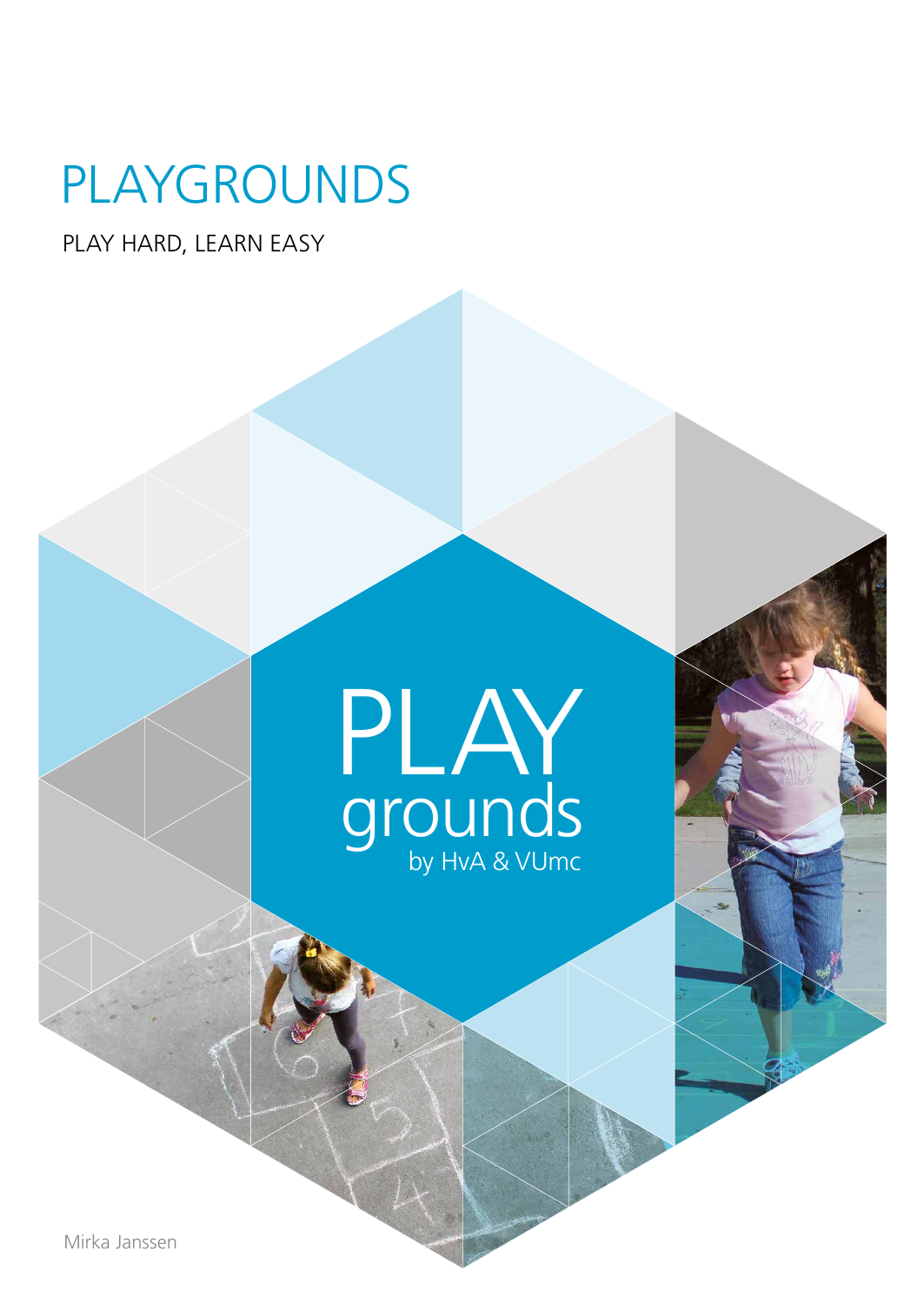# PLAYGROUNDS

PLAY HARD, LEARN EASY

PLAY
grounds
by HvA & VUmc

Mirka Janssen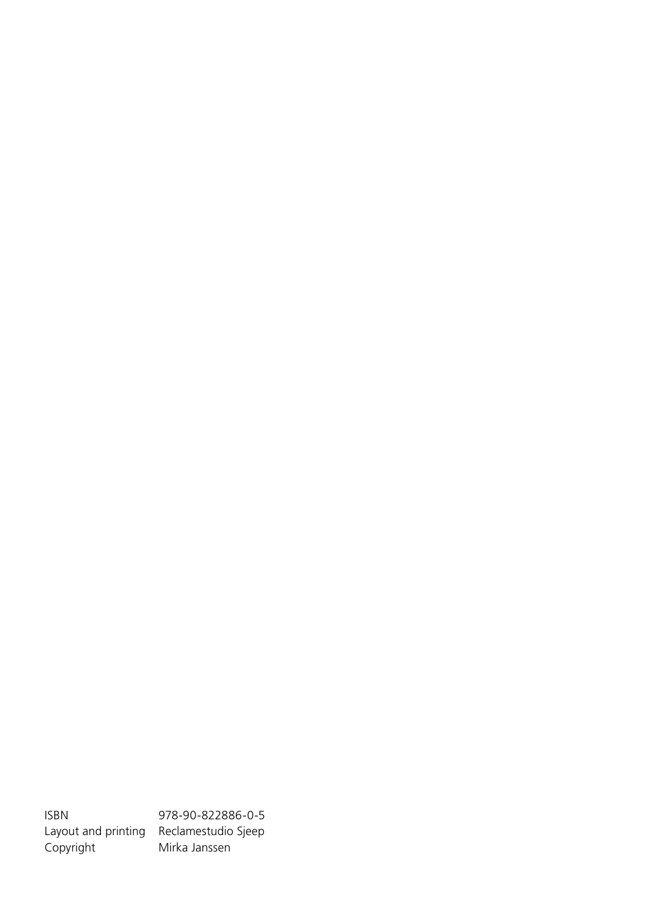| | |
|---|---|
| ISBN | 978-90-822886-0-5 |
| Layout and printing | Reclamestudio Sjeep |
| Copyright | Mirka Janssen |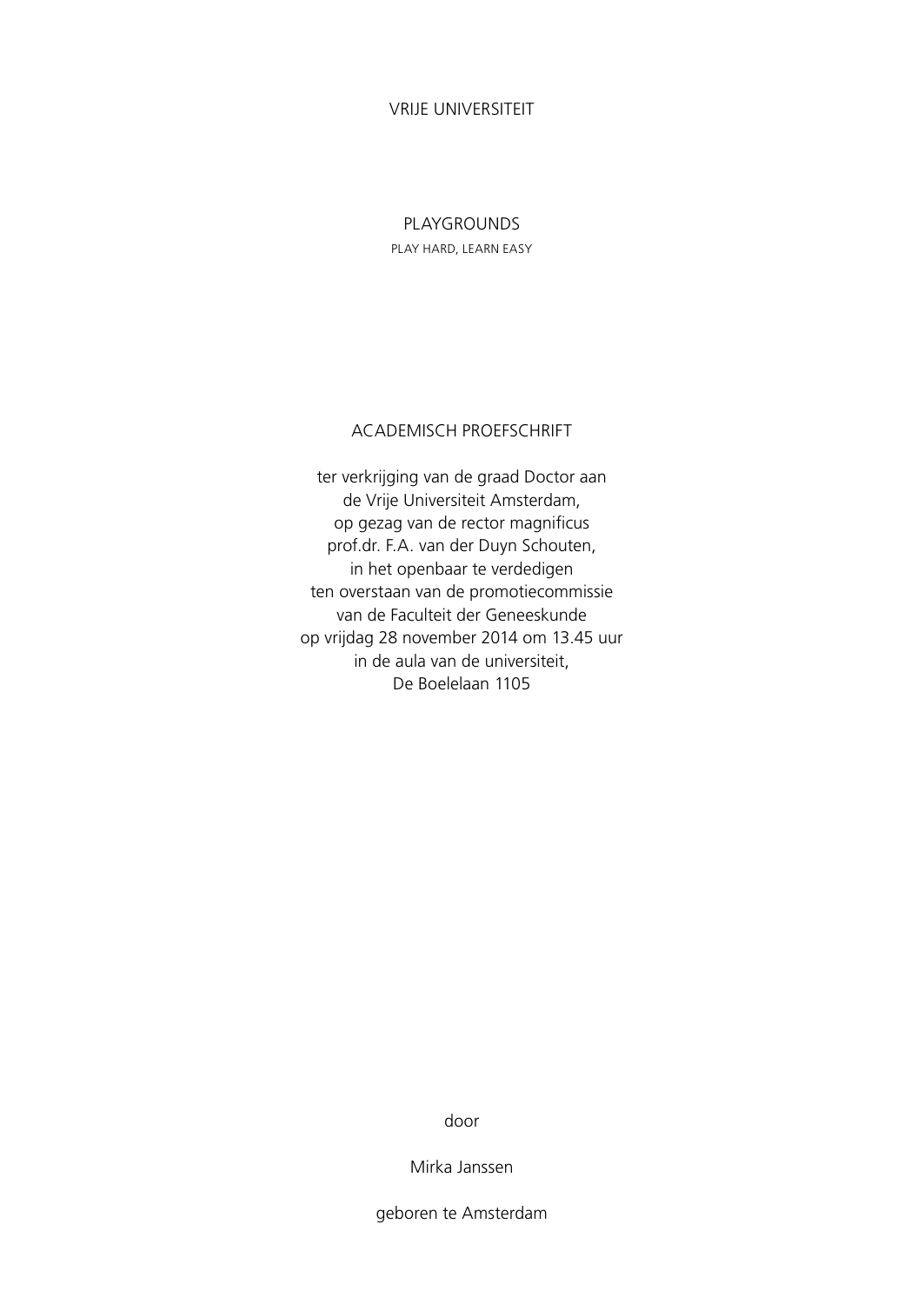VRIJE UNIVERSITEIT

# PLAYGROUNDS

PLAY HARD, LEARN EASY

## ACADEMISCH PROEFSCHRIFT

ter verkrijging van de graad Doctor aan
de Vrije Universiteit Amsterdam,
op gezag van de rector magnificus
prof.dr. F.A. van der Duyn Schouten,
in het openbaar te verdedigen
ten overstaan van de promotiecommissie
van de Faculteit der Geneeskunde
op vrijdag 28 november 2014 om 13.45 uur
in de aula van de universiteit,
De Boelelaan 1105

door

Mirka Janssen

geboren te Amsterdam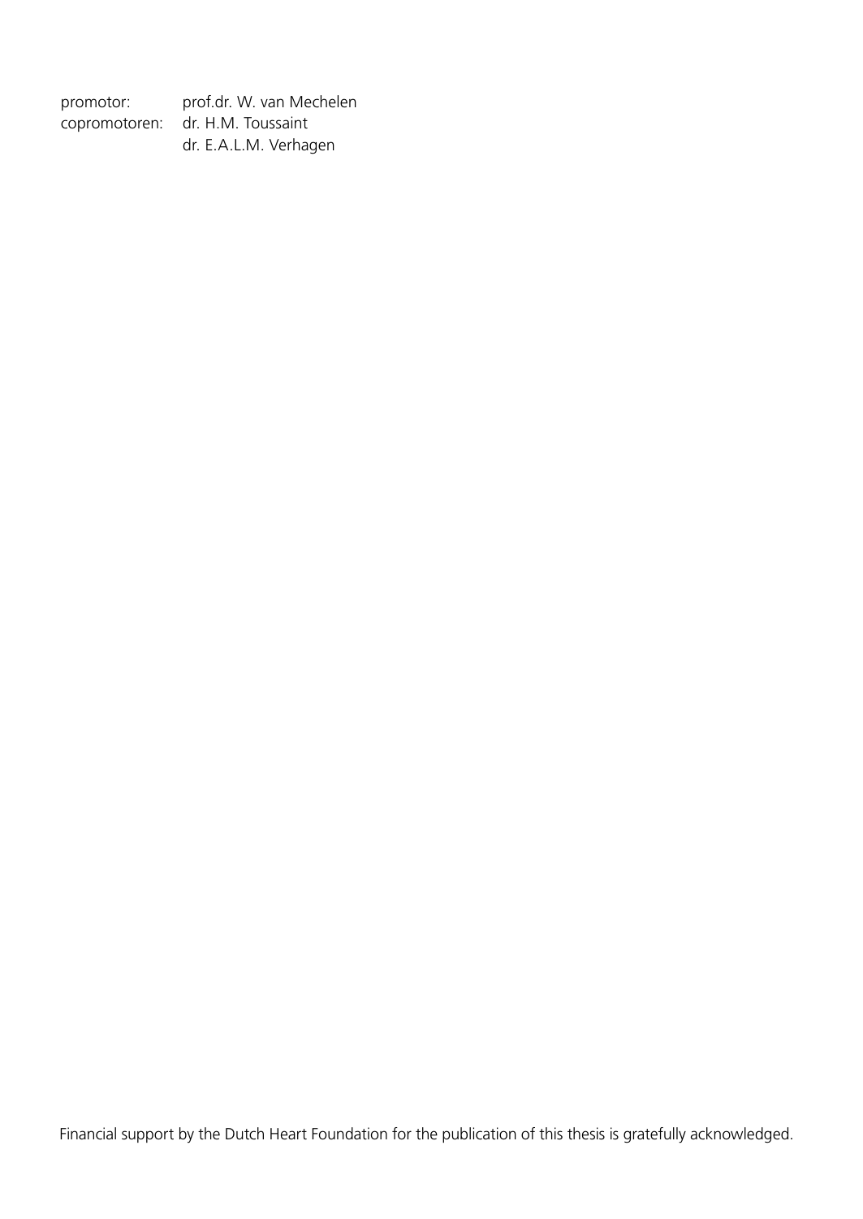| | |
|---|---|
| promotor: | prof.dr. W. van Mechelen |
| copromotoren: | dr. H.M. Toussaint |
| | dr. E.A.L.M. Verhagen |

Financial support by the Dutch Heart Foundation for the publication of this thesis is gratefully acknowledged.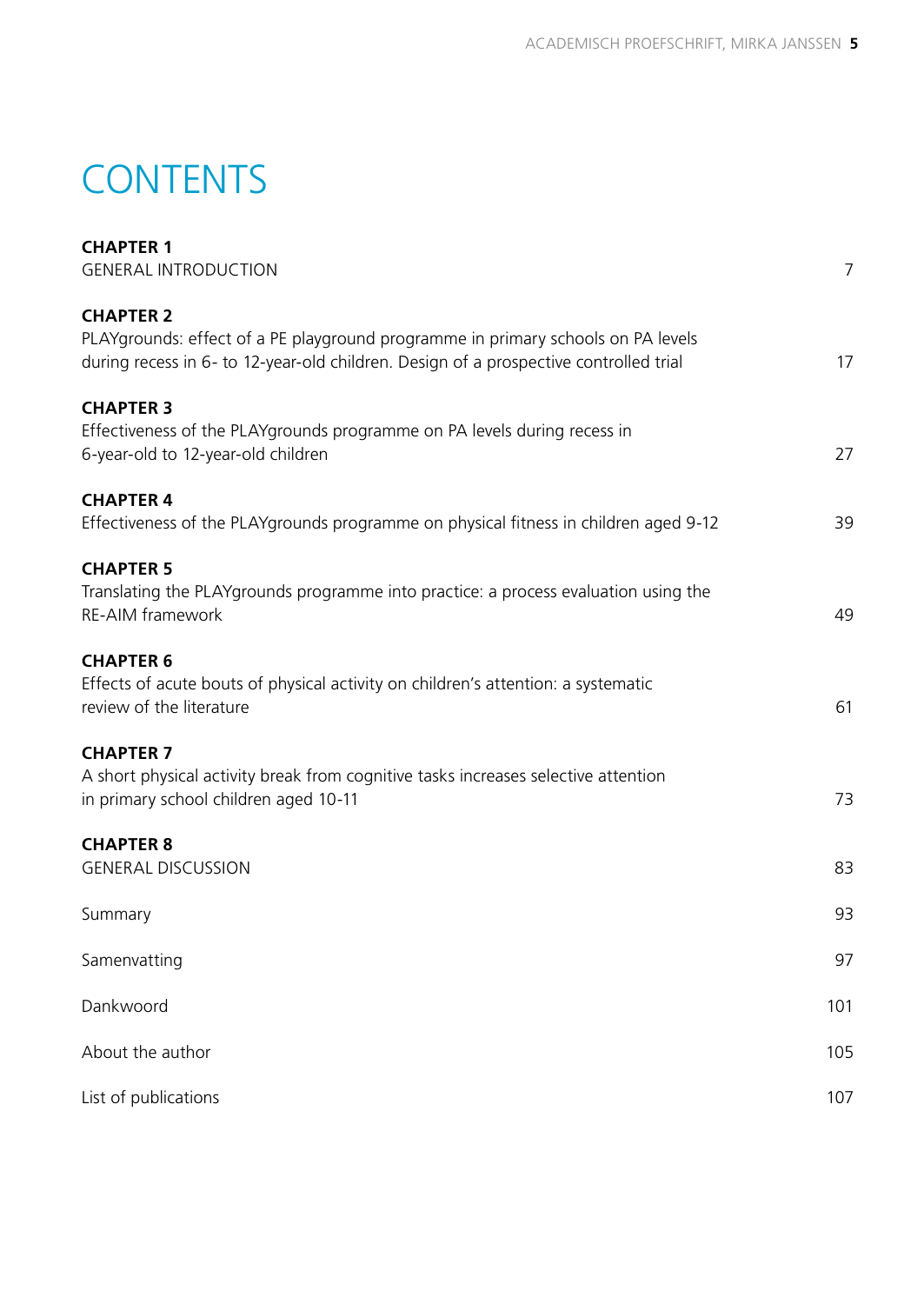# CONTENTS

| | |
|---|---|
| **CHAPTER 1**<br>GENERAL INTRODUCTION | 7 |
| **CHAPTER 2**<br>PLAYgrounds: effect of a PE playground programme in primary schools on PA levels during recess in 6- to 12-year-old children. Design of a prospective controlled trial | 17 |
| **CHAPTER 3**<br>Effectiveness of the PLAYgrounds programme on PA levels during recess in 6-year-old to 12-year-old children | 27 |
| **CHAPTER 4**<br>Effectiveness of the PLAYgrounds programme on physical fitness in children aged 9-12 | 39 |
| **CHAPTER 5**<br>Translating the PLAYgrounds programme into practice: a process evaluation using the RE-AIM framework | 49 |
| **CHAPTER 6**<br>Effects of acute bouts of physical activity on children's attention: a systematic review of the literature | 61 |
| **CHAPTER 7**<br>A short physical activity break from cognitive tasks increases selective attention in primary school children aged 10-11 | 73 |
| **CHAPTER 8**<br>GENERAL DISCUSSION | 83 |
| Summary | 93 |
| Samenvatting | 97 |
| Dankwoord | 101 |
| About the author | 105 |
| List of publications | 107 |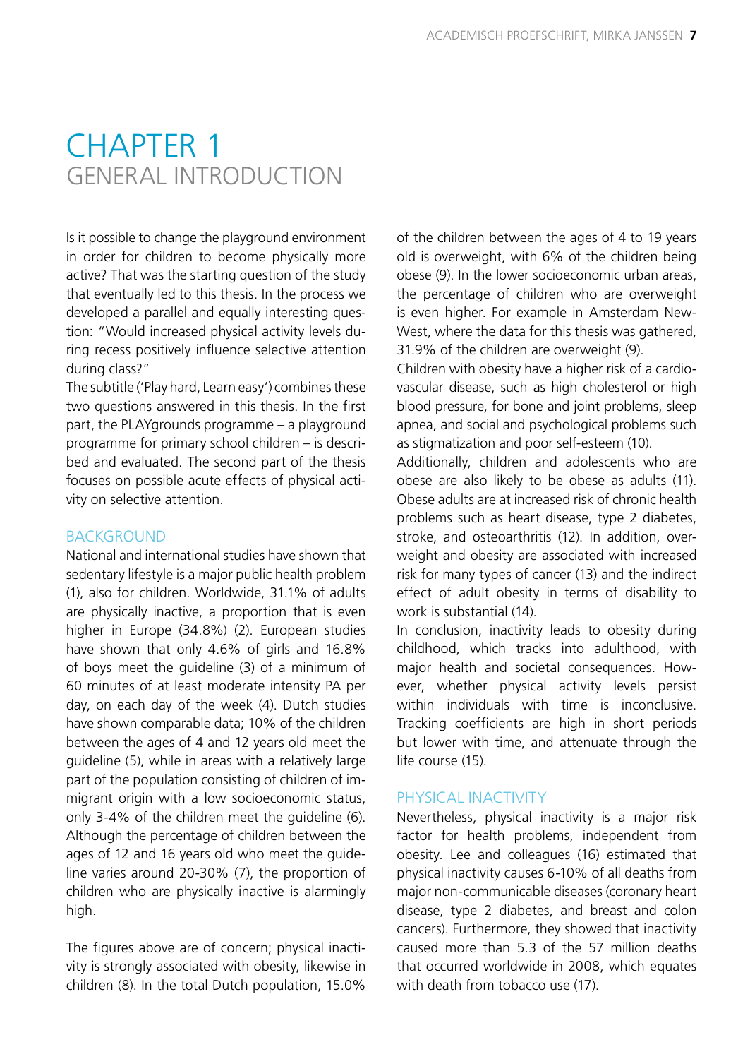# CHAPTER 1
## GENERAL INTRODUCTION

Is it possible to change the playground environment in order for children to become physically more active? That was the starting question of the study that eventually led to this thesis. In the process we developed a parallel and equally interesting question: "Would increased physical activity levels during recess positively influence selective attention during class?"

The subtitle ('Play hard, Learn easy') combines these two questions answered in this thesis. In the first part, the PLAYgrounds programme – a playground programme for primary school children – is described and evaluated. The second part of the thesis focuses on possible acute effects of physical activity on selective attention.

### BACKGROUND

National and international studies have shown that sedentary lifestyle is a major public health problem (1), also for children. Worldwide, 31.1% of adults are physically inactive, a proportion that is even higher in Europe (34.8%) (2). European studies have shown that only 4.6% of girls and 16.8% of boys meet the guideline (3) of a minimum of 60 minutes of at least moderate intensity PA per day, on each day of the week (4). Dutch studies have shown comparable data; 10% of the children between the ages of 4 and 12 years old meet the guideline (5), while in areas with a relatively large part of the population consisting of children of immigrant origin with a low socioeconomic status, only 3-4% of the children meet the guideline (6). Although the percentage of children between the ages of 12 and 16 years old who meet the guideline varies around 20-30% (7), the proportion of children who are physically inactive is alarmingly high.

The figures above are of concern; physical inactivity is strongly associated with obesity, likewise in children (8). In the total Dutch population, 15.0% of the children between the ages of 4 to 19 years old is overweight, with 6% of the children being obese (9). In the lower socioeconomic urban areas, the percentage of children who are overweight is even higher. For example in Amsterdam New-West, where the data for this thesis was gathered, 31.9% of the children are overweight (9).

Children with obesity have a higher risk of a cardiovascular disease, such as high cholesterol or high blood pressure, for bone and joint problems, sleep apnea, and social and psychological problems such as stigmatization and poor self-esteem (10).

Additionally, children and adolescents who are obese are also likely to be obese as adults (11). Obese adults are at increased risk of chronic health problems such as heart disease, type 2 diabetes, stroke, and osteoarthritis (12). In addition, overweight and obesity are associated with increased risk for many types of cancer (13) and the indirect effect of adult obesity in terms of disability to work is substantial (14).

In conclusion, inactivity leads to obesity during childhood, which tracks into adulthood, with major health and societal consequences. However, whether physical activity levels persist within individuals with time is inconclusive. Tracking coefficients are high in short periods but lower with time, and attenuate through the life course (15).

### PHYSICAL INACTIVITY

Nevertheless, physical inactivity is a major risk factor for health problems, independent from obesity. Lee and colleagues (16) estimated that physical inactivity causes 6-10% of all deaths from major non-communicable diseases (coronary heart disease, type 2 diabetes, and breast and colon cancers). Furthermore, they showed that inactivity caused more than 5.3 of the 57 million deaths that occurred worldwide in 2008, which equates with death from tobacco use (17).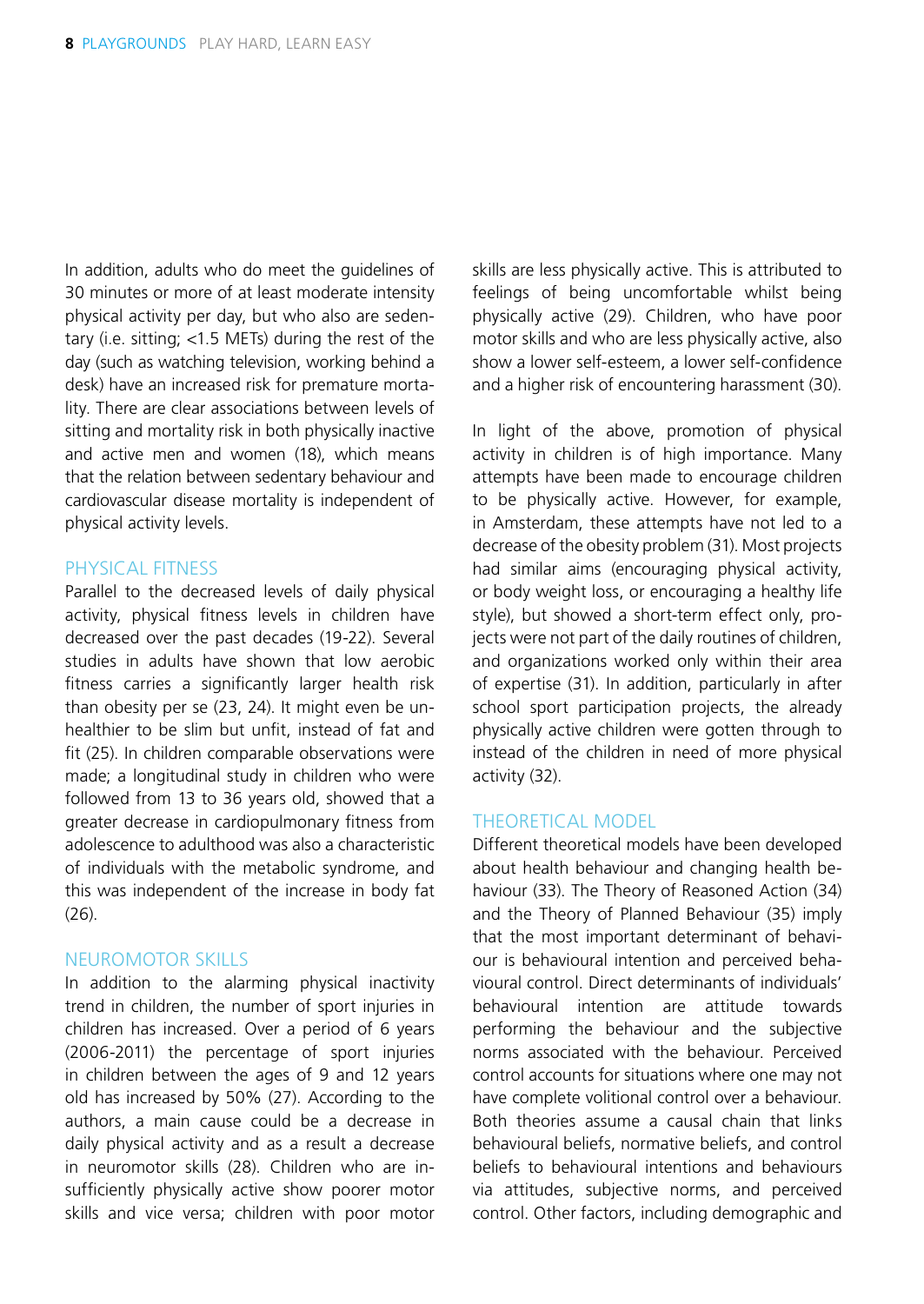In addition, adults who do meet the guidelines of 30 minutes or more of at least moderate intensity physical activity per day, but who also are sedentary (i.e. sitting; <1.5 METs) during the rest of the day (such as watching television, working behind a desk) have an increased risk for premature mortality. There are clear associations between levels of sitting and mortality risk in both physically inactive and active men and women (18), which means that the relation between sedentary behaviour and cardiovascular disease mortality is independent of physical activity levels.

## PHYSICAL FITNESS

Parallel to the decreased levels of daily physical activity, physical fitness levels in children have decreased over the past decades (19-22). Several studies in adults have shown that low aerobic fitness carries a significantly larger health risk than obesity per se (23, 24). It might even be unhealthier to be slim but unfit, instead of fat and fit (25). In children comparable observations were made; a longitudinal study in children who were followed from 13 to 36 years old, showed that a greater decrease in cardiopulmonary fitness from adolescence to adulthood was also a characteristic of individuals with the metabolic syndrome, and this was independent of the increase in body fat (26).

## NEUROMOTOR SKILLS

In addition to the alarming physical inactivity trend in children, the number of sport injuries in children has increased. Over a period of 6 years (2006-2011) the percentage of sport injuries in children between the ages of 9 and 12 years old has increased by 50% (27). According to the authors, a main cause could be a decrease in daily physical activity and as a result a decrease in neuromotor skills (28). Children who are insufficiently physically active show poorer motor skills and vice versa; children with poor motor skills are less physically active. This is attributed to feelings of being uncomfortable whilst being physically active (29). Children, who have poor motor skills and who are less physically active, also show a lower self-esteem, a lower self-confidence and a higher risk of encountering harassment (30).

In light of the above, promotion of physical activity in children is of high importance. Many attempts have been made to encourage children to be physically active. However, for example, in Amsterdam, these attempts have not led to a decrease of the obesity problem (31). Most projects had similar aims (encouraging physical activity, or body weight loss, or encouraging a healthy life style), but showed a short-term effect only, projects were not part of the daily routines of children, and organizations worked only within their area of expertise (31). In addition, particularly in after school sport participation projects, the already physically active children were gotten through to instead of the children in need of more physical activity (32).

## THEORETICAL MODEL

Different theoretical models have been developed about health behaviour and changing health behaviour (33). The Theory of Reasoned Action (34) and the Theory of Planned Behaviour (35) imply that the most important determinant of behaviour is behavioural intention and perceived behavioural control. Direct determinants of individuals' behavioural intention are attitude towards performing the behaviour and the subjective norms associated with the behaviour. Perceived control accounts for situations where one may not have complete volitional control over a behaviour. Both theories assume a causal chain that links behavioural beliefs, normative beliefs, and control beliefs to behavioural intentions and behaviours via attitudes, subjective norms, and perceived control. Other factors, including demographic and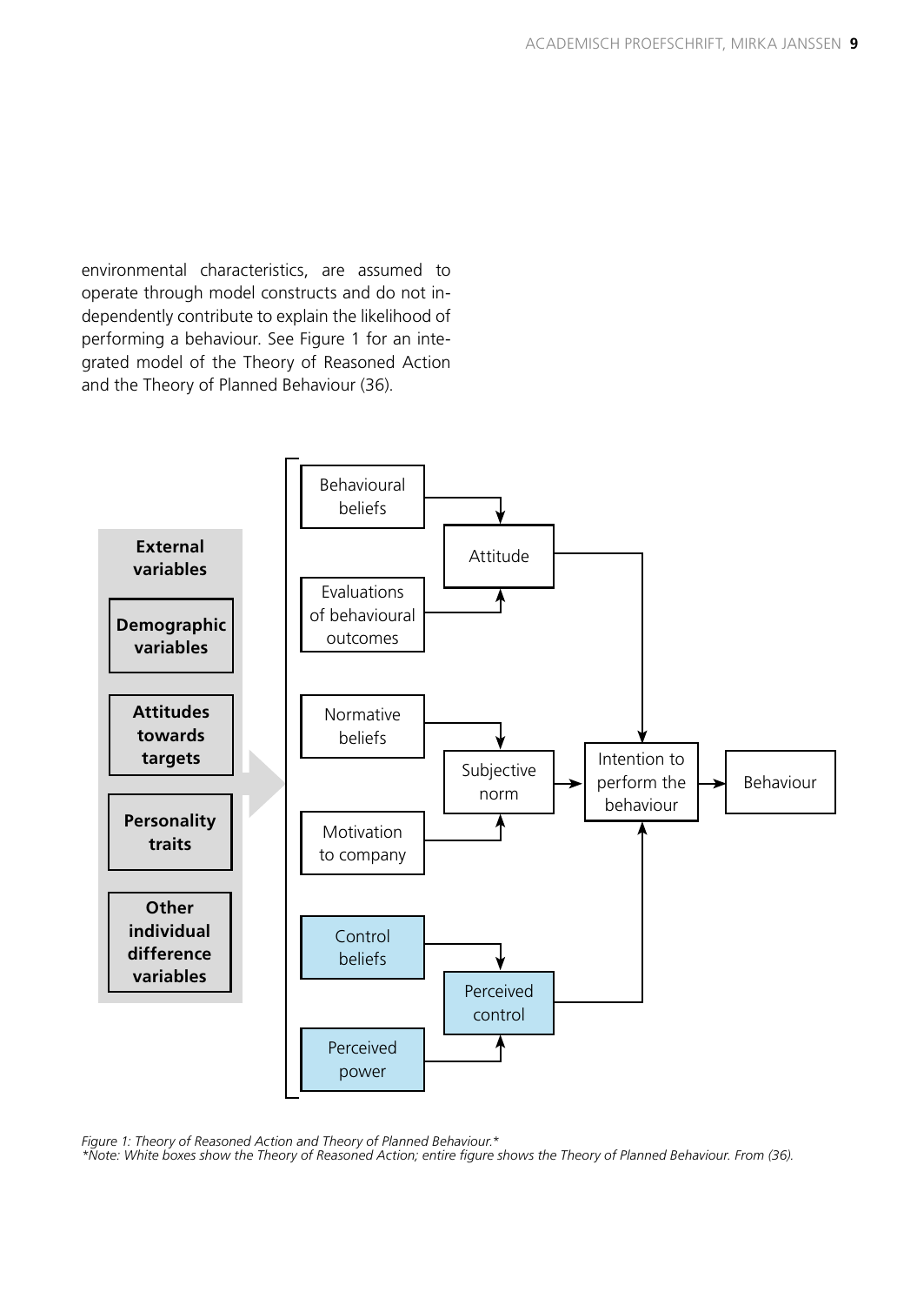environmental characteristics, are assumed to operate through model constructs and do not independently contribute to explain the likelihood of performing a behaviour. See Figure 1 for an integrated model of the Theory of Reasoned Action and the Theory of Planned Behaviour (36).

**External variables**

**Demographic variables**

**Attitudes towards targets**

**Personality traits**

**Other individual difference variables**

Behavioural beliefs

Evaluations of behavioural outcomes

Attitude

Normative beliefs

Motivation to company

Subjective norm

Control beliefs

Perceived power

Perceived control

Intention to perform the behaviour

Behaviour

*Figure 1: Theory of Reasoned Action and Theory of Planned Behaviour.\**
*\*Note: White boxes show the Theory of Reasoned Action; entire figure shows the Theory of Planned Behaviour. From (36).*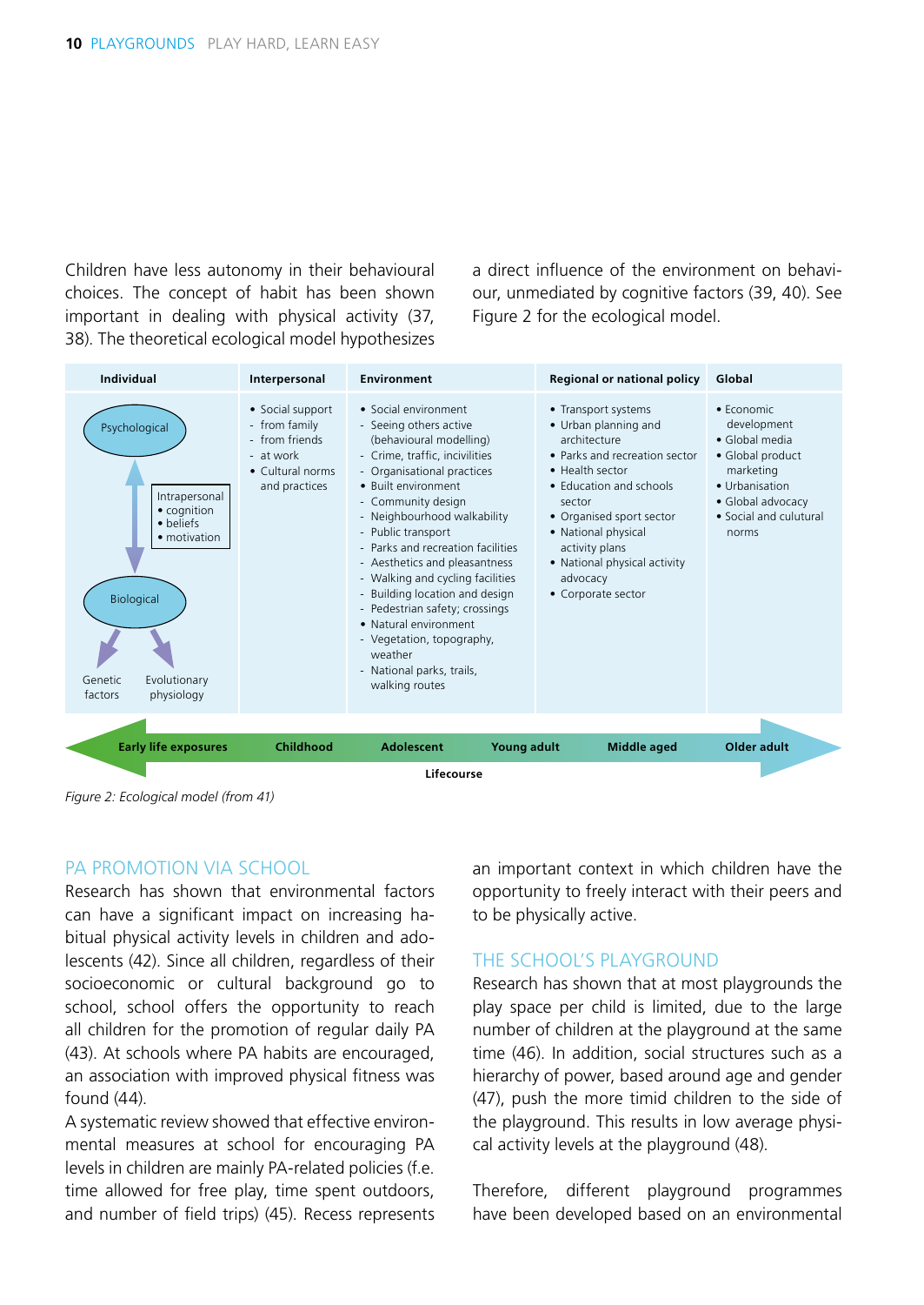Children have less autonomy in their behavioural choices. The concept of habit has been shown important in dealing with physical activity (37, 38). The theoretical ecological model hypothesizes a direct influence of the environment on behaviour, unmediated by cognitive factors (39, 40). See Figure 2 for the ecological model.

| Individual | Interpersonal | Environment | Regional or national policy | Global |
|---|---|---|---|---|
| Psychological<br>Intrapersonal<br>• cognition<br>• beliefs<br>• motivation<br>Biological<br>Genetic factors<br>Evolutionary physiology | • Social support<br>- from family<br>- from friends<br>- at work<br>• Cultural norms and practices | • Social environment<br>- Seeing others active (behavioural modelling)<br>- Crime, traffic, incivilities<br>- Organisational practices<br>• Built environment<br>- Community design<br>- Neighbourhood walkability<br>- Public transport<br>- Parks and recreation facilities<br>- Aesthetics and pleasantness<br>- Walking and cycling facilities<br>- Building location and design<br>- Pedestrian safety; crossings<br>• Natural environment<br>- Vegetation, topography, weather<br>- National parks, trails, walking routes | • Transport systems<br>• Urban planning and architecture<br>• Parks and recreation sector<br>• Health sector<br>• Education and schools sector<br>• Organised sport sector<br>• National physical activity plans<br>• National physical activity advocacy<br>• Corporate sector | • Economic development<br>• Global media<br>• Global product marketing<br>• Urbanisation<br>• Global advocacy<br>• Social and culutural norms |

**Early life exposures** — **Childhood** — **Adolescent** — **Young adult** — **Middle aged** — **Older adult**

**Lifecourse**

*Figure 2: Ecological model (from 41)*

## PA PROMOTION VIA SCHOOL

Research has shown that environmental factors can have a significant impact on increasing habitual physical activity levels in children and adolescents (42). Since all children, regardless of their socioeconomic or cultural background go to school, school offers the opportunity to reach all children for the promotion of regular daily PA (43). At schools where PA habits are encouraged, an association with improved physical fitness was found (44).

A systematic review showed that effective environmental measures at school for encouraging PA levels in children are mainly PA-related policies (f.e. time allowed for free play, time spent outdoors, and number of field trips) (45). Recess represents an important context in which children have the opportunity to freely interact with their peers and to be physically active.

## THE SCHOOL'S PLAYGROUND

Research has shown that at most playgrounds the play space per child is limited, due to the large number of children at the playground at the same time (46). In addition, social structures such as a hierarchy of power, based around age and gender (47), push the more timid children to the side of the playground. This results in low average physical activity levels at the playground (48).

Therefore, different playground programmes have been developed based on an environmental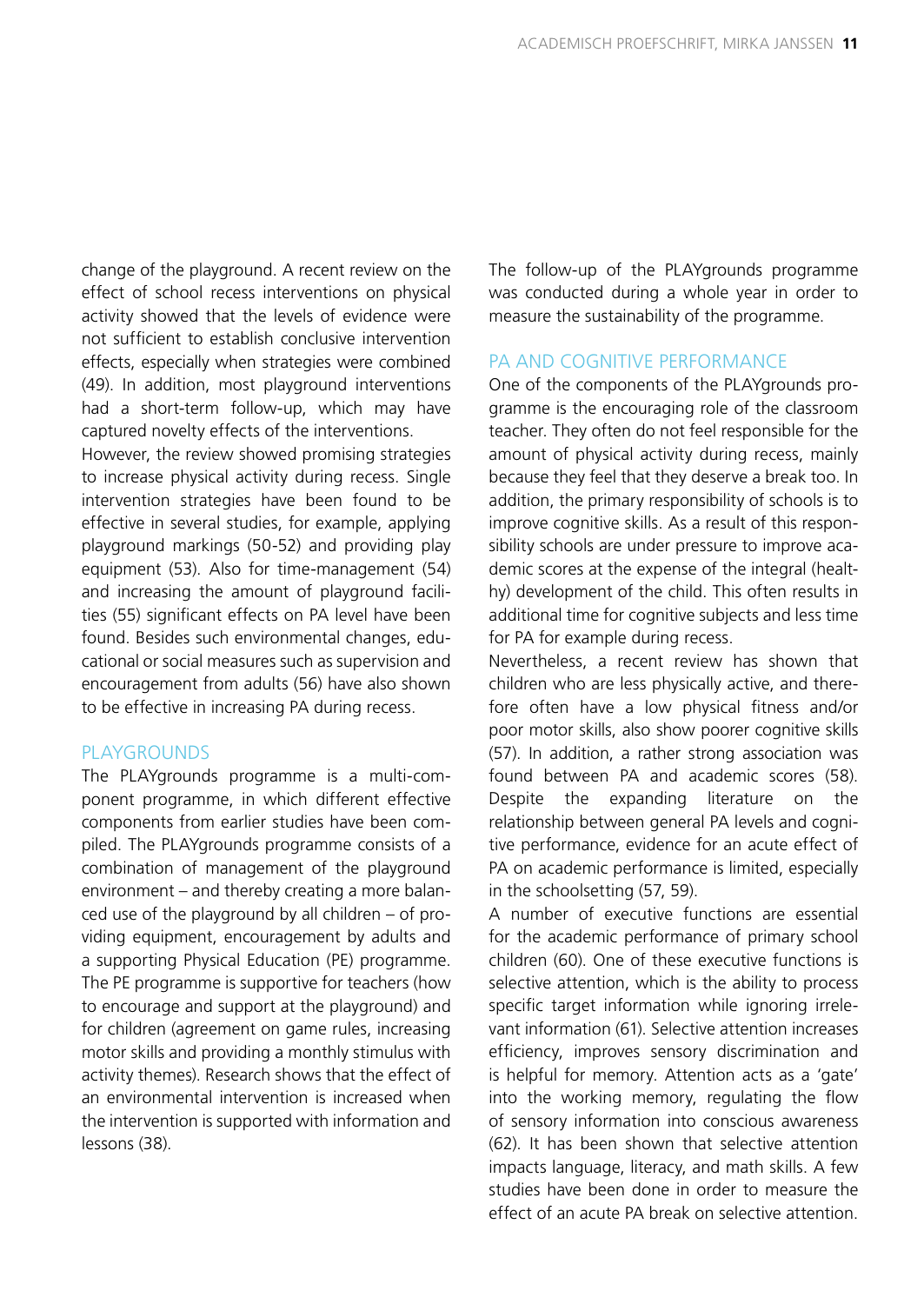change of the playground. A recent review on the effect of school recess interventions on physical activity showed that the levels of evidence were not sufficient to establish conclusive intervention effects, especially when strategies were combined (49). In addition, most playground interventions had a short-term follow-up, which may have captured novelty effects of the interventions.

However, the review showed promising strategies to increase physical activity during recess. Single intervention strategies have been found to be effective in several studies, for example, applying playground markings (50-52) and providing play equipment (53). Also for time-management (54) and increasing the amount of playground facilities (55) significant effects on PA level have been found. Besides such environmental changes, educational or social measures such as supervision and encouragement from adults (56) have also shown to be effective in increasing PA during recess.

## PLAYGROUNDS

The PLAYgrounds programme is a multi-component programme, in which different effective components from earlier studies have been compiled. The PLAYgrounds programme consists of a combination of management of the playground environment – and thereby creating a more balanced use of the playground by all children – of providing equipment, encouragement by adults and a supporting Physical Education (PE) programme. The PE programme is supportive for teachers (how to encourage and support at the playground) and for children (agreement on game rules, increasing motor skills and providing a monthly stimulus with activity themes). Research shows that the effect of an environmental intervention is increased when the intervention is supported with information and lessons (38).

The follow-up of the PLAYgrounds programme was conducted during a whole year in order to measure the sustainability of the programme.

## PA AND COGNITIVE PERFORMANCE

One of the components of the PLAYgrounds programme is the encouraging role of the classroom teacher. They often do not feel responsible for the amount of physical activity during recess, mainly because they feel that they deserve a break too. In addition, the primary responsibility of schools is to improve cognitive skills. As a result of this responsibility schools are under pressure to improve academic scores at the expense of the integral (healthy) development of the child. This often results in additional time for cognitive subjects and less time for PA for example during recess.

Nevertheless, a recent review has shown that children who are less physically active, and therefore often have a low physical fitness and/or poor motor skills, also show poorer cognitive skills (57). In addition, a rather strong association was found between PA and academic scores (58). Despite the expanding literature on the relationship between general PA levels and cognitive performance, evidence for an acute effect of PA on academic performance is limited, especially in the schoolsetting (57, 59).

A number of executive functions are essential for the academic performance of primary school children (60). One of these executive functions is selective attention, which is the ability to process specific target information while ignoring irrelevant information (61). Selective attention increases efficiency, improves sensory discrimination and is helpful for memory. Attention acts as a 'gate' into the working memory, regulating the flow of sensory information into conscious awareness (62). It has been shown that selective attention impacts language, literacy, and math skills. A few studies have been done in order to measure the effect of an acute PA break on selective attention.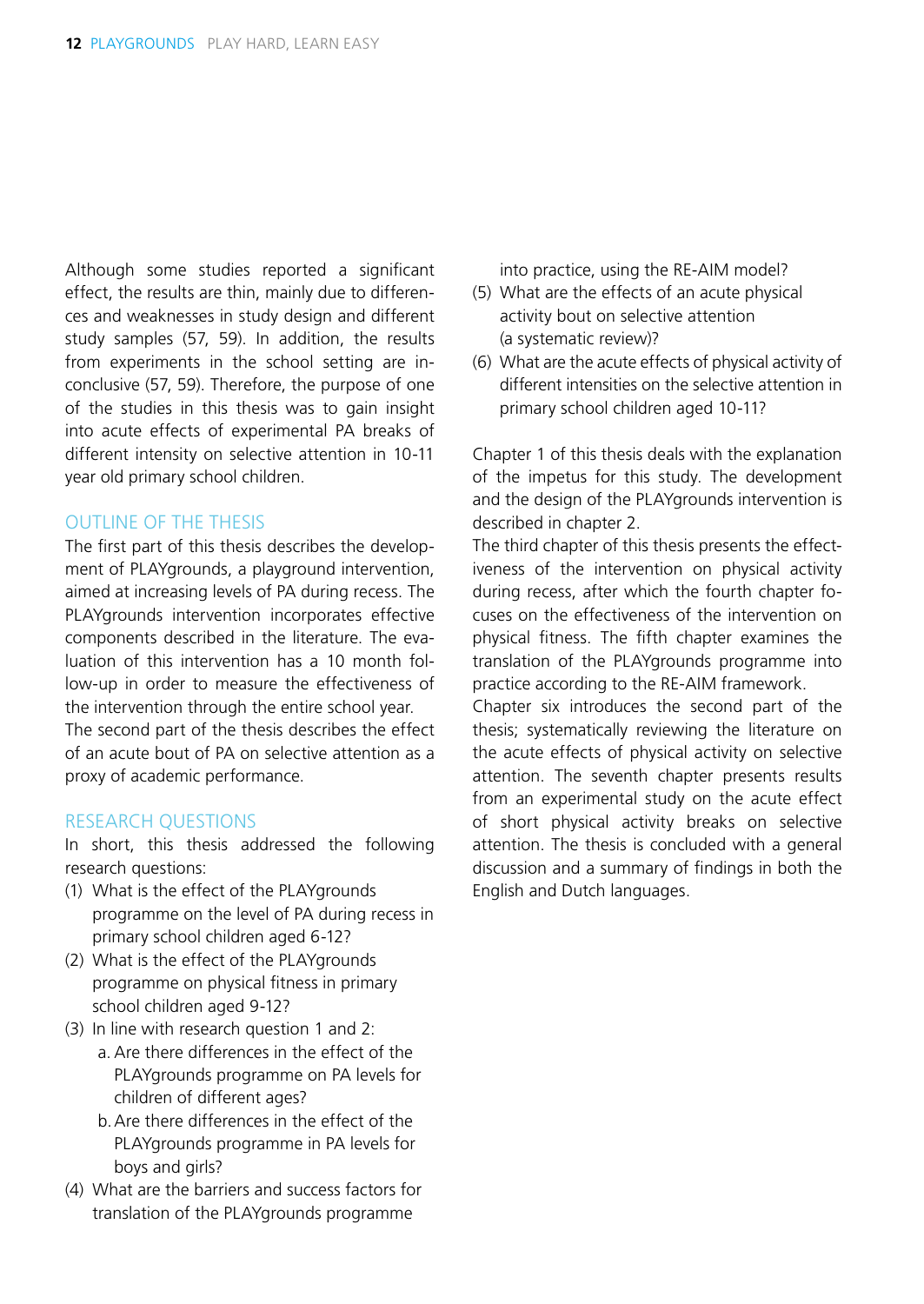Although some studies reported a significant effect, the results are thin, mainly due to differences and weaknesses in study design and different study samples (57, 59). In addition, the results from experiments in the school setting are inconclusive (57, 59). Therefore, the purpose of one of the studies in this thesis was to gain insight into acute effects of experimental PA breaks of different intensity on selective attention in 10-11 year old primary school children.

## OUTLINE OF THE THESIS

The first part of this thesis describes the development of PLAYgrounds, a playground intervention, aimed at increasing levels of PA during recess. The PLAYgrounds intervention incorporates effective components described in the literature. The evaluation of this intervention has a 10 month follow-up in order to measure the effectiveness of the intervention through the entire school year.
The second part of the thesis describes the effect of an acute bout of PA on selective attention as a proxy of academic performance.

## RESEARCH QUESTIONS

In short, this thesis addressed the following research questions:

(1) What is the effect of the PLAYgrounds programme on the level of PA during recess in primary school children aged 6-12?
(2) What is the effect of the PLAYgrounds programme on physical fitness in primary school children aged 9-12?
(3) In line with research question 1 and 2:
   a. Are there differences in the effect of the PLAYgrounds programme on PA levels for children of different ages?
   b. Are there differences in the effect of the PLAYgrounds programme in PA levels for boys and girls?
(4) What are the barriers and success factors for translation of the PLAYgrounds programme into practice, using the RE-AIM model?
(5) What are the effects of an acute physical activity bout on selective attention (a systematic review)?
(6) What are the acute effects of physical activity of different intensities on the selective attention in primary school children aged 10-11?

Chapter 1 of this thesis deals with the explanation of the impetus for this study. The development and the design of the PLAYgrounds intervention is described in chapter 2.
The third chapter of this thesis presents the effectiveness of the intervention on physical activity during recess, after which the fourth chapter focuses on the effectiveness of the intervention on physical fitness. The fifth chapter examines the translation of the PLAYgrounds programme into practice according to the RE-AIM framework.
Chapter six introduces the second part of the thesis; systematically reviewing the literature on the acute effects of physical activity on selective attention. The seventh chapter presents results from an experimental study on the acute effect of short physical activity breaks on selective attention. The thesis is concluded with a general discussion and a summary of findings in both the English and Dutch languages.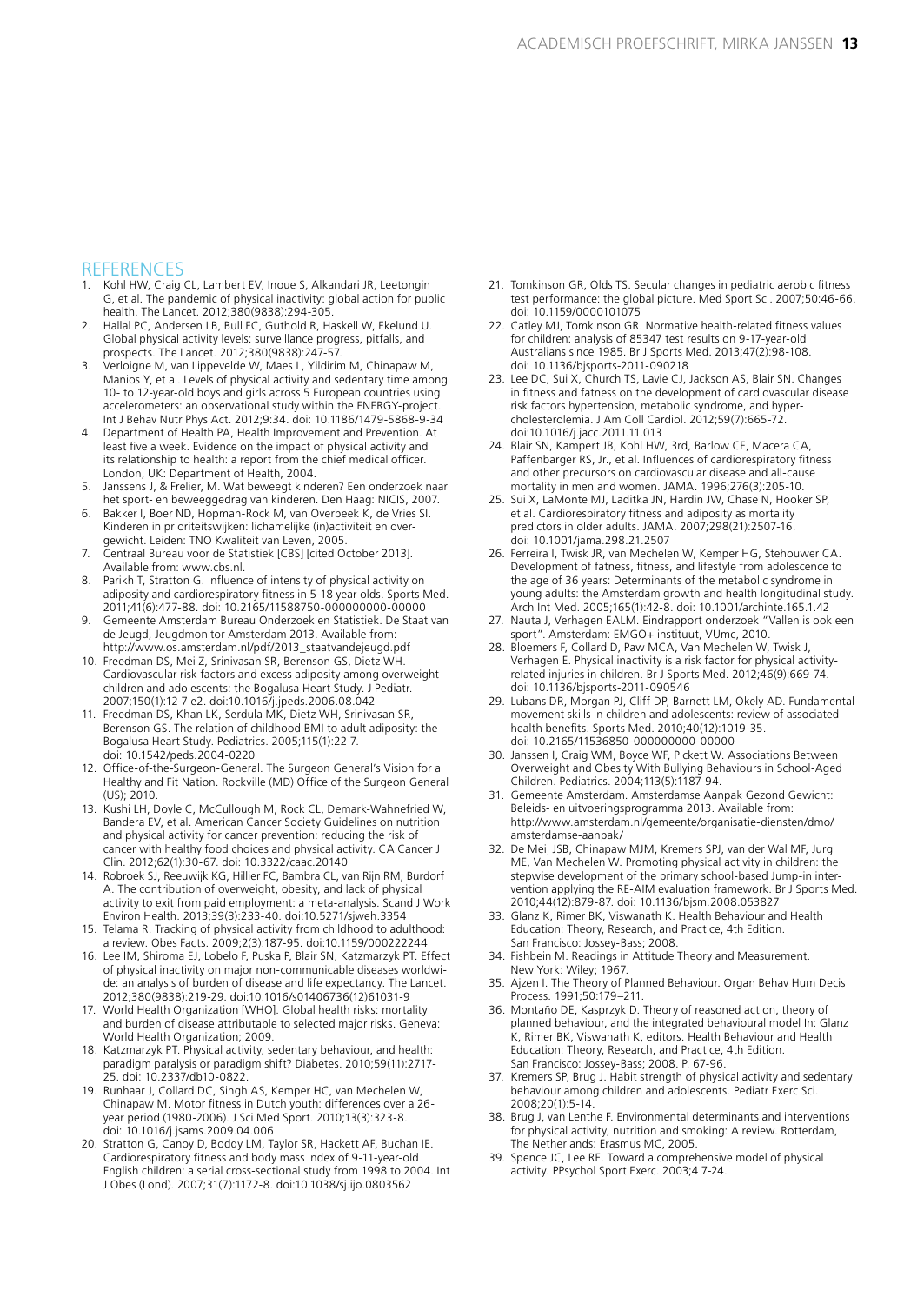## REFERENCES

1. Kohl HW, Craig CL, Lambert EV, Inoue S, Alkandari JR, Leetongin G, et al. The pandemic of physical inactivity: global action for public health. The Lancet. 2012;380(9838):294-305.
2. Hallal PC, Andersen LB, Bull FC, Guthold R, Haskell W, Ekelund U. Global physical activity levels: surveillance progress, pitfalls, and prospects. The Lancet. 2012;380(9838):247-57.
3. Verloigne M, van Lippevelde W, Maes L, Yildirim M, Chinapaw M, Manios Y, et al. Levels of physical activity and sedentary time among 10- to 12-year-old boys and girls across 5 European countries using accelerometers: an observational study within the ENERGY-project. Int J Behav Nutr Phys Act. 2012;9:34. doi: 10.1186/1479-5868-9-34
4. Department of Health PA, Health Improvement and Prevention. At least five a week. Evidence on the impact of physical activity and its relationship to health: a report from the chief medical officer. London, UK: Department of Health, 2004.
5. Janssens J, & Frelier, M. Wat beweegt kinderen? Een onderzoek naar het sport- en beweeggedrag van kinderen. Den Haag: NICIS, 2007.
6. Bakker I, Boer ND, Hopman-Rock M, van Overbeek K, de Vries SI. Kinderen in prioriteitswijken: lichamelijke (in)activiteit en overgewicht. Leiden: TNO Kwaliteit van Leven, 2005.
7. Centraal Bureau voor de Statistiek [CBS] [cited October 2013]. Available from: www.cbs.nl.
8. Parikh T, Stratton G. Influence of intensity of physical activity on adiposity and cardiorespiratory fitness in 5-18 year olds. Sports Med. 2011;41(6):477-88. doi: 10.2165/11588750-000000000-00000
9. Gemeente Amsterdam Bureau Onderzoek en Statistiek. De Staat van de Jeugd, Jeugdmonitor Amsterdam 2013. Available from: http://www.os.amsterdam.nl/pdf/2013_staatvandejeugd.pdf
10. Freedman DS, Mei Z, Srinivasan SR, Berenson GS, Dietz WH. Cardiovascular risk factors and excess adiposity among overweight children and adolescents: the Bogalusa Heart Study. J Pediatr. 2007;150(1):12-7 e2. doi:10.1016/j.jpeds.2006.08.042
11. Freedman DS, Khan LK, Serdula MK, Dietz WH, Srinivasan SR, Berenson GS. The relation of childhood BMI to adult adiposity: the Bogalusa Heart Study. Pediatrics. 2005;115(1):22-7. doi: 10.1542/peds.2004-0220
12. Office-of-the-Surgeon-General. The Surgeon General's Vision for a Healthy and Fit Nation. Rockville (MD) Office of the Surgeon General (US); 2010.
13. Kushi LH, Doyle C, McCullough M, Rock CL, Demark-Wahnefried W, Bandera EV, et al. American Cancer Society Guidelines on nutrition and physical activity for cancer prevention: reducing the risk of cancer with healthy food choices and physical activity. CA Cancer J Clin. 2012;62(1):30-67. doi: 10.3322/caac.20140
14. Robroek SJ, Reeuwijk KG, Hillier FC, Bambra CL, van Rijn RM, Burdorf A. The contribution of overweight, obesity, and lack of physical activity to exit from paid employment: a meta-analysis. Scand J Work Environ Health. 2013;39(3):233-40. doi:10.5271/sjweh.3354
15. Telama R. Tracking of physical activity from childhood to adulthood: a review. Obes Facts. 2009;2(3):187-95. doi:10.1159/000222244
16. Lee IM, Shiroma EJ, Lobelo F, Puska P, Blair SN, Katzmarzyk PT. Effect of physical inactivity on major non-communicable diseases worldwide: an analysis of burden of disease and life expectancy. The Lancet. 2012;380(9838):219-29. doi:10.1016/s01406736(12)61031-9
17. World Health Organization [WHO]. Global health risks: mortality and burden of disease attributable to selected major risks. Geneva: World Health Organization; 2009.
18. Katzmarzyk PT. Physical activity, sedentary behaviour, and health: paradigm paralysis or paradigm shift? Diabetes. 2010;59(11):2717-25. doi: 10.2337/db10-0822.
19. Runhaar J, Collard DC, Singh AS, Kemper HC, van Mechelen W, Chinapaw M. Motor fitness in Dutch youth: differences over a 26-year period (1980-2006). J Sci Med Sport. 2010;13(3):323-8. doi: 10.1016/j.jsams.2009.04.006
20. Stratton G, Canoy D, Boddy LM, Taylor SR, Hackett AF, Buchan IE. Cardiorespiratory fitness and body mass index of 9-11-year-old English children: a serial cross-sectional study from 1998 to 2004. Int J Obes (Lond). 2007;31(7):1172-8. doi:10.1038/sj.ijo.0803562
21. Tomkinson GR, Olds TS. Secular changes in pediatric aerobic fitness test performance: the global picture. Med Sport Sci. 2007;50:46-66. doi: 10.1159/0000101075
22. Catley MJ, Tomkinson GR. Normative health-related fitness values for children: analysis of 85347 test results on 9-17-year-old Australians since 1985. Br J Sports Med. 2013;47(2):98-108. doi: 10.1136/bjsports-2011-090218
23. Lee DC, Sui X, Church TS, Lavie CJ, Jackson AS, Blair SN. Changes in fitness and fatness on the development of cardiovascular disease risk factors hypertension, metabolic syndrome, and hypercholesterolemia. J Am Coll Cardiol. 2012;59(7):665-72. doi:10.1016/j.jacc.2011.11.013
24. Blair SN, Kampert JB, Kohl HW, 3rd, Barlow CE, Macera CA, Paffenbarger RS, Jr., et al. Influences of cardiorespiratory fitness and other precursors on cardiovascular disease and all-cause mortality in men and women. JAMA. 1996;276(3):205-10.
25. Sui X, LaMonte MJ, Laditka JN, Hardin JW, Chase N, Hooker SP, et al. Cardiorespiratory fitness and adiposity as mortality predictors in older adults. JAMA. 2007;298(21):2507-16. doi: 10.1001/jama.298.21.2507
26. Ferreira I, Twisk JR, van Mechelen W, Kemper HG, Stehouwer CA. Development of fatness, fitness, and lifestyle from adolescence to the age of 36 years: Determinants of the metabolic syndrome in young adults: the Amsterdam growth and health longitudinal study. Arch Int Med. 2005;165(1):42-8. doi: 10.1001/archinte.165.1.42
27. Nauta J, Verhagen EALM. Eindrapport onderzoek "Vallen is ook een sport". Amsterdam: EMGO+ instituut, VUmc, 2010.
28. Bloemers F, Collard D, Paw MCA, Van Mechelen W, Twisk J, Verhagen E. Physical inactivity is a risk factor for physical activity-related injuries in children. Br J Sports Med. 2012;46(9):669-74. doi: 10.1136/bjsports-2011-090546
29. Lubans DR, Morgan PJ, Cliff DP, Barnett LM, Okely AD. Fundamental movement skills in children and adolescents: review of associated health benefits. Sports Med. 2010;40(12):1019-35. doi: 10.2165/11536850-000000000-00000
30. Janssen I, Craig WM, Boyce WF, Pickett W. Associations Between Overweight and Obesity With Bullying Behaviours in School-Aged Children. Pediatrics. 2004;113(5):1187-94.
31. Gemeente Amsterdam. Amsterdamse Aanpak Gezond Gewicht: Beleids- en uitvoeringsprogramma 2013. Available from: http://www.amsterdam.nl/gemeente/organisatie-diensten/dmo/amsterdamse-aanpak/
32. De Meij JSB, Chinapaw MJM, Kremers SPJ, van der Wal MF, Jurg ME, Van Mechelen W. Promoting physical activity in children: the stepwise development of the primary school-based Jump-in intervention applying the RE-AIM evaluation framework. Br J Sports Med. 2010;44(12):879-87. doi: 10.1136/bjsm.2008.053827
33. Glanz K, Rimer BK, Viswanath K. Health Behaviour and Health Education: Theory, Research, and Practice, 4th Edition. San Francisco: Jossey-Bass; 2008.
34. Fishbein M. Readings in Attitude Theory and Measurement. New York: Wiley; 1967.
35. Ajzen I. The Theory of Planned Behaviour. Organ Behav Hum Decis Process. 1991;50:179–211.
36. Montaño DE, Kasprzyk D. Theory of reasoned action, theory of planned behaviour, and the integrated behavioural model In: Glanz K, Rimer BK, Viswanath K, editors. Health Behaviour and Health Education: Theory, Research, and Practice, 4th Edition. San Francisco: Jossey-Bass; 2008. P. 67-96.
37. Kremers SP, Brug J. Habit strength of physical activity and sedentary behaviour among children and adolescents. Pediatr Exerc Sci. 2008;20(1):5-14.
38. Brug J, van Lenthe F. Environmental determinants and interventions for physical activity, nutrition and smoking: A review. Rotterdam, The Netherlands: Erasmus MC, 2005.
39. Spence JC, Lee RE. Toward a comprehensive model of physical activity. PPsychol Sport Exerc. 2003;4 7-24.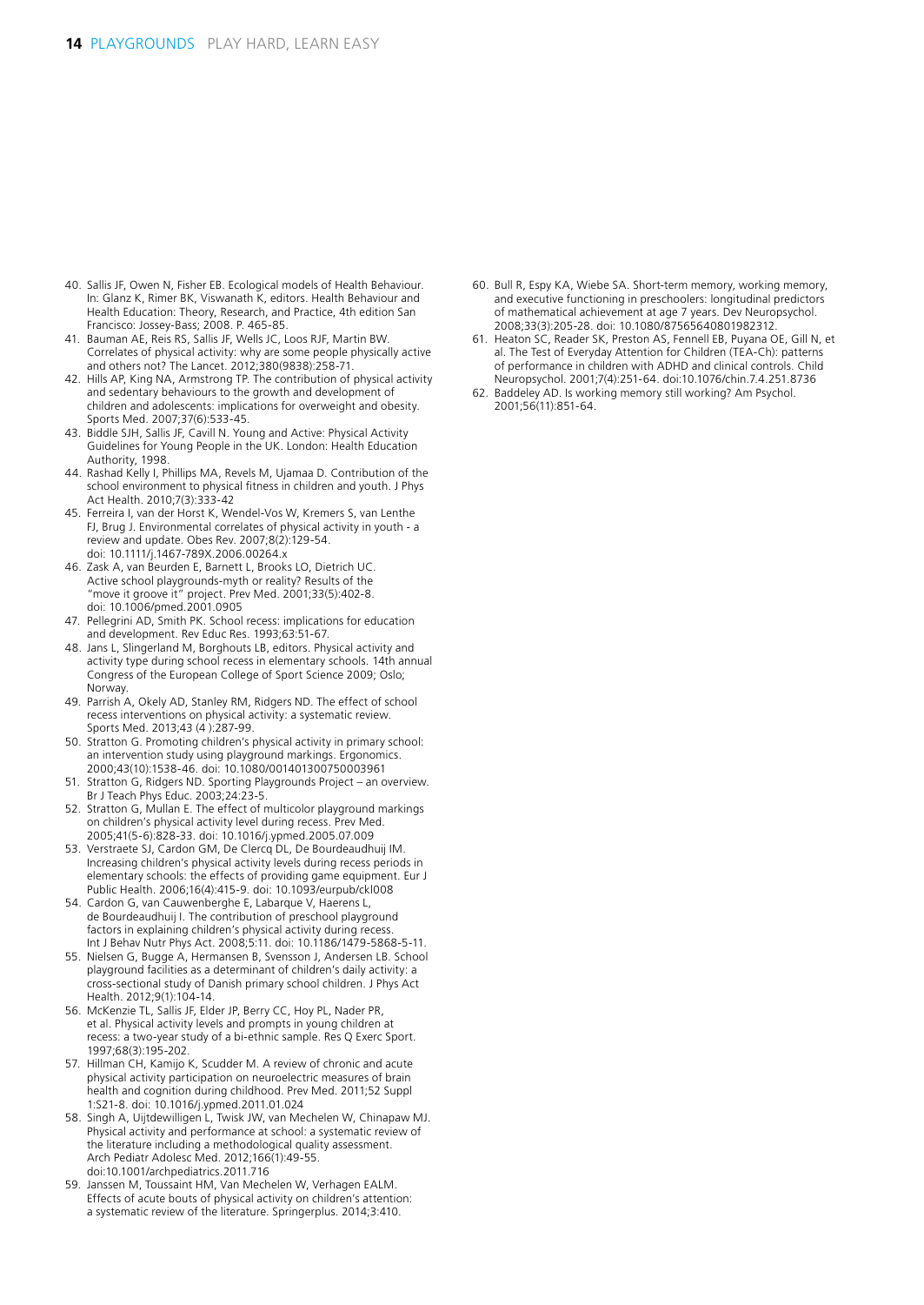40. Sallis JF, Owen N, Fisher EB. Ecological models of Health Behaviour. In: Glanz K, Rimer BK, Viswanath K, editors. Health Behaviour and Health Education: Theory, Research, and Practice, 4th edition San Francisco: Jossey-Bass; 2008. P. 465-85.
41. Bauman AE, Reis RS, Sallis JF, Wells JC, Loos RJF, Martin BW. Correlates of physical activity: why are some people physically active and others not? The Lancet. 2012;380(9838):258-71.
42. Hills AP, King NA, Armstrong TP. The contribution of physical activity and sedentary behaviours to the growth and development of children and adolescents: implications for overweight and obesity. Sports Med. 2007;37(6):533-45.
43. Biddle SJH, Sallis JF, Cavill N. Young and Active: Physical Activity Guidelines for Young People in the UK. London: Health Education Authority, 1998.
44. Rashad Kelly I, Phillips MA, Revels M, Ujamaa D. Contribution of the school environment to physical fitness in children and youth. J Phys Act Health. 2010;7(3):333-42
45. Ferreira I, van der Horst K, Wendel-Vos W, Kremers S, van Lenthe FJ, Brug J. Environmental correlates of physical activity in youth - a review and update. Obes Rev. 2007;8(2):129-54. doi: 10.1111/j.1467-789X.2006.00264.x
46. Zask A, van Beurden E, Barnett L, Brooks LO, Dietrich UC. Active school playgrounds-myth or reality? Results of the "move it groove it" project. Prev Med. 2001;33(5):402-8. doi: 10.1006/pmed.2001.0905
47. Pellegrini AD, Smith PK. School recess: implications for education and development. Rev Educ Res. 1993;63:51-67.
48. Jans L, Slingerland M, Borghouts LB, editors. Physical activity and activity type during school recess in elementary schools. 14th annual Congress of the European College of Sport Science 2009; Oslo; Norway.
49. Parrish A, Okely AD, Stanley RM, Ridgers ND. The effect of school recess interventions on physical activity: a systematic review. Sports Med. 2013;43 (4 ):287-99.
50. Stratton G. Promoting children's physical activity in primary school: an intervention study using playground markings. Ergonomics. 2000;43(10):1538-46. doi: 10.1080/001401300750003961
51. Stratton G, Ridgers ND. Sporting Playgrounds Project – an overview. Br J Teach Phys Educ. 2003;24:23-5.
52. Stratton G, Mullan E. The effect of multicolor playground markings on children's physical activity level during recess. Prev Med. 2005;41(5-6):828-33. doi: 10.1016/j.ypmed.2005.07.009
53. Verstraete SJ, Cardon GM, De Clercq DL, De Bourdeaudhuij IM. Increasing children's physical activity levels during recess periods in elementary schools: the effects of providing game equipment. Eur J Public Health. 2006;16(4):415-9. doi: 10.1093/eurpub/ckl008
54. Cardon G, van Cauwenberghe E, Labarque V, Haerens L, de Bourdeaudhuij I. The contribution of preschool playground factors in explaining children's physical activity during recess. Int J Behav Nutr Phys Act. 2008;5:11. doi: 10.1186/1479-5868-5-11.
55. Nielsen G, Bugge A, Hermansen B, Svensson J, Andersen LB. School playground facilities as a determinant of children's daily activity: a cross-sectional study of Danish primary school children. J Phys Act Health. 2012;9(1):104-14.
56. McKenzie TL, Sallis JF, Elder JP, Berry CC, Hoy PL, Nader PR, et al. Physical activity levels and prompts in young children at recess: a two-year study of a bi-ethnic sample. Res Q Exerc Sport. 1997;68(3):195-202.
57. Hillman CH, Kamijo K, Scudder M. A review of chronic and acute physical activity participation on neuroelectric measures of brain health and cognition during childhood. Prev Med. 2011;52 Suppl 1:S21-8. doi: 10.1016/j.ypmed.2011.01.024
58. Singh A, Uijtdewilligen L, Twisk JW, van Mechelen W, Chinapaw MJ. Physical activity and performance at school: a systematic review of the literature including a methodological quality assessment. Arch Pediatr Adolesc Med. 2012;166(1):49-55. doi:10.1001/archpediatrics.2011.716
59. Janssen M, Toussaint HM, Van Mechelen W, Verhagen EALM. Effects of acute bouts of physical activity on children's attention: a systematic review of the literature. Springerplus. 2014;3:410.
60. Bull R, Espy KA, Wiebe SA. Short-term memory, working memory, and executive functioning in preschoolers: longitudinal predictors of mathematical achievement at age 7 years. Dev Neuropsychol. 2008;33(3):205-28. doi: 10.1080/87565640801982312.
61. Heaton SC, Reader SK, Preston AS, Fennell EB, Puyana OE, Gill N, et al. The Test of Everyday Attention for Children (TEA-Ch): patterns of performance in children with ADHD and clinical controls. Child Neuropsychol. 2001;7(4):251-64. doi:10.1076/chin.7.4.251.8736
62. Baddeley AD. Is working memory still working? Am Psychol. 2001;56(11):851-64.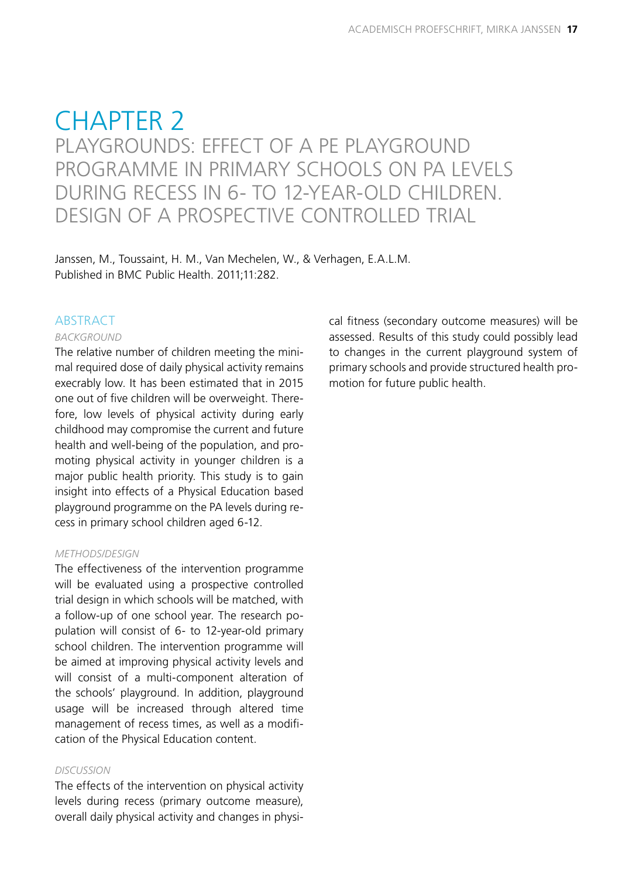# CHAPTER 2

## PLAYGROUNDS: EFFECT OF A PE PLAYGROUND PROGRAMME IN PRIMARY SCHOOLS ON PA LEVELS DURING RECESS IN 6- TO 12-YEAR-OLD CHILDREN. DESIGN OF A PROSPECTIVE CONTROLLED TRIAL

Janssen, M., Toussaint, H. M., Van Mechelen, W., & Verhagen, E.A.L.M.
Published in BMC Public Health. 2011;11:282.

### ABSTRACT

*BACKGROUND*

The relative number of children meeting the minimal required dose of daily physical activity remains execrably low. It has been estimated that in 2015 one out of five children will be overweight. Therefore, low levels of physical activity during early childhood may compromise the current and future health and well-being of the population, and promoting physical activity in younger children is a major public health priority. This study is to gain insight into effects of a Physical Education based playground programme on the PA levels during recess in primary school children aged 6-12.

*METHODS/DESIGN*

The effectiveness of the intervention programme will be evaluated using a prospective controlled trial design in which schools will be matched, with a follow-up of one school year. The research population will consist of 6- to 12-year-old primary school children. The intervention programme will be aimed at improving physical activity levels and will consist of a multi-component alteration of the schools' playground. In addition, playground usage will be increased through altered time management of recess times, as well as a modification of the Physical Education content.

*DISCUSSION*

The effects of the intervention on physical activity levels during recess (primary outcome measure), overall daily physical activity and changes in physical fitness (secondary outcome measures) will be assessed. Results of this study could possibly lead to changes in the current playground system of primary schools and provide structured health promotion for future public health.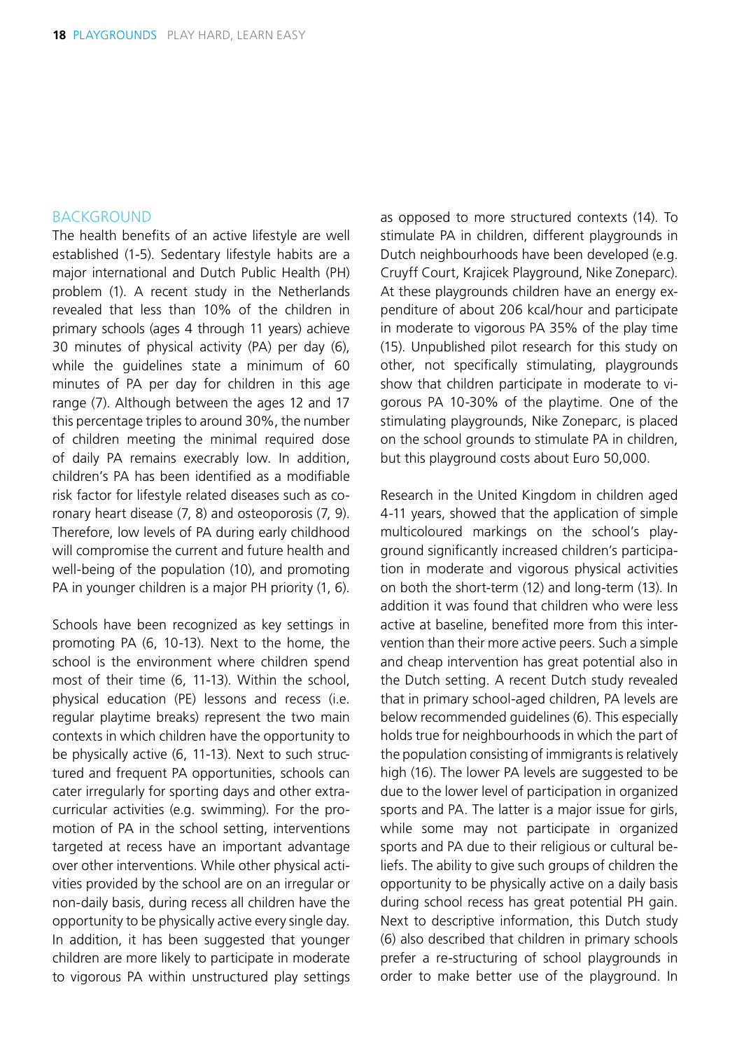## BACKGROUND

The health benefits of an active lifestyle are well established (1-5). Sedentary lifestyle habits are a major international and Dutch Public Health (PH) problem (1). A recent study in the Netherlands revealed that less than 10% of the children in primary schools (ages 4 through 11 years) achieve 30 minutes of physical activity (PA) per day (6), while the guidelines state a minimum of 60 minutes of PA per day for children in this age range (7). Although between the ages 12 and 17 this percentage triples to around 30%, the number of children meeting the minimal required dose of daily PA remains execrably low. In addition, children's PA has been identified as a modifiable risk factor for lifestyle related diseases such as coronary heart disease (7, 8) and osteoporosis (7, 9). Therefore, low levels of PA during early childhood will compromise the current and future health and well-being of the population (10), and promoting PA in younger children is a major PH priority (1, 6).

Schools have been recognized as key settings in promoting PA (6, 10-13). Next to the home, the school is the environment where children spend most of their time (6, 11-13). Within the school, physical education (PE) lessons and recess (i.e. regular playtime breaks) represent the two main contexts in which children have the opportunity to be physically active (6, 11-13). Next to such structured and frequent PA opportunities, schools can cater irregularly for sporting days and other extra-curricular activities (e.g. swimming). For the promotion of PA in the school setting, interventions targeted at recess have an important advantage over other interventions. While other physical activities provided by the school are on an irregular or non-daily basis, during recess all children have the opportunity to be physically active every single day. In addition, it has been suggested that younger children are more likely to participate in moderate to vigorous PA within unstructured play settings as opposed to more structured contexts (14). To stimulate PA in children, different playgrounds in Dutch neighbourhoods have been developed (e.g. Cruyff Court, Krajicek Playground, Nike Zoneparc). At these playgrounds children have an energy expenditure of about 206 kcal/hour and participate in moderate to vigorous PA 35% of the play time (15). Unpublished pilot research for this study on other, not specifically stimulating, playgrounds show that children participate in moderate to vigorous PA 10-30% of the playtime. One of the stimulating playgrounds, Nike Zoneparc, is placed on the school grounds to stimulate PA in children, but this playground costs about Euro 50,000.

Research in the United Kingdom in children aged 4-11 years, showed that the application of simple multicoloured markings on the school's playground significantly increased children's participation in moderate and vigorous physical activities on both the short-term (12) and long-term (13). In addition it was found that children who were less active at baseline, benefited more from this intervention than their more active peers. Such a simple and cheap intervention has great potential also in the Dutch setting. A recent Dutch study revealed that in primary school-aged children, PA levels are below recommended guidelines (6). This especially holds true for neighbourhoods in which the part of the population consisting of immigrants is relatively high (16). The lower PA levels are suggested to be due to the lower level of participation in organized sports and PA. The latter is a major issue for girls, while some may not participate in organized sports and PA due to their religious or cultural beliefs. The ability to give such groups of children the opportunity to be physically active on a daily basis during school recess has great potential PH gain. Next to descriptive information, this Dutch study (6) also described that children in primary schools prefer a re-structuring of school playgrounds in order to make better use of the playground. In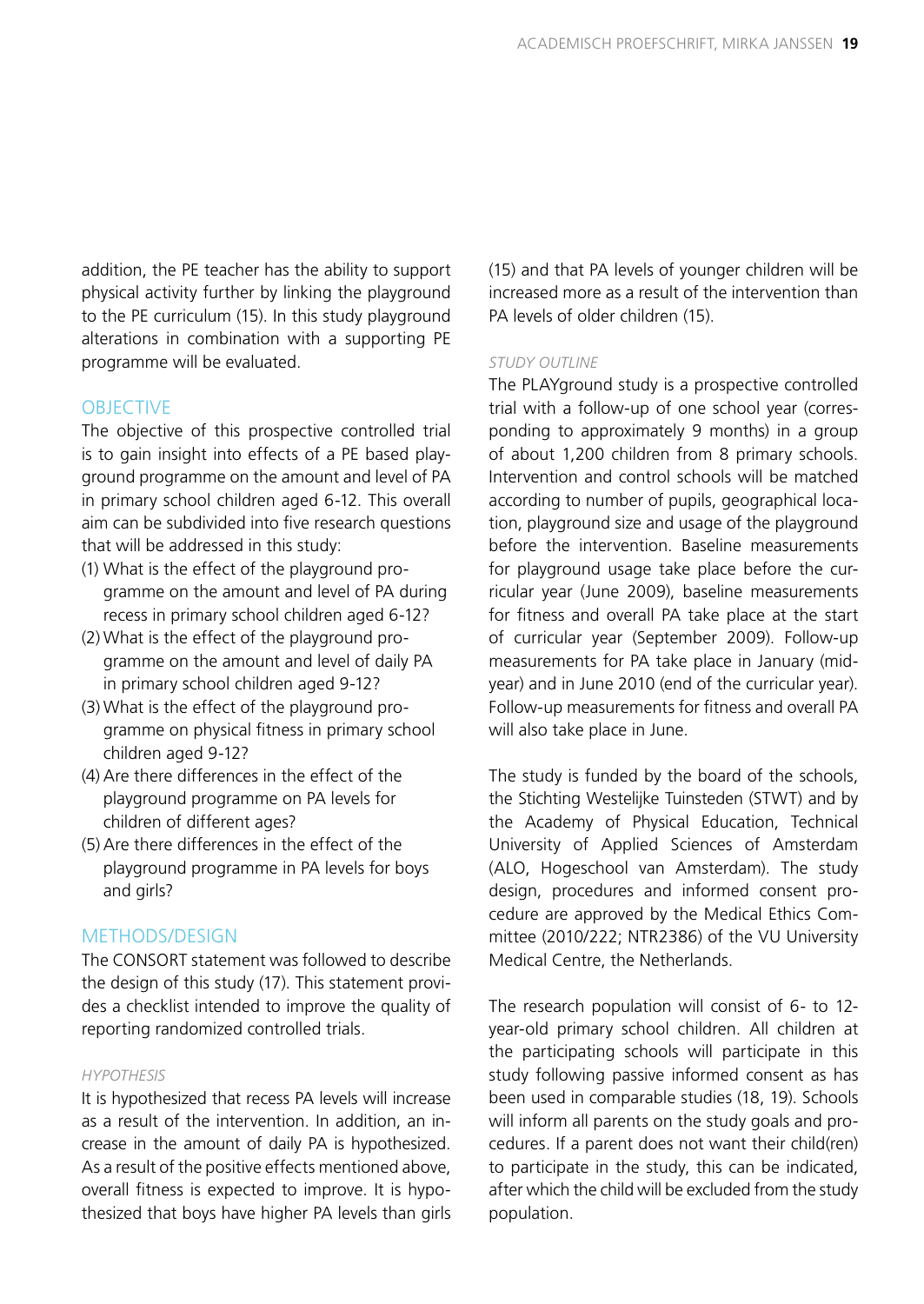addition, the PE teacher has the ability to support physical activity further by linking the playground to the PE curriculum (15). In this study playground alterations in combination with a supporting PE programme will be evaluated.

## OBJECTIVE

The objective of this prospective controlled trial is to gain insight into effects of a PE based playground programme on the amount and level of PA in primary school children aged 6-12. This overall aim can be subdivided into five research questions that will be addressed in this study:

(1) What is the effect of the playground programme on the amount and level of PA during recess in primary school children aged 6-12?
(2) What is the effect of the playground programme on the amount and level of daily PA in primary school children aged 9-12?
(3) What is the effect of the playground programme on physical fitness in primary school children aged 9-12?
(4) Are there differences in the effect of the playground programme on PA levels for children of different ages?
(5) Are there differences in the effect of the playground programme in PA levels for boys and girls?

## METHODS/DESIGN

The CONSORT statement was followed to describe the design of this study (17). This statement provides a checklist intended to improve the quality of reporting randomized controlled trials.

### *HYPOTHESIS*

It is hypothesized that recess PA levels will increase as a result of the intervention. In addition, an increase in the amount of daily PA is hypothesized. As a result of the positive effects mentioned above, overall fitness is expected to improve. It is hypothesized that boys have higher PA levels than girls (15) and that PA levels of younger children will be increased more as a result of the intervention than PA levels of older children (15).

### *STUDY OUTLINE*

The PLAYground study is a prospective controlled trial with a follow-up of one school year (corresponding to approximately 9 months) in a group of about 1,200 children from 8 primary schools. Intervention and control schools will be matched according to number of pupils, geographical location, playground size and usage of the playground before the intervention. Baseline measurements for playground usage take place before the curricular year (June 2009), baseline measurements for fitness and overall PA take place at the start of curricular year (September 2009). Follow-up measurements for PA take place in January (mid-year) and in June 2010 (end of the curricular year). Follow-up measurements for fitness and overall PA will also take place in June.

The study is funded by the board of the schools, the Stichting Westelijke Tuinsteden (STWT) and by the Academy of Physical Education, Technical University of Applied Sciences of Amsterdam (ALO, Hogeschool van Amsterdam). The study design, procedures and informed consent procedure are approved by the Medical Ethics Committee (2010/222; NTR2386) of the VU University Medical Centre, the Netherlands.

The research population will consist of 6- to 12-year-old primary school children. All children at the participating schools will participate in this study following passive informed consent as has been used in comparable studies (18, 19). Schools will inform all parents on the study goals and procedures. If a parent does not want their child(ren) to participate in the study, this can be indicated, after which the child will be excluded from the study population.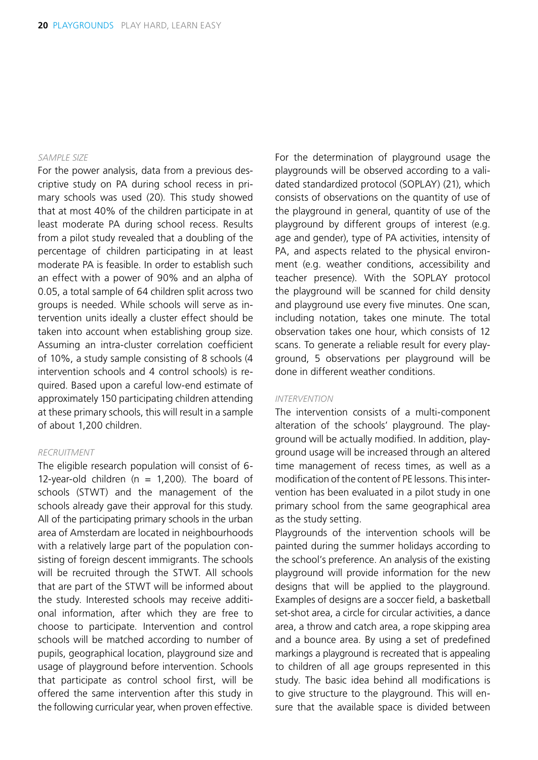### SAMPLE SIZE

For the power analysis, data from a previous descriptive study on PA during school recess in primary schools was used (20). This study showed that at most 40% of the children participate in at least moderate PA during school recess. Results from a pilot study revealed that a doubling of the percentage of children participating in at least moderate PA is feasible. In order to establish such an effect with a power of 90% and an alpha of 0.05, a total sample of 64 children split across two groups is needed. While schools will serve as intervention units ideally a cluster effect should be taken into account when establishing group size. Assuming an intra-cluster correlation coefficient of 10%, a study sample consisting of 8 schools (4 intervention schools and 4 control schools) is required. Based upon a careful low-end estimate of approximately 150 participating children attending at these primary schools, this will result in a sample of about 1,200 children.

### RECRUITMENT

The eligible research population will consist of 6-12-year-old children (n = 1,200). The board of schools (STWT) and the management of the schools already gave their approval for this study. All of the participating primary schools in the urban area of Amsterdam are located in neighbourhoods with a relatively large part of the population consisting of foreign descent immigrants. The schools will be recruited through the STWT. All schools that are part of the STWT will be informed about the study. Interested schools may receive additional information, after which they are free to choose to participate. Intervention and control schools will be matched according to number of pupils, geographical location, playground size and usage of playground before intervention. Schools that participate as control school first, will be offered the same intervention after this study in the following curricular year, when proven effective.

For the determination of playground usage the playgrounds will be observed according to a validated standardized protocol (SOPLAY) (21), which consists of observations on the quantity of use of the playground in general, quantity of use of the playground by different groups of interest (e.g. age and gender), type of PA activities, intensity of PA, and aspects related to the physical environment (e.g. weather conditions, accessibility and teacher presence). With the SOPLAY protocol the playground will be scanned for child density and playground use every five minutes. One scan, including notation, takes one minute. The total observation takes one hour, which consists of 12 scans. To generate a reliable result for every playground, 5 observations per playground will be done in different weather conditions.

### INTERVENTION

The intervention consists of a multi-component alteration of the schools' playground. The playground will be actually modified. In addition, playground usage will be increased through an altered time management of recess times, as well as a modification of the content of PE lessons. This intervention has been evaluated in a pilot study in one primary school from the same geographical area as the study setting.

Playgrounds of the intervention schools will be painted during the summer holidays according to the school's preference. An analysis of the existing playground will provide information for the new designs that will be applied to the playground. Examples of designs are a soccer field, a basketball set-shot area, a circle for circular activities, a dance area, a throw and catch area, a rope skipping area and a bounce area. By using a set of predefined markings a playground is recreated that is appealing to children of all age groups represented in this study. The basic idea behind all modifications is to give structure to the playground. This will ensure that the available space is divided between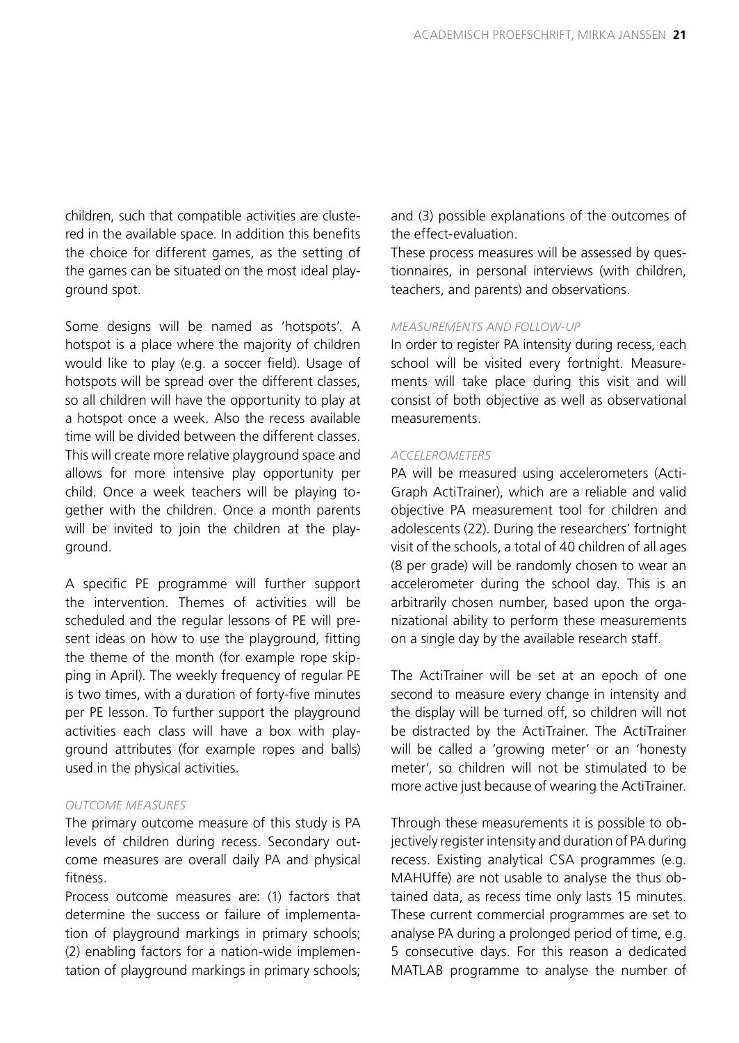children, such that compatible activities are clustered in the available space. In addition this benefits the choice for different games, as the setting of the games can be situated on the most ideal playground spot.

Some designs will be named as 'hotspots'. A hotspot is a place where the majority of children would like to play (e.g. a soccer field). Usage of hotspots will be spread over the different classes, so all children will have the opportunity to play at a hotspot once a week. Also the recess available time will be divided between the different classes. This will create more relative playground space and allows for more intensive play opportunity per child. Once a week teachers will be playing together with the children. Once a month parents will be invited to join the children at the playground.

A specific PE programme will further support the intervention. Themes of activities will be scheduled and the regular lessons of PE will present ideas on how to use the playground, fitting the theme of the month (for example rope skipping in April). The weekly frequency of regular PE is two times, with a duration of forty-five minutes per PE lesson. To further support the playground activities each class will have a box with playground attributes (for example ropes and balls) used in the physical activities.

#### *OUTCOME MEASURES*

The primary outcome measure of this study is PA levels of children during recess. Secondary outcome measures are overall daily PA and physical fitness.

Process outcome measures are: (1) factors that determine the success or failure of implementation of playground markings in primary schools; (2) enabling factors for a nation-wide implementation of playground markings in primary schools; and (3) possible explanations of the outcomes of the effect-evaluation.

These process measures will be assessed by questionnaires, in personal interviews (with children, teachers, and parents) and observations.

#### *MEASUREMENTS AND FOLLOW-UP*

In order to register PA intensity during recess, each school will be visited every fortnight. Measurements will take place during this visit and will consist of both objective as well as observational measurements.

#### *ACCELEROMETERS*

PA will be measured using accelerometers (ActiGraph ActiTrainer), which are a reliable and valid objective PA measurement tool for children and adolescents (22). During the researchers' fortnight visit of the schools, a total of 40 children of all ages (8 per grade) will be randomly chosen to wear an accelerometer during the school day. This is an arbitrarily chosen number, based upon the organizational ability to perform these measurements on a single day by the available research staff.

The ActiTrainer will be set at an epoch of one second to measure every change in intensity and the display will be turned off, so children will not be distracted by the ActiTrainer. The ActiTrainer will be called a 'growing meter' or an 'honesty meter', so children will not be stimulated to be more active just because of wearing the ActiTrainer.

Through these measurements it is possible to objectively register intensity and duration of PA during recess. Existing analytical CSA programmes (e.g. MAHUffe) are not usable to analyse the thus obtained data, as recess time only lasts 15 minutes. These current commercial programmes are set to analyse PA during a prolonged period of time, e.g. 5 consecutive days. For this reason a dedicated MATLAB programme to analyse the number of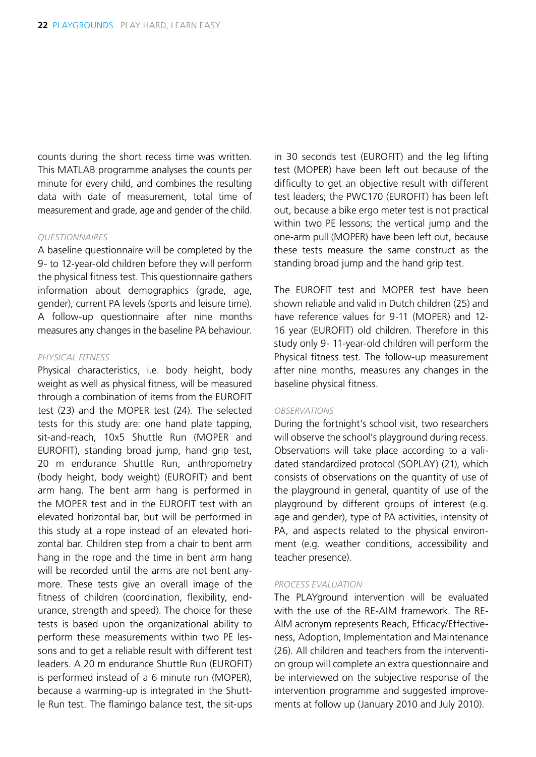counts during the short recess time was written. This MATLAB programme analyses the counts per minute for every child, and combines the resulting data with date of measurement, total time of measurement and grade, age and gender of the child.

*QUESTIONNAIRES*

A baseline questionnaire will be completed by the 9- to 12-year-old children before they will perform the physical fitness test. This questionnaire gathers information about demographics (grade, age, gender), current PA levels (sports and leisure time). A follow-up questionnaire after nine months measures any changes in the baseline PA behaviour.

*PHYSICAL FITNESS*

Physical characteristics, i.e. body height, body weight as well as physical fitness, will be measured through a combination of items from the EUROFIT test (23) and the MOPER test (24). The selected tests for this study are: one hand plate tapping, sit-and-reach, 10x5 Shuttle Run (MOPER and EUROFIT), standing broad jump, hand grip test, 20 m endurance Shuttle Run, anthropometry (body height, body weight) (EUROFIT) and bent arm hang. The bent arm hang is performed in the MOPER test and in the EUROFIT test with an elevated horizontal bar, but will be performed in this study at a rope instead of an elevated horizontal bar. Children step from a chair to bent arm hang in the rope and the time in bent arm hang will be recorded until the arms are not bent anymore. These tests give an overall image of the fitness of children (coordination, flexibility, endurance, strength and speed). The choice for these tests is based upon the organizational ability to perform these measurements within two PE lessons and to get a reliable result with different test leaders. A 20 m endurance Shuttle Run (EUROFIT) is performed instead of a 6 minute run (MOPER), because a warming-up is integrated in the Shuttle Run test. The flamingo balance test, the sit-ups in 30 seconds test (EUROFIT) and the leg lifting test (MOPER) have been left out because of the difficulty to get an objective result with different test leaders; the PWC170 (EUROFIT) has been left out, because a bike ergo meter test is not practical within two PE lessons; the vertical jump and the one-arm pull (MOPER) have been left out, because these tests measure the same construct as the standing broad jump and the hand grip test.

The EUROFIT test and MOPER test have been shown reliable and valid in Dutch children (25) and have reference values for 9-11 (MOPER) and 12-16 year (EUROFIT) old children. Therefore in this study only 9- 11-year-old children will perform the Physical fitness test. The follow-up measurement after nine months, measures any changes in the baseline physical fitness.

*OBSERVATIONS*

During the fortnight's school visit, two researchers will observe the school's playground during recess. Observations will take place according to a validated standardized protocol (SOPLAY) (21), which consists of observations on the quantity of use of the playground in general, quantity of use of the playground by different groups of interest (e.g. age and gender), type of PA activities, intensity of PA, and aspects related to the physical environment (e.g. weather conditions, accessibility and teacher presence).

*PROCESS EVALUATION*

The PLAYground intervention will be evaluated with the use of the RE-AIM framework. The RE-AIM acronym represents Reach, Efficacy/Effectiveness, Adoption, Implementation and Maintenance (26). All children and teachers from the intervention group will complete an extra questionnaire and be interviewed on the subjective response of the intervention programme and suggested improvements at follow up (January 2010 and July 2010).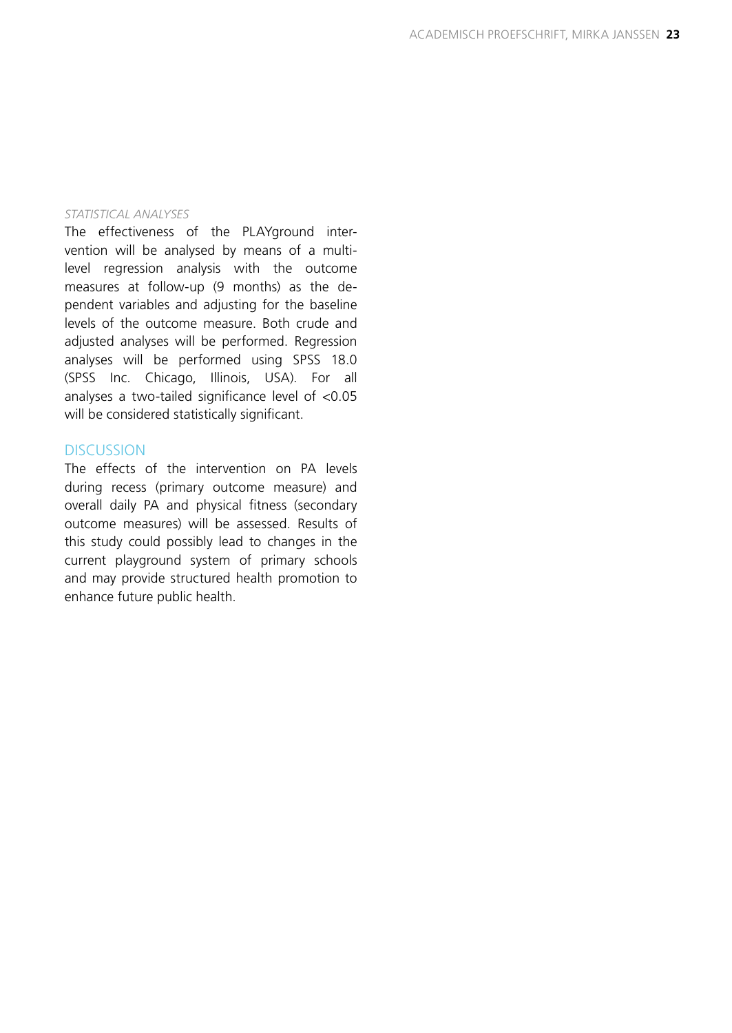*STATISTICAL ANALYSES*

The effectiveness of the PLAYground intervention will be analysed by means of a multilevel regression analysis with the outcome measures at follow-up (9 months) as the dependent variables and adjusting for the baseline levels of the outcome measure. Both crude and adjusted analyses will be performed. Regression analyses will be performed using SPSS 18.0 (SPSS Inc. Chicago, Illinois, USA). For all analyses a two-tailed significance level of <0.05 will be considered statistically significant.

## DISCUSSION

The effects of the intervention on PA levels during recess (primary outcome measure) and overall daily PA and physical fitness (secondary outcome measures) will be assessed. Results of this study could possibly lead to changes in the current playground system of primary schools and may provide structured health promotion to enhance future public health.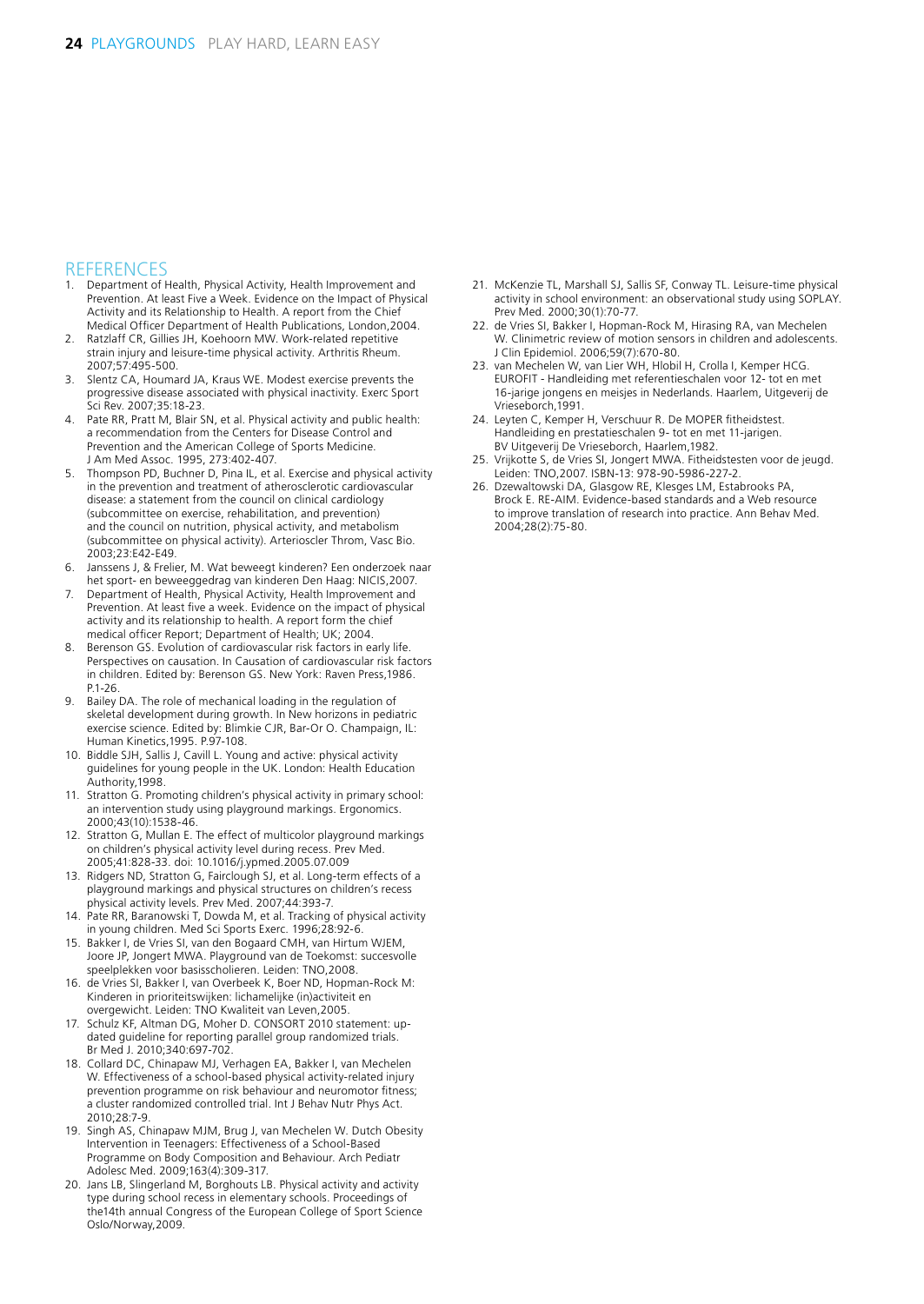## REFERENCES

1. Department of Health, Physical Activity, Health Improvement and Prevention. At least Five a Week. Evidence on the Impact of Physical Activity and its Relationship to Health. A report from the Chief Medical Officer Department of Health Publications, London,2004.
2. Ratzlaff CR, Gillies JH, Koehoorn MW. Work-related repetitive strain injury and leisure-time physical activity. Arthritis Rheum. 2007;57:495-500.
3. Slentz CA, Houmard JA, Kraus WE. Modest exercise prevents the progressive disease associated with physical inactivity. Exerc Sport Sci Rev. 2007;35:18-23.
4. Pate RR, Pratt M, Blair SN, et al. Physical activity and public health: a recommendation from the Centers for Disease Control and Prevention and the American College of Sports Medicine. J Am Med Assoc. 1995, 273:402-407.
5. Thompson PD, Buchner D, Pina IL, et al. Exercise and physical activity in the prevention and treatment of atherosclerotic cardiovascular disease: a statement from the council on clinical cardiology (subcommittee on exercise, rehabilitation, and prevention) and the council on nutrition, physical activity, and metabolism (subcommittee on physical activity). Arterioscler Throm, Vasc Bio. 2003;23:E42-E49.
6. Janssens J, & Frelier, M. Wat beweegt kinderen? Een onderzoek naar het sport- en beweeggedrag van kinderen Den Haag: NICIS,2007.
7. Department of Health, Physical Activity, Health Improvement and Prevention. At least five a week. Evidence on the impact of physical activity and its relationship to health. A report form the chief medical officer Report; Department of Health; UK; 2004.
8. Berenson GS. Evolution of cardiovascular risk factors in early life. Perspectives on causation. In Causation of cardiovascular risk factors in children. Edited by: Berenson GS. New York: Raven Press,1986. P.1-26.
9. Bailey DA. The role of mechanical loading in the regulation of skeletal development during growth. In New horizons in pediatric exercise science. Edited by: Blimkie CJR, Bar-Or O. Champaign, IL: Human Kinetics,1995. P.97-108.
10. Biddle SJH, Sallis J, Cavill L. Young and active: physical activity guidelines for young people in the UK. London: Health Education Authority,1998.
11. Stratton G. Promoting children's physical activity in primary school: an intervention study using playground markings. Ergonomics. 2000;43(10):1538-46.
12. Stratton G, Mullan E. The effect of multicolor playground markings on children's physical activity level during recess. Prev Med. 2005;41:828-33. doi: 10.1016/j.ypmed.2005.07.009
13. Ridgers ND, Stratton G, Fairclough SJ, et al. Long-term effects of a playground markings and physical structures on children's recess physical activity levels. Prev Med. 2007;44:393-7.
14. Pate RR, Baranowski T, Dowda M, et al. Tracking of physical activity in young children. Med Sci Sports Exerc. 1996;28:92-6.
15. Bakker I, de Vries SI, van den Bogaard CMH, van Hirtum WJEM, Joore JP, Jongert MWA. Playground van de Toekomst: succesvolle speelplekken voor basisscholieren. Leiden: TNO,2008.
16. de Vries SI, Bakker I, van Overbeek K, Boer ND, Hopman-Rock M: Kinderen in prioriteitswijken: lichamelijke (in)activiteit en overgewicht. Leiden: TNO Kwaliteit van Leven,2005.
17. Schulz KF, Altman DG, Moher D. CONSORT 2010 statement: up-dated guideline for reporting parallel group randomized trials. Br Med J. 2010;340:697-702.
18. Collard DC, Chinapaw MJ, Verhagen EA, Bakker I, van Mechelen W. Effectiveness of a school-based physical activity-related injury prevention programme on risk behaviour and neuromotor fitness; a cluster randomized controlled trial. Int J Behav Nutr Phys Act. 2010;28:7-9.
19. Singh AS, Chinapaw MJM, Brug J, van Mechelen W. Dutch Obesity Intervention in Teenagers: Effectiveness of a School-Based Programme on Body Composition and Behaviour. Arch Pediatr Adolesc Med. 2009;163(4):309-317.
20. Jans LB, Slingerland M, Borghouts LB. Physical activity and activity type during school recess in elementary schools. Proceedings of the14th annual Congress of the European College of Sport Science Oslo/Norway,2009.
21. McKenzie TL, Marshall SJ, Sallis SF, Conway TL. Leisure-time physical activity in school environment: an observational study using SOPLAY. Prev Med. 2000;30(1):70-77.
22. de Vries SI, Bakker I, Hopman-Rock M, Hirasing RA, van Mechelen W. Clinimetric review of motion sensors in children and adolescents. J Clin Epidemiol. 2006;59(7):670-80.
23. van Mechelen W, van Lier WH, Hlobil H, Crolla I, Kemper HCG. EUROFIT - Handleiding met referentieschalen voor 12- tot en met 16-jarige jongens en meisjes in Nederlands. Haarlem, Uitgeverij de Vrieseborch,1991.
24. Leyten C, Kemper H, Verschuur R. De MOPER fitheidstest. Handleiding en prestatieschalen 9- tot en met 11-jarigen. BV Uitgeverij De Vrieseborch, Haarlem,1982.
25. Vrijkotte S, de Vries SI, Jongert MWA. Fitheidstesten voor de jeugd. Leiden: TNO,2007. ISBN-13: 978-90-5986-227-2.
26. Dzewaltowski DA, Glasgow RE, Klesges LM, Estabrooks PA, Brock E. RE-AIM. Evidence-based standards and a Web resource to improve translation of research into practice. Ann Behav Med. 2004;28(2):75-80.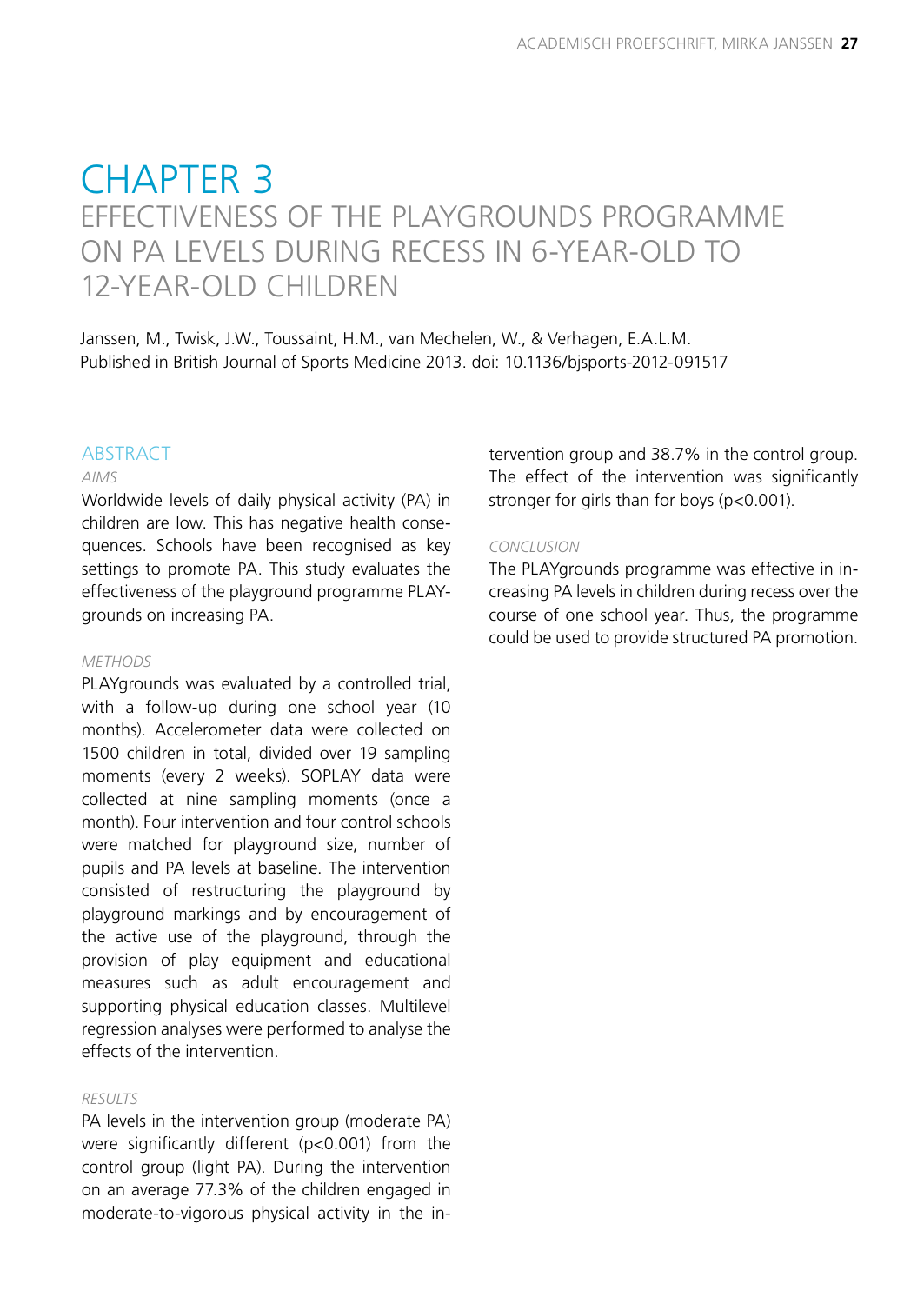# CHAPTER 3

## EFFECTIVENESS OF THE PLAYGROUNDS PROGRAMME ON PA LEVELS DURING RECESS IN 6-YEAR-OLD TO 12-YEAR-OLD CHILDREN

Janssen, M., Twisk, J.W., Toussaint, H.M., van Mechelen, W., & Verhagen, E.A.L.M.
Published in British Journal of Sports Medicine 2013. doi: 10.1136/bjsports-2012-091517

### ABSTRACT

*AIMS*

Worldwide levels of daily physical activity (PA) in children are low. This has negative health consequences. Schools have been recognised as key settings to promote PA. This study evaluates the effectiveness of the playground programme PLAYgrounds on increasing PA.

*METHODS*

PLAYgrounds was evaluated by a controlled trial, with a follow-up during one school year (10 months). Accelerometer data were collected on 1500 children in total, divided over 19 sampling moments (every 2 weeks). SOPLAY data were collected at nine sampling moments (once a month). Four intervention and four control schools were matched for playground size, number of pupils and PA levels at baseline. The intervention consisted of restructuring the playground by playground markings and by encouragement of the active use of the playground, through the provision of play equipment and educational measures such as adult encouragement and supporting physical education classes. Multilevel regression analyses were performed to analyse the effects of the intervention.

*RESULTS*

PA levels in the intervention group (moderate PA) were significantly different ($p<0.001$) from the control group (light PA). During the intervention on an average 77.3% of the children engaged in moderate-to-vigorous physical activity in the intervention group and 38.7% in the control group. The effect of the intervention was significantly stronger for girls than for boys ($p<0.001$).

*CONCLUSION*

The PLAYgrounds programme was effective in increasing PA levels in children during recess over the course of one school year. Thus, the programme could be used to provide structured PA promotion.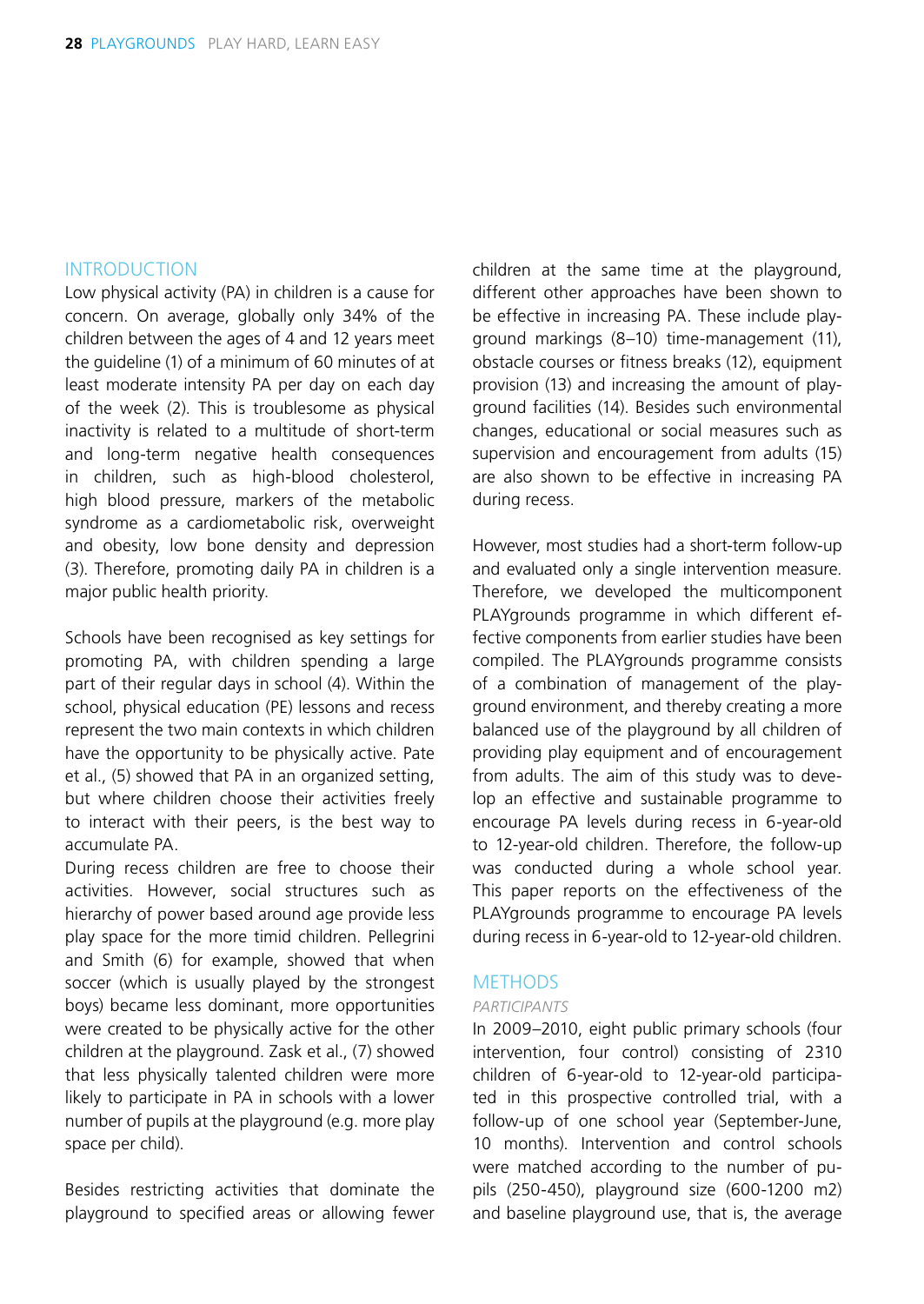## INTRODUCTION

Low physical activity (PA) in children is a cause for concern. On average, globally only 34% of the children between the ages of 4 and 12 years meet the guideline (1) of a minimum of 60 minutes of at least moderate intensity PA per day on each day of the week (2). This is troublesome as physical inactivity is related to a multitude of short-term and long-term negative health consequences in children, such as high-blood cholesterol, high blood pressure, markers of the metabolic syndrome as a cardiometabolic risk, overweight and obesity, low bone density and depression (3). Therefore, promoting daily PA in children is a major public health priority.

Schools have been recognised as key settings for promoting PA, with children spending a large part of their regular days in school (4). Within the school, physical education (PE) lessons and recess represent the two main contexts in which children have the opportunity to be physically active. Pate et al., (5) showed that PA in an organized setting, but where children choose their activities freely to interact with their peers, is the best way to accumulate PA.

During recess children are free to choose their activities. However, social structures such as hierarchy of power based around age provide less play space for the more timid children. Pellegrini and Smith (6) for example, showed that when soccer (which is usually played by the strongest boys) became less dominant, more opportunities were created to be physically active for the other children at the playground. Zask et al., (7) showed that less physically talented children were more likely to participate in PA in schools with a lower number of pupils at the playground (e.g. more play space per child).

Besides restricting activities that dominate the playground to specified areas or allowing fewer children at the same time at the playground, different other approaches have been shown to be effective in increasing PA. These include playground markings (8–10) time-management (11), obstacle courses or fitness breaks (12), equipment provision (13) and increasing the amount of playground facilities (14). Besides such environmental changes, educational or social measures such as supervision and encouragement from adults (15) are also shown to be effective in increasing PA during recess.

However, most studies had a short-term follow-up and evaluated only a single intervention measure. Therefore, we developed the multicomponent PLAYgrounds programme in which different effective components from earlier studies have been compiled. The PLAYgrounds programme consists of a combination of management of the playground environment, and thereby creating a more balanced use of the playground by all children of providing play equipment and of encouragement from adults. The aim of this study was to develop an effective and sustainable programme to encourage PA levels during recess in 6-year-old to 12-year-old children. Therefore, the follow-up was conducted during a whole school year. This paper reports on the effectiveness of the PLAYgrounds programme to encourage PA levels during recess in 6-year-old to 12-year-old children.

## METHODS

### *PARTICIPANTS*

In 2009–2010, eight public primary schools (four intervention, four control) consisting of 2310 children of 6-year-old to 12-year-old participated in this prospective controlled trial, with a follow-up of one school year (September-June, 10 months). Intervention and control schools were matched according to the number of pupils (250-450), playground size (600-1200 m2) and baseline playground use, that is, the average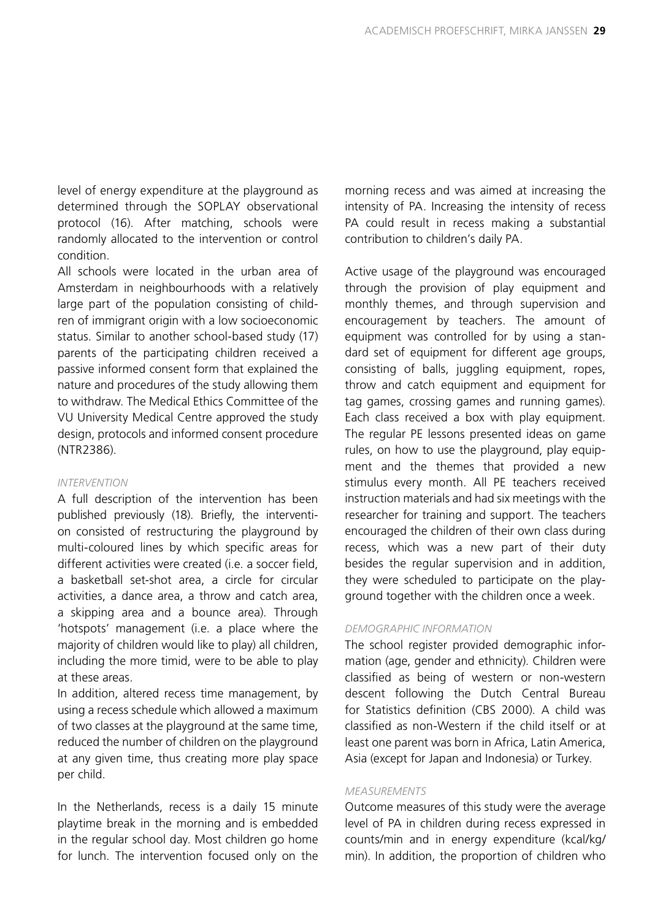level of energy expenditure at the playground as determined through the SOPLAY observational protocol (16). After matching, schools were randomly allocated to the intervention or control condition.

All schools were located in the urban area of Amsterdam in neighbourhoods with a relatively large part of the population consisting of children of immigrant origin with a low socioeconomic status. Similar to another school-based study (17) parents of the participating children received a passive informed consent form that explained the nature and procedures of the study allowing them to withdraw. The Medical Ethics Committee of the VU University Medical Centre approved the study design, protocols and informed consent procedure (NTR2386).

### *INTERVENTION*

A full description of the intervention has been published previously (18). Briefly, the intervention consisted of restructuring the playground by multi-coloured lines by which specific areas for different activities were created (i.e. a soccer field, a basketball set-shot area, a circle for circular activities, a dance area, a throw and catch area, a skipping area and a bounce area). Through 'hotspots' management (i.e. a place where the majority of children would like to play) all children, including the more timid, were to be able to play at these areas.

In addition, altered recess time management, by using a recess schedule which allowed a maximum of two classes at the playground at the same time, reduced the number of children on the playground at any given time, thus creating more play space per child.

In the Netherlands, recess is a daily 15 minute playtime break in the morning and is embedded in the regular school day. Most children go home for lunch. The intervention focused only on the morning recess and was aimed at increasing the intensity of PA. Increasing the intensity of recess PA could result in recess making a substantial contribution to children's daily PA.

Active usage of the playground was encouraged through the provision of play equipment and monthly themes, and through supervision and encouragement by teachers. The amount of equipment was controlled for by using a standard set of equipment for different age groups, consisting of balls, juggling equipment, ropes, throw and catch equipment and equipment for tag games, crossing games and running games). Each class received a box with play equipment. The regular PE lessons presented ideas on game rules, on how to use the playground, play equipment and the themes that provided a new stimulus every month. All PE teachers received instruction materials and had six meetings with the researcher for training and support. The teachers encouraged the children of their own class during recess, which was a new part of their duty besides the regular supervision and in addition, they were scheduled to participate on the playground together with the children once a week.

### *DEMOGRAPHIC INFORMATION*

The school register provided demographic information (age, gender and ethnicity). Children were classified as being of western or non-western descent following the Dutch Central Bureau for Statistics definition (CBS 2000). A child was classified as non-Western if the child itself or at least one parent was born in Africa, Latin America, Asia (except for Japan and Indonesia) or Turkey.

### *MEASUREMENTS*

Outcome measures of this study were the average level of PA in children during recess expressed in counts/min and in energy expenditure (kcal/kg/min). In addition, the proportion of children who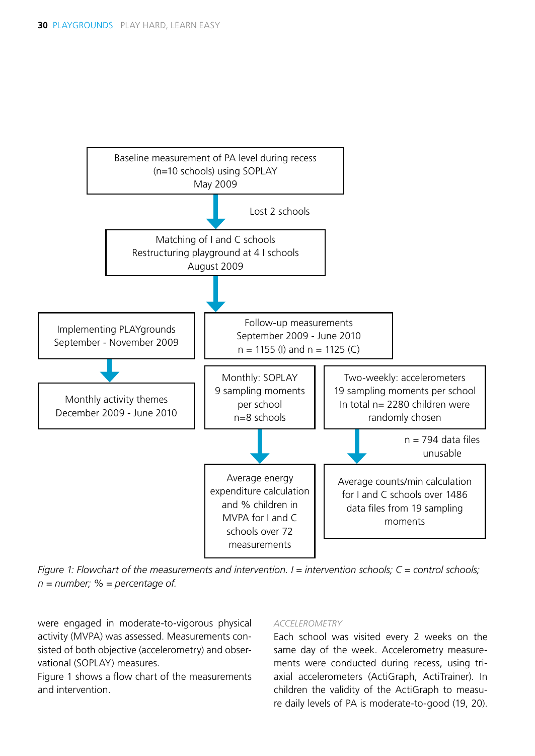Baseline measurement of PA level during recess (n=10 schools) using SOPLAY May 2009

Lost 2 schools

Matching of I and C schools
Restructuring playground at 4 I schools
August 2009

Implementing PLAYgrounds
September - November 2009

Monthly activity themes
December 2009 - June 2010

Follow-up measurements
September 2009 - June 2010
n = 1155 (I) and n = 1125 (C)

Monthly: SOPLAY
9 sampling moments per school
n=8 schools

Two-weekly: accelerometers
19 sampling moments per school
In total n= 2280 children were randomly chosen

n = 794 data files unusable

Average energy expenditure calculation and % children in MVPA for I and C schools over 72 measurements

Average counts/min calculation for I and C schools over 1486 data files from 19 sampling moments

*Figure 1: Flowchart of the measurements and intervention. I = intervention schools; C = control schools; n = number; % = percentage of.*

were engaged in moderate-to-vigorous physical activity (MVPA) was assessed. Measurements consisted of both objective (accelerometry) and observational (SOPLAY) measures.
Figure 1 shows a flow chart of the measurements and intervention.

### ACCELEROMETRY

Each school was visited every 2 weeks on the same day of the week. Accelerometry measurements were conducted during recess, using tri-axial accelerometers (ActiGraph, ActiTrainer). In children the validity of the ActiGraph to measure daily levels of PA is moderate-to-good (19, 20).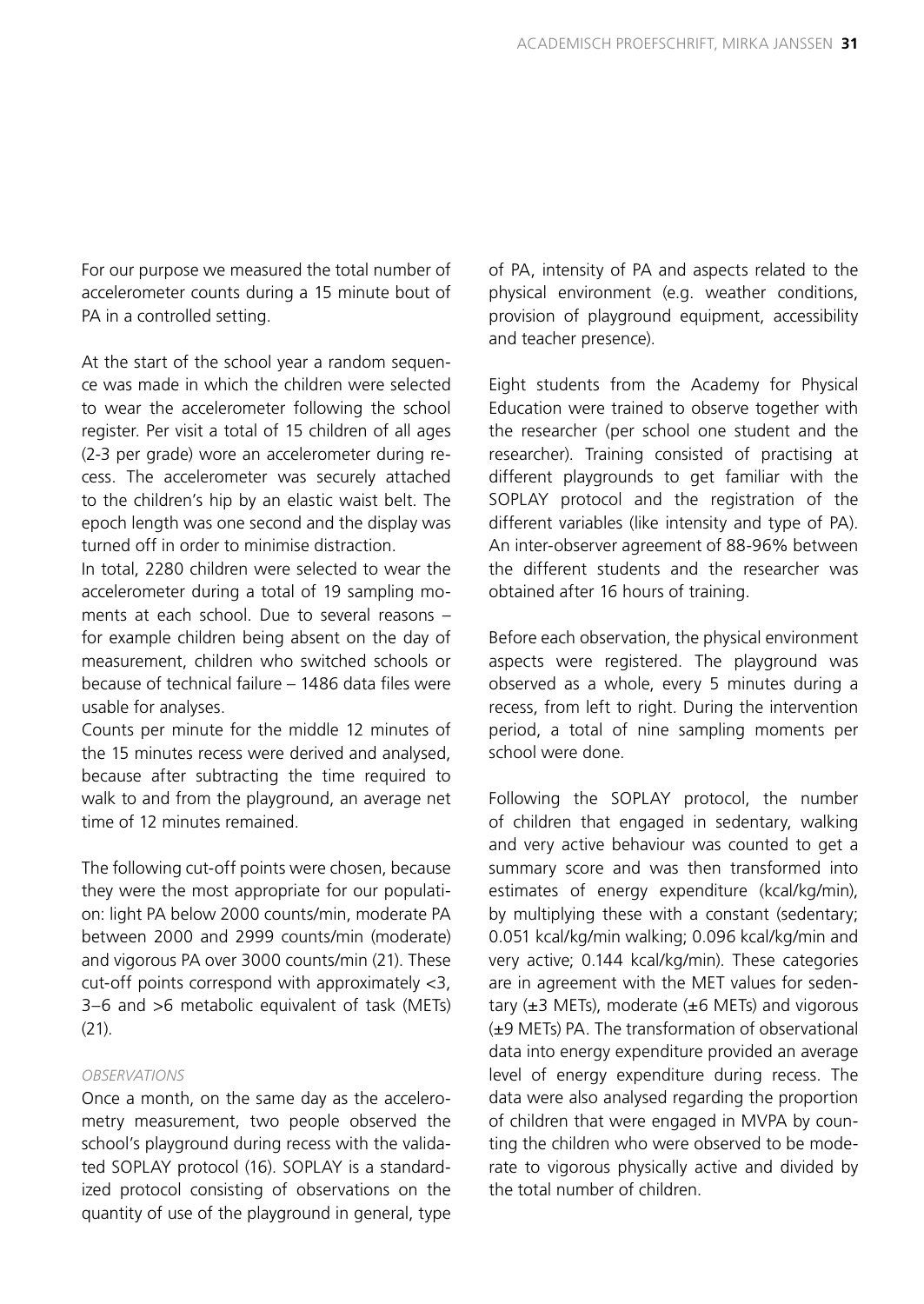For our purpose we measured the total number of accelerometer counts during a 15 minute bout of PA in a controlled setting.

At the start of the school year a random sequence was made in which the children were selected to wear the accelerometer following the school register. Per visit a total of 15 children of all ages (2-3 per grade) wore an accelerometer during recess. The accelerometer was securely attached to the children's hip by an elastic waist belt. The epoch length was one second and the display was turned off in order to minimise distraction.

In total, 2280 children were selected to wear the accelerometer during a total of 19 sampling moments at each school. Due to several reasons – for example children being absent on the day of measurement, children who switched schools or because of technical failure – 1486 data files were usable for analyses.

Counts per minute for the middle 12 minutes of the 15 minutes recess were derived and analysed, because after subtracting the time required to walk to and from the playground, an average net time of 12 minutes remained.

The following cut-off points were chosen, because they were the most appropriate for our population: light PA below 2000 counts/min, moderate PA between 2000 and 2999 counts/min (moderate) and vigorous PA over 3000 counts/min (21). These cut-off points correspond with approximately <3, 3–6 and >6 metabolic equivalent of task (METs) (21).

*OBSERVATIONS*

Once a month, on the same day as the accelerometry measurement, two people observed the school's playground during recess with the validated SOPLAY protocol (16). SOPLAY is a standardized protocol consisting of observations on the quantity of use of the playground in general, type of PA, intensity of PA and aspects related to the physical environment (e.g. weather conditions, provision of playground equipment, accessibility and teacher presence).

Eight students from the Academy for Physical Education were trained to observe together with the researcher (per school one student and the researcher). Training consisted of practising at different playgrounds to get familiar with the SOPLAY protocol and the registration of the different variables (like intensity and type of PA). An inter-observer agreement of 88-96% between the different students and the researcher was obtained after 16 hours of training.

Before each observation, the physical environment aspects were registered. The playground was observed as a whole, every 5 minutes during a recess, from left to right. During the intervention period, a total of nine sampling moments per school were done.

Following the SOPLAY protocol, the number of children that engaged in sedentary, walking and very active behaviour was counted to get a summary score and was then transformed into estimates of energy expenditure (kcal/kg/min), by multiplying these with a constant (sedentary; 0.051 kcal/kg/min walking; 0.096 kcal/kg/min and very active; 0.144 kcal/kg/min). These categories are in agreement with the MET values for sedentary (±3 METs), moderate (±6 METs) and vigorous (±9 METs) PA. The transformation of observational data into energy expenditure provided an average level of energy expenditure during recess. The data were also analysed regarding the proportion of children that were engaged in MVPA by counting the children who were observed to be moderate to vigorous physically active and divided by the total number of children.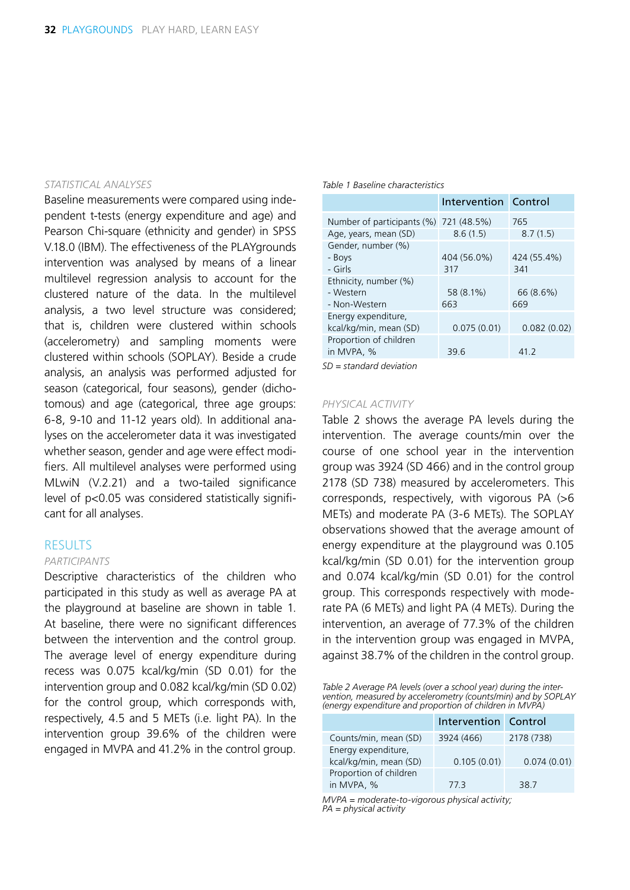*STATISTICAL ANALYSES*

Baseline measurements were compared using independent t-tests (energy expenditure and age) and Pearson Chi-square (ethnicity and gender) in SPSS V.18.0 (IBM). The effectiveness of the PLAYgrounds intervention was analysed by means of a linear multilevel regression analysis to account for the clustered nature of the data. In the multilevel analysis, a two level structure was considered; that is, children were clustered within schools (accelerometry) and sampling moments were clustered within schools (SOPLAY). Beside a crude analysis, an analysis was performed adjusted for season (categorical, four seasons), gender (dichotomous) and age (categorical, three age groups: 6-8, 9-10 and 11-12 years old). In additional analyses on the accelerometer data it was investigated whether season, gender and age were effect modifiers. All multilevel analyses were performed using MLwiN (V.2.21) and a two-tailed significance level of $p<0.05$ was considered statistically significant for all analyses.

## RESULTS

*PARTICIPANTS*

Descriptive characteristics of the children who participated in this study as well as average PA at the playground at baseline are shown in table 1. At baseline, there were no significant differences between the intervention and the control group. The average level of energy expenditure during recess was 0.075 kcal/kg/min (SD 0.01) for the intervention group and 0.082 kcal/kg/min (SD 0.02) for the control group, which corresponds with, respectively, 4.5 and 5 METs (i.e. light PA). In the intervention group 39.6% of the children were engaged in MVPA and 41.2% in the control group.

*Table 1 Baseline characteristics*

| | Intervention | Control |
|---|---|---|
| Number of participants (%) | 721 (48.5%) | 765 |
| Age, years, mean (SD) | 8.6 (1.5) | 8.7 (1.5) |
| Gender, number (%)<br>- Boys<br>- Girls | <br>404 (56.0%)<br>317 | <br>424 (55.4%)<br>341 |
| Ethnicity, number (%)<br>- Western<br>- Non-Western | <br>58 (8.1%)<br>663 | <br>66 (8.6%)<br>669 |
| Energy expenditure, kcal/kg/min, mean (SD) | 0.075 (0.01) | 0.082 (0.02) |
| Proportion of children in MVPA, % | 39.6 | 41.2 |

*SD = standard deviation*

*PHYSICAL ACTIVITY*

Table 2 shows the average PA levels during the intervention. The average counts/min over the course of one school year in the intervention group was 3924 (SD 466) and in the control group 2178 (SD 738) measured by accelerometers. This corresponds, respectively, with vigorous PA (>6 METs) and moderate PA (3-6 METs). The SOPLAY observations showed that the average amount of energy expenditure at the playground was 0.105 kcal/kg/min (SD 0.01) for the intervention group and 0.074 kcal/kg/min (SD 0.01) for the control group. This corresponds respectively with moderate PA (6 METs) and light PA (4 METs). During the intervention, an average of 77.3% of the children in the intervention group was engaged in MVPA, against 38.7% of the children in the control group.

*Table 2 Average PA levels (over a school year) during the intervention, measured by accelerometry (counts/min) and by SOPLAY (energy expenditure and proportion of children in MVPA)*

| | Intervention | Control |
|---|---|---|
| Counts/min, mean (SD) | 3924 (466) | 2178 (738) |
| Energy expenditure, kcal/kg/min, mean (SD) | 0.105 (0.01) | 0.074 (0.01) |
| Proportion of children in MVPA, % | 77.3 | 38.7 |

*MVPA = moderate-to-vigorous physical activity; PA = physical activity*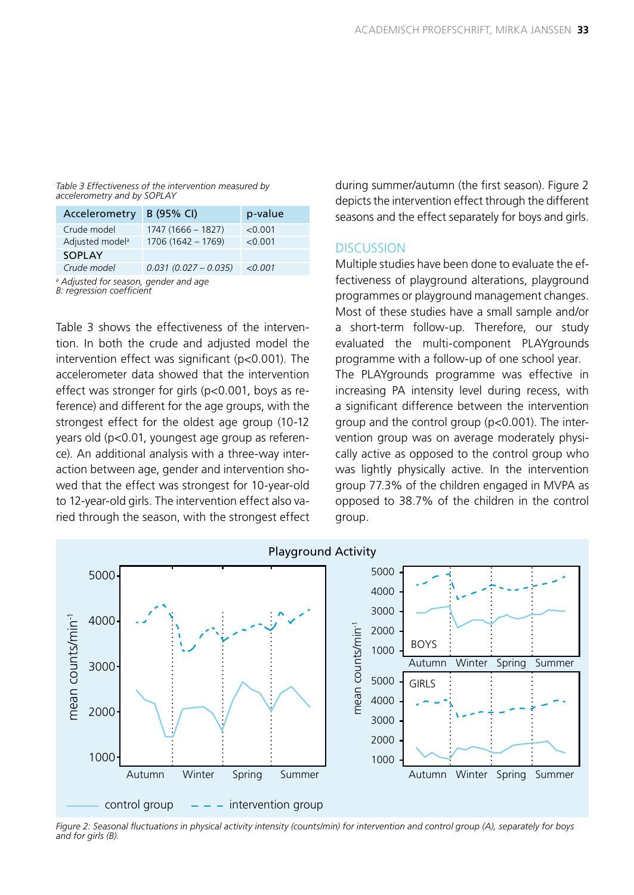*Table 3 Effectiveness of the intervention measured by accelerometry and by SOPLAY*

| Accelerometry | B (95% CI) | p-value |
|---|---|---|
| Crude model | 1747 (1666 – 1827) | <0.001 |
| Adjusted model[a] | 1706 (1642 – 1769) | <0.001 |
| **SOPLAY** | | |
| *Crude model* | *0.031 (0.027 – 0.035)* | *<0.001* |

*[a] Adjusted for season, gender and age*
*B: regression coefficient*

Table 3 shows the effectiveness of the intervention. In both the crude and adjusted model the intervention effect was significant (p<0.001). The accelerometer data showed that the intervention effect was stronger for girls (p<0.001, boys as reference) and different for the age groups, with the strongest effect for the oldest age group (10-12 years old (p<0.01, youngest age group as reference). An additional analysis with a three-way interaction between age, gender and intervention showed that the effect was strongest for 10-year-old to 12-year-old girls. The intervention effect also varied through the season, with the strongest effect during summer/autumn (the first season). Figure 2 depicts the intervention effect through the different seasons and the effect separately for boys and girls.

## DISCUSSION

Multiple studies have been done to evaluate the effectiveness of playground alterations, playground programmes or playground management changes. Most of these studies have a small sample and/or a short-term follow-up. Therefore, our study evaluated the multi-component PLAYgrounds programme with a follow-up of one school year.
The PLAYgrounds programme was effective in increasing PA intensity level during recess, with a significant difference between the intervention group and the control group (p<0.001). The intervention group was on average moderately physically active as opposed to the control group who was lightly physically active. In the intervention group 77.3% of the children engaged in MVPA as opposed to 38.7% of the children in the control group.

*Figure 2: Seasonal fluctuations in physical activity intensity (counts/min) for intervention and control group (A), separately for boys and for girls (B).*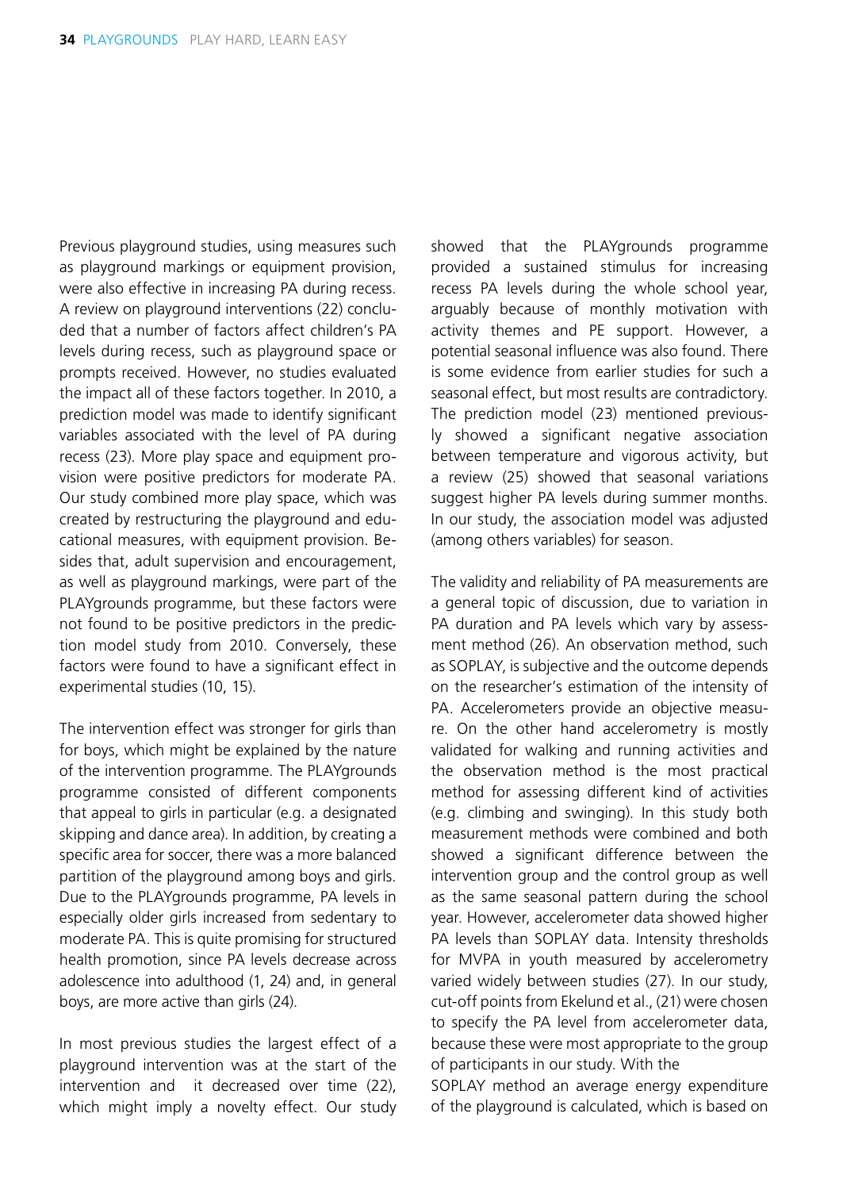Previous playground studies, using measures such as playground markings or equipment provision, were also effective in increasing PA during recess. A review on playground interventions (22) concluded that a number of factors affect children's PA levels during recess, such as playground space or prompts received. However, no studies evaluated the impact all of these factors together. In 2010, a prediction model was made to identify significant variables associated with the level of PA during recess (23). More play space and equipment provision were positive predictors for moderate PA. Our study combined more play space, which was created by restructuring the playground and educational measures, with equipment provision. Besides that, adult supervision and encouragement, as well as playground markings, were part of the PLAYgrounds programme, but these factors were not found to be positive predictors in the prediction model study from 2010. Conversely, these factors were found to have a significant effect in experimental studies (10, 15).

The intervention effect was stronger for girls than for boys, which might be explained by the nature of the intervention programme. The PLAYgrounds programme consisted of different components that appeal to girls in particular (e.g. a designated skipping and dance area). In addition, by creating a specific area for soccer, there was a more balanced partition of the playground among boys and girls. Due to the PLAYgrounds programme, PA levels in especially older girls increased from sedentary to moderate PA. This is quite promising for structured health promotion, since PA levels decrease across adolescence into adulthood (1, 24) and, in general boys, are more active than girls (24).

In most previous studies the largest effect of a playground intervention was at the start of the intervention and it decreased over time (22), which might imply a novelty effect. Our study showed that the PLAYgrounds programme provided a sustained stimulus for increasing recess PA levels during the whole school year, arguably because of monthly motivation with activity themes and PE support. However, a potential seasonal influence was also found. There is some evidence from earlier studies for such a seasonal effect, but most results are contradictory. The prediction model (23) mentioned previously showed a significant negative association between temperature and vigorous activity, but a review (25) showed that seasonal variations suggest higher PA levels during summer months. In our study, the association model was adjusted (among others variables) for season.

The validity and reliability of PA measurements are a general topic of discussion, due to variation in PA duration and PA levels which vary by assessment method (26). An observation method, such as SOPLAY, is subjective and the outcome depends on the researcher's estimation of the intensity of PA. Accelerometers provide an objective measure. On the other hand accelerometry is mostly validated for walking and running activities and the observation method is the most practical method for assessing different kind of activities (e.g. climbing and swinging). In this study both measurement methods were combined and both showed a significant difference between the intervention group and the control group as well as the same seasonal pattern during the school year. However, accelerometer data showed higher PA levels than SOPLAY data. Intensity thresholds for MVPA in youth measured by accelerometry varied widely between studies (27). In our study, cut-off points from Ekelund et al., (21) were chosen to specify the PA level from accelerometer data, because these were most appropriate to the group of participants in our study. With the SOPLAY method an average energy expenditure of the playground is calculated, which is based on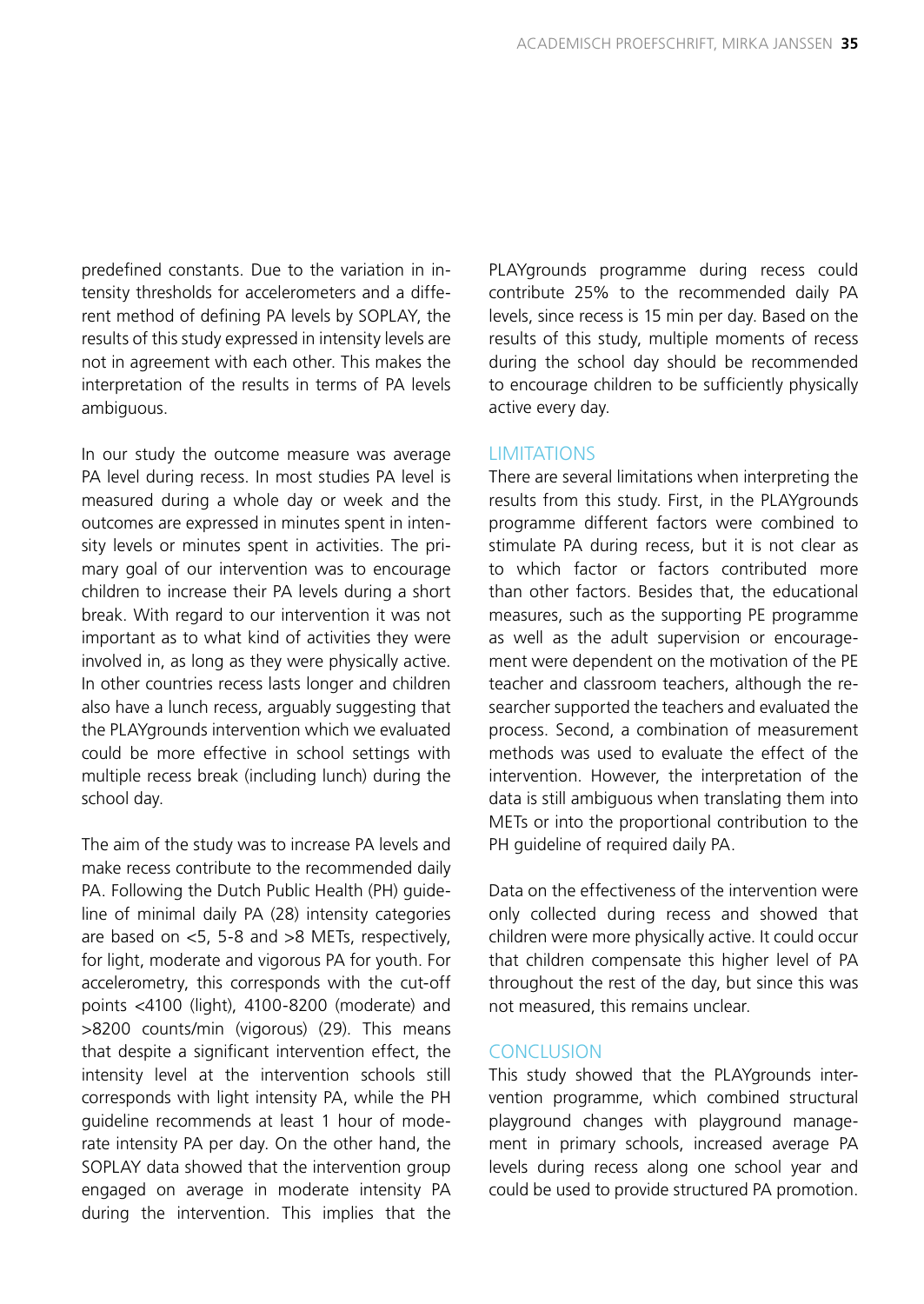predefined constants. Due to the variation in intensity thresholds for accelerometers and a different method of defining PA levels by SOPLAY, the results of this study expressed in intensity levels are not in agreement with each other. This makes the interpretation of the results in terms of PA levels ambiguous.

In our study the outcome measure was average PA level during recess. In most studies PA level is measured during a whole day or week and the outcomes are expressed in minutes spent in intensity levels or minutes spent in activities. The primary goal of our intervention was to encourage children to increase their PA levels during a short break. With regard to our intervention it was not important as to what kind of activities they were involved in, as long as they were physically active. In other countries recess lasts longer and children also have a lunch recess, arguably suggesting that the PLAYgrounds intervention which we evaluated could be more effective in school settings with multiple recess break (including lunch) during the school day.

The aim of the study was to increase PA levels and make recess contribute to the recommended daily PA. Following the Dutch Public Health (PH) guideline of minimal daily PA (28) intensity categories are based on <5, 5-8 and >8 METs, respectively, for light, moderate and vigorous PA for youth. For accelerometry, this corresponds with the cut-off points <4100 (light), 4100-8200 (moderate) and >8200 counts/min (vigorous) (29). This means that despite a significant intervention effect, the intensity level at the intervention schools still corresponds with light intensity PA, while the PH guideline recommends at least 1 hour of moderate intensity PA per day. On the other hand, the SOPLAY data showed that the intervention group engaged on average in moderate intensity PA during the intervention. This implies that the PLAYgrounds programme during recess could contribute 25% to the recommended daily PA levels, since recess is 15 min per day. Based on the results of this study, multiple moments of recess during the school day should be recommended to encourage children to be sufficiently physically active every day.

## LIMITATIONS

There are several limitations when interpreting the results from this study. First, in the PLAYgrounds programme different factors were combined to stimulate PA during recess, but it is not clear as to which factor or factors contributed more than other factors. Besides that, the educational measures, such as the supporting PE programme as well as the adult supervision or encouragement were dependent on the motivation of the PE teacher and classroom teachers, although the researcher supported the teachers and evaluated the process. Second, a combination of measurement methods was used to evaluate the effect of the intervention. However, the interpretation of the data is still ambiguous when translating them into METs or into the proportional contribution to the PH guideline of required daily PA.

Data on the effectiveness of the intervention were only collected during recess and showed that children were more physically active. It could occur that children compensate this higher level of PA throughout the rest of the day, but since this was not measured, this remains unclear.

## CONCLUSION

This study showed that the PLAYgrounds intervention programme, which combined structural playground changes with playground management in primary schools, increased average PA levels during recess along one school year and could be used to provide structured PA promotion.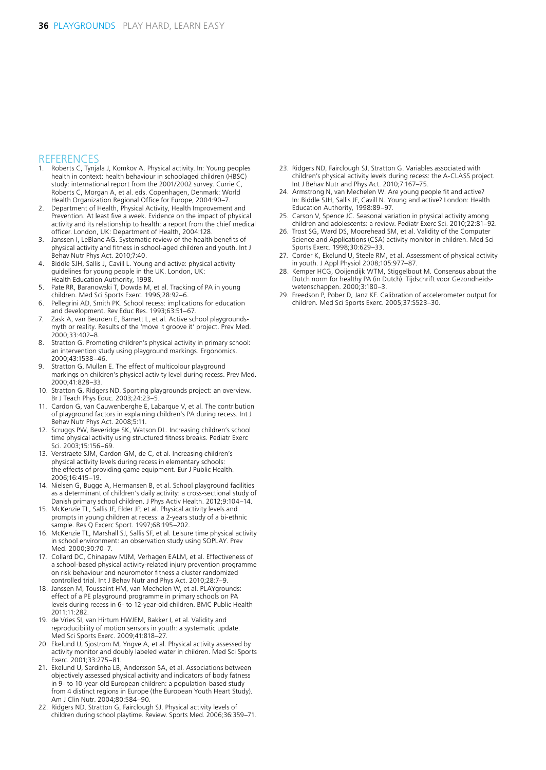## REFERENCES

1. Roberts C, Tynjala J, Komkov A. Physical activity. In: Young peoples health in context: health behaviour in schoolaged children (HBSC) study: international report from the 2001/2002 survey. Currie C, Roberts C, Morgan A, et al. eds. Copenhagen, Denmark: World Health Organization Regional Office for Europe, 2004:90–7.
2. Department of Health, Physical Activity, Health Improvement and Prevention. At least five a week. Evidence on the impact of physical activity and its relationship to health: a report from the chief medical officer. London, UK: Department of Health, 2004:128.
3. Janssen I, LeBlanc AG. Systematic review of the health benefits of physical activity and fitness in school-aged children and youth. Int J Behav Nutr Phys Act. 2010;7:40.
4. Biddle SJH, Sallis J, Cavill L. Young and active: physical activity guidelines for young people in the UK. London, UK: Health Education Authority, 1998.
5. Pate RR, Baranowski T, Dowda M, et al. Tracking of PA in young children. Med Sci Sports Exerc. 1996;28:92–6.
6. Pellegrini AD, Smith PK. School recess: implications for education and development. Rev Educ Res. 1993;63:51–67.
7. Zask A, van Beurden E, Barnett L, et al. Active school playgrounds-myth or reality. Results of the 'move it groove it' project. Prev Med. 2000;33:402–8.
8. Stratton G. Promoting children's physical activity in primary school: an intervention study using playground markings. Ergonomics. 2000;43:1538–46.
9. Stratton G, Mullan E. The effect of multicolour playground markings on children's physical activity level during recess. Prev Med. 2000;41:828–33.
10. Stratton G, Ridgers ND. Sporting playgrounds project: an overview. Br J Teach Phys Educ. 2003;24:23–5.
11. Cardon G, van Cauwenberghe E, Labarque V, et al. The contribution of playground factors in explaining children's PA during recess. Int J Behav Nutr Phys Act. 2008;5:11.
12. Scruggs PW, Beveridge SK, Watson DL. Increasing children's school time physical activity using structured fitness breaks. Pediatr Exerc Sci. 2003;15:156–69.
13. Verstraete SJM, Cardon GM, de C, et al. Increasing children's physical activity levels during recess in elementary schools: the effects of providing game equipment. Eur J Public Health. 2006;16:415–19.
14. Nielsen G, Bugge A, Hermansen B, et al. School playground facilities as a determinant of children's daily activity: a cross-sectional study of Danish primary school children. J Phys Activ Health. 2012;9:104–14.
15. McKenzie TL, Sallis JF, Elder JP, et al. Physical activity levels and prompts in young children at recess: a 2-years study of a bi-ethnic sample. Res Q Excerc Sport. 1997;68:195–202.
16. McKenzie TL, Marshall SJ, Sallis SF, et al. Leisure time physical activity in school environment: an observation study using SOPLAY. Prev Med. 2000;30:70–7.
17. Collard DC, Chinapaw MJM, Verhagen EALM, et al. Effectiveness of a school-based physical activity-related injury prevention programme on risk behaviour and neuromotor fitness a cluster randomized controlled trial. Int J Behav Nutr and Phys Act. 2010;28:7–9.
18. Janssen M, Toussaint HM, van Mechelen W, et al. PLAYgrounds: effect of a PE playground programme in primary schools on PA levels during recess in 6- to 12-year-old children. BMC Public Health 2011;11:282.
19. de Vries SI, van Hirtum HWJEM, Bakker I, et al. Validity and reproducibility of motion sensors in youth: a systematic update. Med Sci Sports Exerc. 2009;41:818–27.
20. Ekelund U, Sjostrom M, Yngve A, et al. Physical activity assessed by activity monitor and doubly labeled water in children. Med Sci Sports Exerc. 2001;33:275–81.
21. Ekelund U, Sardinha LB, Andersson SA, et al. Associations between objectively assessed physical activity and indicators of body fatness in 9- to 10-year-old European children: a population-based study from 4 distinct regions in Europe (the European Youth Heart Study). Am J Clin Nutr. 2004;80:584–90.
22. Ridgers ND, Stratton G, Fairclough SJ. Physical activity levels of children during school playtime. Review. Sports Med. 2006;36:359–71.
23. Ridgers ND, Fairclough SJ, Stratton G. Variables associated with children's physical activity levels during recess: the A-CLASS project. Int J Behav Nutr and Phys Act. 2010;7:167–75.
24. Armstrong N, van Mechelen W. Are young people fit and active? In: Biddle SJH, Sallis JF, Cavill N. Young and active? London: Health Education Authority, 1998:89–97.
25. Carson V, Spence JC. Seasonal variation in physical activity among children and adolescents: a review. Pediatr Exerc Sci. 2010;22:81–92.
26. Trost SG, Ward DS, Moorehead SM, et al. Validity of the Computer Science and Applications (CSA) activity monitor in children. Med Sci Sports Exerc. 1998;30:629–33.
27. Corder K, Ekelund U, Steele RM, et al. Assessment of physical activity in youth. J Appl Physiol 2008;105:977–87.
28. Kemper HCG, Ooijendijk WTM, Stiggelbout M. Consensus about the Dutch norm for healthy PA (in Dutch). Tijdschrift voor Gezondheids-wetenschappen. 2000;3:180–3.
29. Freedson P, Pober D, Janz KF. Calibration of accelerometer output for children. Med Sci Sports Exerc. 2005;37:S523–30.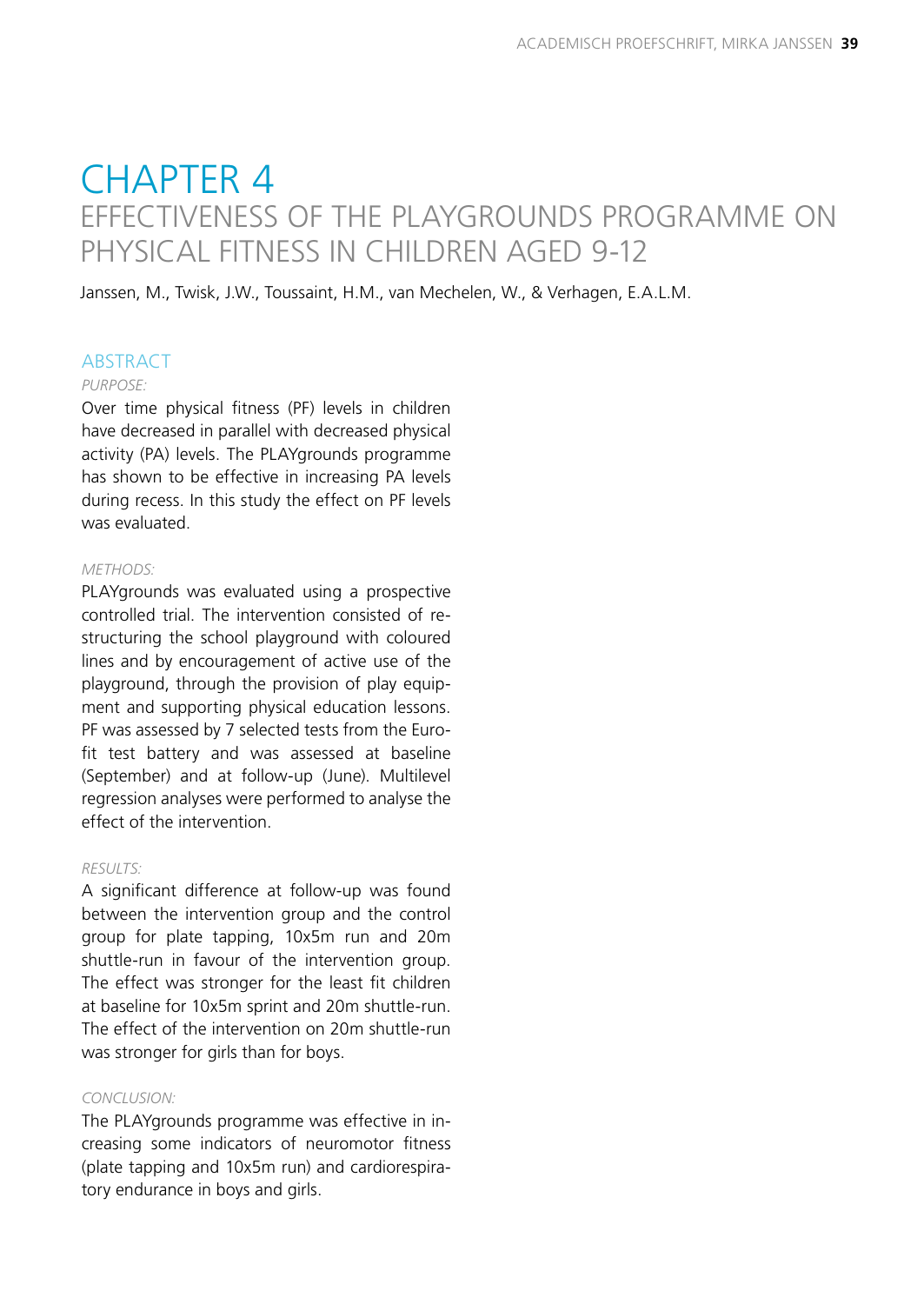# CHAPTER 4

## EFFECTIVENESS OF THE PLAYGROUNDS PROGRAMME ON PHYSICAL FITNESS IN CHILDREN AGED 9-12

Janssen, M., Twisk, J.W., Toussaint, H.M., van Mechelen, W., & Verhagen, E.A.L.M.

### ABSTRACT

*PURPOSE:*

Over time physical fitness (PF) levels in children have decreased in parallel with decreased physical activity (PA) levels. The PLAYgrounds programme has shown to be effective in increasing PA levels during recess. In this study the effect on PF levels was evaluated.

*METHODS:*

PLAYgrounds was evaluated using a prospective controlled trial. The intervention consisted of re-structuring the school playground with coloured lines and by encouragement of active use of the playground, through the provision of play equipment and supporting physical education lessons. PF was assessed by 7 selected tests from the Eurofit test battery and was assessed at baseline (September) and at follow-up (June). Multilevel regression analyses were performed to analyse the effect of the intervention.

*RESULTS:*

A significant difference at follow-up was found between the intervention group and the control group for plate tapping, 10x5m run and 20m shuttle-run in favour of the intervention group. The effect was stronger for the least fit children at baseline for 10x5m sprint and 20m shuttle-run. The effect of the intervention on 20m shuttle-run was stronger for girls than for boys.

*CONCLUSION:*

The PLAYgrounds programme was effective in increasing some indicators of neuromotor fitness (plate tapping and 10x5m run) and cardiorespiratory endurance in boys and girls.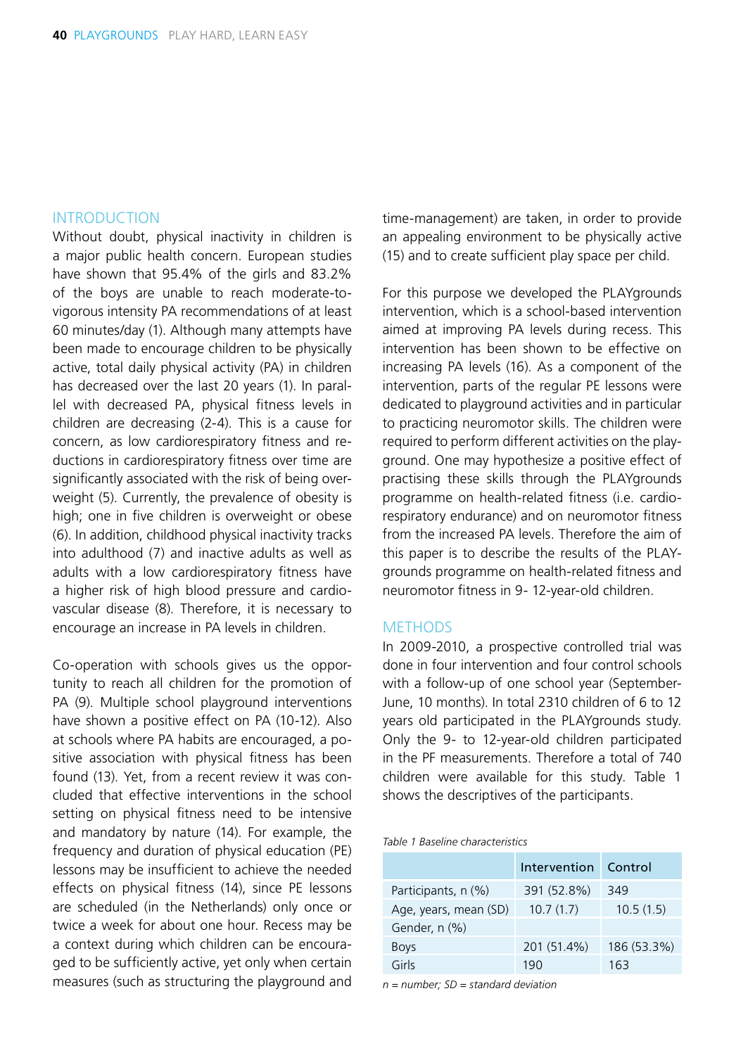## INTRODUCTION

Without doubt, physical inactivity in children is a major public health concern. European studies have shown that 95.4% of the girls and 83.2% of the boys are unable to reach moderate-to-vigorous intensity PA recommendations of at least 60 minutes/day (1). Although many attempts have been made to encourage children to be physically active, total daily physical activity (PA) in children has decreased over the last 20 years (1). In parallel with decreased PA, physical fitness levels in children are decreasing (2-4). This is a cause for concern, as low cardiorespiratory fitness and reductions in cardiorespiratory fitness over time are significantly associated with the risk of being overweight (5). Currently, the prevalence of obesity is high; one in five children is overweight or obese (6). In addition, childhood physical inactivity tracks into adulthood (7) and inactive adults as well as adults with a low cardiorespiratory fitness have a higher risk of high blood pressure and cardiovascular disease (8). Therefore, it is necessary to encourage an increase in PA levels in children.

Co-operation with schools gives us the opportunity to reach all children for the promotion of PA (9). Multiple school playground interventions have shown a positive effect on PA (10-12). Also at schools where PA habits are encouraged, a positive association with physical fitness has been found (13). Yet, from a recent review it was concluded that effective interventions in the school setting on physical fitness need to be intensive and mandatory by nature (14). For example, the frequency and duration of physical education (PE) lessons may be insufficient to achieve the needed effects on physical fitness (14), since PE lessons are scheduled (in the Netherlands) only once or twice a week for about one hour. Recess may be a context during which children can be encouraged to be sufficiently active, yet only when certain measures (such as structuring the playground and time-management) are taken, in order to provide an appealing environment to be physically active (15) and to create sufficient play space per child.

For this purpose we developed the PLAYgrounds intervention, which is a school-based intervention aimed at improving PA levels during recess. This intervention has been shown to be effective on increasing PA levels (16). As a component of the intervention, parts of the regular PE lessons were dedicated to playground activities and in particular to practicing neuromotor skills. The children were required to perform different activities on the playground. One may hypothesize a positive effect of practising these skills through the PLAYgrounds programme on health-related fitness (i.e. cardiorespiratory endurance) and on neuromotor fitness from the increased PA levels. Therefore the aim of this paper is to describe the results of the PLAYgrounds programme on health-related fitness and neuromotor fitness in 9- 12-year-old children.

## METHODS

In 2009-2010, a prospective controlled trial was done in four intervention and four control schools with a follow-up of one school year (September-June, 10 months). In total 2310 children of 6 to 12 years old participated in the PLAYgrounds study. Only the 9- to 12-year-old children participated in the PF measurements. Therefore a total of 740 children were available for this study. Table 1 shows the descriptives of the participants.

*Table 1 Baseline characteristics*

| | Intervention | Control |
|---|---|---|
| Participants, n (%) | 391 (52.8%) | 349 |
| Age, years, mean (SD) | 10.7 (1.7) | 10.5 (1.5) |
| Gender, n (%) | | |
| Boys | 201 (51.4%) | 186 (53.3%) |
| Girls | 190 | 163 |

*n = number; SD = standard deviation*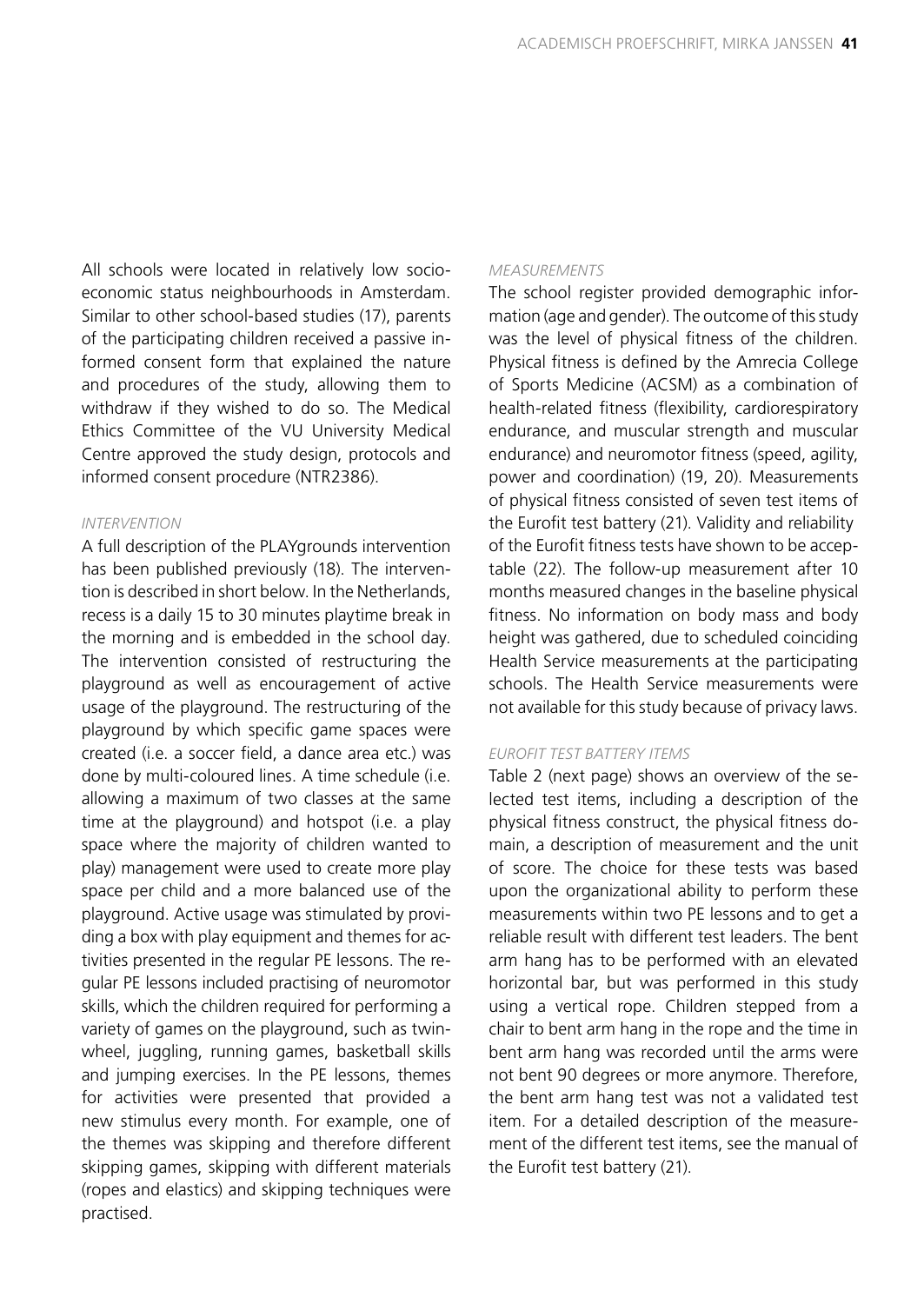All schools were located in relatively low socioeconomic status neighbourhoods in Amsterdam. Similar to other school-based studies (17), parents of the participating children received a passive informed consent form that explained the nature and procedures of the study, allowing them to withdraw if they wished to do so. The Medical Ethics Committee of the VU University Medical Centre approved the study design, protocols and informed consent procedure (NTR2386).

### *INTERVENTION*

A full description of the PLAYgrounds intervention has been published previously (18). The intervention is described in short below. In the Netherlands, recess is a daily 15 to 30 minutes playtime break in the morning and is embedded in the school day. The intervention consisted of restructuring the playground as well as encouragement of active usage of the playground. The restructuring of the playground by which specific game spaces were created (i.e. a soccer field, a dance area etc.) was done by multi-coloured lines. A time schedule (i.e. allowing a maximum of two classes at the same time at the playground) and hotspot (i.e. a play space where the majority of children wanted to play) management were used to create more play space per child and a more balanced use of the playground. Active usage was stimulated by providing a box with play equipment and themes for activities presented in the regular PE lessons. The regular PE lessons included practising of neuromotor skills, which the children required for performing a variety of games on the playground, such as twinwheel, juggling, running games, basketball skills and jumping exercises. In the PE lessons, themes for activities were presented that provided a new stimulus every month. For example, one of the themes was skipping and therefore different skipping games, skipping with different materials (ropes and elastics) and skipping techniques were practised.

### *MEASUREMENTS*

The school register provided demographic information (age and gender). The outcome of this study was the level of physical fitness of the children. Physical fitness is defined by the Amrecia College of Sports Medicine (ACSM) as a combination of health-related fitness (flexibility, cardiorespiratory endurance, and muscular strength and muscular endurance) and neuromotor fitness (speed, agility, power and coordination) (19, 20). Measurements of physical fitness consisted of seven test items of the Eurofit test battery (21). Validity and reliability of the Eurofit fitness tests have shown to be acceptable (22). The follow-up measurement after 10 months measured changes in the baseline physical fitness. No information on body mass and body height was gathered, due to scheduled coinciding Health Service measurements at the participating schools. The Health Service measurements were not available for this study because of privacy laws.

### *EUROFIT TEST BATTERY ITEMS*

Table 2 (next page) shows an overview of the selected test items, including a description of the physical fitness construct, the physical fitness domain, a description of measurement and the unit of score. The choice for these tests was based upon the organizational ability to perform these measurements within two PE lessons and to get a reliable result with different test leaders. The bent arm hang has to be performed with an elevated horizontal bar, but was performed in this study using a vertical rope. Children stepped from a chair to bent arm hang in the rope and the time in bent arm hang was recorded until the arms were not bent 90 degrees or more anymore. Therefore, the bent arm hang test was not a validated test item. For a detailed description of the measurement of the different test items, see the manual of the Eurofit test battery (21).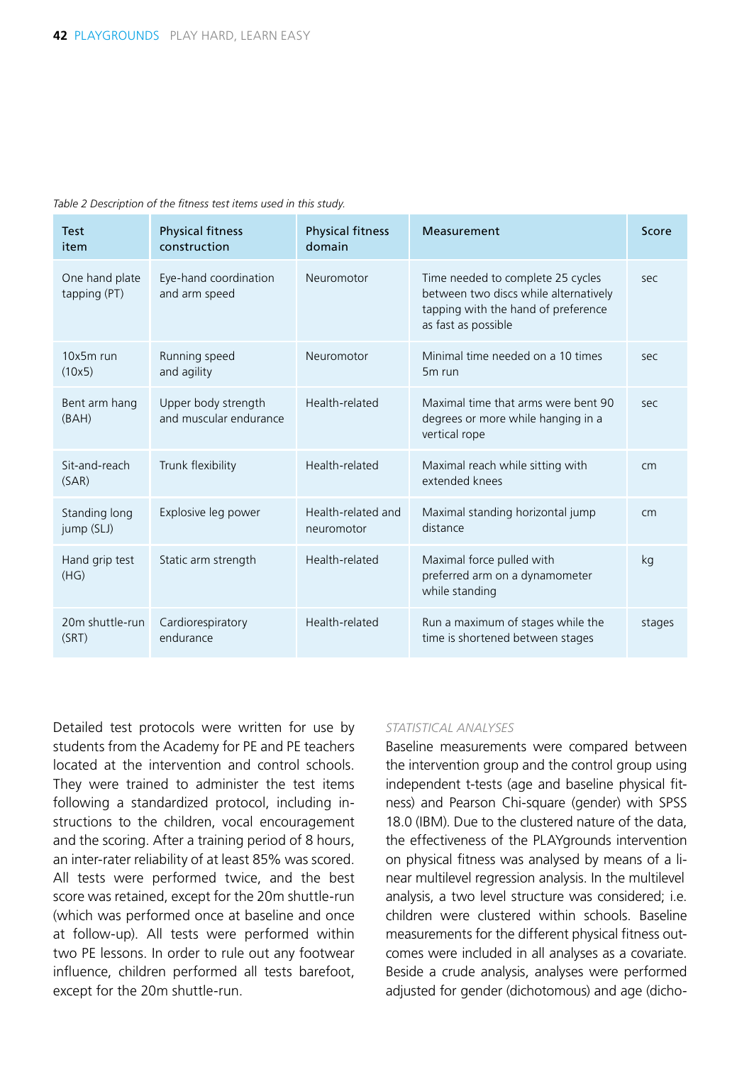*Table 2 Description of the fitness test items used in this study.*

| Test item | Physical fitness construction | Physical fitness domain | Measurement | Score |
|---|---|---|---|---|
| One hand plate tapping (PT) | Eye-hand coordination and arm speed | Neuromotor | Time needed to complete 25 cycles between two discs while alternatively tapping with the hand of preference as fast as possible | sec |
| 10x5m run (10x5) | Running speed and agility | Neuromotor | Minimal time needed on a 10 times 5m run | sec |
| Bent arm hang (BAH) | Upper body strength and muscular endurance | Health-related | Maximal time that arms were bent 90 degrees or more while hanging in a vertical rope | sec |
| Sit-and-reach (SAR) | Trunk flexibility | Health-related | Maximal reach while sitting with extended knees | cm |
| Standing long jump (SLJ) | Explosive leg power | Health-related and neuromotor | Maximal standing horizontal jump distance | cm |
| Hand grip test (HG) | Static arm strength | Health-related | Maximal force pulled with preferred arm on a dynamometer while standing | kg |
| 20m shuttle-run (SRT) | Cardiorespiratory endurance | Health-related | Run a maximum of stages while the time is shortened between stages | stages |

Detailed test protocols were written for use by students from the Academy for PE and PE teachers located at the intervention and control schools. They were trained to administer the test items following a standardized protocol, including instructions to the children, vocal encouragement and the scoring. After a training period of 8 hours, an inter-rater reliability of at least 85% was scored. All tests were performed twice, and the best score was retained, except for the 20m shuttle-run (which was performed once at baseline and once at follow-up). All tests were performed within two PE lessons. In order to rule out any footwear influence, children performed all tests barefoot, except for the 20m shuttle-run.

*STATISTICAL ANALYSES*

Baseline measurements were compared between the intervention group and the control group using independent t-tests (age and baseline physical fitness) and Pearson Chi-square (gender) with SPSS 18.0 (IBM). Due to the clustered nature of the data, the effectiveness of the PLAYgrounds intervention on physical fitness was analysed by means of a linear multilevel regression analysis. In the multilevel analysis, a two level structure was considered; i.e. children were clustered within schools. Baseline measurements for the different physical fitness outcomes were included in all analyses as a covariate. Beside a crude analysis, analyses were performed adjusted for gender (dichotomous) and age (dicho-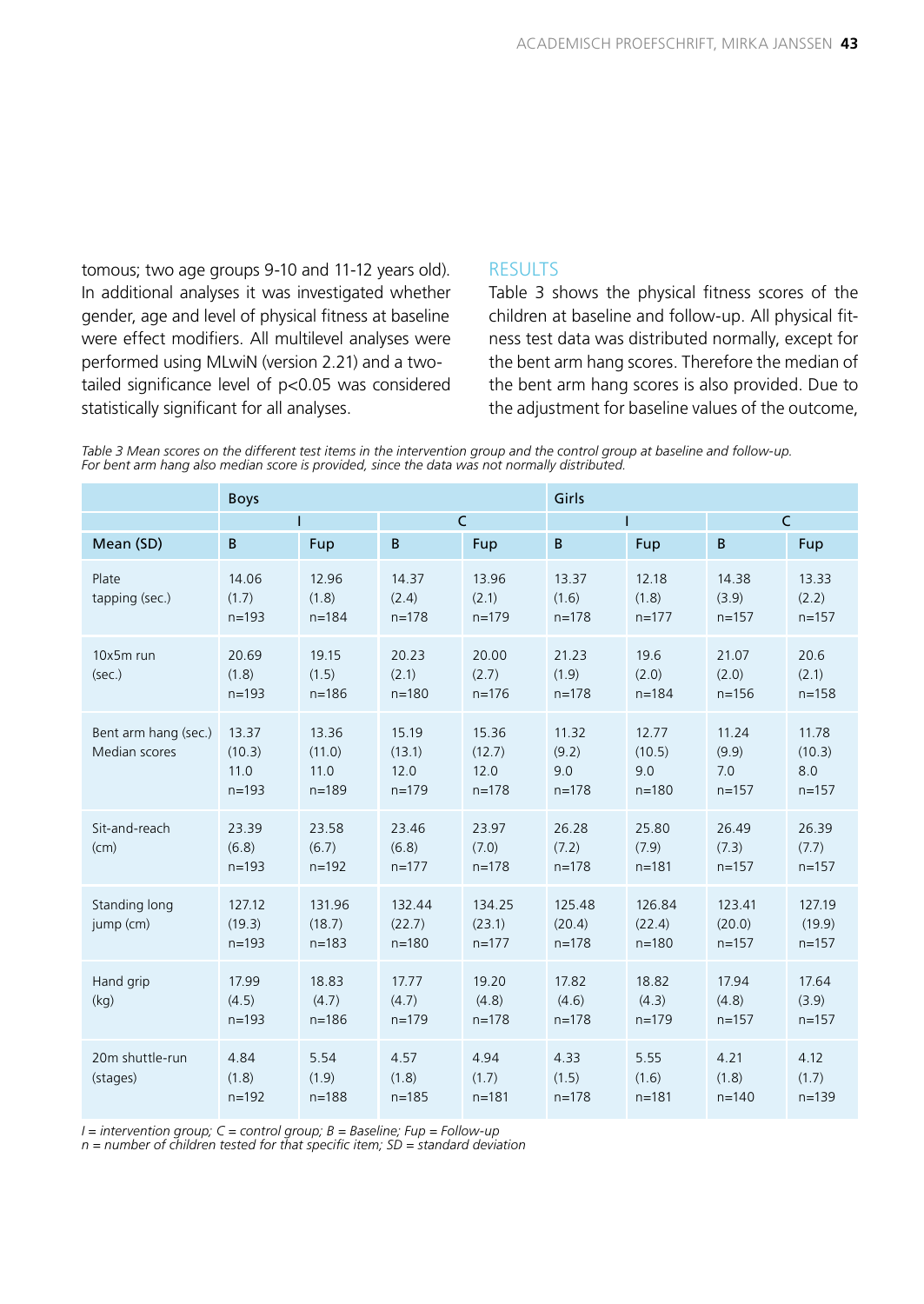tomous; two age groups 9-10 and 11-12 years old). In additional analyses it was investigated whether gender, age and level of physical fitness at baseline were effect modifiers. All multilevel analyses were performed using MLwiN (version 2.21) and a two-tailed significance level of $p<0.05$ was considered statistically significant for all analyses.

## RESULTS

Table 3 shows the physical fitness scores of the children at baseline and follow-up. All physical fitness test data was distributed normally, except for the bent arm hang scores. Therefore the median of the bent arm hang scores is also provided. Due to the adjustment for baseline values of the outcome,

*Table 3 Mean scores on the different test items in the intervention group and the control group at baseline and follow-up. For bent arm hang also median score is provided, since the data was not normally distributed.*

| | Boys | | | | Girls | | | |
|---|---|---|---|---|---|---|---|---|
| | I | | C | | I | | C | |
| **Mean (SD)** | **B** | **Fup** | **B** | **Fup** | **B** | **Fup** | **B** | **Fup** |
| Plate tapping (sec.) | 14.06 (1.7) n=193 | 12.96 (1.8) n=184 | 14.37 (2.4) n=178 | 13.96 (2.1) n=179 | 13.37 (1.6) n=178 | 12.18 (1.8) n=177 | 14.38 (3.9) n=157 | 13.33 (2.2) n=157 |
| 10x5m run (sec.) | 20.69 (1.8) n=193 | 19.15 (1.5) n=186 | 20.23 (2.1) n=180 | 20.00 (2.7) n=176 | 21.23 (1.9) n=178 | 19.6 (2.0) n=184 | 21.07 (2.0) n=156 | 20.6 (2.1) n=158 |
| Bent arm hang (sec.) Median scores | 13.37 (10.3) 11.0 n=193 | 13.36 (11.0) 11.0 n=189 | 15.19 (13.1) 12.0 n=179 | 15.36 (12.7) 12.0 n=178 | 11.32 (9.2) 9.0 n=178 | 12.77 (10.5) 9.0 n=180 | 11.24 (9.9) 7.0 n=157 | 11.78 (10.3) 8.0 n=157 |
| Sit-and-reach (cm) | 23.39 (6.8) n=193 | 23.58 (6.7) n=192 | 23.46 (6.8) n=177 | 23.97 (7.0) n=178 | 26.28 (7.2) n=178 | 25.80 (7.9) n=181 | 26.49 (7.3) n=157 | 26.39 (7.7) n=157 |
| Standing long jump (cm) | 127.12 (19.3) n=193 | 131.96 (18.7) n=183 | 132.44 (22.7) n=180 | 134.25 (23.1) n=177 | 125.48 (20.4) n=178 | 126.84 (22.4) n=180 | 123.41 (20.0) n=157 | 127.19 (19.9) n=157 |
| Hand grip (kg) | 17.99 (4.5) n=193 | 18.83 (4.7) n=186 | 17.77 (4.7) n=179 | 19.20 (4.8) n=178 | 17.82 (4.6) n=178 | 18.82 (4.3) n=179 | 17.94 (4.8) n=157 | 17.64 (3.9) n=157 |
| 20m shuttle-run (stages) | 4.84 (1.8) n=192 | 5.54 (1.9) n=188 | 4.57 (1.8) n=185 | 4.94 (1.7) n=181 | 4.33 (1.5) n=178 | 5.55 (1.6) n=181 | 4.21 (1.8) n=140 | 4.12 (1.7) n=139 |

*I = intervention group; C = control group; B = Baseline; Fup = Follow-up*
*n = number of children tested for that specific item; SD = standard deviation*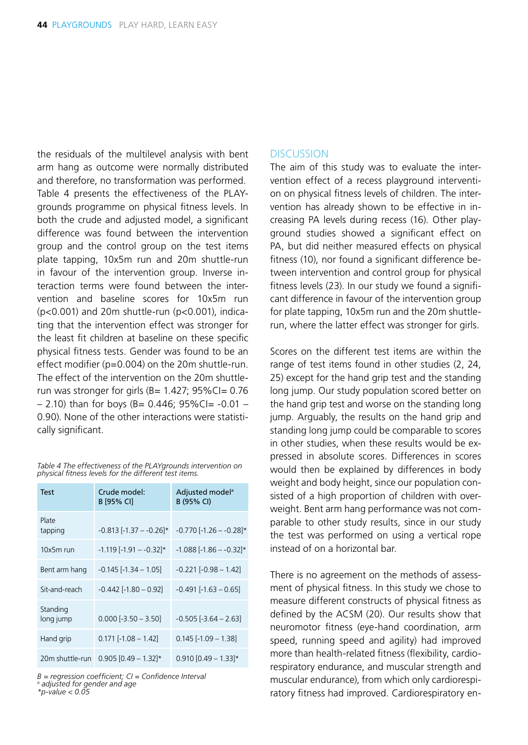the residuals of the multilevel analysis with bent arm hang as outcome were normally distributed and therefore, no transformation was performed.

Table 4 presents the effectiveness of the PLAYgrounds programme on physical fitness levels. In both the crude and adjusted model, a significant difference was found between the intervention group and the control group on the test items plate tapping, 10x5m run and 20m shuttle-run in favour of the intervention group. Inverse interaction terms were found between the intervention and baseline scores for 10x5m run ($p<0.001$) and 20m shuttle-run ($p<0.001$), indicating that the intervention effect was stronger for the least fit children at baseline on these specific physical fitness tests. Gender was found to be an effect modifier ($p=0.004$) on the 20m shuttle-run. The effect of the intervention on the 20m shuttle-run was stronger for girls (B= 1.427; 95%CI= 0.76 – 2.10) than for boys (B= 0.446; 95%CI= -0.01 – 0.90). None of the other interactions were statistically significant.

*Table 4 The effectiveness of the PLAYgrounds intervention on physical fitness levels for the different test items.*

| Test | Crude model: B [95% CI] | Adjusted model[a] B (95% CI) |
|---|---|---|
| Plate tapping | -0.813 [-1.37 – -0.26]* | -0.770 [-1.26 – -0.28]* |
| 10x5m run | -1.119 [-1.91 – -0.32]* | -1.088 [-1.86 – -0.32]* |
| Bent arm hang | -0.145 [-1.34 – 1.05] | -0.221 [-0.98 – 1.42] |
| Sit-and-reach | -0.442 [-1.80 – 0.92] | -0.491 [-1.63 – 0.65] |
| Standing long jump | 0.000 [-3.50 – 3.50] | -0.505 [-3.64 – 2.63] |
| Hand grip | 0.171 [-1.08 – 1.42] | 0.145 [-1.09 – 1.38] |
| 20m shuttle-run | 0.905 [0.49 – 1.32]* | 0.910 [0.49 – 1.33]* |

*B = regression coefficient; CI = Confidence Interval*
*[a] adjusted for gender and age*
*\*p-value < 0.05*

## DISCUSSION

The aim of this study was to evaluate the intervention effect of a recess playground intervention on physical fitness levels of children. The intervention has already shown to be effective in increasing PA levels during recess (16). Other playground studies showed a significant effect on PA, but did neither measured effects on physical fitness (10), nor found a significant difference between intervention and control group for physical fitness levels (23). In our study we found a significant difference in favour of the intervention group for plate tapping, 10x5m run and the 20m shuttle-run, where the latter effect was stronger for girls.

Scores on the different test items are within the range of test items found in other studies (2, 24, 25) except for the hand grip test and the standing long jump. Our study population scored better on the hand grip test and worse on the standing long jump. Arguably, the results on the hand grip and standing long jump could be comparable to scores in other studies, when these results would be expressed in absolute scores. Differences in scores would then be explained by differences in body weight and body height, since our population consisted of a high proportion of children with overweight. Bent arm hang performance was not comparable to other study results, since in our study the test was performed on using a vertical rope instead of on a horizontal bar.

There is no agreement on the methods of assessment of physical fitness. In this study we chose to measure different constructs of physical fitness as defined by the ACSM (20). Our results show that neuromotor fitness (eye-hand coordination, arm speed, running speed and agility) had improved more than health-related fitness (flexibility, cardiorespiratory endurance, and muscular strength and muscular endurance), from which only cardiorespiratory fitness had improved. Cardiorespiratory en-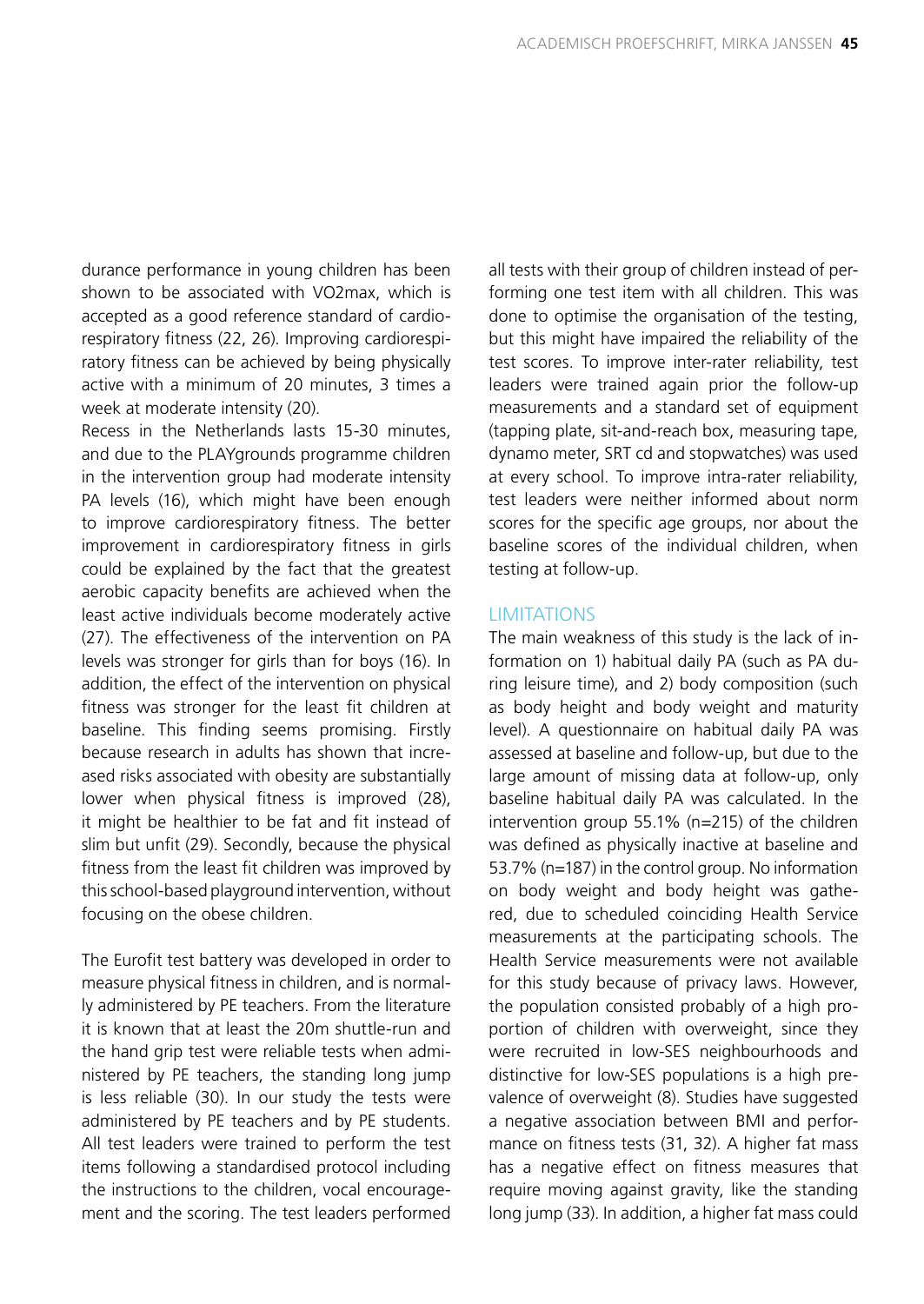durance performance in young children has been shown to be associated with VO2max, which is accepted as a good reference standard of cardiorespiratory fitness (22, 26). Improving cardiorespiratory fitness can be achieved by being physically active with a minimum of 20 minutes, 3 times a week at moderate intensity (20).

Recess in the Netherlands lasts 15-30 minutes, and due to the PLAYgrounds programme children in the intervention group had moderate intensity PA levels (16), which might have been enough to improve cardiorespiratory fitness. The better improvement in cardiorespiratory fitness in girls could be explained by the fact that the greatest aerobic capacity benefits are achieved when the least active individuals become moderately active (27). The effectiveness of the intervention on PA levels was stronger for girls than for boys (16). In addition, the effect of the intervention on physical fitness was stronger for the least fit children at baseline. This finding seems promising. Firstly because research in adults has shown that increased risks associated with obesity are substantially lower when physical fitness is improved (28), it might be healthier to be fat and fit instead of slim but unfit (29). Secondly, because the physical fitness from the least fit children was improved by this school-based playground intervention, without focusing on the obese children.

The Eurofit test battery was developed in order to measure physical fitness in children, and is normally administered by PE teachers. From the literature it is known that at least the 20m shuttle-run and the hand grip test were reliable tests when administered by PE teachers, the standing long jump is less reliable (30). In our study the tests were administered by PE teachers and by PE students. All test leaders were trained to perform the test items following a standardised protocol including the instructions to the children, vocal encouragement and the scoring. The test leaders performed all tests with their group of children instead of performing one test item with all children. This was done to optimise the organisation of the testing, but this might have impaired the reliability of the test scores. To improve inter-rater reliability, test leaders were trained again prior the follow-up measurements and a standard set of equipment (tapping plate, sit-and-reach box, measuring tape, dynamo meter, SRT cd and stopwatches) was used at every school. To improve intra-rater reliability, test leaders were neither informed about norm scores for the specific age groups, nor about the baseline scores of the individual children, when testing at follow-up.

## LIMITATIONS

The main weakness of this study is the lack of information on 1) habitual daily PA (such as PA during leisure time), and 2) body composition (such as body height and body weight and maturity level). A questionnaire on habitual daily PA was assessed at baseline and follow-up, but due to the large amount of missing data at follow-up, only baseline habitual daily PA was calculated. In the intervention group 55.1% (n=215) of the children was defined as physically inactive at baseline and 53.7% (n=187) in the control group. No information on body weight and body height was gathered, due to scheduled coinciding Health Service measurements at the participating schools. The Health Service measurements were not available for this study because of privacy laws. However, the population consisted probably of a high proportion of children with overweight, since they were recruited in low-SES neighbourhoods and distinctive for low-SES populations is a high prevalence of overweight (8). Studies have suggested a negative association between BMI and performance on fitness tests (31, 32). A higher fat mass has a negative effect on fitness measures that require moving against gravity, like the standing long jump (33). In addition, a higher fat mass could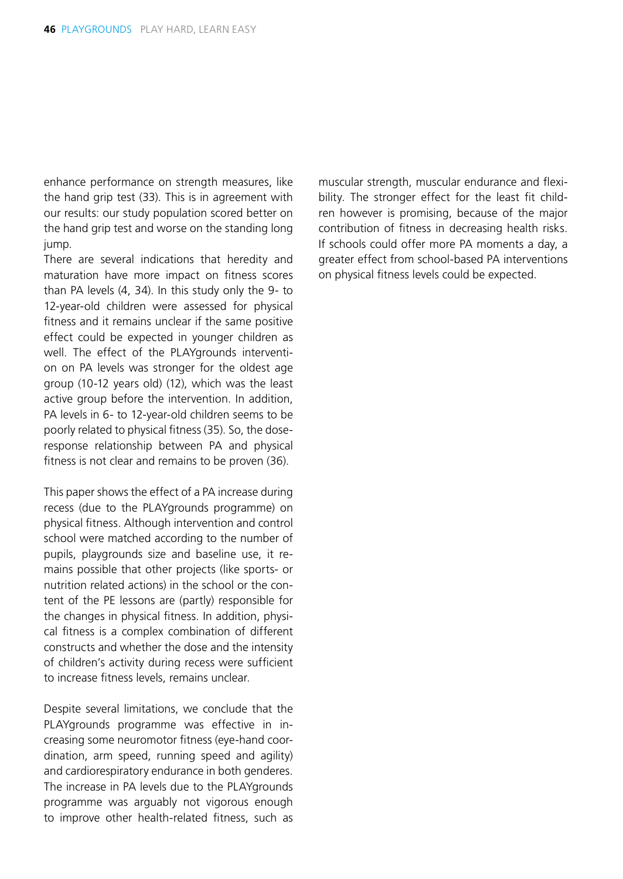enhance performance on strength measures, like the hand grip test (33). This is in agreement with our results: our study population scored better on the hand grip test and worse on the standing long jump.

There are several indications that heredity and maturation have more impact on fitness scores than PA levels (4, 34). In this study only the 9- to 12-year-old children were assessed for physical fitness and it remains unclear if the same positive effect could be expected in younger children as well. The effect of the PLAYgrounds intervention on PA levels was stronger for the oldest age group (10-12 years old) (12), which was the least active group before the intervention. In addition, PA levels in 6- to 12-year-old children seems to be poorly related to physical fitness (35). So, the dose-response relationship between PA and physical fitness is not clear and remains to be proven (36).

This paper shows the effect of a PA increase during recess (due to the PLAYgrounds programme) on physical fitness. Although intervention and control school were matched according to the number of pupils, playgrounds size and baseline use, it remains possible that other projects (like sports- or nutrition related actions) in the school or the content of the PE lessons are (partly) responsible for the changes in physical fitness. In addition, physical fitness is a complex combination of different constructs and whether the dose and the intensity of children's activity during recess were sufficient to increase fitness levels, remains unclear.

Despite several limitations, we conclude that the PLAYgrounds programme was effective in increasing some neuromotor fitness (eye-hand coordination, arm speed, running speed and agility) and cardiorespiratory endurance in both genderes. The increase in PA levels due to the PLAYgrounds programme was arguably not vigorous enough to improve other health-related fitness, such as muscular strength, muscular endurance and flexibility. The stronger effect for the least fit children however is promising, because of the major contribution of fitness in decreasing health risks. If schools could offer more PA moments a day, a greater effect from school-based PA interventions on physical fitness levels could be expected.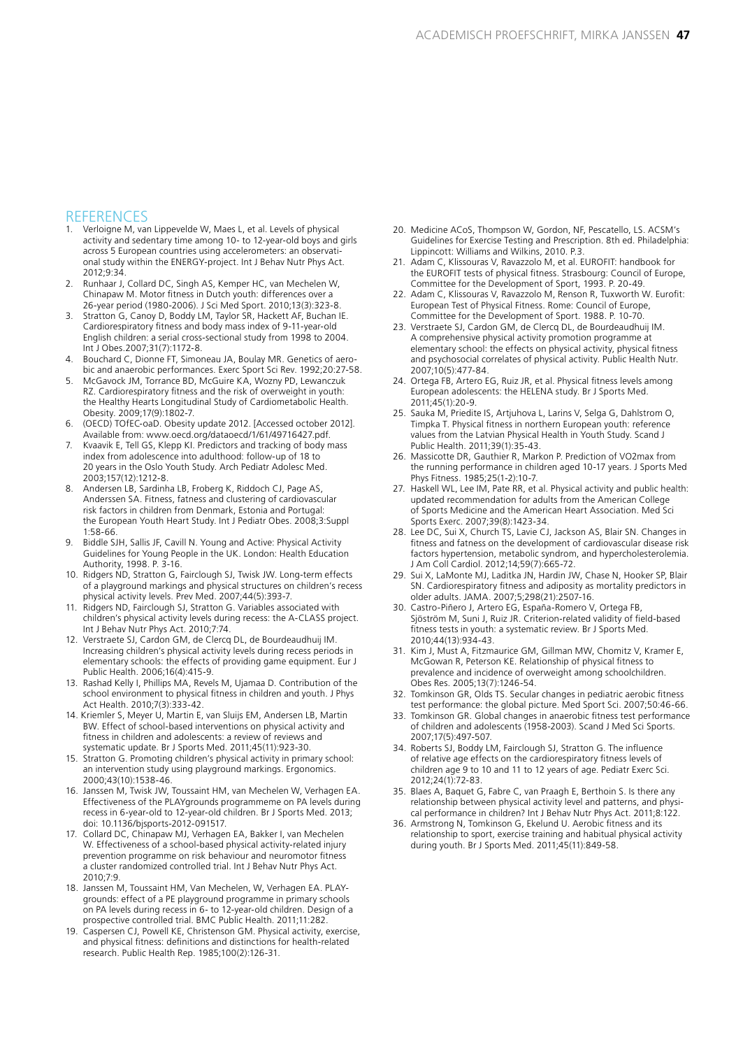## REFERENCES

1. Verloigne M, van Lippevelde W, Maes L, et al. Levels of physical activity and sedentary time among 10- to 12-year-old boys and girls across 5 European countries using accelerometers: an observational study within the ENERGY-project. Int J Behav Nutr Phys Act. 2012;9:34.
2. Runhaar J, Collard DC, Singh AS, Kemper HC, van Mechelen W, Chinapaw M. Motor fitness in Dutch youth: differences over a 26-year period (1980-2006). J Sci Med Sport. 2010;13(3):323-8.
3. Stratton G, Canoy D, Boddy LM, Taylor SR, Hackett AF, Buchan IE. Cardiorespiratory fitness and body mass index of 9-11-year-old English children: a serial cross-sectional study from 1998 to 2004. Int J Obes.2007;31(7):1172-8.
4. Bouchard C, Dionne FT, Simoneau JA, Boulay MR. Genetics of aerobic and anaerobic performances. Exerc Sport Sci Rev. 1992;20:27-58.
5. McGavock JM, Torrance BD, McGuire KA, Wozny PD, Lewanczuk RZ. Cardiorespiratory fitness and the risk of overweight in youth: the Healthy Hearts Longitudinal Study of Cardiometabolic Health. Obesity. 2009;17(9):1802-7.
6. (OECD) TOfEC-oaD. Obesity update 2012. [Accessed october 2012]. Available from: www.oecd.org/dataoecd/1/61/49716427.pdf.
7. Kvaavik E, Tell GS, Klepp KI. Predictors and tracking of body mass index from adolescence into adulthood: follow-up of 18 to 20 years in the Oslo Youth Study. Arch Pediatr Adolesc Med. 2003;157(12):1212-8.
8. Andersen LB, Sardinha LB, Froberg K, Riddoch CJ, Page AS, Anderssen SA. Fitness, fatness and clustering of cardiovascular risk factors in children from Denmark, Estonia and Portugal: the European Youth Heart Study. Int J Pediatr Obes. 2008;3:Suppl 1:58-66.
9. Biddle SJH, Sallis JF, Cavill N. Young and Active: Physical Activity Guidelines for Young People in the UK. London: Health Education Authority, 1998. P. 3-16.
10. Ridgers ND, Stratton G, Fairclough SJ, Twisk JW. Long-term effects of a playground markings and physical structures on children's recess physical activity levels. Prev Med. 2007;44(5):393-7.
11. Ridgers ND, Fairclough SJ, Stratton G. Variables associated with children's physical activity levels during recess: the A-CLASS project. Int J Behav Nutr Phys Act. 2010;7:74.
12. Verstraete SJ, Cardon GM, de Clercq DL, de Bourdeaudhuij IM. Increasing children's physical activity levels during recess periods in elementary schools: the effects of providing game equipment. Eur J Public Health. 2006;16(4):415-9.
13. Rashad Kelly I, Phillips MA, Revels M, Ujamaa D. Contribution of the school environment to physical fitness in children and youth. J Phys Act Health. 2010;7(3):333-42.
14. Kriemler S, Meyer U, Martin E, van Sluijs EM, Andersen LB, Martin BW. Effect of school-based interventions on physical activity and fitness in children and adolescents: a review of reviews and systematic update. Br J Sports Med. 2011;45(11):923-30.
15. Stratton G. Promoting children's physical activity in primary school: an intervention study using playground markings. Ergonomics. 2000;43(10):1538-46.
16. Janssen M, Twisk JW, Toussaint HM, van Mechelen W, Verhagen EA. Effectiveness of the PLAYgrounds programmeme on PA levels during recess in 6-year-old to 12-year-old children. Br J Sports Med. 2013; doi: 10.1136/bjsports-2012-091517.
17. Collard DC, Chinapaw MJ, Verhagen EA, Bakker I, van Mechelen W. Effectiveness of a school-based physical activity-related injury prevention programme on risk behaviour and neuromotor fitness a cluster randomized controlled trial. Int J Behav Nutr Phys Act. 2010;7:9.
18. Janssen M, Toussaint HM, Van Mechelen, W, Verhagen EA. PLAYgrounds: effect of a PE playground programme in primary schools on PA levels during recess in 6- to 12-year-old children. Design of a prospective controlled trial. BMC Public Health. 2011;11:282.
19. Caspersen CJ, Powell KE, Christenson GM. Physical activity, exercise, and physical fitness: definitions and distinctions for health-related research. Public Health Rep. 1985;100(2):126-31.
20. Medicine ACoS, Thompson W, Gordon, NF, Pescatello, LS. ACSM's Guidelines for Exercise Testing and Prescription. 8th ed. Philadelphia: Lippincott: Williams and Wilkins, 2010. P.3.
21. Adam C, Klissouras V, Ravazzolo M, et al. EUROFIT: handbook for the EUROFIT tests of physical fitness. Strasbourg: Council of Europe, Committee for the Development of Sport, 1993. P. 20-49.
22. Adam C, Klissouras V, Ravazzolo M, Renson R, Tuxworth W. Eurofit: European Test of Physical Fitness. Rome: Council of Europe, Committee for the Development of Sport. 1988. P. 10-70.
23. Verstraete SJ, Cardon GM, de Clercq DL, de Bourdeaudhuij IM. A comprehensive physical activity promotion programme at elementary school: the effects on physical activity, physical fitness and psychosocial correlates of physical activity. Public Health Nutr. 2007;10(5):477-84.
24. Ortega FB, Artero EG, Ruiz JR, et al. Physical fitness levels among European adolescents: the HELENA study. Br J Sports Med. 2011;45(1):20-9.
25. Sauka M, Priedite IS, Artjuhova L, Larins V, Selga G, Dahlstrom O, Timpka T. Physical fitness in northern European youth: reference values from the Latvian Physical Health in Youth Study. Scand J Public Health. 2011;39(1):35-43.
26. Massicotte DR, Gauthier R, Markon P. Prediction of VO2max from the running performance in children aged 10-17 years. J Sports Med Phys Fitness. 1985;25(1-2):10-7.
27. Haskell WL, Lee IM, Pate RR, et al. Physical activity and public health: updated recommendation for adults from the American College of Sports Medicine and the American Heart Association. Med Sci Sports Exerc. 2007;39(8):1423-34.
28. Lee DC, Sui X, Church TS, Lavie CJ, Jackson AS, Blair SN. Changes in fitness and fatness on the development of cardiovascular disease risk factors hypertension, metabolic syndrom, and hypercholesterolemia. J Am Coll Cardiol. 2012;14;59(7):665-72.
29. Sui X, LaMonte MJ, Laditka JN, Hardin JW, Chase N, Hooker SP, Blair SN. Cardiorespiratory fitness and adiposity as mortality predictors in older adults. JAMA. 2007;5;298(21):2507-16.
30. Castro-Piñero J, Artero EG, España-Romero V, Ortega FB, Sjöström M, Suni J, Ruiz JR. Criterion-related validity of field-based fitness tests in youth: a systematic review. Br J Sports Med. 2010;44(13):934-43.
31. Kim J, Must A, Fitzmaurice GM, Gillman MW, Chomitz V, Kramer E, McGowan R, Peterson KE. Relationship of physical fitness to prevalence and incidence of overweight among schoolchildren. Obes Res. 2005;13(7):1246-54.
32. Tomkinson GR, Olds TS. Secular changes in pediatric aerobic fitness test performance: the global picture. Med Sport Sci. 2007;50:46-66.
33. Tomkinson GR. Global changes in anaerobic fitness test performance of children and adolescents (1958-2003). Scand J Med Sci Sports. 2007;17(5):497-507.
34. Roberts SJ, Boddy LM, Fairclough SJ, Stratton G. The influence of relative age effects on the cardiorespiratory fitness levels of children age 9 to 10 and 11 to 12 years of age. Pediatr Exerc Sci. 2012;24(1):72-83.
35. Blaes A, Baquet G, Fabre C, van Praagh E, Berthoin S. Is there any relationship between physical activity level and patterns, and physical performance in children? Int J Behav Nutr Phys Act. 2011;8:122.
36. Armstrong N, Tomkinson G, Ekelund U. Aerobic fitness and its relationship to sport, exercise training and habitual physical activity during youth. Br J Sports Med. 2011;45(11):849-58.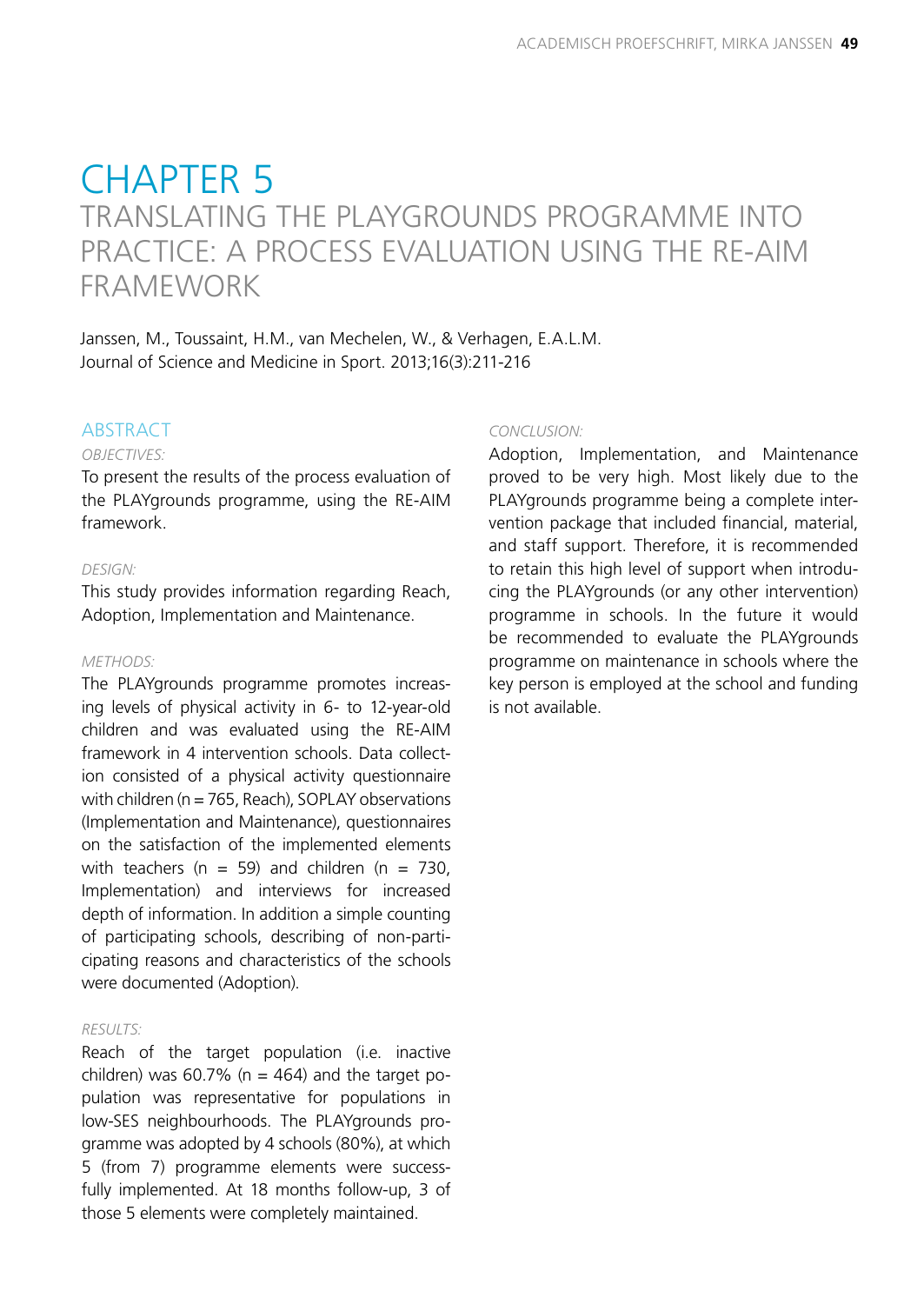# CHAPTER 5

## TRANSLATING THE PLAYGROUNDS PROGRAMME INTO PRACTICE: A PROCESS EVALUATION USING THE RE-AIM FRAMEWORK

Janssen, M., Toussaint, H.M., van Mechelen, W., & Verhagen, E.A.L.M.
Journal of Science and Medicine in Sport. 2013;16(3):211-216

### ABSTRACT

*OBJECTIVES:*

To present the results of the process evaluation of the PLAYgrounds programme, using the RE-AIM framework.

*DESIGN:*

This study provides information regarding Reach, Adoption, Implementation and Maintenance.

*METHODS:*

The PLAYgrounds programme promotes increasing levels of physical activity in 6- to 12-year-old children and was evaluated using the RE-AIM framework in 4 intervention schools. Data collection consisted of a physical activity questionnaire with children (n = 765, Reach), SOPLAY observations (Implementation and Maintenance), questionnaires on the satisfaction of the implemented elements with teachers (n = 59) and children (n = 730, Implementation) and interviews for increased depth of information. In addition a simple counting of participating schools, describing of non-participating reasons and characteristics of the schools were documented (Adoption).

*RESULTS:*

Reach of the target population (i.e. inactive children) was 60.7% (n = 464) and the target population was representative for populations in low-SES neighbourhoods. The PLAYgrounds programme was adopted by 4 schools (80%), at which 5 (from 7) programme elements were successfully implemented. At 18 months follow-up, 3 of those 5 elements were completely maintained.

*CONCLUSION:*

Adoption, Implementation, and Maintenance proved to be very high. Most likely due to the PLAYgrounds programme being a complete intervention package that included financial, material, and staff support. Therefore, it is recommended to retain this high level of support when introducing the PLAYgrounds (or any other intervention) programme in schools. In the future it would be recommended to evaluate the PLAYgrounds programme on maintenance in schools where the key person is employed at the school and funding is not available.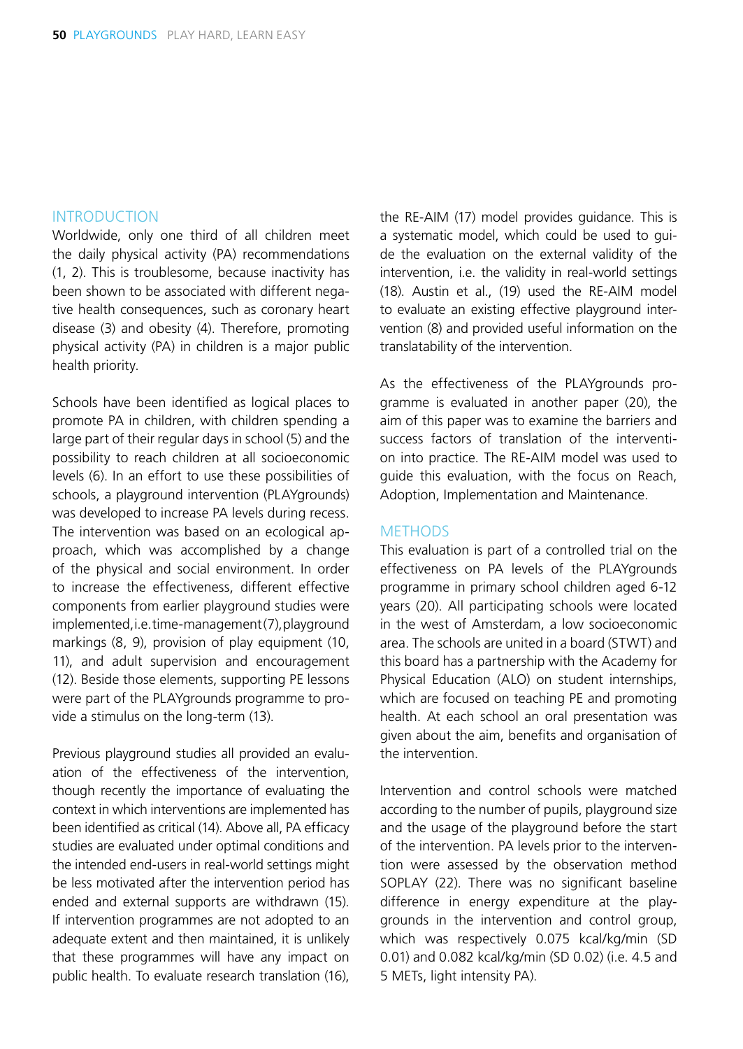## INTRODUCTION

Worldwide, only one third of all children meet the daily physical activity (PA) recommendations (1, 2). This is troublesome, because inactivity has been shown to be associated with different negative health consequences, such as coronary heart disease (3) and obesity (4). Therefore, promoting physical activity (PA) in children is a major public health priority.

Schools have been identified as logical places to promote PA in children, with children spending a large part of their regular days in school (5) and the possibility to reach children at all socioeconomic levels (6). In an effort to use these possibilities of schools, a playground intervention (PLAYgrounds) was developed to increase PA levels during recess. The intervention was based on an ecological approach, which was accomplished by a change of the physical and social environment. In order to increase the effectiveness, different effective components from earlier playground studies were implemented, i.e. time-management (7), playground markings (8, 9), provision of play equipment (10, 11), and adult supervision and encouragement (12). Beside those elements, supporting PE lessons were part of the PLAYgrounds programme to provide a stimulus on the long-term (13).

Previous playground studies all provided an evaluation of the effectiveness of the intervention, though recently the importance of evaluating the context in which interventions are implemented has been identified as critical (14). Above all, PA efficacy studies are evaluated under optimal conditions and the intended end-users in real-world settings might be less motivated after the intervention period has ended and external supports are withdrawn (15). If intervention programmes are not adopted to an adequate extent and then maintained, it is unlikely that these programmes will have any impact on public health. To evaluate research translation (16), the RE-AIM (17) model provides guidance. This is a systematic model, which could be used to guide the evaluation on the external validity of the intervention, i.e. the validity in real-world settings (18). Austin et al., (19) used the RE-AIM model to evaluate an existing effective playground intervention (8) and provided useful information on the translatability of the intervention.

As the effectiveness of the PLAYgrounds programme is evaluated in another paper (20), the aim of this paper was to examine the barriers and success factors of translation of the intervention into practice. The RE-AIM model was used to guide this evaluation, with the focus on Reach, Adoption, Implementation and Maintenance.

## METHODS

This evaluation is part of a controlled trial on the effectiveness on PA levels of the PLAYgrounds programme in primary school children aged 6-12 years (20). All participating schools were located in the west of Amsterdam, a low socioeconomic area. The schools are united in a board (STWT) and this board has a partnership with the Academy for Physical Education (ALO) on student internships, which are focused on teaching PE and promoting health. At each school an oral presentation was given about the aim, benefits and organisation of the intervention.

Intervention and control schools were matched according to the number of pupils, playground size and the usage of the playground before the start of the intervention. PA levels prior to the intervention were assessed by the observation method SOPLAY (22). There was no significant baseline difference in energy expenditure at the playgrounds in the intervention and control group, which was respectively 0.075 kcal/kg/min (SD 0.01) and 0.082 kcal/kg/min (SD 0.02) (i.e. 4.5 and 5 METs, light intensity PA).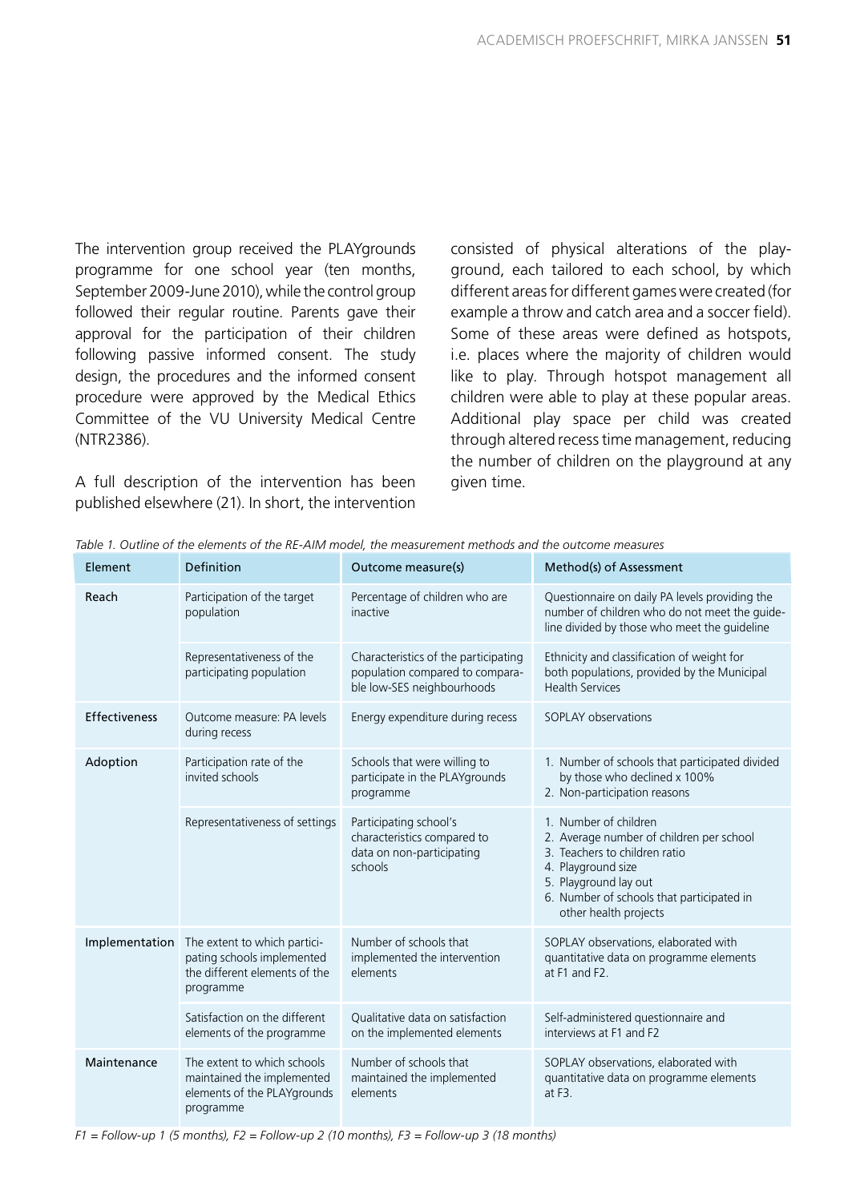The intervention group received the PLAYgrounds programme for one school year (ten months, September 2009-June 2010), while the control group followed their regular routine. Parents gave their approval for the participation of their children following passive informed consent. The study design, the procedures and the informed consent procedure were approved by the Medical Ethics Committee of the VU University Medical Centre (NTR2386).

A full description of the intervention has been published elsewhere (21). In short, the intervention consisted of physical alterations of the playground, each tailored to each school, by which different areas for different games were created (for example a throw and catch area and a soccer field). Some of these areas were defined as hotspots, i.e. places where the majority of children would like to play. Through hotspot management all children were able to play at these popular areas. Additional play space per child was created through altered recess time management, reducing the number of children on the playground at any given time.

*Table 1. Outline of the elements of the RE-AIM model, the measurement methods and the outcome measures*

| Element | Definition | Outcome measure(s) | Method(s) of Assessment |
|---|---|---|---|
| Reach | Participation of the target population | Percentage of children who are inactive | Questionnaire on daily PA levels providing the number of children who do not meet the guideline divided by those who meet the guideline |
| | Representativeness of the participating population | Characteristics of the participating population compared to comparable low-SES neighbourhoods | Ethnicity and classification of weight for both populations, provided by the Municipal Health Services |
| Effectiveness | Outcome measure: PA levels during recess | Energy expenditure during recess | SOPLAY observations |
| Adoption | Participation rate of the invited schools | Schools that were willing to participate in the PLAYgrounds programme | 1. Number of schools that participated divided by those who declined x 100%<br>2. Non-participation reasons |
| | Representativeness of settings | Participating school's characteristics compared to data on non-participating schools | 1. Number of children<br>2. Average number of children per school<br>3. Teachers to children ratio<br>4. Playground size<br>5. Playground lay out<br>6. Number of schools that participated in other health projects |
| Implementation | The extent to which participating schools implemented the different elements of the programme | Number of schools that implemented the intervention elements | SOPLAY observations, elaborated with quantitative data on programme elements at F1 and F2. |
| | Satisfaction on the different elements of the programme | Qualitative data on satisfaction on the implemented elements | Self-administered questionnaire and interviews at F1 and F2 |
| Maintenance | The extent to which schools maintained the implemented elements of the PLAYgrounds programme | Number of schools that maintained the implemented elements | SOPLAY observations, elaborated with quantitative data on programme elements at F3. |

*F1 = Follow-up 1 (5 months), F2 = Follow-up 2 (10 months), F3 = Follow-up 3 (18 months)*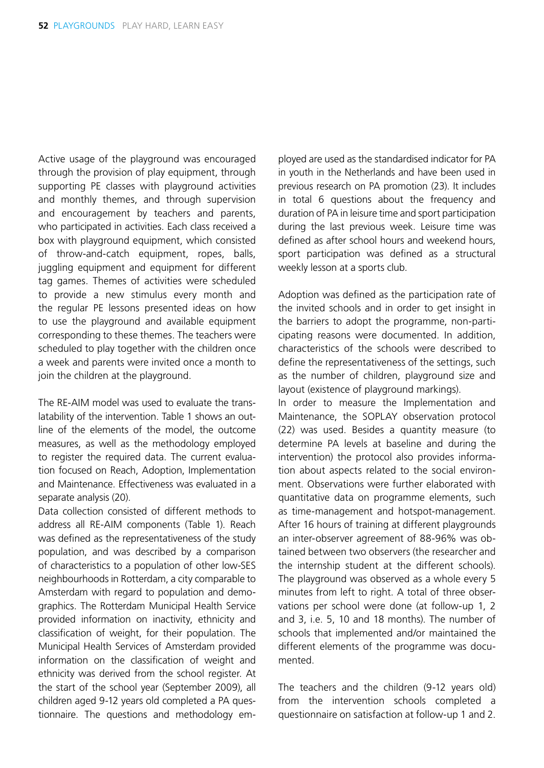Active usage of the playground was encouraged through the provision of play equipment, through supporting PE classes with playground activities and monthly themes, and through supervision and encouragement by teachers and parents, who participated in activities. Each class received a box with playground equipment, which consisted of throw-and-catch equipment, ropes, balls, juggling equipment and equipment for different tag games. Themes of activities were scheduled to provide a new stimulus every month and the regular PE lessons presented ideas on how to use the playground and available equipment corresponding to these themes. The teachers were scheduled to play together with the children once a week and parents were invited once a month to join the children at the playground.

The RE-AIM model was used to evaluate the translatability of the intervention. Table 1 shows an outline of the elements of the model, the outcome measures, as well as the methodology employed to register the required data. The current evaluation focused on Reach, Adoption, Implementation and Maintenance. Effectiveness was evaluated in a separate analysis (20).

Data collection consisted of different methods to address all RE-AIM components (Table 1). Reach was defined as the representativeness of the study population, and was described by a comparison of characteristics to a population of other low-SES neighbourhoods in Rotterdam, a city comparable to Amsterdam with regard to population and demographics. The Rotterdam Municipal Health Service provided information on inactivity, ethnicity and classification of weight, for their population. The Municipal Health Services of Amsterdam provided information on the classification of weight and ethnicity was derived from the school register. At the start of the school year (September 2009), all children aged 9-12 years old completed a PA questionnaire. The questions and methodology employed are used as the standardised indicator for PA in youth in the Netherlands and have been used in previous research on PA promotion (23). It includes in total 6 questions about the frequency and duration of PA in leisure time and sport participation during the last previous week. Leisure time was defined as after school hours and weekend hours, sport participation was defined as a structural weekly lesson at a sports club.

Adoption was defined as the participation rate of the invited schools and in order to get insight in the barriers to adopt the programme, non-participating reasons were documented. In addition, characteristics of the schools were described to define the representativeness of the settings, such as the number of children, playground size and layout (existence of playground markings).

In order to measure the Implementation and Maintenance, the SOPLAY observation protocol (22) was used. Besides a quantity measure (to determine PA levels at baseline and during the intervention) the protocol also provides information about aspects related to the social environment. Observations were further elaborated with quantitative data on programme elements, such as time-management and hotspot-management. After 16 hours of training at different playgrounds an inter-observer agreement of 88-96% was obtained between two observers (the researcher and the internship student at the different schools). The playground was observed as a whole every 5 minutes from left to right. A total of three observations per school were done (at follow-up 1, 2 and 3, i.e. 5, 10 and 18 months). The number of schools that implemented and/or maintained the different elements of the programme was documented.

The teachers and the children (9-12 years old) from the intervention schools completed a questionnaire on satisfaction at follow-up 1 and 2.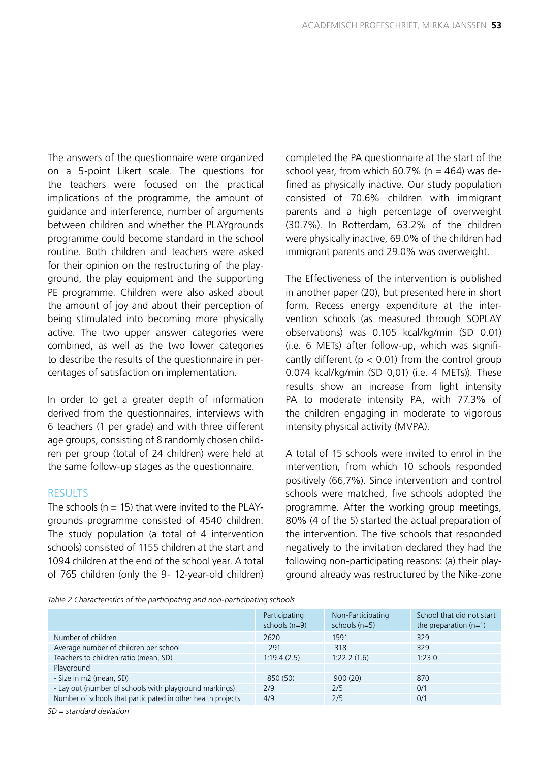The answers of the questionnaire were organized on a 5-point Likert scale. The questions for the teachers were focused on the practical implications of the programme, the amount of guidance and interference, number of arguments between children and whether the PLAYgrounds programme could become standard in the school routine. Both children and teachers were asked for their opinion on the restructuring of the playground, the play equipment and the supporting PE programme. Children were also asked about the amount of joy and about their perception of being stimulated into becoming more physically active. The two upper answer categories were combined, as well as the two lower categories to describe the results of the questionnaire in percentages of satisfaction on implementation.

In order to get a greater depth of information derived from the questionnaires, interviews with 6 teachers (1 per grade) and with three different age groups, consisting of 8 randomly chosen children per group (total of 24 children) were held at the same follow-up stages as the questionnaire.

## RESULTS

The schools (n = 15) that were invited to the PLAYgrounds programme consisted of 4540 children. The study population (a total of 4 intervention schools) consisted of 1155 children at the start and 1094 children at the end of the school year. A total of 765 children (only the 9- 12-year-old children) completed the PA questionnaire at the start of the school year, from which 60.7% (n = 464) was defined as physically inactive. Our study population consisted of 70.6% children with immigrant parents and a high percentage of overweight (30.7%). In Rotterdam, 63.2% of the children were physically inactive, 69.0% of the children had immigrant parents and 29.0% was overweight.

The Effectiveness of the intervention is published in another paper (20), but presented here in short form. Recess energy expenditure at the intervention schools (as measured through SOPLAY observations) was 0.105 kcal/kg/min (SD 0.01) (i.e. 6 METs) after follow-up, which was significantly different ($p < 0.01$) from the control group 0.074 kcal/kg/min (SD 0,01) (i.e. 4 METs)). These results show an increase from light intensity PA to moderate intensity PA, with 77.3% of the children engaging in moderate to vigorous intensity physical activity (MVPA).

A total of 15 schools were invited to enrol in the intervention, from which 10 schools responded positively (66,7%). Since intervention and control schools were matched, five schools adopted the programme. After the working group meetings, 80% (4 of the 5) started the actual preparation of the intervention. The five schools that responded negatively to the invitation declared they had the following non-participating reasons: (a) their playground already was restructured by the Nike-zone

*Table 2 Characteristics of the participating and non-participating schools*

| | Participating schools (n=9) | Non-Participating schools (n=5) | School that did not start the preparation (n=1) |
|---|---|---|---|
| Number of children | 2620 | 1591 | 329 |
| Average number of children per school | 291 | 318 | 329 |
| Teachers to children ratio (mean, SD) | 1:19.4 (2.5) | 1:22.2 (1.6) | 1:23.0 |
| Playground | | | |
| - Size in m2 (mean, SD) | 850 (50) | 900 (20) | 870 |
| - Lay out (number of schools with playground markings) | 2/9 | 2/5 | 0/1 |
| Number of schools that participated in other health projects | 4/9 | 2/5 | 0/1 |

*SD = standard deviation*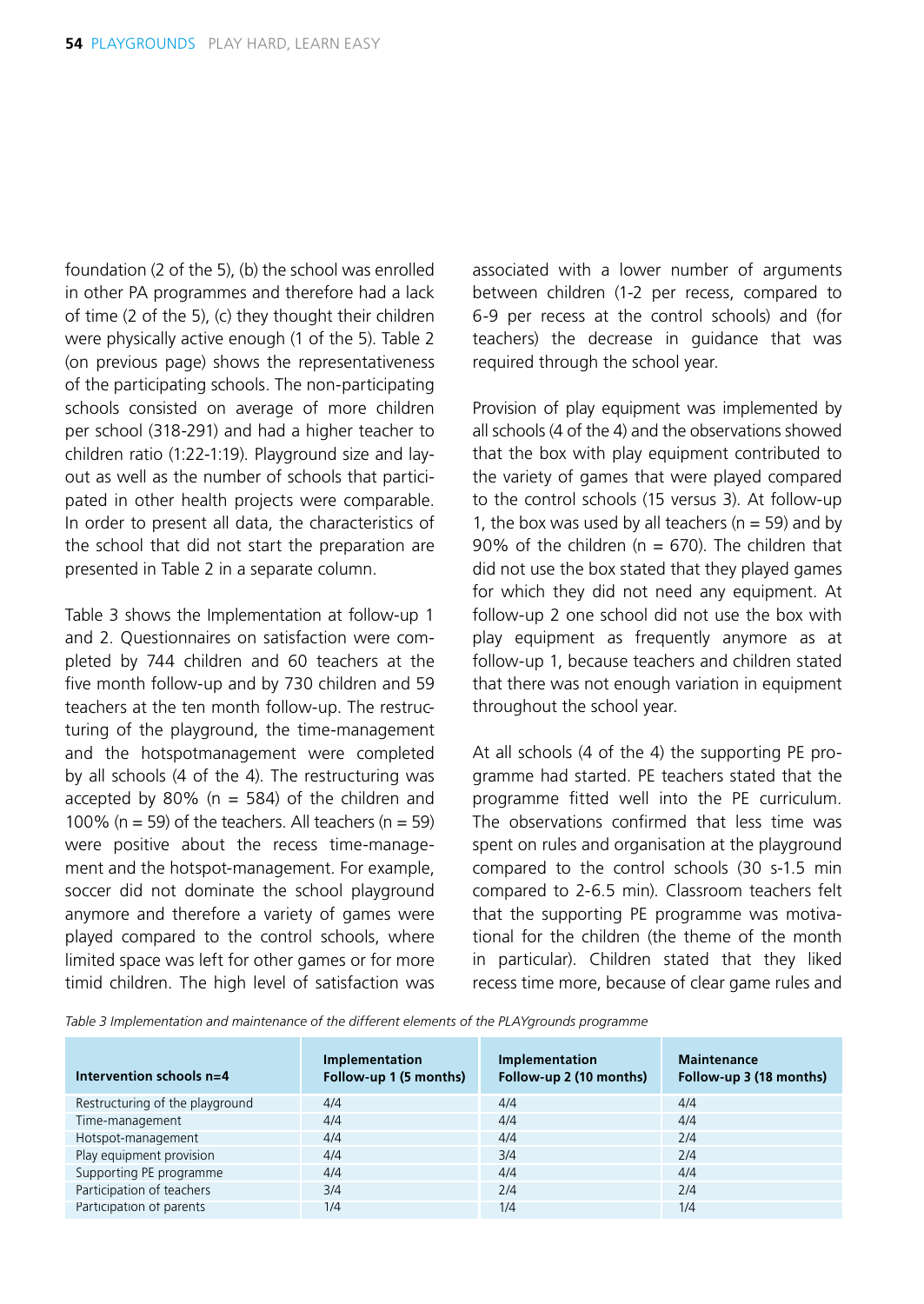foundation (2 of the 5), (b) the school was enrolled in other PA programmes and therefore had a lack of time (2 of the 5), (c) they thought their children were physically active enough (1 of the 5). Table 2 (on previous page) shows the representativeness of the participating schools. The non-participating schools consisted on average of more children per school (318-291) and had a higher teacher to children ratio (1:22-1:19). Playground size and layout as well as the number of schools that participated in other health projects were comparable. In order to present all data, the characteristics of the school that did not start the preparation are presented in Table 2 in a separate column.

Table 3 shows the Implementation at follow-up 1 and 2. Questionnaires on satisfaction were completed by 744 children and 60 teachers at the five month follow-up and by 730 children and 59 teachers at the ten month follow-up. The restructuring of the playground, the time-management and the hotspotmanagement were completed by all schools (4 of the 4). The restructuring was accepted by 80% (n = 584) of the children and 100% (n = 59) of the teachers. All teachers (n = 59) were positive about the recess time-management and the hotspot-management. For example, soccer did not dominate the school playground anymore and therefore a variety of games were played compared to the control schools, where limited space was left for other games or for more timid children. The high level of satisfaction was associated with a lower number of arguments between children (1-2 per recess, compared to 6-9 per recess at the control schools) and (for teachers) the decrease in guidance that was required through the school year.

Provision of play equipment was implemented by all schools (4 of the 4) and the observations showed that the box with play equipment contributed to the variety of games that were played compared to the control schools (15 versus 3). At follow-up 1, the box was used by all teachers (n = 59) and by 90% of the children (n = 670). The children that did not use the box stated that they played games for which they did not need any equipment. At follow-up 2 one school did not use the box with play equipment as frequently anymore as at follow-up 1, because teachers and children stated that there was not enough variation in equipment throughout the school year.

At all schools (4 of the 4) the supporting PE programme had started. PE teachers stated that the programme fitted well into the PE curriculum. The observations confirmed that less time was spent on rules and organisation at the playground compared to the control schools (30 s-1.5 min compared to 2-6.5 min). Classroom teachers felt that the supporting PE programme was motivational for the children (the theme of the month in particular). Children stated that they liked recess time more, because of clear game rules and

*Table 3 Implementation and maintenance of the different elements of the PLAYgrounds programme*

| Intervention schools n=4 | Implementation Follow-up 1 (5 months) | Implementation Follow-up 2 (10 months) | Maintenance Follow-up 3 (18 months) |
|---|---|---|---|
| Restructuring of the playground | 4/4 | 4/4 | 4/4 |
| Time-management | 4/4 | 4/4 | 4/4 |
| Hotspot-management | 4/4 | 4/4 | 2/4 |
| Play equipment provision | 4/4 | 3/4 | 2/4 |
| Supporting PE programme | 4/4 | 4/4 | 4/4 |
| Participation of teachers | 3/4 | 2/4 | 2/4 |
| Participation of parents | 1/4 | 1/4 | 1/4 |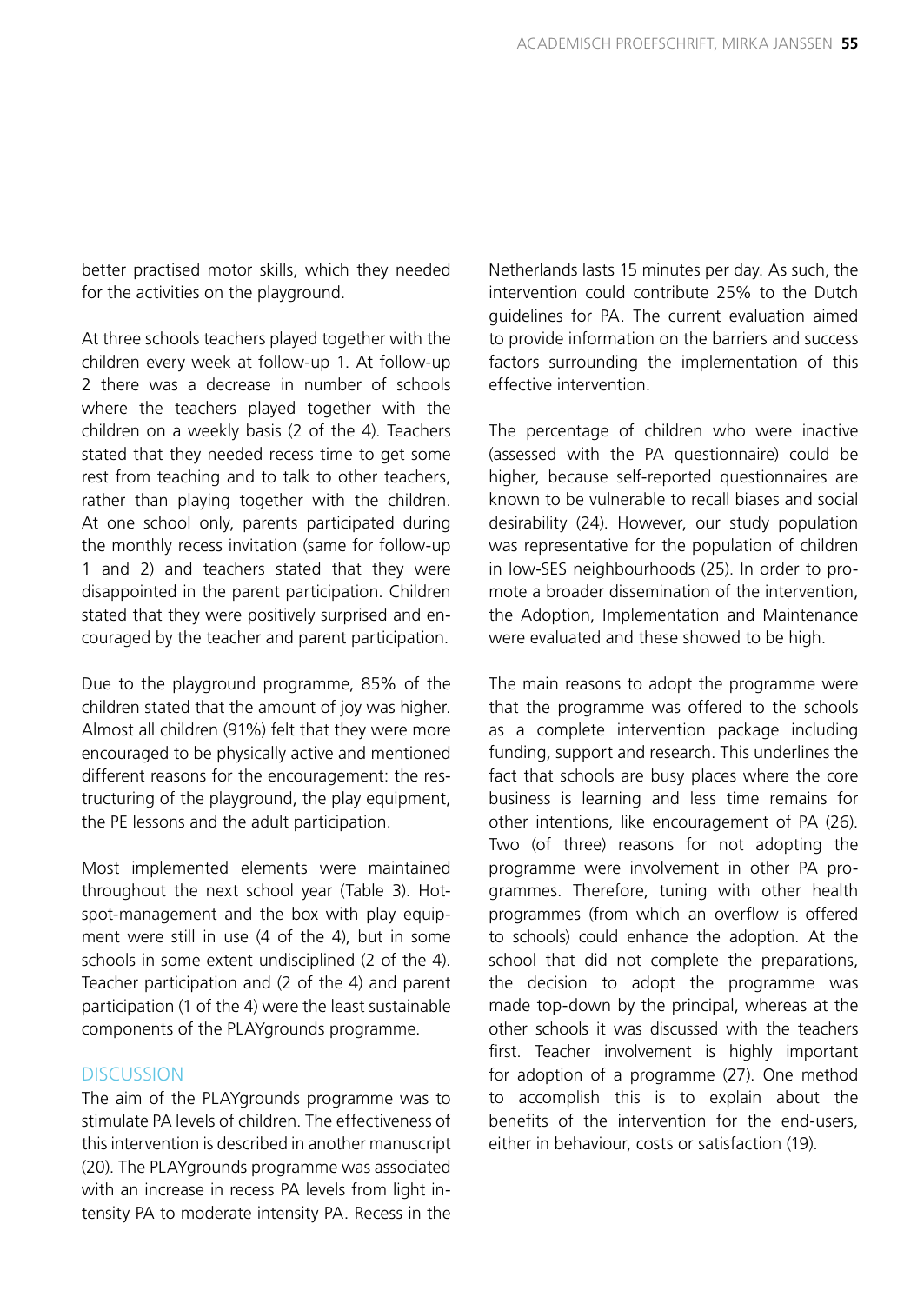better practised motor skills, which they needed for the activities on the playground.

At three schools teachers played together with the children every week at follow-up 1. At follow-up 2 there was a decrease in number of schools where the teachers played together with the children on a weekly basis (2 of the 4). Teachers stated that they needed recess time to get some rest from teaching and to talk to other teachers, rather than playing together with the children. At one school only, parents participated during the monthly recess invitation (same for follow-up 1 and 2) and teachers stated that they were disappointed in the parent participation. Children stated that they were positively surprised and encouraged by the teacher and parent participation.

Due to the playground programme, 85% of the children stated that the amount of joy was higher. Almost all children (91%) felt that they were more encouraged to be physically active and mentioned different reasons for the encouragement: the restructuring of the playground, the play equipment, the PE lessons and the adult participation.

Most implemented elements were maintained throughout the next school year (Table 3). Hot-spot-management and the box with play equipment were still in use (4 of the 4), but in some schools in some extent undisciplined (2 of the 4). Teacher participation and (2 of the 4) and parent participation (1 of the 4) were the least sustainable components of the PLAYgrounds programme.

## DISCUSSION

The aim of the PLAYgrounds programme was to stimulate PA levels of children. The effectiveness of this intervention is described in another manuscript (20). The PLAYgrounds programme was associated with an increase in recess PA levels from light intensity PA to moderate intensity PA. Recess in the Netherlands lasts 15 minutes per day. As such, the intervention could contribute 25% to the Dutch guidelines for PA. The current evaluation aimed to provide information on the barriers and success factors surrounding the implementation of this effective intervention.

The percentage of children who were inactive (assessed with the PA questionnaire) could be higher, because self-reported questionnaires are known to be vulnerable to recall biases and social desirability (24). However, our study population was representative for the population of children in low-SES neighbourhoods (25). In order to promote a broader dissemination of the intervention, the Adoption, Implementation and Maintenance were evaluated and these showed to be high.

The main reasons to adopt the programme were that the programme was offered to the schools as a complete intervention package including funding, support and research. This underlines the fact that schools are busy places where the core business is learning and less time remains for other intentions, like encouragement of PA (26). Two (of three) reasons for not adopting the programme were involvement in other PA programmes. Therefore, tuning with other health programmes (from which an overflow is offered to schools) could enhance the adoption. At the school that did not complete the preparations, the decision to adopt the programme was made top-down by the principal, whereas at the other schools it was discussed with the teachers first. Teacher involvement is highly important for adoption of a programme (27). One method to accomplish this is to explain about the benefits of the intervention for the end-users, either in behaviour, costs or satisfaction (19).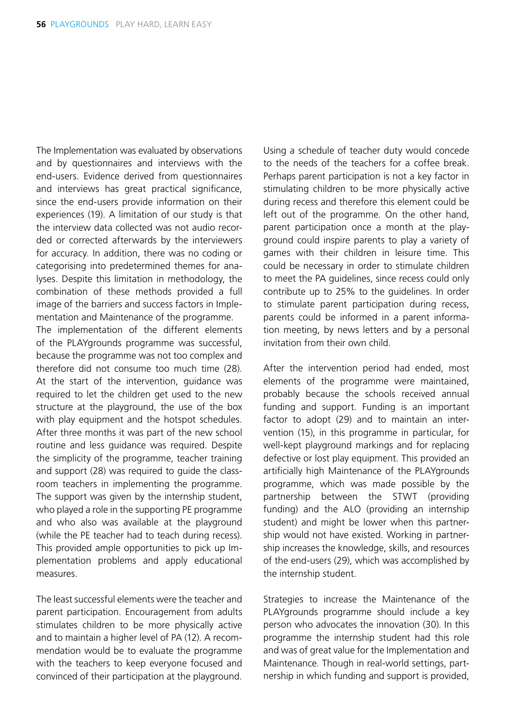The Implementation was evaluated by observations and by questionnaires and interviews with the end-users. Evidence derived from questionnaires and interviews has great practical significance, since the end-users provide information on their experiences (19). A limitation of our study is that the interview data collected was not audio recorded or corrected afterwards by the interviewers for accuracy. In addition, there was no coding or categorising into predetermined themes for analyses. Despite this limitation in methodology, the combination of these methods provided a full image of the barriers and success factors in Implementation and Maintenance of the programme.
The implementation of the different elements of the PLAYgrounds programme was successful, because the programme was not too complex and therefore did not consume too much time (28). At the start of the intervention, guidance was required to let the children get used to the new structure at the playground, the use of the box with play equipment and the hotspot schedules. After three months it was part of the new school routine and less guidance was required. Despite the simplicity of the programme, teacher training and support (28) was required to guide the classroom teachers in implementing the programme. The support was given by the internship student, who played a role in the supporting PE programme and who also was available at the playground (while the PE teacher had to teach during recess). This provided ample opportunities to pick up Implementation problems and apply educational measures.

The least successful elements were the teacher and parent participation. Encouragement from adults stimulates children to be more physically active and to maintain a higher level of PA (12). A recommendation would be to evaluate the programme with the teachers to keep everyone focused and convinced of their participation at the playground. Using a schedule of teacher duty would concede to the needs of the teachers for a coffee break. Perhaps parent participation is not a key factor in stimulating children to be more physically active during recess and therefore this element could be left out of the programme. On the other hand, parent participation once a month at the playground could inspire parents to play a variety of games with their children in leisure time. This could be necessary in order to stimulate children to meet the PA guidelines, since recess could only contribute up to 25% to the guidelines. In order to stimulate parent participation during recess, parents could be informed in a parent information meeting, by news letters and by a personal invitation from their own child.

After the intervention period had ended, most elements of the programme were maintained, probably because the schools received annual funding and support. Funding is an important factor to adopt (29) and to maintain an intervention (15), in this programme in particular, for well-kept playground markings and for replacing defective or lost play equipment. This provided an artificially high Maintenance of the PLAYgrounds programme, which was made possible by the partnership between the STWT (providing funding) and the ALO (providing an internship student) and might be lower when this partnership would not have existed. Working in partnership increases the knowledge, skills, and resources of the end-users (29), which was accomplished by the internship student.

Strategies to increase the Maintenance of the PLAYgrounds programme should include a key person who advocates the innovation (30). In this programme the internship student had this role and was of great value for the Implementation and Maintenance. Though in real-world settings, partnership in which funding and support is provided,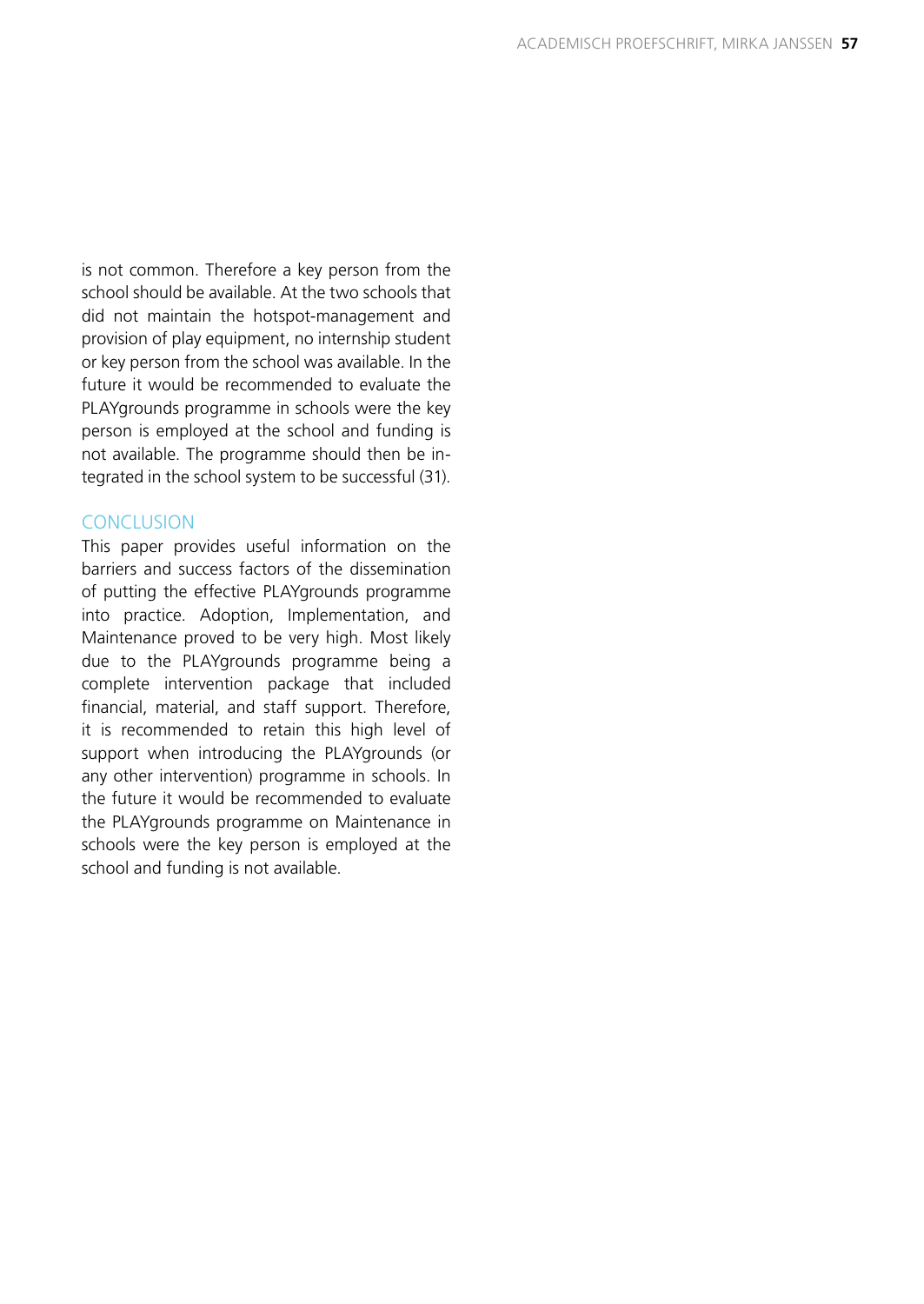is not common. Therefore a key person from the school should be available. At the two schools that did not maintain the hotspot-management and provision of play equipment, no internship student or key person from the school was available. In the future it would be recommended to evaluate the PLAYgrounds programme in schools were the key person is employed at the school and funding is not available. The programme should then be integrated in the school system to be successful (31).

## CONCLUSION

This paper provides useful information on the barriers and success factors of the dissemination of putting the effective PLAYgrounds programme into practice. Adoption, Implementation, and Maintenance proved to be very high. Most likely due to the PLAYgrounds programme being a complete intervention package that included financial, material, and staff support. Therefore, it is recommended to retain this high level of support when introducing the PLAYgrounds (or any other intervention) programme in schools. In the future it would be recommended to evaluate the PLAYgrounds programme on Maintenance in schools were the key person is employed at the school and funding is not available.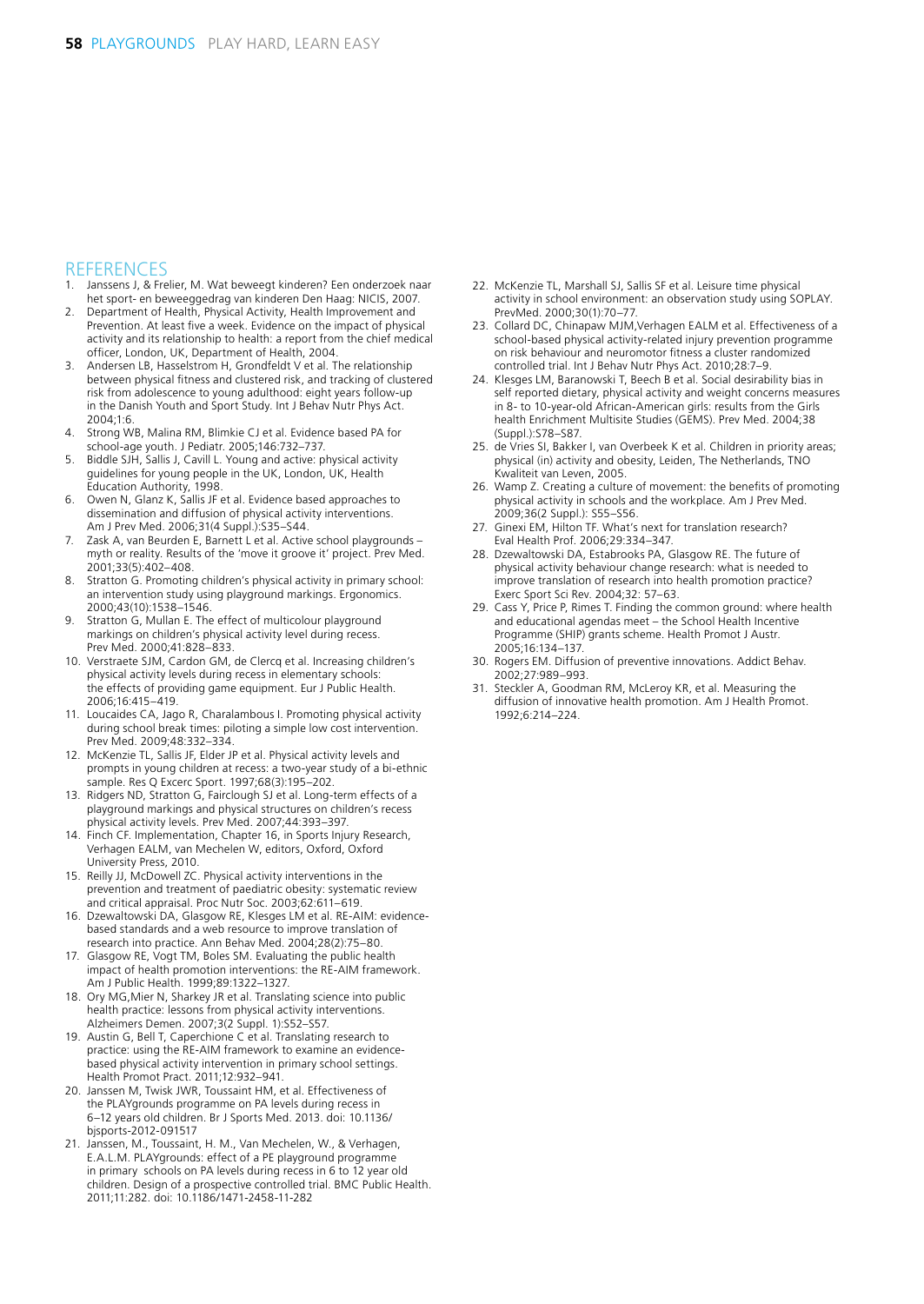# REFERENCES

1. Janssens J, & Frelier, M. Wat beweegt kinderen? Een onderzoek naar het sport- en beweeggedrag van kinderen Den Haag: NICIS, 2007.
2. Department of Health, Physical Activity, Health Improvement and Prevention. At least five a week. Evidence on the impact of physical activity and its relationship to health: a report from the chief medical officer, London, UK, Department of Health, 2004.
3. Andersen LB, Hasselstrom H, Grondfeldt V et al. The relationship between physical fitness and clustered risk, and tracking of clustered risk from adolescence to young adulthood: eight years follow-up in the Danish Youth and Sport Study. Int J Behav Nutr Phys Act. 2004;1:6.
4. Strong WB, Malina RM, Blimkie CJ et al. Evidence based PA for school-age youth. J Pediatr. 2005;146:732–737.
5. Biddle SJH, Sallis J, Cavill L. Young and active: physical activity guidelines for young people in the UK, London, UK, Health Education Authority, 1998.
6. Owen N, Glanz K, Sallis JF et al. Evidence based approaches to dissemination and diffusion of physical activity interventions. Am J Prev Med. 2006;31(4 Suppl.):S35–S44.
7. Zask A, van Beurden E, Barnett L et al. Active school playgrounds – myth or reality. Results of the 'move it groove it' project. Prev Med. 2001;33(5):402–408.
8. Stratton G. Promoting children's physical activity in primary school: an intervention study using playground markings. Ergonomics. 2000;43(10):1538–1546.
9. Stratton G, Mullan E. The effect of multicolour playground markings on children's physical activity level during recess. Prev Med. 2000;41:828–833.
10. Verstraete SJM, Cardon GM, de Clercq et al. Increasing children's physical activity levels during recess in elementary schools: the effects of providing game equipment. Eur J Public Health. 2006;16:415–419.
11. Loucaides CA, Jago R, Charalambous I. Promoting physical activity during school break times: piloting a simple low cost intervention. Prev Med. 2009;48:332–334.
12. McKenzie TL, Sallis JF, Elder JP et al. Physical activity levels and prompts in young children at recess: a two-year study of a bi-ethnic sample. Res Q Excerc Sport. 1997;68(3):195–202.
13. Ridgers ND, Stratton G, Fairclough SJ et al. Long-term effects of a playground markings and physical structures on children's recess physical activity levels. Prev Med. 2007;44:393–397.
14. Finch CF. Implementation, Chapter 16, in Sports Injury Research, Verhagen EALM, van Mechelen W, editors, Oxford, Oxford University Press, 2010.
15. Reilly JJ, McDowell ZC. Physical activity interventions in the prevention and treatment of paediatric obesity: systematic review and critical appraisal. Proc Nutr Soc. 2003;62:611–619.
16. Dzewaltowski DA, Glasgow RE, Klesges LM et al. RE-AIM: evidence-based standards and a web resource to improve translation of research into practice. Ann Behav Med. 2004;28(2):75–80.
17. Glasgow RE, Vogt TM, Boles SM. Evaluating the public health impact of health promotion interventions: the RE-AIM framework. Am J Public Health. 1999;89:1322–1327.
18. Ory MG,Mier N, Sharkey JR et al. Translating science into public health practice: lessons from physical activity interventions. Alzheimers Demen. 2007;3(2 Suppl. 1):S52–S57.
19. Austin G, Bell T, Caperchione C et al. Translating research to practice: using the RE-AIM framework to examine an evidence-based physical activity intervention in primary school settings. Health Promot Pract. 2011;12:932–941.
20. Janssen M, Twisk JWR, Toussaint HM, et al. Effectiveness of the PLAYgrounds programme on PA levels during recess in 6–12 years old children. Br J Sports Med. 2013. doi: 10.1136/bjsports-2012-091517
21. Janssen, M., Toussaint, H. M., Van Mechelen, W., & Verhagen, E.A.L.M. PLAYgrounds: effect of a PE playground programme in primary schools on PA levels during recess in 6 to 12 year old children. Design of a prospective controlled trial. BMC Public Health. 2011;11:282. doi: 10.1186/1471-2458-11-282
22. McKenzie TL, Marshall SJ, Sallis SF et al. Leisure time physical activity in school environment: an observation study using SOPLAY. PrevMed. 2000;30(1):70–77.
23. Collard DC, Chinapaw MJM,Verhagen EALM et al. Effectiveness of a school-based physical activity-related injury prevention programme on risk behaviour and neuromotor fitness a cluster randomized controlled trial. Int J Behav Nutr Phys Act. 2010;28:7–9.
24. Klesges LM, Baranowski T, Beech B et al. Social desirability bias in self reported dietary, physical activity and weight concerns measures in 8- to 10-year-old African-American girls: results from the Girls health Enrichment Multisite Studies (GEMS). Prev Med. 2004;38 (Suppl.):S78–S87.
25. de Vries SI, Bakker I, van Overbeek K et al. Children in priority areas; physical (in) activity and obesity, Leiden, The Netherlands, TNO Kwaliteit van Leven, 2005.
26. Wamp Z. Creating a culture of movement: the benefits of promoting physical activity in schools and the workplace. Am J Prev Med. 2009;36(2 Suppl.): S55–S56.
27. Ginexi EM, Hilton TF. What's next for translation research? Eval Health Prof. 2006;29:334–347.
28. Dzewaltowski DA, Estabrooks PA, Glasgow RE. The future of physical activity behaviour change research: what is needed to improve translation of research into health promotion practice? Exerc Sport Sci Rev. 2004;32: 57–63.
29. Cass Y, Price P, Rimes T. Finding the common ground: where health and educational agendas meet – the School Health Incentive Programme (SHIP) grants scheme. Health Promot J Austr. 2005;16:134–137.
30. Rogers EM. Diffusion of preventive innovations. Addict Behav. 2002;27:989–993.
31. Steckler A, Goodman RM, McLeroy KR, et al. Measuring the diffusion of innovative health promotion. Am J Health Promot. 1992;6:214–224.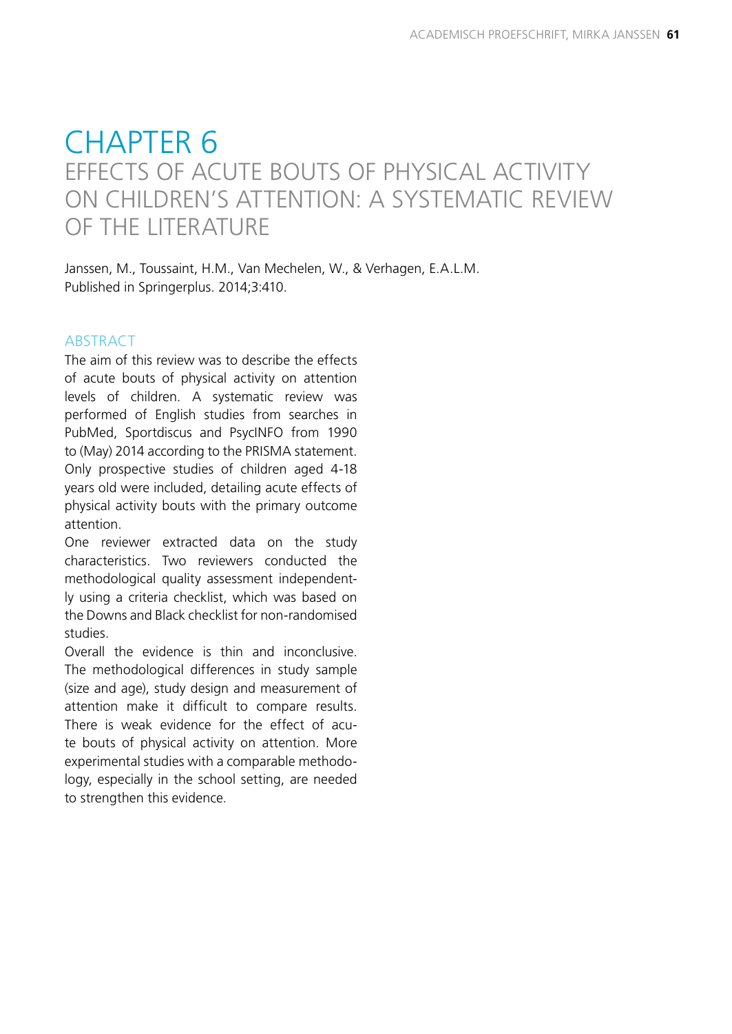# CHAPTER 6

## EFFECTS OF ACUTE BOUTS OF PHYSICAL ACTIVITY ON CHILDREN'S ATTENTION: A SYSTEMATIC REVIEW OF THE LITERATURE

Janssen, M., Toussaint, H.M., Van Mechelen, W., & Verhagen, E.A.L.M.
Published in Springerplus. 2014;3:410.

### ABSTRACT

The aim of this review was to describe the effects of acute bouts of physical activity on attention levels of children. A systematic review was performed of English studies from searches in PubMed, Sportdiscus and PsycINFO from 1990 to (May) 2014 according to the PRISMA statement. Only prospective studies of children aged 4-18 years old were included, detailing acute effects of physical activity bouts with the primary outcome attention.

One reviewer extracted data on the study characteristics. Two reviewers conducted the methodological quality assessment independently using a criteria checklist, which was based on the Downs and Black checklist for non-randomised studies.

Overall the evidence is thin and inconclusive. The methodological differences in study sample (size and age), study design and measurement of attention make it difficult to compare results. There is weak evidence for the effect of acute bouts of physical activity on attention. More experimental studies with a comparable methodology, especially in the school setting, are needed to strengthen this evidence.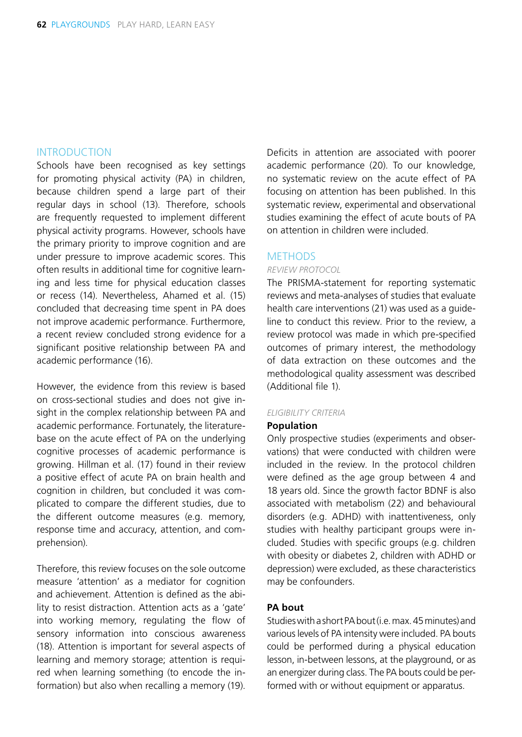## INTRODUCTION

Schools have been recognised as key settings for promoting physical activity (PA) in children, because children spend a large part of their regular days in school (13). Therefore, schools are frequently requested to implement different physical activity programs. However, schools have the primary priority to improve cognition and are under pressure to improve academic scores. This often results in additional time for cognitive learning and less time for physical education classes or recess (14). Nevertheless, Ahamed et al. (15) concluded that decreasing time spent in PA does not improve academic performance. Furthermore, a recent review concluded strong evidence for a significant positive relationship between PA and academic performance (16).

However, the evidence from this review is based on cross-sectional studies and does not give insight in the complex relationship between PA and academic performance. Fortunately, the literature-base on the acute effect of PA on the underlying cognitive processes of academic performance is growing. Hillman et al. (17) found in their review a positive effect of acute PA on brain health and cognition in children, but concluded it was complicated to compare the different studies, due to the different outcome measures (e.g. memory, response time and accuracy, attention, and comprehension).

Therefore, this review focuses on the sole outcome measure 'attention' as a mediator for cognition and achievement. Attention is defined as the ability to resist distraction. Attention acts as a 'gate' into working memory, regulating the flow of sensory information into conscious awareness (18). Attention is important for several aspects of learning and memory storage; attention is required when learning something (to encode the information) but also when recalling a memory (19). Deficits in attention are associated with poorer academic performance (20). To our knowledge, no systematic review on the acute effect of PA focusing on attention has been published. In this systematic review, experimental and observational studies examining the effect of acute bouts of PA on attention in children were included.

## METHODS

### *REVIEW PROTOCOL*

The PRISMA-statement for reporting systematic reviews and meta-analyses of studies that evaluate health care interventions (21) was used as a guideline to conduct this review. Prior to the review, a review protocol was made in which pre-specified outcomes of primary interest, the methodology of data extraction on these outcomes and the methodological quality assessment was described (Additional file 1).

### *ELIGIBILITY CRITERIA*

**Population**

Only prospective studies (experiments and observations) that were conducted with children were included in the review. In the protocol children were defined as the age group between 4 and 18 years old. Since the growth factor BDNF is also associated with metabolism (22) and behavioural disorders (e.g. ADHD) with inattentiveness, only studies with healthy participant groups were included. Studies with specific groups (e.g. children with obesity or diabetes 2, children with ADHD or depression) were excluded, as these characteristics may be confounders.

**PA bout**

Studies with a short PA bout (i.e. max. 45 minutes) and various levels of PA intensity were included. PA bouts could be performed during a physical education lesson, in-between lessons, at the playground, or as an energizer during class. The PA bouts could be performed with or without equipment or apparatus.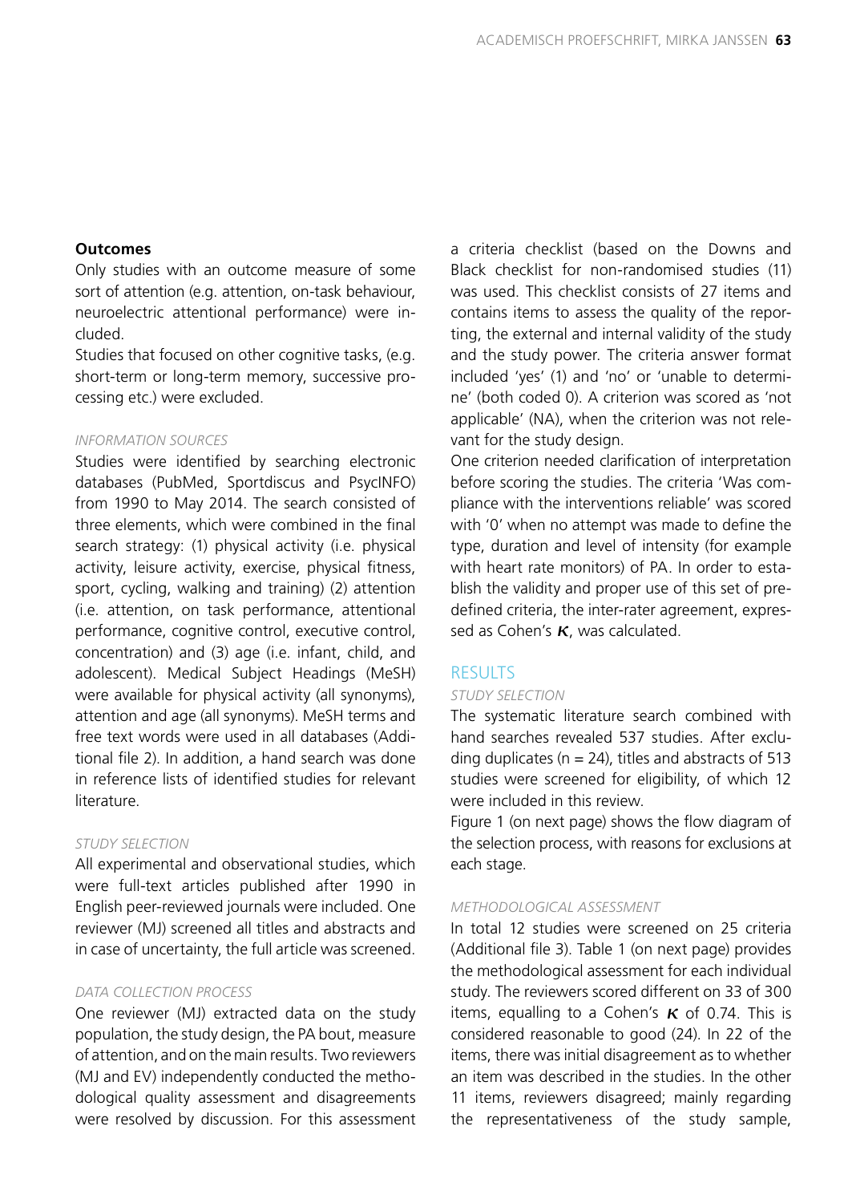**Outcomes**

Only studies with an outcome measure of some sort of attention (e.g. attention, on-task behaviour, neuroelectric attentional performance) were included.

Studies that focused on other cognitive tasks, (e.g. short-term or long-term memory, successive processing etc.) were excluded.

*INFORMATION SOURCES*

Studies were identified by searching electronic databases (PubMed, Sportdiscus and PsycINFO) from 1990 to May 2014. The search consisted of three elements, which were combined in the final search strategy: (1) physical activity (i.e. physical activity, leisure activity, exercise, physical fitness, sport, cycling, walking and training) (2) attention (i.e. attention, on task performance, attentional performance, cognitive control, executive control, concentration) and (3) age (i.e. infant, child, and adolescent). Medical Subject Headings (MeSH) were available for physical activity (all synonyms), attention and age (all synonyms). MeSH terms and free text words were used in all databases (Additional file 2). In addition, a hand search was done in reference lists of identified studies for relevant literature.

*STUDY SELECTION*

All experimental and observational studies, which were full-text articles published after 1990 in English peer-reviewed journals were included. One reviewer (MJ) screened all titles and abstracts and in case of uncertainty, the full article was screened.

*DATA COLLECTION PROCESS*

One reviewer (MJ) extracted data on the study population, the study design, the PA bout, measure of attention, and on the main results. Two reviewers (MJ and EV) independently conducted the methodological quality assessment and disagreements were resolved by discussion. For this assessment a criteria checklist (based on the Downs and Black checklist for non-randomised studies (11) was used. This checklist consists of 27 items and contains items to assess the quality of the reporting, the external and internal validity of the study and the study power. The criteria answer format included 'yes' (1) and 'no' or 'unable to determine' (both coded 0). A criterion was scored as 'not applicable' (NA), when the criterion was not relevant for the study design.

One criterion needed clarification of interpretation before scoring the studies. The criteria 'Was compliance with the interventions reliable' was scored with '0' when no attempt was made to define the type, duration and level of intensity (for example with heart rate monitors) of PA. In order to establish the validity and proper use of this set of predefined criteria, the inter-rater agreement, expressed as Cohen's $\kappa$, was calculated.

## RESULTS

*STUDY SELECTION*

The systematic literature search combined with hand searches revealed 537 studies. After excluding duplicates (n = 24), titles and abstracts of 513 studies were screened for eligibility, of which 12 were included in this review.

Figure 1 (on next page) shows the flow diagram of the selection process, with reasons for exclusions at each stage.

*METHODOLOGICAL ASSESSMENT*

In total 12 studies were screened on 25 criteria (Additional file 3). Table 1 (on next page) provides the methodological assessment for each individual study. The reviewers scored different on 33 of 300 items, equalling to a Cohen's $\kappa$ of 0.74. This is considered reasonable to good (24). In 22 of the items, there was initial disagreement as to whether an item was described in the studies. In the other 11 items, reviewers disagreed; mainly regarding the representativeness of the study sample,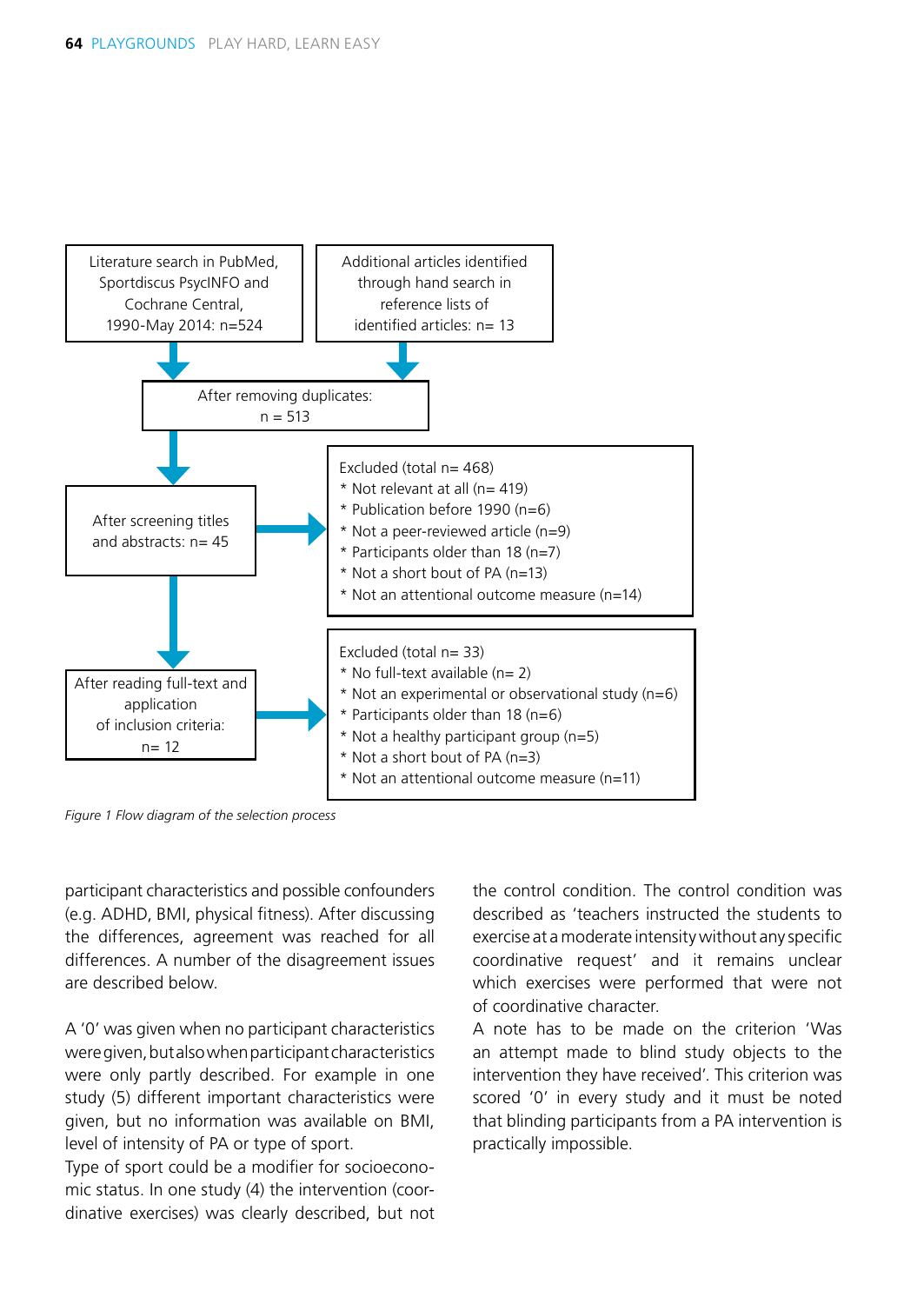Literature search in PubMed, Sportdiscus PsycINFO and Cochrane Central, 1990-May 2014: n=524

Additional articles identified through hand search in reference lists of identified articles: n= 13

After removing duplicates: n = 513

After screening titles and abstracts: n= 45

Excluded (total n= 468)
* Not relevant at all (n= 419)
* Publication before 1990 (n=6)
* Not a peer-reviewed article (n=9)
* Participants older than 18 (n=7)
* Not a short bout of PA (n=13)
* Not an attentional outcome measure (n=14)

After reading full-text and application of inclusion criteria: n= 12

Excluded (total n= 33)
* No full-text available (n= 2)
* Not an experimental or observational study (n=6)
* Participants older than 18 (n=6)
* Not a healthy participant group (n=5)
* Not a short bout of PA (n=3)
* Not an attentional outcome measure (n=11)

*Figure 1 Flow diagram of the selection process*

participant characteristics and possible confounders (e.g. ADHD, BMI, physical fitness). After discussing the differences, agreement was reached for all differences. A number of the disagreement issues are described below.

A '0' was given when no participant characteristics were given, but also when participant characteristics were only partly described. For example in one study (5) different important characteristics were given, but no information was available on BMI, level of intensity of PA or type of sport.
Type of sport could be a modifier for socioeconomic status. In one study (4) the intervention (coordinative exercises) was clearly described, but not the control condition. The control condition was described as 'teachers instructed the students to exercise at a moderate intensity without any specific coordinative request' and it remains unclear which exercises were performed that were not of coordinative character.
A note has to be made on the criterion 'Was an attempt made to blind study objects to the intervention they have received'. This criterion was scored '0' in every study and it must be noted that blinding participants from a PA intervention is practically impossible.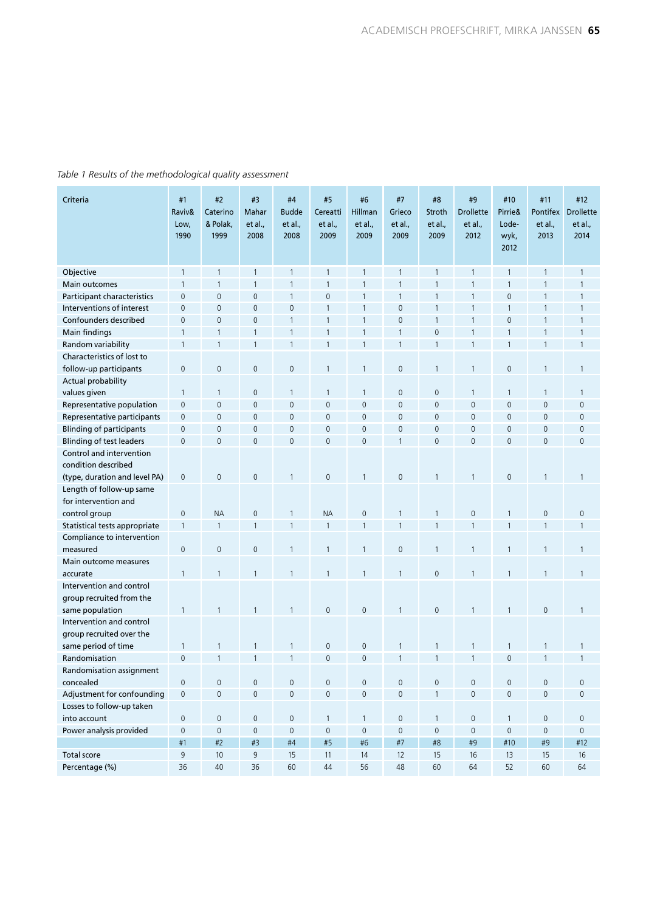*Table 1 Results of the methodological quality assessment*

| Criteria | #1 Raviv& Low, 1990 | #2 Caterino & Polak, 1999 | #3 Mahar et al., 2008 | #4 Budde et al., 2008 | #5 Cereatti et al., 2009 | #6 Hillman et al., 2009 | #7 Grieco et al., 2009 | #8 Stroth et al., 2009 | #9 Drollette et al., 2012 | #10 Pirrie& Lode-wyk, 2012 | #11 Pontifex et al., 2013 | #12 Drollette et al., 2014 |
|---|---|---|---|---|---|---|---|---|---|---|---|---|
| Objective | 1 | 1 | 1 | 1 | 1 | 1 | 1 | 1 | 1 | 1 | 1 | 1 |
| Main outcomes | 1 | 1 | 1 | 1 | 1 | 1 | 1 | 1 | 1 | 1 | 1 | 1 |
| Participant characteristics | 0 | 0 | 0 | 1 | 0 | 1 | 1 | 1 | 1 | 0 | 1 | 1 |
| Interventions of interest | 0 | 0 | 0 | 0 | 1 | 1 | 0 | 1 | 1 | 1 | 1 | 1 |
| Confounders described | 0 | 0 | 0 | 1 | 1 | 1 | 0 | 1 | 1 | 0 | 1 | 1 |
| Main findings | 1 | 1 | 1 | 1 | 1 | 1 | 1 | 0 | 1 | 1 | 1 | 1 |
| Random variability | 1 | 1 | 1 | 1 | 1 | 1 | 1 | 1 | 1 | 1 | 1 | 1 |
| Characteristics of lost to follow-up participants | 0 | 0 | 0 | 0 | 1 | 1 | 0 | 1 | 1 | 0 | 1 | 1 |
| Actual probability values given | 1 | 1 | 0 | 1 | 1 | 1 | 0 | 0 | 1 | 1 | 1 | 1 |
| Representative population | 0 | 0 | 0 | 0 | 0 | 0 | 0 | 0 | 0 | 0 | 0 | 0 |
| Representative participants | 0 | 0 | 0 | 0 | 0 | 0 | 0 | 0 | 0 | 0 | 0 | 0 |
| Blinding of participants | 0 | 0 | 0 | 0 | 0 | 0 | 0 | 0 | 0 | 0 | 0 | 0 |
| Blinding of test leaders | 0 | 0 | 0 | 0 | 0 | 0 | 1 | 0 | 0 | 0 | 0 | 0 |
| Control and intervention condition described (type, duration and level PA) | 0 | 0 | 0 | 1 | 0 | 1 | 0 | 1 | 1 | 0 | 1 | 1 |
| Length of follow-up same for intervention and control group | 0 | NA | 0 | 1 | NA | 0 | 1 | 1 | 0 | 1 | 0 | 0 |
| Statistical tests appropriate | 1 | 1 | 1 | 1 | 1 | 1 | 1 | 1 | 1 | 1 | 1 | 1 |
| Compliance to intervention measured | 0 | 0 | 0 | 1 | 1 | 1 | 0 | 1 | 1 | 1 | 1 | 1 |
| Main outcome measures accurate | 1 | 1 | 1 | 1 | 1 | 1 | 1 | 0 | 1 | 1 | 1 | 1 |
| Intervention and control group recruited from the same population | 1 | 1 | 1 | 1 | 0 | 0 | 1 | 0 | 1 | 1 | 0 | 1 |
| Intervention and control group recruited over the same period of time | 1 | 1 | 1 | 1 | 0 | 0 | 1 | 1 | 1 | 1 | 1 | 1 |
| Randomisation | 0 | 1 | 1 | 1 | 0 | 0 | 1 | 1 | 1 | 0 | 1 | 1 |
| Randomisation assignment concealed | 0 | 0 | 0 | 0 | 0 | 0 | 0 | 0 | 0 | 0 | 0 | 0 |
| Adjustment for confounding | 0 | 0 | 0 | 0 | 0 | 0 | 0 | 1 | 0 | 0 | 0 | 0 |
| Losses to follow-up taken into account | 0 | 0 | 0 | 0 | 1 | 1 | 0 | 1 | 0 | 1 | 0 | 0 |
| Power analysis provided | 0 | 0 | 0 | 0 | 0 | 0 | 0 | 0 | 0 | 0 | 0 | 0 |
| | #1 | #2 | #3 | #4 | #5 | #6 | #7 | #8 | #9 | #10 | #9 | #12 |
| Total score | 9 | 10 | 9 | 15 | 11 | 14 | 12 | 15 | 16 | 13 | 15 | 16 |
| Percentage (%) | 36 | 40 | 36 | 60 | 44 | 56 | 48 | 60 | 64 | 52 | 60 | 64 |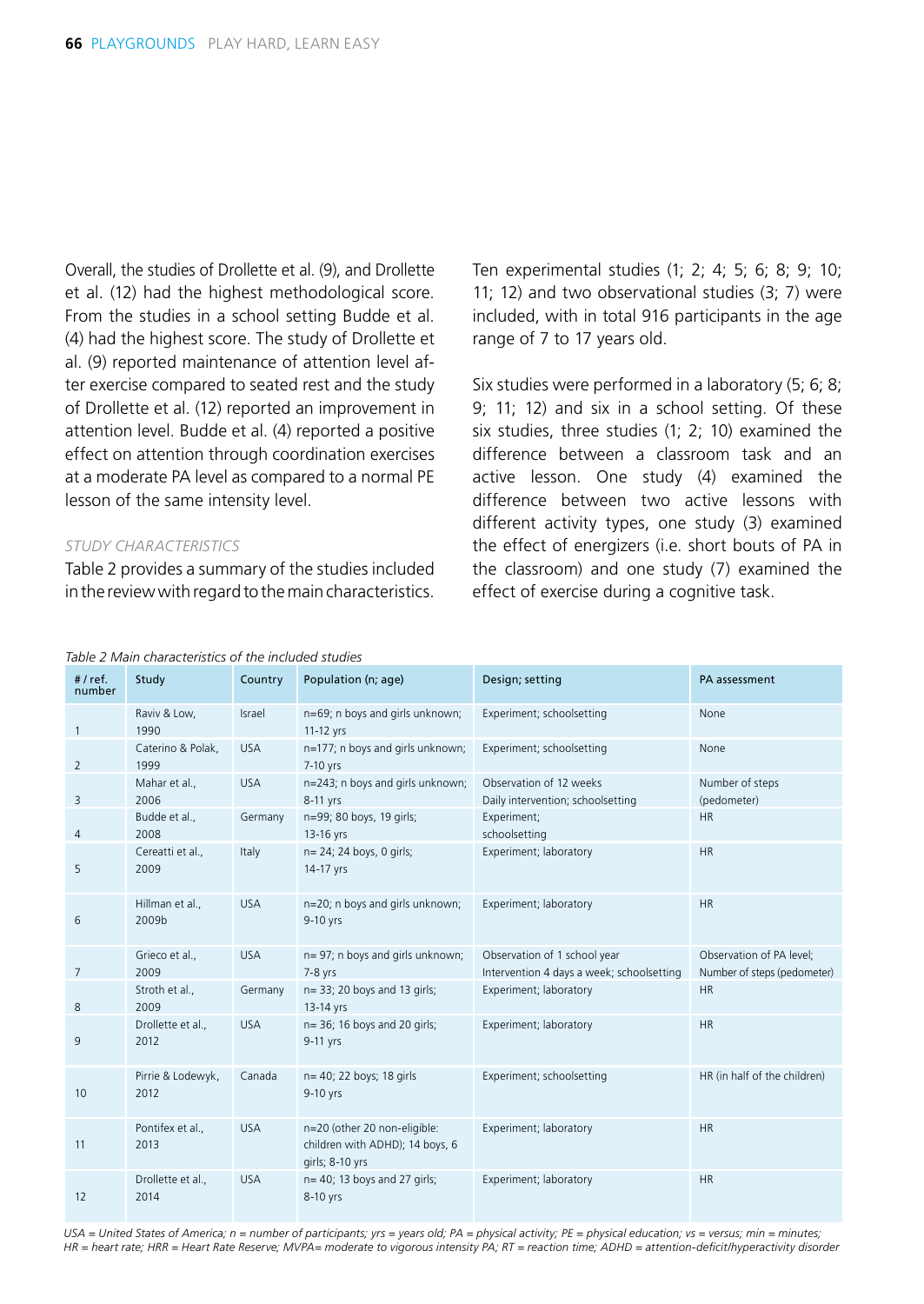Overall, the studies of Drollette et al. (9), and Drollette et al. (12) had the highest methodological score. From the studies in a school setting Budde et al. (4) had the highest score. The study of Drollette et al. (9) reported maintenance of attention level after exercise compared to seated rest and the study of Drollette et al. (12) reported an improvement in attention level. Budde et al. (4) reported a positive effect on attention through coordination exercises at a moderate PA level as compared to a normal PE lesson of the same intensity level.

*STUDY CHARACTERISTICS*

Table 2 provides a summary of the studies included in the review with regard to the main characteristics.

Ten experimental studies (1; 2; 4; 5; 6; 8; 9; 10; 11; 12) and two observational studies (3; 7) were included, with in total 916 participants in the age range of 7 to 17 years old.

Six studies were performed in a laboratory (5; 6; 8; 9; 11; 12) and six in a school setting. Of these six studies, three studies (1; 2; 10) examined the difference between a classroom task and an active lesson. One study (4) examined the difference between two active lessons with different activity types, one study (3) examined the effect of energizers (i.e. short bouts of PA in the classroom) and one study (7) examined the effect of exercise during a cognitive task.

*Table 2 Main characteristics of the included studies*

| # / ref. number | Study | Country | Population (n; age) | Design; setting | PA assessment |
|---|---|---|---|---|---|
| 1 | Raviv & Low, 1990 | Israel | n=69; n boys and girls unknown; 11-12 yrs | Experiment; schoolsetting | None |
| 2 | Caterino & Polak, 1999 | USA | n=177; n boys and girls unknown; 7-10 yrs | Experiment; schoolsetting | None |
| 3 | Mahar et al., 2006 | USA | n=243; n boys and girls unknown; 8-11 yrs | Observation of 12 weeks Daily intervention; schoolsetting | Number of steps (pedometer) |
| 4 | Budde et al., 2008 | Germany | n=99; 80 boys, 19 girls; 13-16 yrs | Experiment; schoolsetting | HR |
| 5 | Cereatti et al., 2009 | Italy | n= 24; 24 boys, 0 girls; 14-17 yrs | Experiment; laboratory | HR |
| 6 | Hillman et al., 2009b | USA | n=20; n boys and girls unknown; 9-10 yrs | Experiment; laboratory | HR |
| 7 | Grieco et al., 2009 | USA | n= 97; n boys unknown; 7-8 yrs | Observation of 1 school year Intervention 4 days a week; schoolsetting | Observation of PA level; Number of steps (pedometer) |
| 8 | Stroth et al., 2009 | Germany | n= 33; 20 boys and 13 girls; 13-14 yrs | Experiment; laboratory | HR |
| 9 | Drollette et al., 2012 | USA | n= 36; 16 boys and 20 girls; 9-11 yrs | Experiment; laboratory | HR |
| 10 | Pirrie & Lodewyk, 2012 | Canada | n= 40; 22 boys; 18 girls 9-10 yrs | Experiment; schoolsetting | HR (in half of the children) |
| 11 | Pontifex et al., 2013 | USA | n=20 (other 20 non-eligible: children with ADHD); 14 boys, 6 girls; 8-10 yrs | Experiment; laboratory | HR |
| 12 | Drollette et al., 2014 | USA | n= 40; 13 boys and 27 girls; 8-10 yrs | Experiment; laboratory | HR |

*USA = United States of America; n = number of participants; yrs = years old; PA = physical activity; PE = physical education; vs = versus; min = minutes; HR = heart rate; HRR = Heart Rate Reserve; MVPA= moderate to vigorous intensity PA; RT = reaction time; ADHD = attention-deficit/hyperactivity disorder*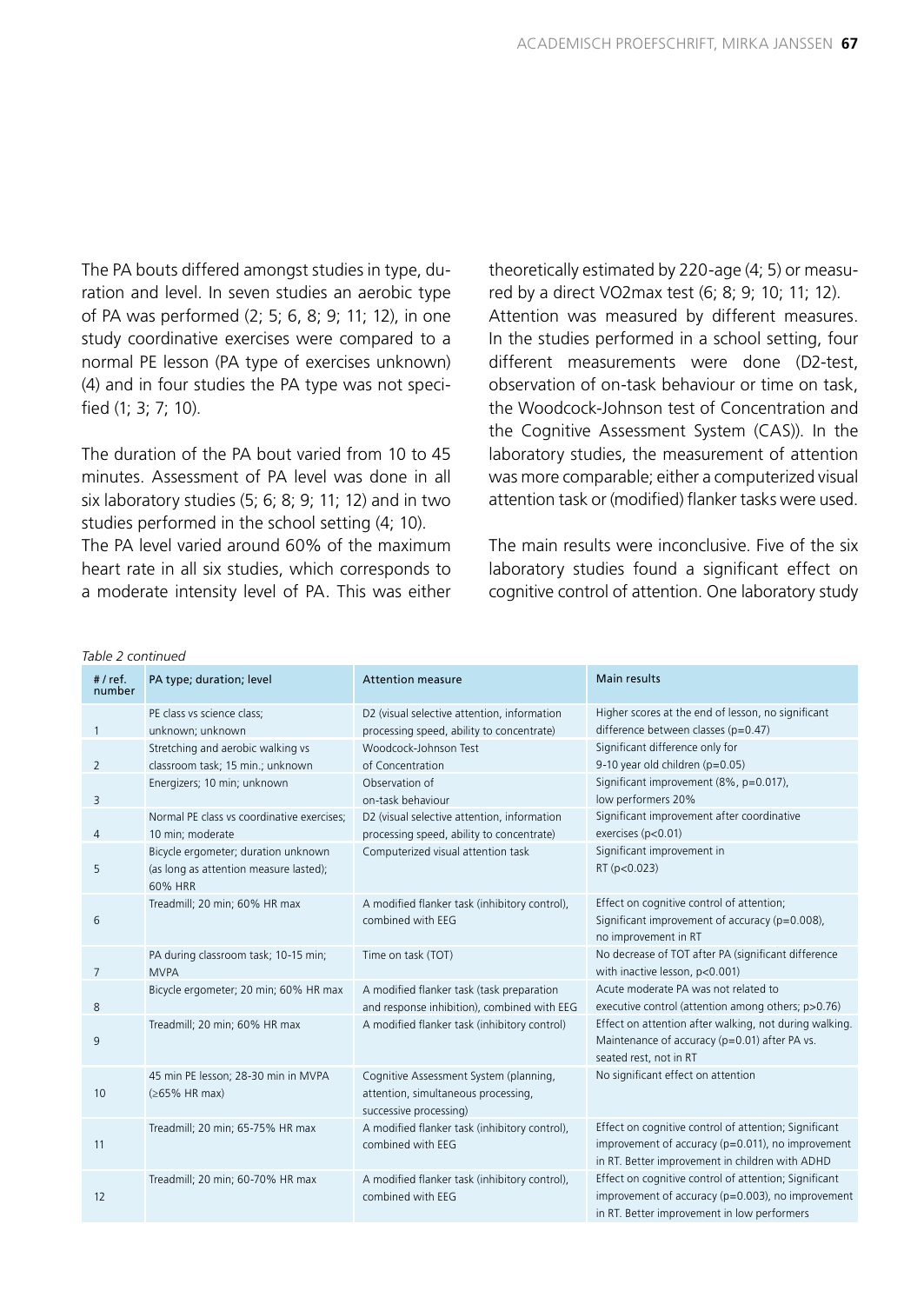The PA bouts differed amongst studies in type, duration and level. In seven studies an aerobic type of PA was performed (2; 5; 6, 8; 9; 11; 12), in one study coordinative exercises were compared to a normal PE lesson (PA type of exercises unknown) (4) and in four studies the PA type was not specified (1; 3; 7; 10).

The duration of the PA bout varied from 10 to 45 minutes. Assessment of PA level was done in all six laboratory studies (5; 6; 8; 9; 11; 12) and in two studies performed in the school setting (4; 10). The PA level varied around 60% of the maximum heart rate in all six studies, which corresponds to a moderate intensity level of PA. This was either theoretically estimated by 220-age (4; 5) or measured by a direct VO2max test (6; 8; 9; 10; 11; 12). Attention was measured by different measures. In the studies performed in a school setting, four different measurements were done (D2-test, observation of on-task behaviour or time on task, the Woodcock-Johnson test of Concentration and the Cognitive Assessment System (CAS)). In the laboratory studies, the measurement of attention was more comparable; either a computerized visual attention task or (modified) flanker tasks were used.

The main results were inconclusive. Five of the six laboratory studies found a significant effect on cognitive control of attention. One laboratory study

*Table 2 continued*

| # / ref. number | PA type; duration; level | Attention measure | Main results |
|---|---|---|---|
| 1 | PE class vs science class; unknown; unknown | D2 (visual selective attention, information processing speed, ability to concentrate) | Higher scores at the end of lesson, no significant difference between classes (p=0.47) |
| 2 | Stretching and aerobic walking vs classroom task; 15 min.; unknown | Woodcock-Johnson Test of Concentration | Significant difference only for 9-10 year old children (p=0.05) |
| 3 | Energizers; 10 min; unknown | Observation of on-task behaviour | Significant improvement (8%, p=0.017), low performers 20% |
| 4 | Normal PE class vs coordinative exercises; 10 min; moderate | D2 (visual selective attention, information processing speed, ability to concentrate) | Significant improvement after coordinative exercises (p<0.01) |
| 5 | Bicycle ergometer; duration unknown (as long as attention measure lasted); 60% HRR | Computerized visual attention task | Significant improvement in RT (p<0.023) |
| 6 | Treadmill; 20 min; 60% HR max | A modified flanker task (inhibitory control), combined with EEG | Effect on cognitive control of attention; Significant improvement of accuracy (p=0.008), no improvement in RT |
| 7 | PA during classroom task; 10-15 min; MVPA | Time on task (TOT) | No decrease of TOT after PA (significant difference with inactive lesson, p<0.001) |
| 8 | Bicycle ergometer; 20 min; 60% HR max | A modified flanker task (task preparation and response inhibition), combined with EEG | Acute moderate PA was not related to executive control (attention among others; p>0.76) |
| 9 | Treadmill; 20 min; 60% HR max | A modified flanker task (inhibitory control) | Effect on attention after walking, not during walking. Maintenance of accuracy (p=0.01) after PA vs. seated rest, not in RT |
| 10 | 45 min PE lesson; 28-30 min in MVPA (≥65% HR max) | Cognitive Assessment System (planning, attention, simultaneous processing, successive processing) | No significant effect on attention |
| 11 | Treadmill; 20 min; 65-75% HR max | A modified flanker task (inhibitory control), combined with EEG | Effect on cognitive control of attention; Significant improvement of accuracy (p=0.011), no improvement in RT. Better improvement in children with ADHD |
| 12 | Treadmill; 20 min; 60-70% HR max | A modified flanker task (inhibitory control), combined with EEG | Effect on cognitive control of attention; Significant improvement of accuracy (p=0.003), no improvement in RT. Better improvement in low performers |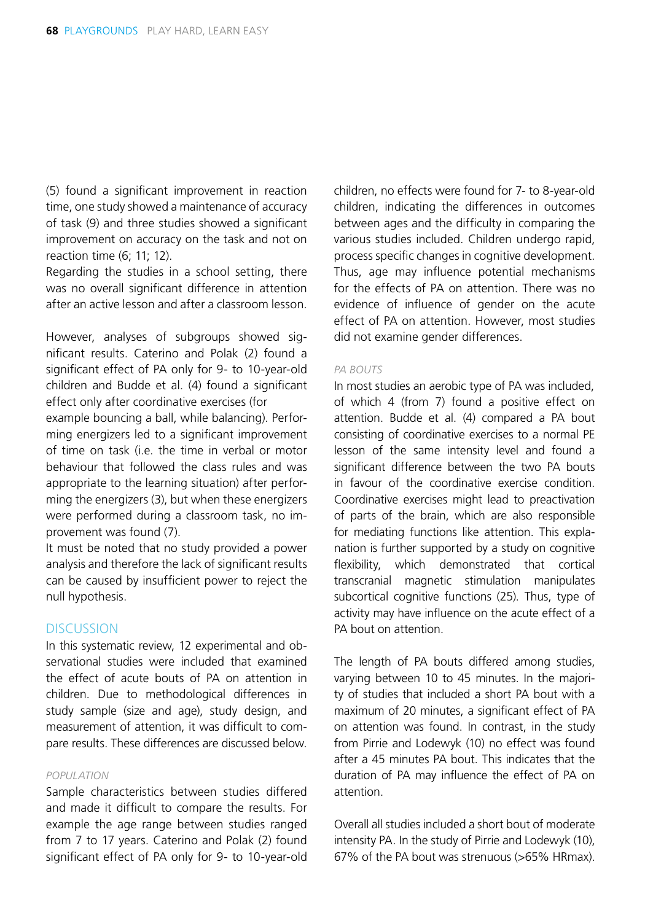(5) found a significant improvement in reaction time, one study showed a maintenance of accuracy of task (9) and three studies showed a significant improvement on accuracy on the task and not on reaction time (6; 11; 12).

Regarding the studies in a school setting, there was no overall significant difference in attention after an active lesson and after a classroom lesson.

However, analyses of subgroups showed significant results. Caterino and Polak (2) found a significant effect of PA only for 9- to 10-year-old children and Budde et al. (4) found a significant effect only after coordinative exercises (for example bouncing a ball, while balancing). Performing energizers led to a significant improvement of time on task (i.e. the time in verbal or motor behaviour that followed the class rules and was appropriate to the learning situation) after performing the energizers (3), but when these energizers were performed during a classroom task, no improvement was found (7).

It must be noted that no study provided a power analysis and therefore the lack of significant results can be caused by insufficient power to reject the null hypothesis.

## DISCUSSION

In this systematic review, 12 experimental and observational studies were included that examined the effect of acute bouts of PA on attention in children. Due to methodological differences in study sample (size and age), study design, and measurement of attention, it was difficult to compare results. These differences are discussed below.

### *POPULATION*

Sample characteristics between studies differed and made it difficult to compare the results. For example the age range between studies ranged from 7 to 17 years. Caterino and Polak (2) found significant effect of PA only for 9- to 10-year-old children, no effects were found for 7- to 8-year-old children, indicating the differences in outcomes between ages and the difficulty in comparing the various studies included. Children undergo rapid, process specific changes in cognitive development. Thus, age may influence potential mechanisms for the effects of PA on attention. There was no evidence of influence of gender on the acute effect of PA on attention. However, most studies did not examine gender differences.

### *PA BOUTS*

In most studies an aerobic type of PA was included, of which 4 (from 7) found a positive effect on attention. Budde et al. (4) compared a PA bout consisting of coordinative exercises to a normal PE lesson of the same intensity level and found a significant difference between the two PA bouts in favour of the coordinative exercise condition. Coordinative exercises might lead to preactivation of parts of the brain, which are also responsible for mediating functions like attention. This explanation is further supported by a study on cognitive flexibility, which demonstrated that cortical transcranial magnetic stimulation manipulates subcortical cognitive functions (25). Thus, type of activity may have influence on the acute effect of a PA bout on attention.

The length of PA bouts differed among studies, varying between 10 to 45 minutes. In the majority of studies that included a short PA bout with a maximum of 20 minutes, a significant effect of PA on attention was found. In contrast, in the study from Pirrie and Lodewyk (10) no effect was found after a 45 minutes PA bout. This indicates that the duration of PA may influence the effect of PA on attention.

Overall all studies included a short bout of moderate intensity PA. In the study of Pirrie and Lodewyk (10), 67% of the PA bout was strenuous (>65% HRmax).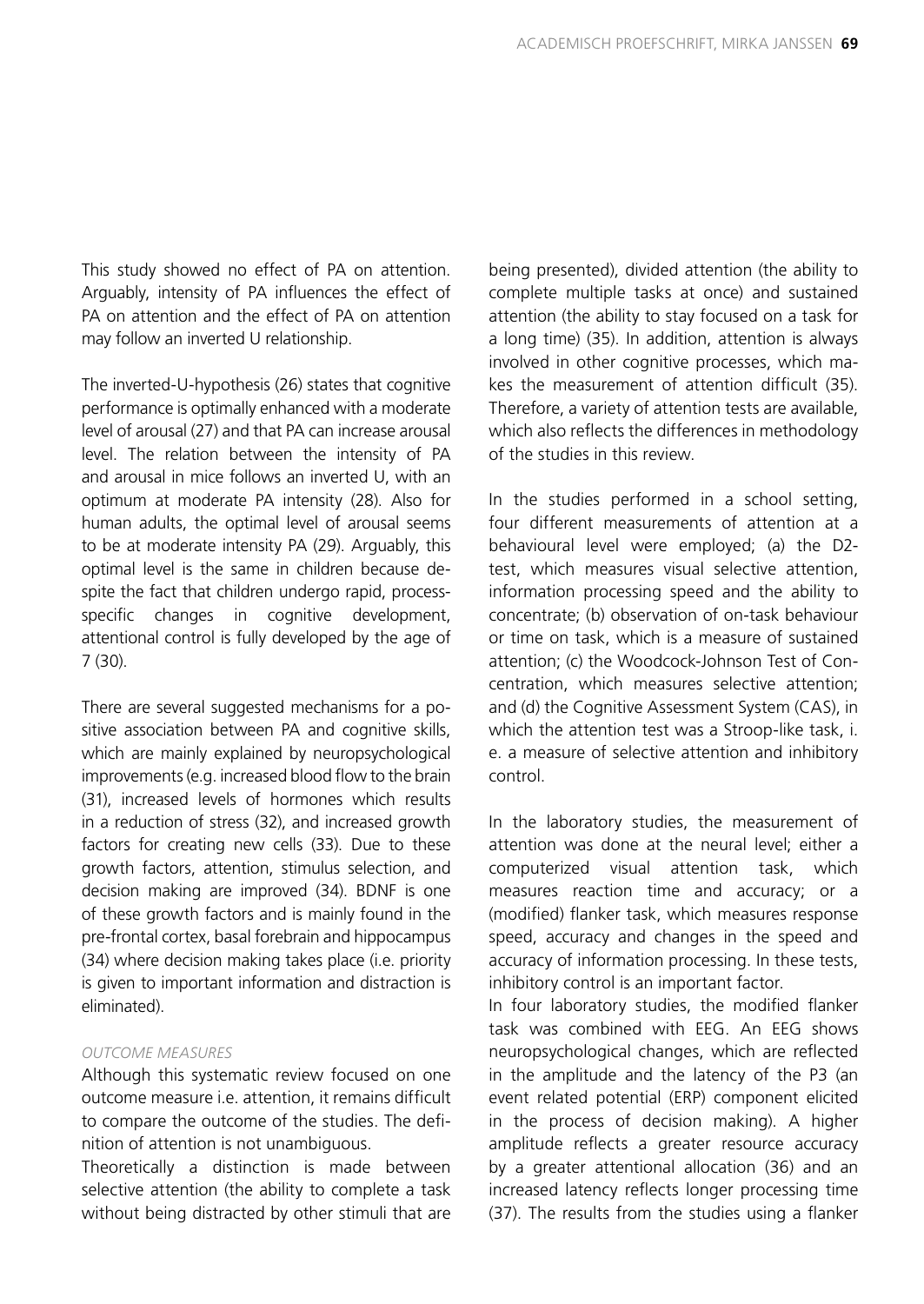This study showed no effect of PA on attention. Arguably, intensity of PA influences the effect of PA on attention and the effect of PA on attention may follow an inverted U relationship.

The inverted-U-hypothesis (26) states that cognitive performance is optimally enhanced with a moderate level of arousal (27) and that PA can increase arousal level. The relation between the intensity of PA and arousal in mice follows an inverted U, with an optimum at moderate PA intensity (28). Also for human adults, the optimal level of arousal seems to be at moderate intensity PA (29). Arguably, this optimal level is the same in children because despite the fact that children undergo rapid, process-specific changes in cognitive development, attentional control is fully developed by the age of 7 (30).

There are several suggested mechanisms for a positive association between PA and cognitive skills, which are mainly explained by neuropsychological improvements (e.g. increased blood flow to the brain (31), increased levels of hormones which results in a reduction of stress (32), and increased growth factors for creating new cells (33). Due to these growth factors, attention, stimulus selection, and decision making are improved (34). BDNF is one of these growth factors and is mainly found in the pre-frontal cortex, basal forebrain and hippocampus (34) where decision making takes place (i.e. priority is given to important information and distraction is eliminated).

*OUTCOME MEASURES*

Although this systematic review focused on one outcome measure i.e. attention, it remains difficult to compare the outcome of the studies. The definition of attention is not unambiguous.

Theoretically a distinction is made between selective attention (the ability to complete a task without being distracted by other stimuli that are being presented), divided attention (the ability to complete multiple tasks at once) and sustained attention (the ability to stay focused on a task for a long time) (35). In addition, attention is always involved in other cognitive processes, which makes the measurement of attention difficult (35). Therefore, a variety of attention tests are available, which also reflects the differences in methodology of the studies in this review.

In the studies performed in a school setting, four different measurements of attention at a behavioural level were employed; (a) the D2-test, which measures visual selective attention, information processing speed and the ability to concentrate; (b) observation of on-task behaviour or time on task, which is a measure of sustained attention; (c) the Woodcock-Johnson Test of Concentration, which measures selective attention; and (d) the Cognitive Assessment System (CAS), in which the attention test was a Stroop-like task, i. e. a measure of selective attention and inhibitory control.

In the laboratory studies, the measurement of attention was done at the neural level; either a computerized visual attention task, which measures reaction time and accuracy; or a (modified) flanker task, which measures response speed, accuracy and changes in the speed and accuracy of information processing. In these tests, inhibitory control is an important factor.

In four laboratory studies, the modified flanker task was combined with EEG. An EEG shows neuropsychological changes, which are reflected in the amplitude and the latency of the P3 (an event related potential (ERP) component elicited in the process of decision making). A higher amplitude reflects a greater resource accuracy by a greater attentional allocation (36) and an increased latency reflects longer processing time (37). The results from the studies using a flanker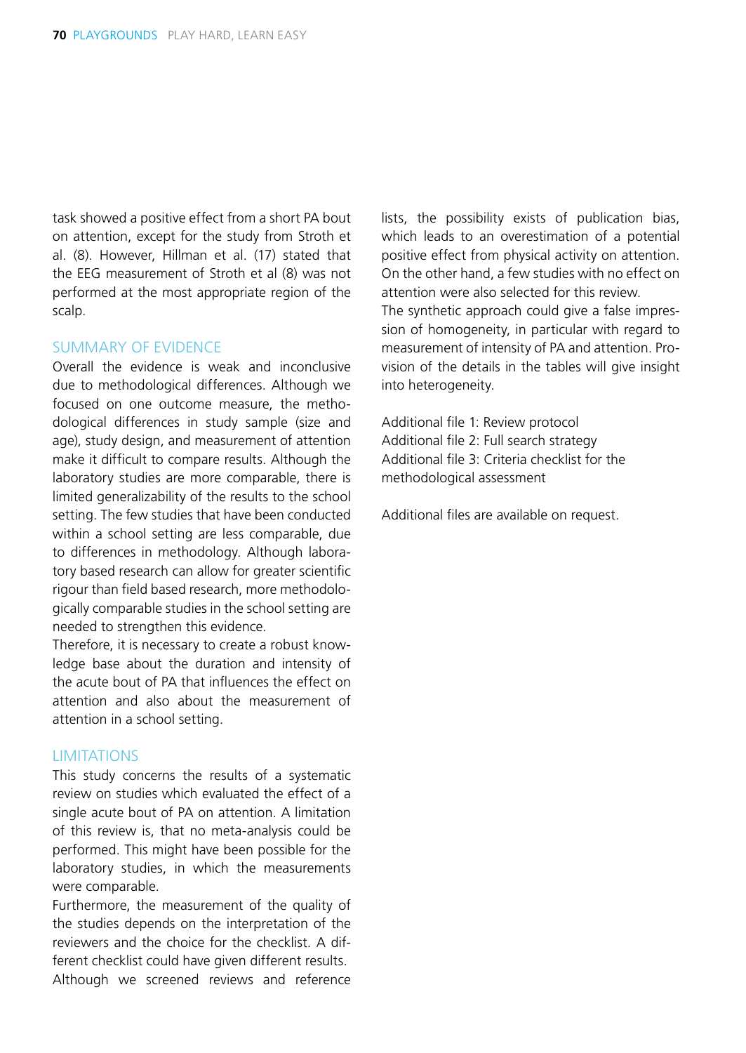task showed a positive effect from a short PA bout on attention, except for the study from Stroth et al. (8). However, Hillman et al. (17) stated that the EEG measurement of Stroth et al (8) was not performed at the most appropriate region of the scalp.

## SUMMARY OF EVIDENCE

Overall the evidence is weak and inconclusive due to methodological differences. Although we focused on one outcome measure, the methodological differences in study sample (size and age), study design, and measurement of attention make it difficult to compare results. Although the laboratory studies are more comparable, there is limited generalizability of the results to the school setting. The few studies that have been conducted within a school setting are less comparable, due to differences in methodology. Although laboratory based research can allow for greater scientific rigour than field based research, more methodologically comparable studies in the school setting are needed to strengthen this evidence.

Therefore, it is necessary to create a robust knowledge base about the duration and intensity of the acute bout of PA that influences the effect on attention and also about the measurement of attention in a school setting.

## LIMITATIONS

This study concerns the results of a systematic review on studies which evaluated the effect of a single acute bout of PA on attention. A limitation of this review is, that no meta-analysis could be performed. This might have been possible for the laboratory studies, in which the measurements were comparable.

Furthermore, the measurement of the quality of the studies depends on the interpretation of the reviewers and the choice for the checklist. A different checklist could have given different results.

Although we screened reviews and reference lists, the possibility exists of publication bias, which leads to an overestimation of a potential positive effect from physical activity on attention. On the other hand, a few studies with no effect on attention were also selected for this review.

The synthetic approach could give a false impression of homogeneity, in particular with regard to measurement of intensity of PA and attention. Provision of the details in the tables will give insight into heterogeneity.

Additional file 1: Review protocol
Additional file 2: Full search strategy
Additional file 3: Criteria checklist for the methodological assessment

Additional files are available on request.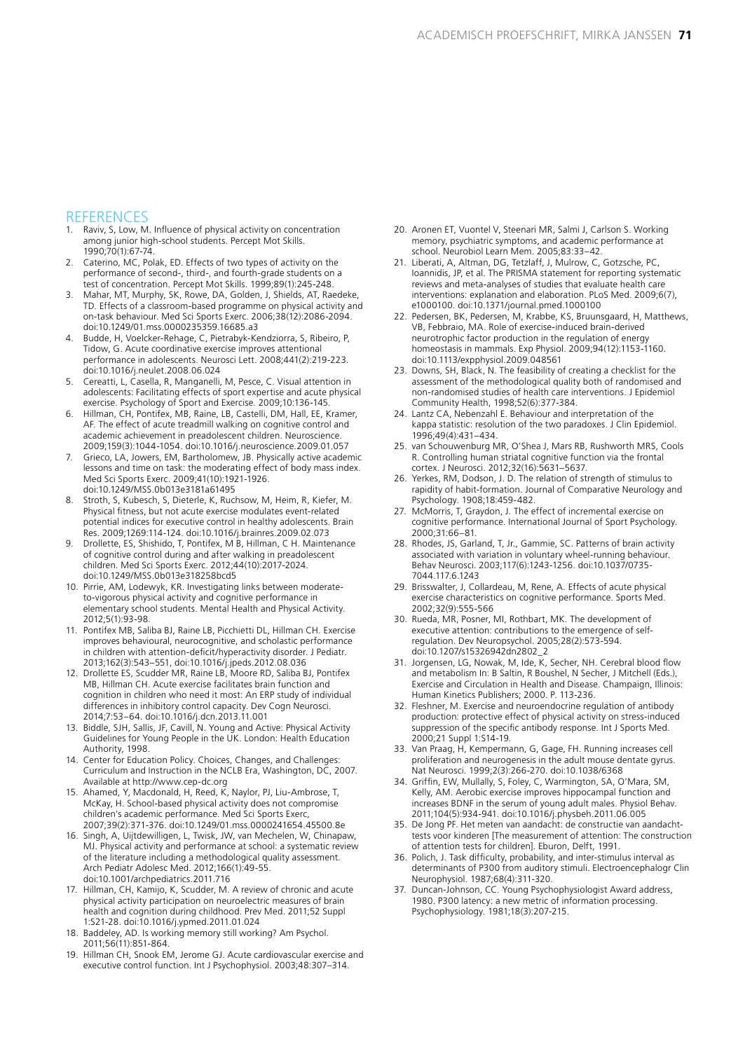## REFERENCES

1. Raviv, S, Low, M. Influence of physical activity on concentration among junior high-school students. Percept Mot Skills. 1990;70(1):67-74.
2. Caterino, MC, Polak, ED. Effects of two types of activity on the performance of second-, third-, and fourth-grade students on a test of concentration. Percept Mot Skills. 1999;89(1):245-248.
3. Mahar, MT, Murphy, SK, Rowe, DA, Golden, J, Shields, AT, Raedeke, TD. Effects of a classroom-based programme on physical activity and on-task behaviour. Med Sci Sports Exerc. 2006;38(12):2086-2094. doi:10.1249/01.mss.0000235359.16685.a3
4. Budde, H, Voelcker-Rehage, C, Pietrabyk-Kendziorra, S, Ribeiro, P, Tidow, G. Acute coordinative exercise improves attentional performance in adolescents. Neurosci Lett. 2008;441(2):219-223. doi:10.1016/j.neulet.2008.06.024
5. Cereatti, L, Casella, R, Manganelli, M, Pesce, C. Visual attention in adolescents: Facilitating effects of sport expertise and acute physical exercise. Psychology of Sport and Exercise. 2009;10:136-145.
6. Hillman, CH, Pontifex, MB, Raine, LB, Castelli, DM, Hall, EE, Kramer, AF. The effect of acute treadmill walking on cognitive control and academic achievement in preadolescent children. Neuroscience. 2009;159(3):1044-1054. doi:10.1016/j.neuroscience.2009.01.057
7. Grieco, LA, Jowers, EM, Bartholomew, JB. Physically active academic lessons and time on task: the moderating effect of body mass index. Med Sci Sports Exerc. 2009;41(10):1921-1926. doi:10.1249/MSS.0b013e3181a61495
8. Stroth, S, Kubesch, S, Dieterle, K, Ruchsow, M, Heim, R, Kiefer, M. Physical fitness, but not acute exercise modulates event-related potential indices for executive control in healthy adolescents. Brain Res. 2009;1269:114-124. doi:10.1016/j.brainres.2009.02.073
9. Drollette, ES, Shishido, T, Pontifex, M B, Hillman, C H. Maintenance of cognitive control during and after walking in preadolescent children. Med Sci Sports Exerc. 2012;44(10):2017-2024. doi:10.1249/MSS.0b013e318258bcd5
10. Pirrie, AM, Lodewyk, KR. Investigating links between moderate-to-vigorous physical activity and cognitive performance in elementary school students. Mental Health and Physical Activity. 2012;5(1):93-98.
11. Pontifex MB, Saliba BJ, Raine LB, Picchietti DL, Hillman CH. Exercise improves behavioural, neurocognitive, and scholastic performance in children with attention-deficit/hyperactivity disorder. J Pediatr. 2013;162(3):543–551, doi:10.1016/j.jpeds.2012.08.036
12. Drollette ES, Scudder MR, Raine LB, Moore RD, Saliba BJ, Pontifex MB, Hillman CH. Acute exercise facilitates brain function and cognition in children who need it most: An ERP study of individual differences in inhibitory control capacity. Dev Cogn Neurosci. 2014;7:53–64. doi:10.1016/j.dcn.2013.11.001
13. Biddle, SJH, Sallis, JF, Cavill, N. Young and Active: Physical Activity Guidelines for Young People in the UK. London: Health Education Authority, 1998.
14. Center for Education Policy. Choices, Changes, and Challenges: Curriculum and Instruction in the NCLB Era, Washington, DC, 2007. Available at http://www.cep-dc.org
15. Ahamed, Y, Macdonald, H, Reed, K, Naylor, PJ, Liu-Ambrose, T, McKay, H. School-based physical activity does not compromise children's academic performance. Med Sci Sports Exerc, 2007;39(2):371-376. doi:10.1249/01.mss.0000241654.45500.8e
16. Singh, A, Uijtdewilligen, L, Twisk, JW, van Mechelen, W, Chinapaw, MJ. Physical activity and performance at school: a systematic review of the literature including a methodological quality assessment. Arch Pediatr Adolesc Med. 2012;166(1):49-55. doi:10.1001/archpediatrics.2011.716
17. Hillman, CH, Kamijo, K, Scudder, M. A review of chronic and acute physical activity participation on neuroelectric measures of brain health and cognition during childhood. Prev Med. 2011;52 Suppl 1:S21-28. doi:10.1016/j.ypmed.2011.01.024
18. Baddeley, AD. Is working memory still working? Am Psychol. 2011;56(11):851-864.
19. Hillman CH, Snook EM, Jerome GJ. Acute cardiovascular exercise and executive control function. Int J Psychophysiol. 2003;48:307–314.
20. Aronen ET, Vuontel V, Steenari MR, Salmi J, Carlson S. Working memory, psychiatric symptoms, and academic performance at school. Neurobiol Learn Mem. 2005;83:33–42.
21. Liberati, A, Altman, DG, Tetzlaff, J, Mulrow, C, Gotzsche, PC, Ioannidis, JP, et al. The PRISMA statement for reporting systematic reviews and meta-analyses of studies that evaluate health care interventions: explanation and elaboration. PLoS Med. 2009;6(7), e1000100. doi:10.1371/journal.pmed.1000100
22. Pedersen, BK, Pedersen, M, Krabbe, KS, Bruunsgaard, H, Matthews, VB, Febbraio, MA. Role of exercise-induced brain-derived neurotrophic factor production in the regulation of energy homeostasis in mammals. Exp Physiol. 2009;94(12):1153-1160. doi:10.1113/expphysiol.2009.048561
23. Downs, SH, Black, N. The feasibility of creating a checklist for the assessment of the methodological quality both of randomised and non-randomised studies of health care interventions. J Epidemiol Community Health, 1998;52(6):377-384.
24. Lantz CA, Nebenzahl E. Behaviour and interpretation of the kappa statistic: resolution of the two paradoxes. J Clin Epidemiol. 1996;49(4):431–434.
25. van Schouwenburg MR, O'Shea J, Mars RB, Rushworth MRS, Cools R. Controlling human striatal cognitive function via the frontal cortex. J Neurosci. 2012;32(16):5631–5637.
26. Yerkes, RM, Dodson, J. D. The relation of strength of stimulus to rapidity of habit-formation. Journal of Comparative Neurology and Psychology. 1908;18:459-482.
27. McMorris, T, Graydon, J. The effect of incremental exercise on cognitive performance. International Journal of Sport Psychology. 2000;31:66–81.
28. Rhodes, JS, Garland, T, Jr., Gammie, SC. Patterns of brain activity associated with variation in voluntary wheel-running behaviour. Behav Neurosci. 2003;117(6):1243-1256. doi:10.1037/0735-7044.117.6.1243
29. Brisswalter, J, Collardeau, M, Rene, A. Effects of acute physical exercise characteristics on cognitive performance. Sports Med. 2002;32(9):555-566
30. Rueda, MR, Posner, MI, Rothbart, MK. The development of executive attention: contributions to the emergence of self-regulation. Dev Neuropsychol. 2005;28(2):573-594. doi:10.1207/s15326942dn2802_2
31. Jorgensen, LG, Nowak, M, Ide, K, Secher, NH. Cerebral blood flow and metabolism In: B Saltin, R Boushel, N Secher, J Mitchell (Eds.), Exercise and Circulation in Health and Disease. Champaign, Illinois: Human Kinetics Publishers; 2000. P. 113-236.
32. Fleshner, M. Exercise and neuroendocrine regulation of antibody production: protective effect of physical activity on stress-induced suppression of the specific antibody response. Int J Sports Med. 2000;21 Suppl 1:S14-19.
33. Van Praag, H, Kempermann, G, Gage, FH. Running increases cell proliferation and neurogenesis in the adult mouse dentate gyrus. Nat Neurosci. 1999;2(3):266-270. doi:10.1038/6368
34. Griffin, EW, Mullally, S, Foley, C, Warmington, SA, O'Mara, SM, Kelly, AM. Aerobic exercise improves hippocampal function and increases BDNF in the serum of young adult males. Physiol Behav. 2011;104(5):934-941. doi:10.1016/j.physbeh.2011.06.005
35. De Jong PF. Het meten van aandacht: de constructie van aandacht-tests voor kinderen [The measurement of attention: The construction of attention tests for children]. Eburon, Delft, 1991.
36. Polich, J. Task difficulty, probability, and inter-stimulus interval as determinants of P300 from auditory stimuli. Electroencephalogr Clin Neurophysiol. 1987;68(4):311-320.
37. Duncan-Johnson, CC. Young Psychophysiologist Award address, 1980. P300 latency: a new metric of information processing. Psychophysiology. 1981;18(3):207-215.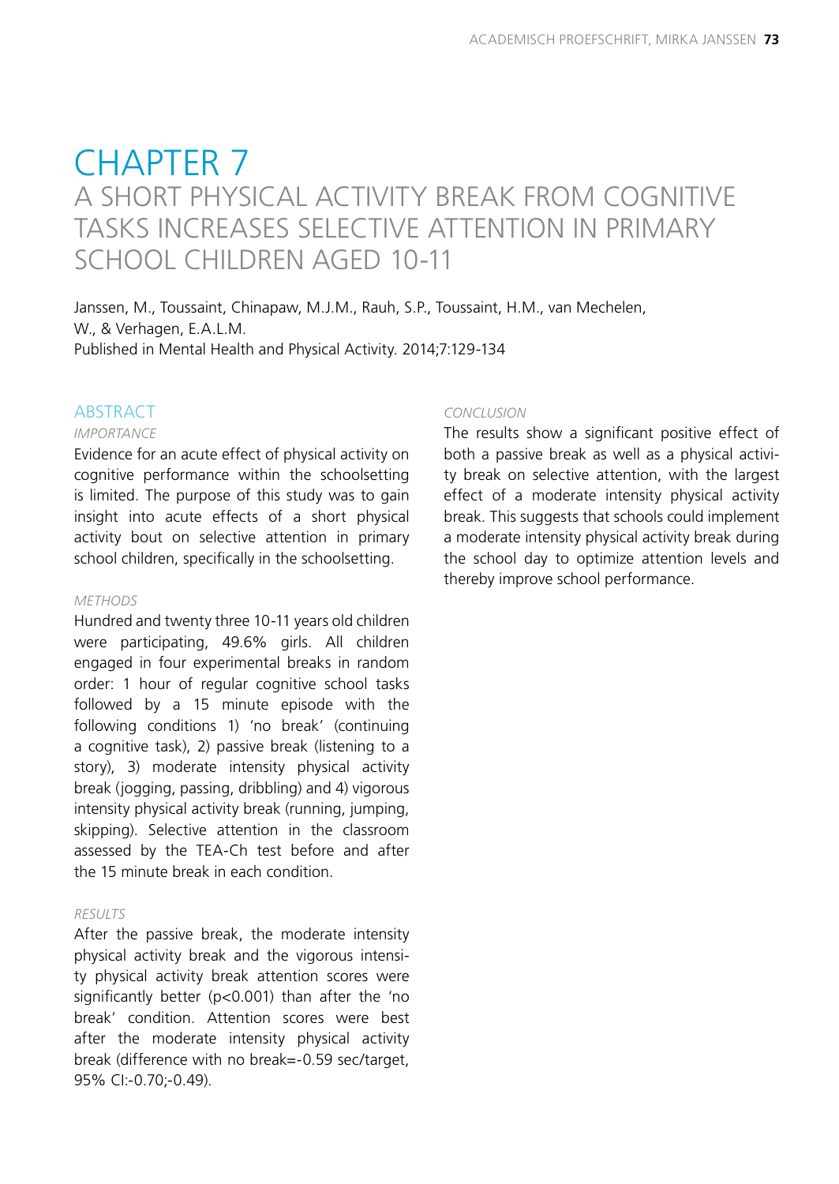# CHAPTER 7

## A SHORT PHYSICAL ACTIVITY BREAK FROM COGNITIVE TASKS INCREASES SELECTIVE ATTENTION IN PRIMARY SCHOOL CHILDREN AGED 10-11

Janssen, M., Toussaint, Chinapaw, M.J.M., Rauh, S.P., Toussaint, H.M., van Mechelen, W., & Verhagen, E.A.L.M.
Published in Mental Health and Physical Activity. 2014;7:129-134

### ABSTRACT

*IMPORTANCE*

Evidence for an acute effect of physical activity on cognitive performance within the schoolsetting is limited. The purpose of this study was to gain insight into acute effects of a short physical activity bout on selective attention in primary school children, specifically in the schoolsetting.

*METHODS*

Hundred and twenty three 10-11 years old children were participating, 49.6% girls. All children engaged in four experimental breaks in random order: 1 hour of regular cognitive school tasks followed by a 15 minute episode with the following conditions 1) 'no break' (continuing a cognitive task), 2) passive break (listening to a story), 3) moderate intensity physical activity break (jogging, passing, dribbling) and 4) vigorous intensity physical activity break (running, jumping, skipping). Selective attention in the classroom assessed by the TEA-Ch test before and after the 15 minute break in each condition.

*RESULTS*

After the passive break, the moderate intensity physical activity break and the vigorous intensity physical activity break attention scores were significantly better ($p<0.001$) than after the 'no break' condition. Attention scores were best after the moderate intensity physical activity break (difference with no break=-0.59 sec/target, 95% CI:-0.70;-0.49).

*CONCLUSION*

The results show a significant positive effect of both a passive break as well as a physical activity break on selective attention, with the largest effect of a moderate intensity physical activity break. This suggests that schools could implement a moderate intensity physical activity break during the school day to optimize attention levels and thereby improve school performance.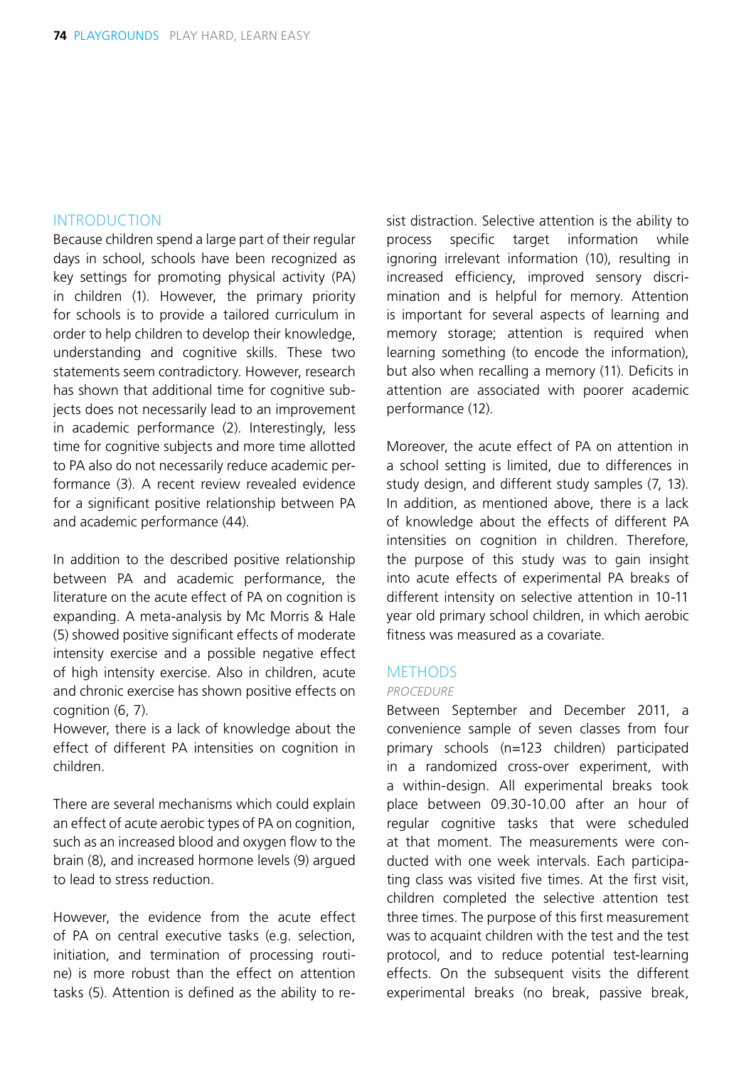## INTRODUCTION

Because children spend a large part of their regular days in school, schools have been recognized as key settings for promoting physical activity (PA) in children (1). However, the primary priority for schools is to provide a tailored curriculum in order to help children to develop their knowledge, understanding and cognitive skills. These two statements seem contradictory. However, research has shown that additional time for cognitive subjects does not necessarily lead to an improvement in academic performance (2). Interestingly, less time for cognitive subjects and more time allotted to PA also do not necessarily reduce academic performance (3). A recent review revealed evidence for a significant positive relationship between PA and academic performance (44).

In addition to the described positive relationship between PA and academic performance, the literature on the acute effect of PA on cognition is expanding. A meta-analysis by Mc Morris & Hale (5) showed positive significant effects of moderate intensity exercise and a possible negative effect of high intensity exercise. Also in children, acute and chronic exercise has shown positive effects on cognition (6, 7).
However, there is a lack of knowledge about the effect of different PA intensities on cognition in children.

There are several mechanisms which could explain an effect of acute aerobic types of PA on cognition, such as an increased blood and oxygen flow to the brain (8), and increased hormone levels (9) argued to lead to stress reduction.

However, the evidence from the acute effect of PA on central executive tasks (e.g. selection, initiation, and termination of processing routine) is more robust than the effect on attention tasks (5). Attention is defined as the ability to resist distraction. Selective attention is the ability to process specific target information while ignoring irrelevant information (10), resulting in increased efficiency, improved sensory discrimination and is helpful for memory. Attention is important for several aspects of learning and memory storage; attention is required when learning something (to encode the information), but also when recalling a memory (11). Deficits in attention are associated with poorer academic performance (12).

Moreover, the acute effect of PA on attention in a school setting is limited, due to differences in study design, and different study samples (7, 13). In addition, as mentioned above, there is a lack of knowledge about the effects of different PA intensities on cognition in children. Therefore, the purpose of this study was to gain insight into acute effects of experimental PA breaks of different intensity on selective attention in 10-11 year old primary school children, in which aerobic fitness was measured as a covariate.

## METHODS

### *PROCEDURE*

Between September and December 2011, a convenience sample of seven classes from four primary schools (n=123 children) participated in a randomized cross-over experiment, with a within-design. All experimental breaks took place between 09.30-10.00 after an hour of regular cognitive tasks that were scheduled at that moment. The measurements were conducted with one week intervals. Each participating class was visited five times. At the first visit, children completed the selective attention test three times. The purpose of this first measurement was to acquaint children with the test and the test protocol, and to reduce potential test-learning effects. On the subsequent visits the different experimental breaks (no break, passive break,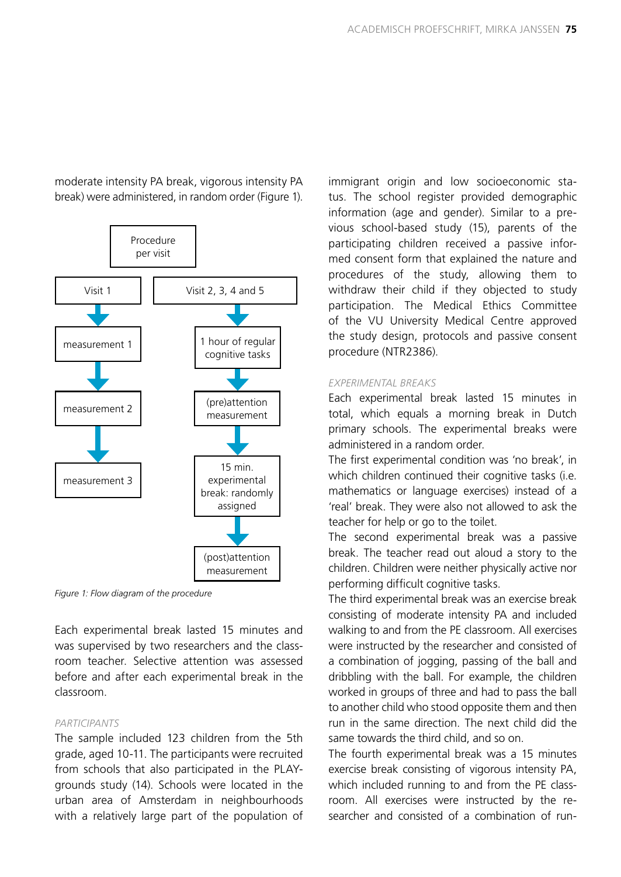moderate intensity PA break, vigorous intensity PA break) were administered, in random order (Figure 1).

Procedure per visit

Visit 1 → measurement 1 → measurement 2 → measurement 3

Visit 2, 3, 4 and 5 → 1 hour of regular cognitive tasks → (pre)attention measurement → 15 min. experimental break: randomly assigned → (post)attention measurement

*Figure 1: Flow diagram of the procedure*

Each experimental break lasted 15 minutes and was supervised by two researchers and the classroom teacher. Selective attention was assessed before and after each experimental break in the classroom.

### PARTICIPANTS

The sample included 123 children from the 5th grade, aged 10-11. The participants were recruited from schools that also participated in the PLAYgrounds study (14). Schools were located in the urban area of Amsterdam in neighbourhoods with a relatively large part of the population of immigrant origin and low socioeconomic status. The school register provided demographic information (age and gender). Similar to a previous school-based study (15), parents of the participating children received a passive informed consent form that explained the nature and procedures of the study, allowing them to withdraw their child if they objected to study participation. The Medical Ethics Committee of the VU University Medical Centre approved the study design, protocols and passive consent procedure (NTR2386).

### EXPERIMENTAL BREAKS

Each experimental break lasted 15 minutes in total, which equals a morning break in Dutch primary schools. The experimental breaks were administered in a random order.

The first experimental condition was 'no break', in which children continued their cognitive tasks (i.e. mathematics or language exercises) instead of a 'real' break. They were also not allowed to ask the teacher for help or go to the toilet.

The second experimental break was a passive break. The teacher read out aloud a story to the children. Children were neither physically active nor performing difficult cognitive tasks.

The third experimental break was an exercise break consisting of moderate intensity PA and included walking to and from the PE classroom. All exercises were instructed by the researcher and consisted of a combination of jogging, passing of the ball and dribbling with the ball. For example, the children worked in groups of three and had to pass the ball to another child who stood opposite them and then run in the same direction. The next child did the same towards the third child, and so on.

The fourth experimental break was a 15 minutes exercise break consisting of vigorous intensity PA, which included running to and from the PE classroom. All exercises were instructed by the researcher and consisted of a combination of run-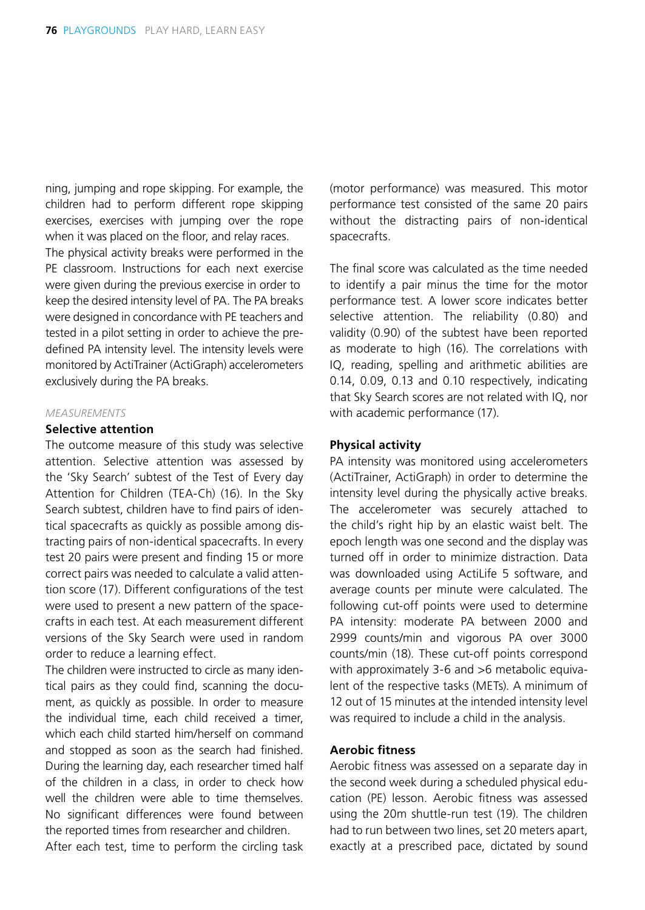ning, jumping and rope skipping. For example, the children had to perform different rope skipping exercises, exercises with jumping over the rope when it was placed on the floor, and relay races.
The physical activity breaks were performed in the PE classroom. Instructions for each next exercise were given during the previous exercise in order to keep the desired intensity level of PA. The PA breaks were designed in concordance with PE teachers and tested in a pilot setting in order to achieve the predefined PA intensity level. The intensity levels were monitored by ActiTrainer (ActiGraph) accelerometers exclusively during the PA breaks.

*MEASUREMENTS*

### Selective attention

The outcome measure of this study was selective attention. Selective attention was assessed by the 'Sky Search' subtest of the Test of Every day Attention for Children (TEA-Ch) (16). In the Sky Search subtest, children have to find pairs of identical spacecrafts as quickly as possible among distracting pairs of non-identical spacecrafts. In every test 20 pairs were present and finding 15 or more correct pairs was needed to calculate a valid attention score (17). Different configurations of the test were used to present a new pattern of the spacecrafts in each test. At each measurement different versions of the Sky Search were used in random order to reduce a learning effect.
The children were instructed to circle as many identical pairs as they could find, scanning the document, as quickly as possible. In order to measure the individual time, each child received a timer, which each child started him/herself on command and stopped as soon as the search had finished. During the learning day, each researcher timed half of the children in a class, in order to check how well the children were able to time themselves. No significant differences were found between the reported times from researcher and children.
After each test, time to perform the circling task (motor performance) was measured. This motor performance test consisted of the same 20 pairs without the distracting pairs of non-identical spacecrafts.

The final score was calculated as the time needed to identify a pair minus the time for the motor performance test. A lower score indicates better selective attention. The reliability (0.80) and validity (0.90) of the subtest have been reported as moderate to high (16). The correlations with IQ, reading, spelling and arithmetic abilities are 0.14, 0.09, 0.13 and 0.10 respectively, indicating that Sky Search scores are not related with IQ, nor with academic performance (17).

### Physical activity

PA intensity was monitored using accelerometers (ActiTrainer, ActiGraph) in order to determine the intensity level during the physically active breaks. The accelerometer was securely attached to the child's right hip by an elastic waist belt. The epoch length was one second and the display was turned off in order to minimize distraction. Data was downloaded using ActiLife 5 software, and average counts per minute were calculated. The following cut-off points were used to determine PA intensity: moderate PA between 2000 and 2999 counts/min and vigorous PA over 3000 counts/min (18). These cut-off points correspond with approximately 3-6 and >6 metabolic equivalent of the respective tasks (METs). A minimum of 12 out of 15 minutes at the intended intensity level was required to include a child in the analysis.

### Aerobic fitness

Aerobic fitness was assessed on a separate day in the second week during a scheduled physical education (PE) lesson. Aerobic fitness was assessed using the 20m shuttle-run test (19). The children had to run between two lines, set 20 meters apart, exactly at a prescribed pace, dictated by sound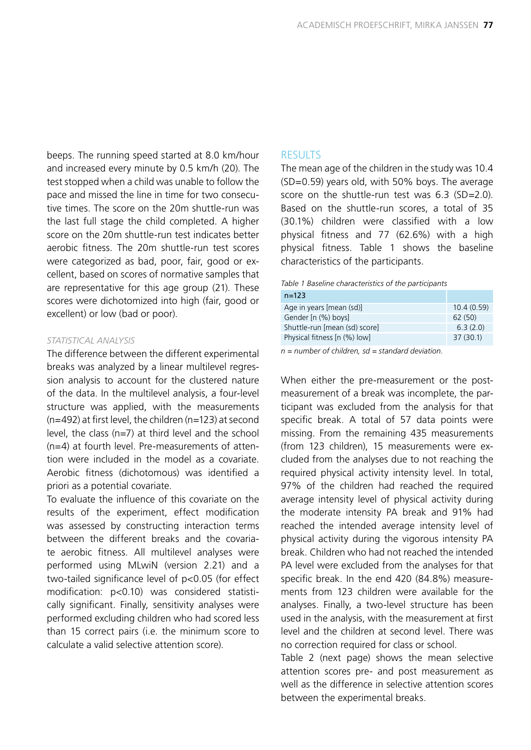beeps. The running speed started at 8.0 km/hour and increased every minute by 0.5 km/h (20). The test stopped when a child was unable to follow the pace and missed the line in time for two consecutive times. The score on the 20m shuttle-run was the last full stage the child completed. A higher score on the 20m shuttle-run test indicates better aerobic fitness. The 20m shuttle-run test scores were categorized as bad, poor, fair, good or excellent, based on scores of normative samples that are representative for this age group (21). These scores were dichotomized into high (fair, good or excellent) or low (bad or poor).

### *STATISTICAL ANALYSIS*

The difference between the different experimental breaks was analyzed by a linear multilevel regression analysis to account for the clustered nature of the data. In the multilevel analysis, a four-level structure was applied, with the measurements (n=492) at first level, the children (n=123) at second level, the class (n=7) at third level and the school (n=4) at fourth level. Pre-measurements of attention were included in the model as a covariate. Aerobic fitness (dichotomous) was identified a priori as a potential covariate.

To evaluate the influence of this covariate on the results of the experiment, effect modification was assessed by constructing interaction terms between the different breaks and the covariate aerobic fitness. All multilevel analyses were performed using MLwiN (version 2.21) and a two-tailed significance level of $p<0.05$ (for effect modification: $p<0.10$) was considered statistically significant. Finally, sensitivity analyses were performed excluding children who had scored less than 15 correct pairs (i.e. the minimum score to calculate a valid selective attention score).

## RESULTS

The mean age of the children in the study was 10.4 (SD=0.59) years old, with 50% boys. The average score on the shuttle-run test was 6.3 (SD=2.0). Based on the shuttle-run scores, a total of 35 (30.1%) children were classified with a low physical fitness and 77 (62.6%) with a high physical fitness. Table 1 shows the baseline characteristics of the participants.

*Table 1 Baseline characteristics of the participants*

| n=123 | |
|---|---|
| Age in years [mean (sd)] | 10.4 (0.59) |
| Gender [n (%) boys] | 62 (50) |
| Shuttle-run [mean (sd) score] | 6.3 (2.0) |
| Physical fitness [n (%) low] | 37 (30.1) |

*n = number of children, sd = standard deviation.*

When either the pre-measurement or the post-measurement of a break was incomplete, the participant was excluded from the analysis for that specific break. A total of 57 data points were missing. From the remaining 435 measurements (from 123 children), 15 measurements were excluded from the analyses due to not reaching the required physical activity intensity level. In total, 97% of the children had reached the required average intensity level of physical activity during the moderate intensity PA break and 91% had reached the intended average intensity level of physical activity during the vigorous intensity PA break. Children who had not reached the intended PA level were excluded from the analyses for that specific break. In the end 420 (84.8%) measurements from 123 children were available for the analyses. Finally, a two-level structure has been used in the analysis, with the measurement at first level and the children at second level. There was no correction required for class or school.

Table 2 (next page) shows the mean selective attention scores pre- and post measurement as well as the difference in selective attention scores between the experimental breaks.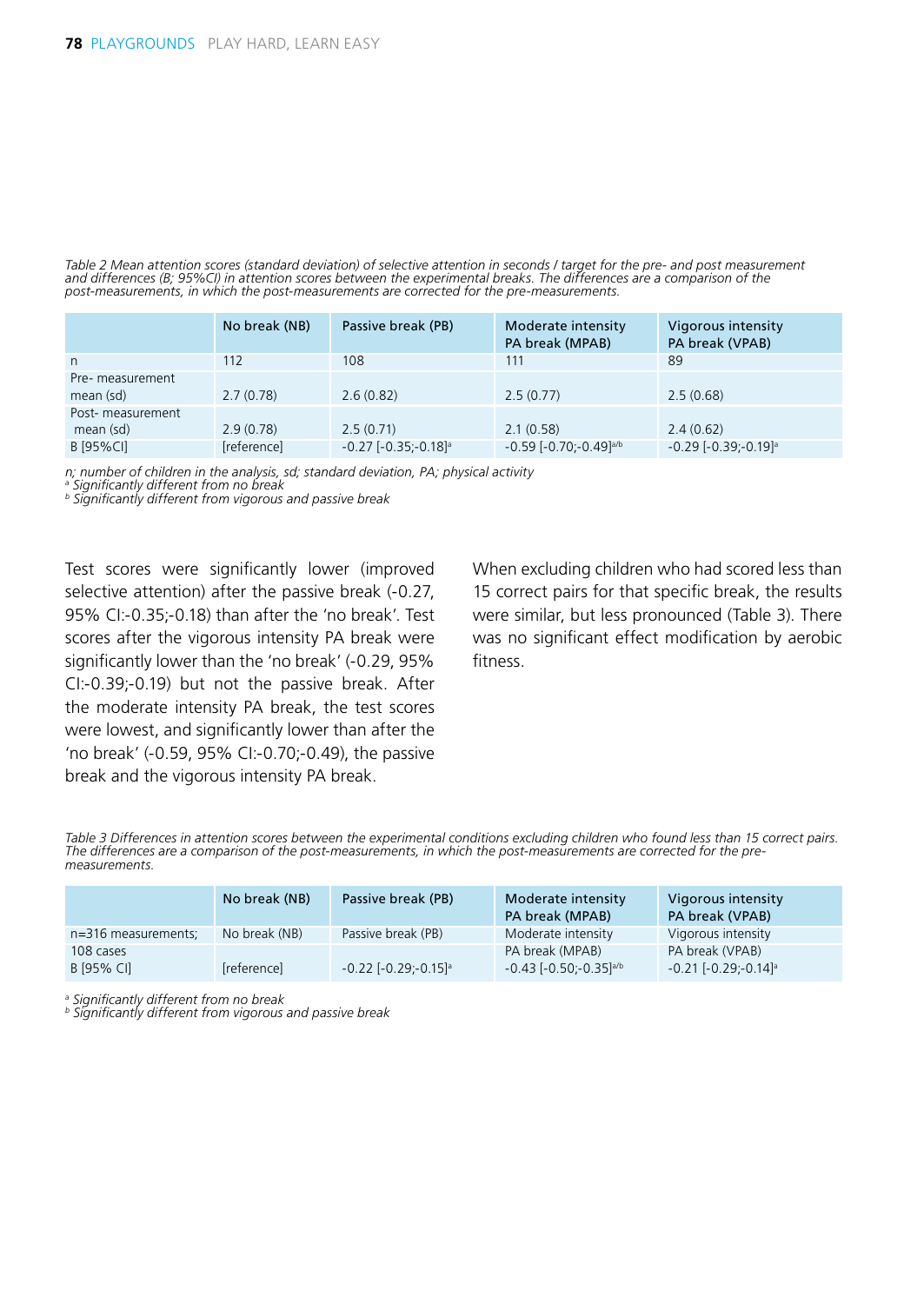*Table 2 Mean attention scores (standard deviation) of selective attention in seconds / target for the pre- and post measurement and differences (B; 95%CI) in attention scores between the experimental breaks. The differences are a comparison of the post-measurements, in which the post-measurements are corrected for the pre-measurements.*

| | No break (NB) | Passive break (PB) | Moderate intensity PA break (MPAB) | Vigorous intensity PA break (VPAB) |
|---|---|---|---|---|
| n | 112 | 108 | 111 | 89 |
| Pre- measurement mean (sd) | 2.7 (0.78) | 2.6 (0.82) | 2.5 (0.77) | 2.5 (0.68) |
| Post- measurement mean (sd) | 2.9 (0.78) | 2.5 (0.71) | 2.1 (0.58) | 2.4 (0.62) |
| B [95%CI] | [reference] | -0.27 [-0.35;-0.18][a] | -0.59 [-0.70;-0.49][a/b] | -0.29 [-0.39;-0.19][a] |

*n; number of children in the analysis, sd; standard deviation, PA; physical activity*
*[a] Significantly different from no break*
*[b] Significantly different from vigorous and passive break*

Test scores were significantly lower (improved selective attention) after the passive break (-0.27, 95% CI:-0.35;-0.18) than after the 'no break'. Test scores after the vigorous intensity PA break were significantly lower than the 'no break' (-0.29, 95% CI:-0.39;-0.19) but not the passive break. After the moderate intensity PA break, the test scores were lowest, and significantly lower than after the 'no break' (-0.59, 95% CI:-0.70;-0.49), the passive break and the vigorous intensity PA break.

When excluding children who had scored less than 15 correct pairs for that specific break, the results were similar, but less pronounced (Table 3). There was no significant effect modification by aerobic fitness.

*Table 3 Differences in attention scores between the experimental conditions excluding children who found less than 15 correct pairs. The differences are a comparison of the post-measurements, in which the post-measurements are corrected for the pre-measurements.*

| | No break (NB) | Passive break (PB) | Moderate intensity PA break (MPAB) | Vigorous intensity PA break (VPAB) |
|---|---|---|---|---|
| n=316 measurements; 108 cases | No break (NB) | Passive break (PB) | Moderate intensity PA break (MPAB) | Vigorous intensity PA break (VPAB) |
| B [95% CI] | [reference] | -0.22 [-0.29;-0.15][a] | -0.43 [-0.50;-0.35][a/b] | -0.21 [-0.29;-0.14][a] |

*[a] Significantly different from no break*
*[b] Significantly different from vigorous and passive break*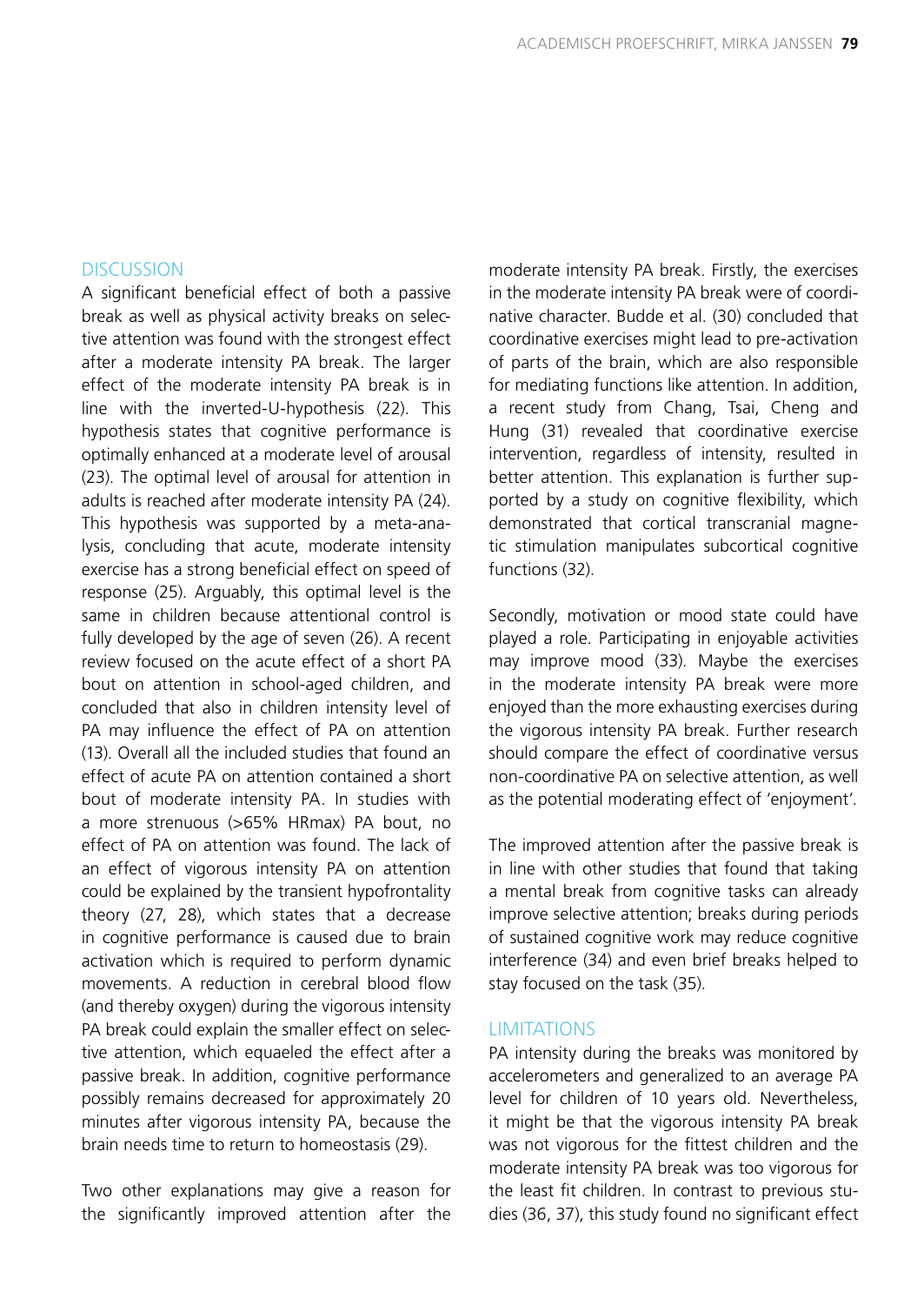## DISCUSSION

A significant beneficial effect of both a passive break as well as physical activity breaks on selective attention was found with the strongest effect after a moderate intensity PA break. The larger effect of the moderate intensity PA break is in line with the inverted-U-hypothesis (22). This hypothesis states that cognitive performance is optimally enhanced at a moderate level of arousal (23). The optimal level of arousal for attention in adults is reached after moderate intensity PA (24). This hypothesis was supported by a meta-analysis, concluding that acute, moderate intensity exercise has a strong beneficial effect on speed of response (25). Arguably, this optimal level is the same in children because attentional control is fully developed by the age of seven (26). A recent review focused on the acute effect of a short PA bout on attention in school-aged children, and concluded that also in children intensity level of PA may influence the effect of PA on attention (13). Overall all the included studies that found an effect of acute PA on attention contained a short bout of moderate intensity PA. In studies with a more strenuous (>65% HRmax) PA bout, no effect of PA on attention was found. The lack of an effect of vigorous intensity PA on attention could be explained by the transient hypofrontality theory (27, 28), which states that a decrease in cognitive performance is caused due to brain activation which is required to perform dynamic movements. A reduction in cerebral blood flow (and thereby oxygen) during the vigorous intensity PA break could explain the smaller effect on selective attention, which equaeled the effect after a passive break. In addition, cognitive performance possibly remains decreased for approximately 20 minutes after vigorous intensity PA, because the brain needs time to return to homeostasis (29).

Two other explanations may give a reason for the significantly improved attention after the moderate intensity PA break. Firstly, the exercises in the moderate intensity PA break were of coordinative character. Budde et al. (30) concluded that coordinative exercises might lead to pre-activation of parts of the brain, which are also responsible for mediating functions like attention. In addition, a recent study from Chang, Tsai, Cheng and Hung (31) revealed that coordinative exercise intervention, regardless of intensity, resulted in better attention. This explanation is further supported by a study on cognitive flexibility, which demonstrated that cortical transcranial magnetic stimulation manipulates subcortical cognitive functions (32).

Secondly, motivation or mood state could have played a role. Participating in enjoyable activities may improve mood (33). Maybe the exercises in the moderate intensity PA break were more enjoyed than the more exhausting exercises during the vigorous intensity PA break. Further research should compare the effect of coordinative versus non-coordinative PA on selective attention, as well as the potential moderating effect of 'enjoyment'.

The improved attention after the passive break is in line with other studies that found that taking a mental break from cognitive tasks can already improve selective attention; breaks during periods of sustained cognitive work may reduce cognitive interference (34) and even brief breaks helped to stay focused on the task (35).

## LIMITATIONS

PA intensity during the breaks was monitored by accelerometers and generalized to an average PA level for children of 10 years old. Nevertheless, it might be that the vigorous intensity PA break was not vigorous for the fittest children and the moderate intensity PA break was too vigorous for the least fit children. In contrast to previous studies (36, 37), this study found no significant effect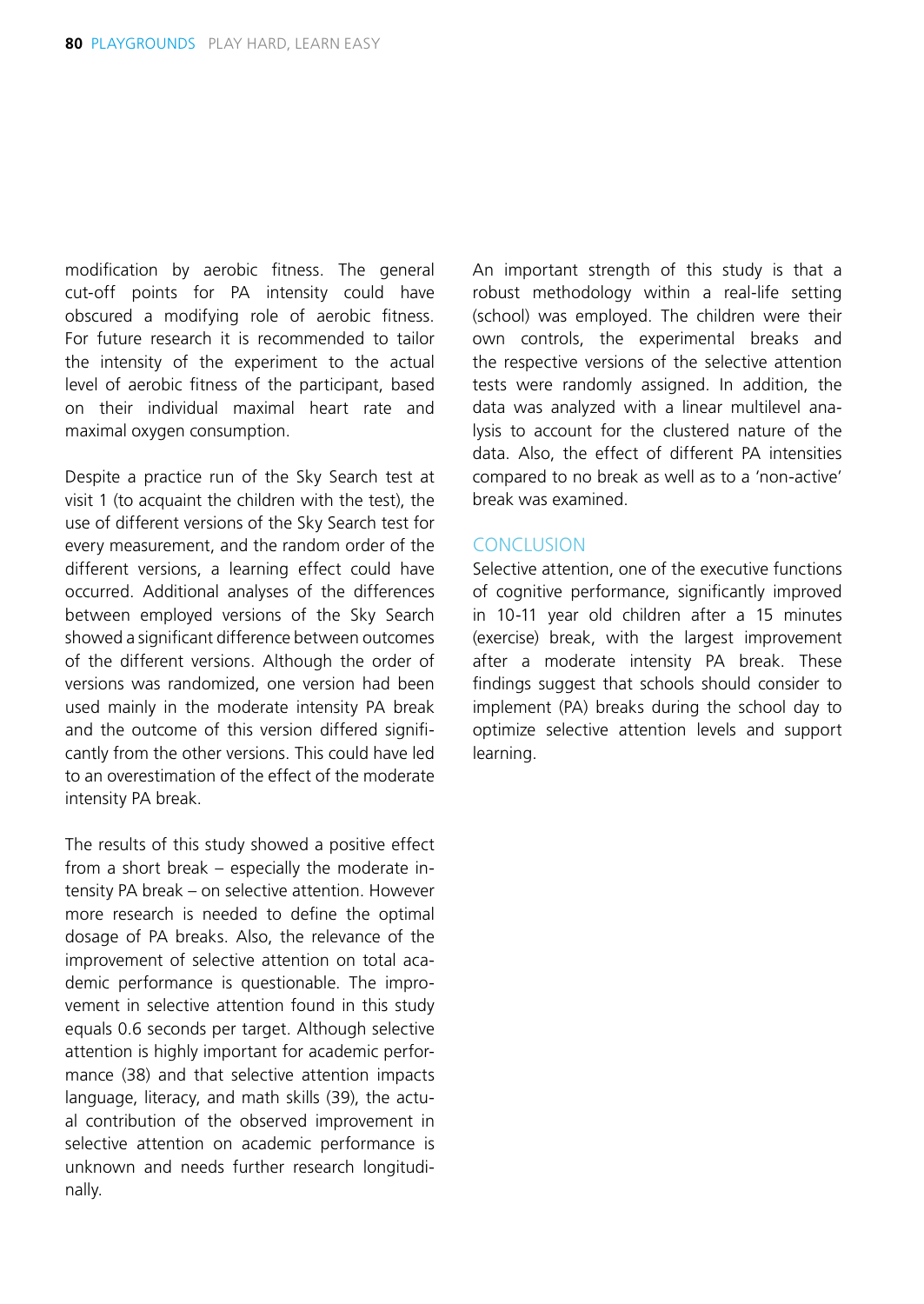modification by aerobic fitness. The general cut-off points for PA intensity could have obscured a modifying role of aerobic fitness. For future research it is recommended to tailor the intensity of the experiment to the actual level of aerobic fitness of the participant, based on their individual maximal heart rate and maximal oxygen consumption.

Despite a practice run of the Sky Search test at visit 1 (to acquaint the children with the test), the use of different versions of the Sky Search test for every measurement, and the random order of the different versions, a learning effect could have occurred. Additional analyses of the differences between employed versions of the Sky Search showed a significant difference between outcomes of the different versions. Although the order of versions was randomized, one version had been used mainly in the moderate intensity PA break and the outcome of this version differed significantly from the other versions. This could have led to an overestimation of the effect of the moderate intensity PA break.

The results of this study showed a positive effect from a short break – especially the moderate intensity PA break – on selective attention. However more research is needed to define the optimal dosage of PA breaks. Also, the relevance of the improvement of selective attention on total academic performance is questionable. The improvement in selective attention found in this study equals 0.6 seconds per target. Although selective attention is highly important for academic performance (38) and that selective attention impacts language, literacy, and math skills (39), the actual contribution of the observed improvement in selective attention on academic performance is unknown and needs further research longitudinally.

An important strength of this study is that a robust methodology within a real-life setting (school) was employed. The children were their own controls, the experimental breaks and the respective versions of the selective attention tests were randomly assigned. In addition, the data was analyzed with a linear multilevel analysis to account for the clustered nature of the data. Also, the effect of different PA intensities compared to no break as well as to a 'non-active' break was examined.

## CONCLUSION

Selective attention, one of the executive functions of cognitive performance, significantly improved in 10-11 year old children after a 15 minutes (exercise) break, with the largest improvement after a moderate intensity PA break. These findings suggest that schools should consider to implement (PA) breaks during the school day to optimize selective attention levels and support learning.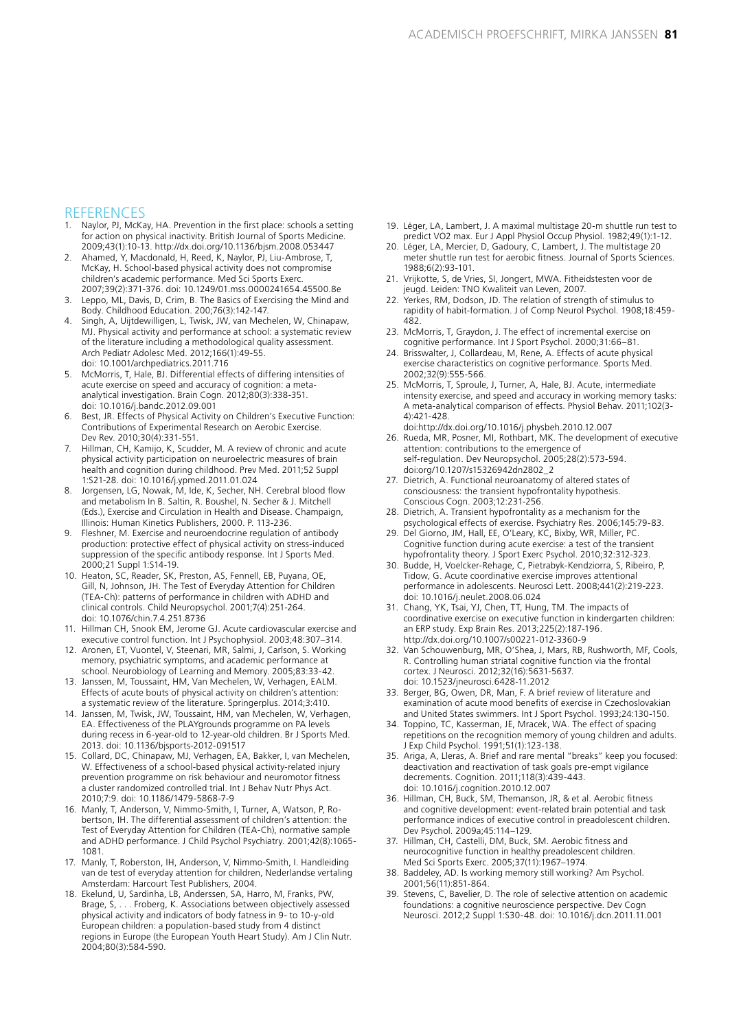## REFERENCES

1. Naylor, PJ, McKay, HA. Prevention in the first place: schools a setting for action on physical inactivity. British Journal of Sports Medicine. 2009;43(1):10-13. http://dx.doi.org/10.1136/bjsm.2008.053447
2. Ahamed, Y, Macdonald, H, Reed, K, Naylor, PJ, Liu-Ambrose, T, McKay, H. School-based physical activity does not compromise children's academic performance. Med Sci Sports Exerc. 2007;39(2):371-376. doi: 10.1249/01.mss.0000241654.45500.8e
3. Leppo, ML, Davis, D, Crim, B. The Basics of Exercising the Mind and Body. Childhood Education. 200;76(3):142-147.
4. Singh, A, Uijtdewilligen, L, Twisk, JW, van Mechelen, W, Chinapaw, MJ. Physical activity and performance at school: a systematic review of the literature including a methodological quality assessment. Arch Pediatr Adolesc Med. 2012;166(1):49-55. doi: 10.1001/archpediatrics.2011.716
5. McMorris, T, Hale, BJ. Differential effects of differing intensities of acute exercise on speed and accuracy of cognition: a meta-analytical investigation. Brain Cogn. 2012;80(3):338-351. doi: 10.1016/j.bandc.2012.09.001
6. Best, JR. Effects of Physical Activity on Children's Executive Function: Contributions of Experimental Research on Aerobic Exercise. Dev Rev. 2010;30(4):331-551.
7. Hillman, CH, Kamijo, K, Scudder, M. A review of chronic and acute physical activity participation on neuroelectric measures of brain health and cognition during childhood. Prev Med. 2011;52 Suppl 1:S21-28. doi: 10.1016/j.ypmed.2011.01.024
8. Jorgensen, LG, Nowak, M, Ide, K, Secher, NH. Cerebral blood flow and metabolism In B. Saltin, R. Boushel, N. Secher & J. Mitchell (Eds.), Exercise and Circulation in Health and Disease. Champaign, Illinois: Human Kinetics Publishers, 2000. P. 113-236.
9. Fleshner, M. Exercise and neuroendocrine regulation of antibody production: protective effect of physical activity on stress-induced suppression of the specific antibody response. Int J Sports Med. 2000;21 Suppl 1:S14-19.
10. Heaton, SC, Reader, SK, Preston, AS, Fennell, EB, Puyana, OE, Gill, N, Johnson, JH. The Test of Everyday Attention for Children (TEA-Ch): patterns of performance in children with ADHD and clinical controls. Child Neuropsychol. 2001;7(4):251-264. doi: 10.1076/chin.7.4.251.8736
11. Hillman CH, Snook EM, Jerome GJ. Acute cardiovascular exercise and executive control function. Int J Psychophysiol. 2003;48:307–314.
12. Aronen, ET, Vuontel, V, Steenari, MR, Salmi, J, Carlson, S. Working memory, psychiatric symptoms, and academic performance at school. Neurobiology of Learning and Memory. 2005;83:33-42.
13. Janssen, M, Toussaint, HM, Van Mechelen, W, Verhagen, EALM. Effects of acute bouts of physical activity on children's attention: a systematic review of the literature. Springerplus. 2014;3:410.
14. Janssen, M, Twisk, JW, Toussaint, HM, van Mechelen, W, Verhagen, EA. Effectiveness of the PLAYgrounds programme on PA levels during recess in 6-year-old to 12-year-old children. Br J Sports Med. 2013. doi: 10.1136/bjsports-2012-091517
15. Collard, DC, Chinapaw, MJ, Verhagen, EA, Bakker, I, van Mechelen, W. Effectiveness of a school-based physical activity-related injury prevention programme on risk behaviour and neuromotor fitness a cluster randomized controlled trial. Int J Behav Nutr Phys Act. 2010;7:9. doi: 10.1186/1479-5868-7-9
16. Manly, T, Anderson, V, Nimmo-Smith, I, Turner, A, Watson, P, Robertson, IH. The differential assessment of children's attention: the Test of Everyday Attention for Children (TEA-Ch), normative sample and ADHD performance. J Child Psychol Psychiatry. 2001;42(8):1065-1081.
17. Manly, T, Roberston, IH, Anderson, V, Nimmo-Smith, I. Handleiding van de test of everyday attention for children, Nederlandse vertaling Amsterdam: Harcourt Test Publishers, 2004.
18. Ekelund, U, Sardinha, LB, Anderssen, SA, Harro, M, Franks, PW, Brage, S, . . . Froberg, K. Associations between objectively assessed physical activity and indicators of body fatness in 9- to 10-y-old European children: a population-based study from 4 distinct regions in Europe (the European Youth Heart Study). Am J Clin Nutr. 2004;80(3):584-590.
19. Léger, LA, Lambert, J. A maximal multistage 20-m shuttle run test to predict VO2 max. Eur J Appl Physiol Occup Physiol. 1982;49(1):1-12.
20. Léger, LA, Mercier, D, Gadoury, C, Lambert, J. The multistage 20 meter shuttle run test for aerobic fitness. Journal of Sports Sciences. 1988;6(2):93-101.
21. Vrijkotte, S, de Vries, SI, Jongert, MWA. Fitheidstesten voor de jeugd. Leiden: TNO Kwaliteit van Leven, 2007.
22. Yerkes, RM, Dodson, JD. The relation of strength of stimulus to rapidity of habit-formation. J of Comp Neurol Psychol. 1908;18:459-482.
23. McMorris, T, Graydon, J. The effect of incremental exercise on cognitive performance. Int J Sport Psychol. 2000;31:66–81.
24. Brisswalter, J, Collardeau, M, Rene, A. Effects of acute physical exercise characteristics on cognitive performance. Sports Med. 2002;32(9):555-566.
25. McMorris, T, Sproule, J, Turner, A, Hale, BJ. Acute, intermediate intensity exercise, and speed and accuracy in working memory tasks: A meta-analytical comparison of effects. Physiol Behav. 2011;102(3-4):421-428. doi:http://dx.doi.org/10.1016/j.physbeh.2010.12.007
26. Rueda, MR, Posner, MI, Rothbart, MK. The development of executive attention: contributions to the emergence of self-regulation. Dev Neuropsychol. 2005;28(2):573-594. doi:org/10.1207/s15326942dn2802_2
27. Dietrich, A. Functional neuroanatomy of altered states of consciousness: the transient hypofrontality hypothesis. Conscious Cogn. 2003;12:231-256.
28. Dietrich, A. Transient hypofrontality as a mechanism for the psychological effects of exercise. Psychiatry Res. 2006;145:79-83.
29. Del Giorno, JM, Hall, EE, O'Leary, KC, Bixby, WR, Miller, PC. Cognitive function during acute exercise: a test of the transient hypofrontality theory. J Sport Exerc Psychol. 2010;32:312-323.
30. Budde, H, Voelcker-Rehage, C, Pietrabyk-Kendziorra, S, Ribeiro, P, Tidow, G. Acute coordinative exercise improves attentional performance in adolescents. Neurosci Lett. 2008;441(2):219-223. doi: 10.1016/j.neulet.2008.06.024
31. Chang, YK, Tsai, YJ, Chen, TT, Hung, TM. The impacts of coordinative exercise on executive function in kindergarten children: an ERP study. Exp Brain Res. 2013;225(2):187-196. http://dx.doi.org/10.1007/s00221-012-3360-9
32. Van Schouwenburg, MR, O'Shea, J, Mars, RB, Rushworth, MF, Cools, R. Controlling human striatal cognitive function via the frontal cortex. J Neurosci. 2012;32(16):5631-5637. doi: 10.1523/jneurosci.6428-11.2012
33. Berger, BG, Owen, DR, Man, F. A brief review of literature and examination of acute mood benefits of exercise in Czechoslovakian and United States swimmers. Int J Sport Psychol. 1993;24:130-150.
34. Toppino, TC, Kasserman, JE, Mracek, WA. The effect of spacing repetitions on the recognition memory of young children and adults. J Exp Child Psychol. 1991;51(1):123-138.
35. Ariga, A, Lleras, A. Brief and rare mental "breaks" keep you focused: deactivation and reactivation of task goals pre-empt vigilance decrements. Cognition. 2011;118(3):439-443. doi: 10.1016/j.cognition.2010.12.007
36. Hillman, CH, Buck, SM, Themanson, JR, & et al. Aerobic fitness and cognitive development: event-related brain potential and task performance indices of executive control in preadolescent children. Dev Psychol. 2009a;45:114–129.
37. Hillman, CH, Castelli, DM, Buck, SM. Aerobic fitness and neurocognitive function in healthy preadolescent children. Med Sci Sports Exerc. 2005;37(11):1967–1974.
38. Baddeley, AD. Is working memory still working? Am Psychol. 2001;56(11):851-864.
39. Stevens, C, Bavelier, D. The role of selective attention on academic foundations: a cognitive neuroscience perspective. Dev Cogn Neurosci. 2012;2 Suppl 1:S30-48. doi: 10.1016/j.dcn.2011.11.001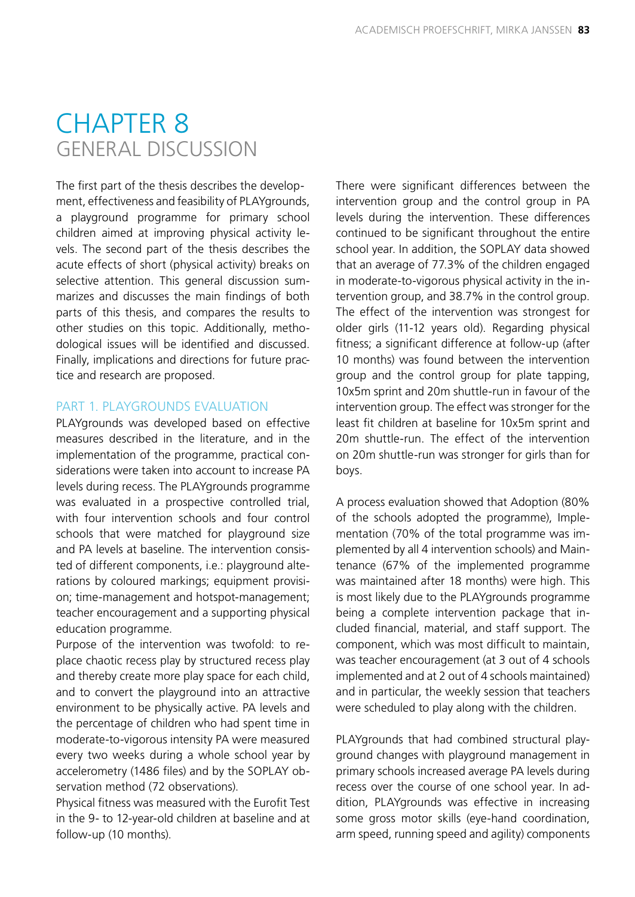# CHAPTER 8
## GENERAL DISCUSSION

The first part of the thesis describes the development, effectiveness and feasibility of PLAYgrounds, a playground programme for primary school children aimed at improving physical activity levels. The second part of the thesis describes the acute effects of short (physical activity) breaks on selective attention. This general discussion summarizes and discusses the main findings of both parts of this thesis, and compares the results to other studies on this topic. Additionally, methodological issues will be identified and discussed. Finally, implications and directions for future practice and research are proposed.

### PART 1. PLAYGROUNDS EVALUATION

PLAYgrounds was developed based on effective measures described in the literature, and in the implementation of the programme, practical considerations were taken into account to increase PA levels during recess. The PLAYgrounds programme was evaluated in a prospective controlled trial, with four intervention schools and four control schools that were matched for playground size and PA levels at baseline. The intervention consisted of different components, i.e.: playground alterations by coloured markings; equipment provision; time-management and hotspot-management; teacher encouragement and a supporting physical education programme.

Purpose of the intervention was twofold: to replace chaotic recess play by structured recess play and thereby create more play space for each child, and to convert the playground into an attractive environment to be physically active. PA levels and the percentage of children who had spent time in moderate-to-vigorous intensity PA were measured every two weeks during a whole school year by accelerometry (1486 files) and by the SOPLAY observation method (72 observations).

Physical fitness was measured with the Eurofit Test in the 9- to 12-year-old children at baseline and at follow-up (10 months).

There were significant differences between the intervention group and the control group in PA levels during the intervention. These differences continued to be significant throughout the entire school year. In addition, the SOPLAY data showed that an average of 77.3% of the children engaged in moderate-to-vigorous physical activity in the intervention group, and 38.7% in the control group. The effect of the intervention was strongest for older girls (11-12 years old). Regarding physical fitness; a significant difference at follow-up (after 10 months) was found between the intervention group and the control group for plate tapping, 10x5m sprint and 20m shuttle-run in favour of the intervention group. The effect was stronger for the least fit children at baseline for 10x5m sprint and 20m shuttle-run. The effect of the intervention on 20m shuttle-run was stronger for girls than for boys.

A process evaluation showed that Adoption (80% of the schools adopted the programme), Implementation (70% of the total programme was implemented by all 4 intervention schools) and Maintenance (67% of the implemented programme was maintained after 18 months) were high. This is most likely due to the PLAYgrounds programme being a complete intervention package that included financial, material, and staff support. The component, which was most difficult to maintain, was teacher encouragement (at 3 out of 4 schools implemented and at 2 out of 4 schools maintained) and in particular, the weekly session that teachers were scheduled to play along with the children.

PLAYgrounds that had combined structural playground changes with playground management in primary schools increased average PA levels during recess over the course of one school year. In addition, PLAYgrounds was effective in increasing some gross motor skills (eye-hand coordination, arm speed, running speed and agility) components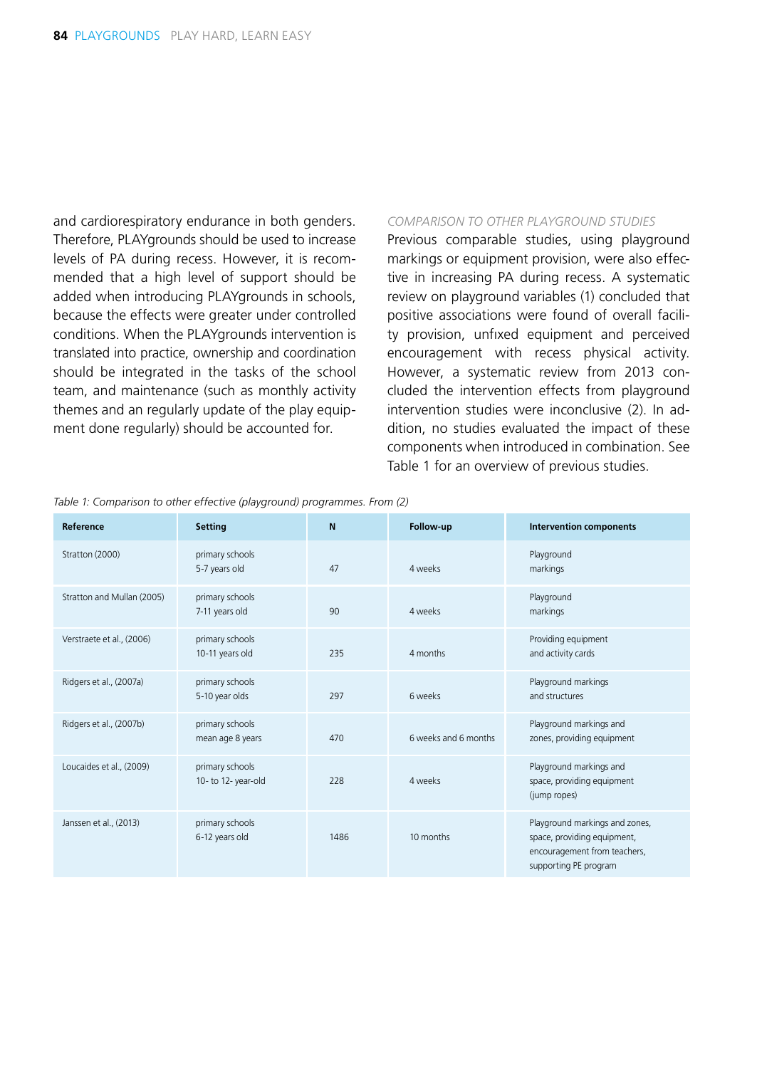and cardiorespiratory endurance in both genders. Therefore, PLAYgrounds should be used to increase levels of PA during recess. However, it is recommended that a high level of support should be added when introducing PLAYgrounds in schools, because the effects were greater under controlled conditions. When the PLAYgrounds intervention is translated into practice, ownership and coordination should be integrated in the tasks of the school team, and maintenance (such as monthly activity themes and an regularly update of the play equipment done regularly) should be accounted for.

### COMPARISON TO OTHER PLAYGROUND STUDIES

Previous comparable studies, using playground markings or equipment provision, were also effective in increasing PA during recess. A systematic review on playground variables (1) concluded that positive associations were found of overall facility provision, unfixed equipment and perceived encouragement with recess physical activity. However, a systematic review from 2013 concluded the intervention effects from playground intervention studies were inconclusive (2). In addition, no studies evaluated the impact of these components when introduced in combination. See Table 1 for an overview of previous studies.

*Table 1: Comparison to other effective (playground) programmes. From (2)*

| Reference | Setting | N | Follow-up | Intervention components |
|---|---|---|---|---|
| Stratton (2000) | primary schools 5-7 years old | 47 | 4 weeks | Playground markings |
| Stratton and Mullan (2005) | primary schools 7-11 years old | 90 | 4 weeks | Playground markings |
| Verstraete et al., (2006) | primary schools 10-11 years old | 235 | 4 months | Providing equipment and activity cards |
| Ridgers et al., (2007a) | primary schools 5-10 year olds | 297 | 6 weeks | Playground markings and structures |
| Ridgers et al., (2007b) | primary schools mean age 8 years | 470 | 6 weeks and 6 months | Playground markings and zones, providing equipment |
| Loucaides et al., (2009) | primary schools 10- to 12- year-old | 228 | 4 weeks | Playground markings and space, providing equipment (jump ropes) |
| Janssen et al., (2013) | primary schools 6-12 years old | 1486 | 10 months | Playground markings and zones, space, providing equipment, encouragement from teachers, supporting PE program |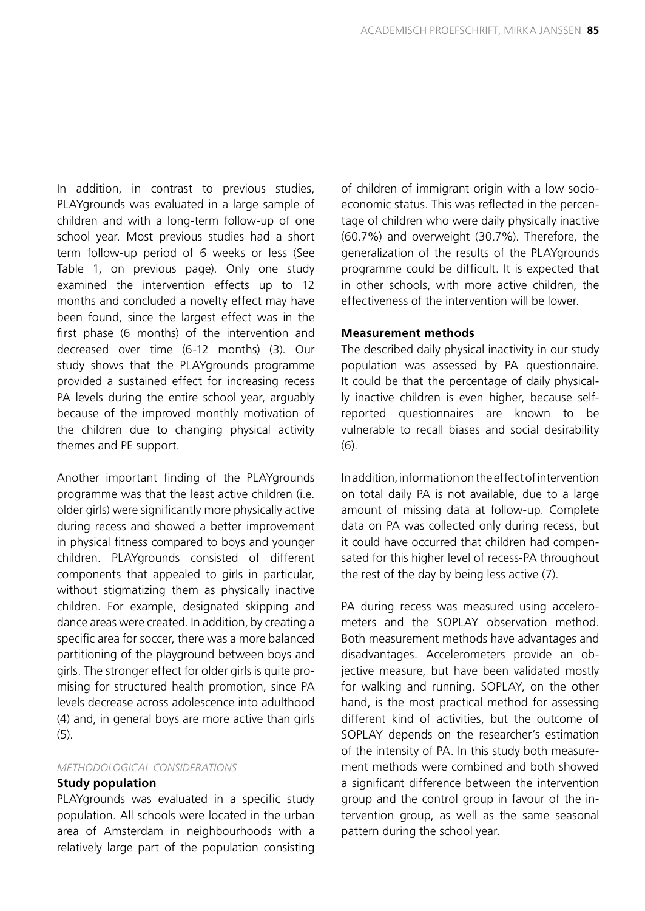In addition, in contrast to previous studies, PLAYgrounds was evaluated in a large sample of children and with a long-term follow-up of one school year. Most previous studies had a short term follow-up period of 6 weeks or less (See Table 1, on previous page). Only one study examined the intervention effects up to 12 months and concluded a novelty effect may have been found, since the largest effect was in the first phase (6 months) of the intervention and decreased over time (6-12 months) (3). Our study shows that the PLAYgrounds programme provided a sustained effect for increasing recess PA levels during the entire school year, arguably because of the improved monthly motivation of the children due to changing physical activity themes and PE support.

Another important finding of the PLAYgrounds programme was that the least active children (i.e. older girls) were significantly more physically active during recess and showed a better improvement in physical fitness compared to boys and younger children. PLAYgrounds consisted of different components that appealed to girls in particular, without stigmatizing them as physically inactive children. For example, designated skipping and dance areas were created. In addition, by creating a specific area for soccer, there was a more balanced partitioning of the playground between boys and girls. The stronger effect for older girls is quite promising for structured health promotion, since PA levels decrease across adolescence into adulthood (4) and, in general boys are more active than girls (5).

*METHODOLOGICAL CONSIDERATIONS*

**Study population**

PLAYgrounds was evaluated in a specific study population. All schools were located in the urban area of Amsterdam in neighbourhoods with a relatively large part of the population consisting of children of immigrant origin with a low socio-economic status. This was reflected in the percentage of children who were daily physically inactive (60.7%) and overweight (30.7%). Therefore, the generalization of the results of the PLAYgrounds programme could be difficult. It is expected that in other schools, with more active children, the effectiveness of the intervention will be lower.

**Measurement methods**

The described daily physical inactivity in our study population was assessed by PA questionnaire. It could be that the percentage of daily physically inactive children is even higher, because self-reported questionnaires are known to be vulnerable to recall biases and social desirability (6).

In addition, information on the effect of intervention on total daily PA is not available, due to a large amount of missing data at follow-up. Complete data on PA was collected only during recess, but it could have occurred that children had compensated for this higher level of recess-PA throughout the rest of the day by being less active (7).

PA during recess was measured using accelerometers and the SOPLAY observation method. Both measurement methods have advantages and disadvantages. Accelerometers provide an objective measure, but have been validated mostly for walking and running. SOPLAY, on the other hand, is the most practical method for assessing different kind of activities, but the outcome of SOPLAY depends on the researcher's estimation of the intensity of PA. In this study both measurement methods were combined and both showed a significant difference between the intervention group and the control group in favour of the intervention group, as well as the same seasonal pattern during the school year.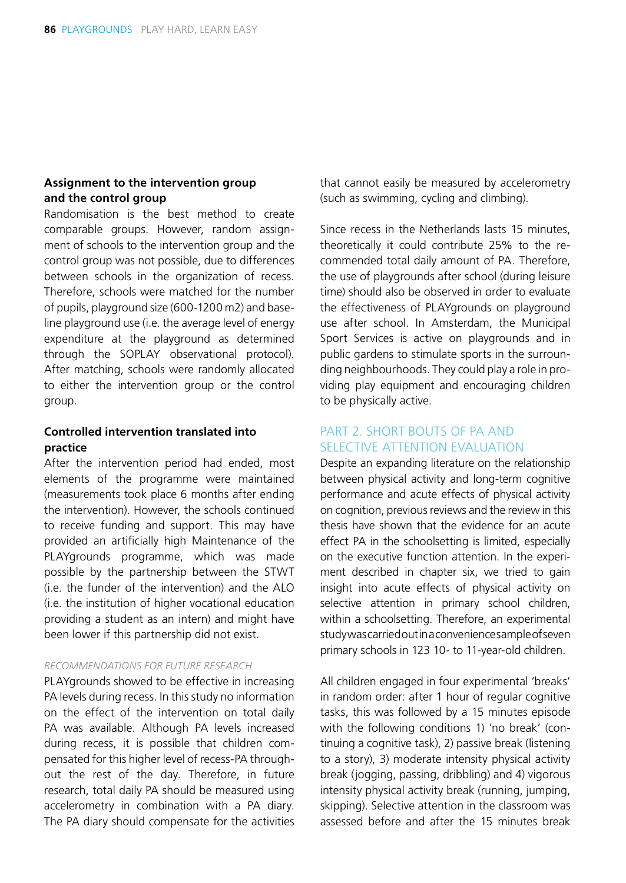### Assignment to the intervention group and the control group

Randomisation is the best method to create comparable groups. However, random assignment of schools to the intervention group and the control group was not possible, due to differences between schools in the organization of recess. Therefore, schools were matched for the number of pupils, playground size (600-1200 m2) and baseline playground use (i.e. the average level of energy expenditure at the playground as determined through the SOPLAY observational protocol). After matching, schools were randomly allocated to either the intervention group or the control group.

### Controlled intervention translated into practice

After the intervention period had ended, most elements of the programme were maintained (measurements took place 6 months after ending the intervention). However, the schools continued to receive funding and support. This may have provided an artificially high Maintenance of the PLAYgrounds programme, which was made possible by the partnership between the STWT (i.e. the funder of the intervention) and the ALO (i.e. the institution of higher vocational education providing a student as an intern) and might have been lower if this partnership did not exist.

*RECOMMENDATIONS FOR FUTURE RESEARCH*

PLAYgrounds showed to be effective in increasing PA levels during recess. In this study no information on the effect of the intervention on total daily PA was available. Although PA levels increased during recess, it is possible that children compensated for this higher level of recess-PA throughout the rest of the day. Therefore, in future research, total daily PA should be measured using accelerometry in combination with a PA diary. The PA diary should compensate for the activities that cannot easily be measured by accelerometry (such as swimming, cycling and climbing).

Since recess in the Netherlands lasts 15 minutes, theoretically it could contribute 25% to the recommended total daily amount of PA. Therefore, the use of playgrounds after school (during leisure time) should also be observed in order to evaluate the effectiveness of PLAYgrounds on playground use after school. In Amsterdam, the Municipal Sport Services is active on playgrounds and in public gardens to stimulate sports in the surrounding neighbourhoods. They could play a role in providing play equipment and encouraging children to be physically active.

## PART 2. SHORT BOUTS OF PA AND SELECTIVE ATTENTION EVALUATION

Despite an expanding literature on the relationship between physical activity and long-term cognitive performance and acute effects of physical activity on cognition, previous reviews and the review in this thesis have shown that the evidence for an acute effect PA in the schoolsetting is limited, especially on the executive function attention. In the experiment described in chapter six, we tried to gain insight into acute effects of physical activity on selective attention in primary school children, within a schoolsetting. Therefore, an experimental study was carried out in a convenience sample of seven primary schools in 123 10- to 11-year-old children.

All children engaged in four experimental 'breaks' in random order: after 1 hour of regular cognitive tasks, this was followed by a 15 minutes episode with the following conditions 1) 'no break' (continuing a cognitive task), 2) passive break (listening to a story), 3) moderate intensity physical activity break (jogging, passing, dribbling) and 4) vigorous intensity physical activity break (running, jumping, skipping). Selective attention in the classroom was assessed before and after the 15 minutes break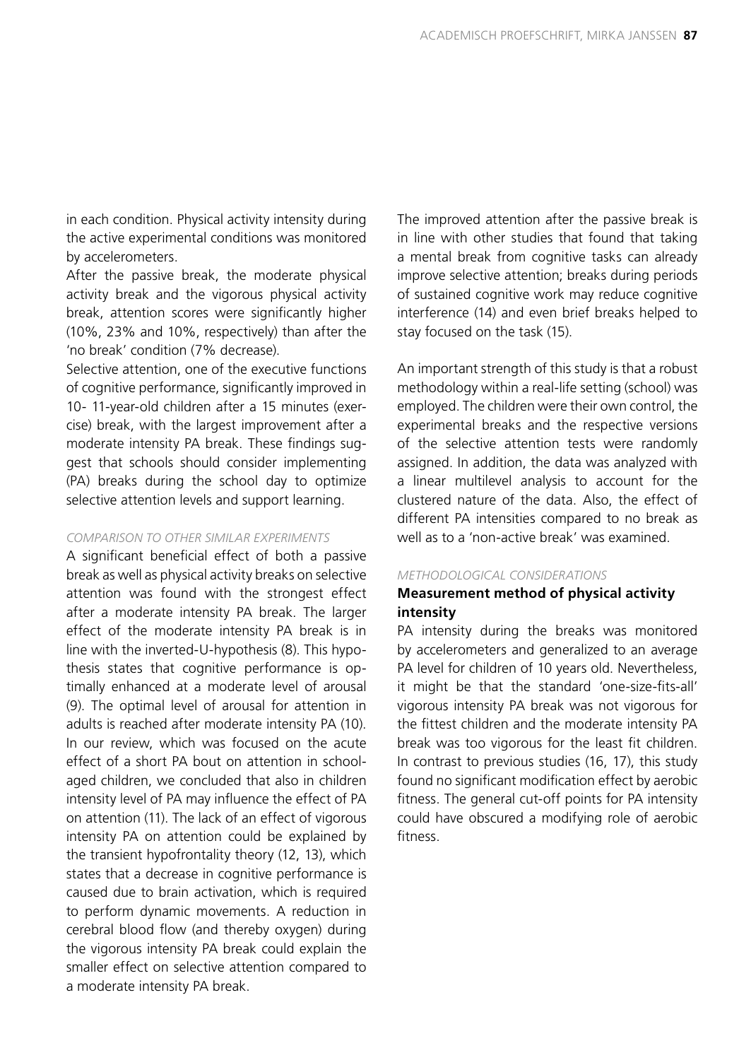in each condition. Physical activity intensity during the active experimental conditions was monitored by accelerometers.

After the passive break, the moderate physical activity break and the vigorous physical activity break, attention scores were significantly higher (10%, 23% and 10%, respectively) than after the 'no break' condition (7% decrease).

Selective attention, one of the executive functions of cognitive performance, significantly improved in 10- 11-year-old children after a 15 minutes (exercise) break, with the largest improvement after a moderate intensity PA break. These findings suggest that schools should consider implementing (PA) breaks during the school day to optimize selective attention levels and support learning.

*COMPARISON TO OTHER SIMILAR EXPERIMENTS*

A significant beneficial effect of both a passive break as well as physical activity breaks on selective attention was found with the strongest effect after a moderate intensity PA break. The larger effect of the moderate intensity PA break is in line with the inverted-U-hypothesis (8). This hypothesis states that cognitive performance is optimally enhanced at a moderate level of arousal (9). The optimal level of arousal for attention in adults is reached after moderate intensity PA (10). In our review, which was focused on the acute effect of a short PA bout on attention in school-aged children, we concluded that also in children intensity level of PA may influence the effect of PA on attention (11). The lack of an effect of vigorous intensity PA on attention could be explained by the transient hypofrontality theory (12, 13), which states that a decrease in cognitive performance is caused due to brain activation, which is required to perform dynamic movements. A reduction in cerebral blood flow (and thereby oxygen) during the vigorous intensity PA break could explain the smaller effect on selective attention compared to a moderate intensity PA break.

The improved attention after the passive break is in line with other studies that found that taking a mental break from cognitive tasks can already improve selective attention; breaks during periods of sustained cognitive work may reduce cognitive interference (14) and even brief breaks helped to stay focused on the task (15).

An important strength of this study is that a robust methodology within a real-life setting (school) was employed. The children were their own control, the experimental breaks and the respective versions of the selective attention tests were randomly assigned. In addition, the data was analyzed with a linear multilevel analysis to account for the clustered nature of the data. Also, the effect of different PA intensities compared to no break as well as to a 'non-active break' was examined.

*METHODOLOGICAL CONSIDERATIONS*

**Measurement method of physical activity intensity**

PA intensity during the breaks was monitored by accelerometers and generalized to an average PA level for children of 10 years old. Nevertheless, it might be that the standard 'one-size-fits-all' vigorous intensity PA break was not vigorous for the fittest children and the moderate intensity PA break was too vigorous for the least fit children. In contrast to previous studies (16, 17), this study found no significant modification effect by aerobic fitness. The general cut-off points for PA intensity could have obscured a modifying role of aerobic fitness.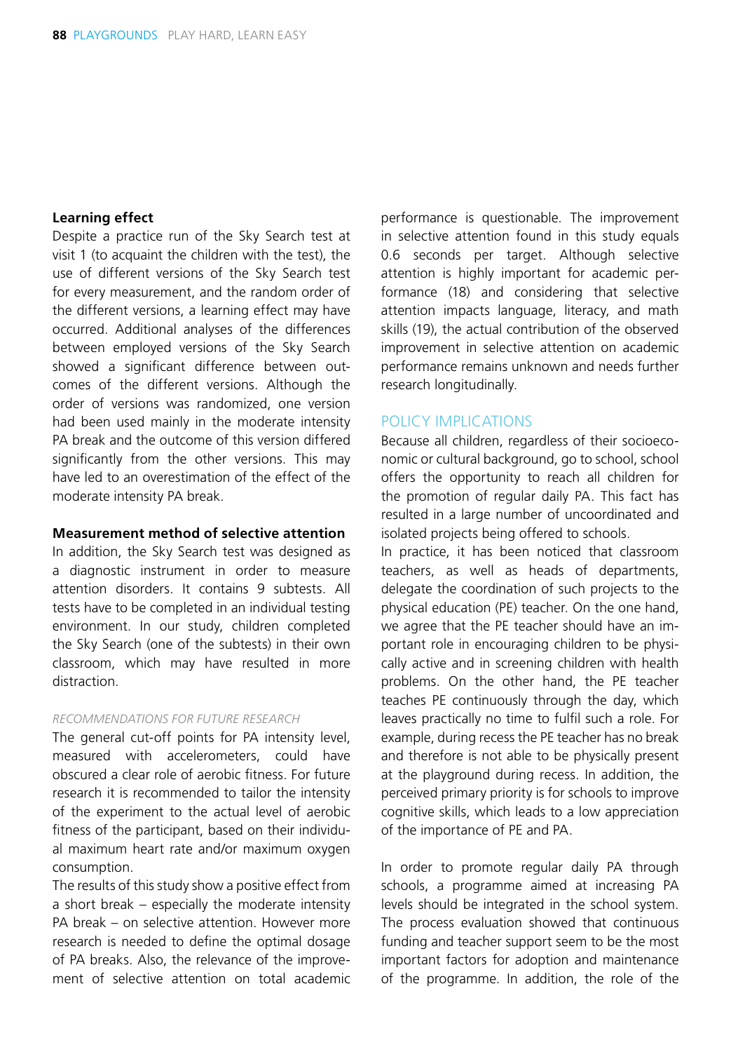**Learning effect**

Despite a practice run of the Sky Search test at visit 1 (to acquaint the children with the test), the use of different versions of the Sky Search test for every measurement, and the random order of the different versions, a learning effect may have occurred. Additional analyses of the differences between employed versions of the Sky Search showed a significant difference between outcomes of the different versions. Although the order of versions was randomized, one version had been used mainly in the moderate intensity PA break and the outcome of this version differed significantly from the other versions. This may have led to an overestimation of the effect of the moderate intensity PA break.

**Measurement method of selective attention**

In addition, the Sky Search test was designed as a diagnostic instrument in order to measure attention disorders. It contains 9 subtests. All tests have to be completed in an individual testing environment. In our study, children completed the Sky Search (one of the subtests) in their own classroom, which may have resulted in more distraction.

*RECOMMENDATIONS FOR FUTURE RESEARCH*

The general cut-off points for PA intensity level, measured with accelerometers, could have obscured a clear role of aerobic fitness. For future research it is recommended to tailor the intensity of the experiment to the actual level of aerobic fitness of the participant, based on their individual maximum heart rate and/or maximum oxygen consumption.

The results of this study show a positive effect from a short break – especially the moderate intensity PA break – on selective attention. However more research is needed to define the optimal dosage of PA breaks. Also, the relevance of the improvement of selective attention on total academic performance is questionable. The improvement in selective attention found in this study equals 0.6 seconds per target. Although selective attention is highly important for academic performance (18) and considering that selective attention impacts language, literacy, and math skills (19), the actual contribution of the observed improvement in selective attention on academic performance remains unknown and needs further research longitudinally.

## POLICY IMPLICATIONS

Because all children, regardless of their socioeconomic or cultural background, go to school, school offers the opportunity to reach all children for the promotion of regular daily PA. This fact has resulted in a large number of uncoordinated and isolated projects being offered to schools.

In practice, it has been noticed that classroom teachers, as well as heads of departments, delegate the coordination of such projects to the physical education (PE) teacher. On the one hand, we agree that the PE teacher should have an important role in encouraging children to be physically active and in screening children with health problems. On the other hand, the PE teacher teaches PE continuously through the day, which leaves practically no time to fulfil such a role. For example, during recess the PE teacher has no break and therefore is not able to be physically present at the playground during recess. In addition, the perceived primary priority is for schools to improve cognitive skills, which leads to a low appreciation of the importance of PE and PA.

In order to promote regular daily PA through schools, a programme aimed at increasing PA levels should be integrated in the school system. The process evaluation showed that continuous funding and teacher support seem to be the most important factors for adoption and maintenance of the programme. In addition, the role of the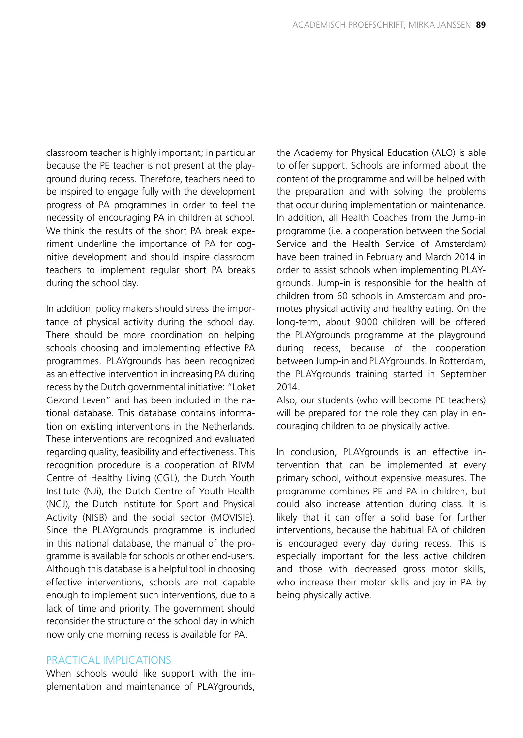classroom teacher is highly important; in particular because the PE teacher is not present at the playground during recess. Therefore, teachers need to be inspired to engage fully with the development progress of PA programmes in order to feel the necessity of encouraging PA in children at school. We think the results of the short PA break experiment underline the importance of PA for cognitive development and should inspire classroom teachers to implement regular short PA breaks during the school day.

In addition, policy makers should stress the importance of physical activity during the school day. There should be more coordination on helping schools choosing and implementing effective PA programmes. PLAYgrounds has been recognized as an effective intervention in increasing PA during recess by the Dutch governmental initiative: "Loket Gezond Leven" and has been included in the national database. This database contains information on existing interventions in the Netherlands. These interventions are recognized and evaluated regarding quality, feasibility and effectiveness. This recognition procedure is a cooperation of RIVM Centre of Healthy Living (CGL), the Dutch Youth Institute (NJi), the Dutch Centre of Youth Health (NCJ), the Dutch Institute for Sport and Physical Activity (NISB) and the social sector (MOVISIE). Since the PLAYgrounds programme is included in this national database, the manual of the programme is available for schools or other end-users. Although this database is a helpful tool in choosing effective interventions, schools are not capable enough to implement such interventions, due to a lack of time and priority. The government should reconsider the structure of the school day in which now only one morning recess is available for PA.

## PRACTICAL IMPLICATIONS

When schools would like support with the implementation and maintenance of PLAYgrounds, the Academy for Physical Education (ALO) is able to offer support. Schools are informed about the content of the programme and will be helped with the preparation and with solving the problems that occur during implementation or maintenance. In addition, all Health Coaches from the Jump-in programme (i.e. a cooperation between the Social Service and the Health Service of Amsterdam) have been trained in February and March 2014 in order to assist schools when implementing PLAYgrounds. Jump-in is responsible for the health of children from 60 schools in Amsterdam and promotes physical activity and healthy eating. On the long-term, about 9000 children will be offered the PLAYgrounds programme at the playground during recess, because of the cooperation between Jump-in and PLAYgrounds. In Rotterdam, the PLAYgrounds training started in September 2014.
Also, our students (who will become PE teachers) will be prepared for the role they can play in encouraging children to be physically active.

In conclusion, PLAYgrounds is an effective intervention that can be implemented at every primary school, without expensive measures. The programme combines PE and PA in children, but could also increase attention during class. It is likely that it can offer a solid base for further interventions, because the habitual PA of children is encouraged every day during recess. This is especially important for the less active children and those with decreased gross motor skills, who increase their motor skills and joy in PA by being physically active.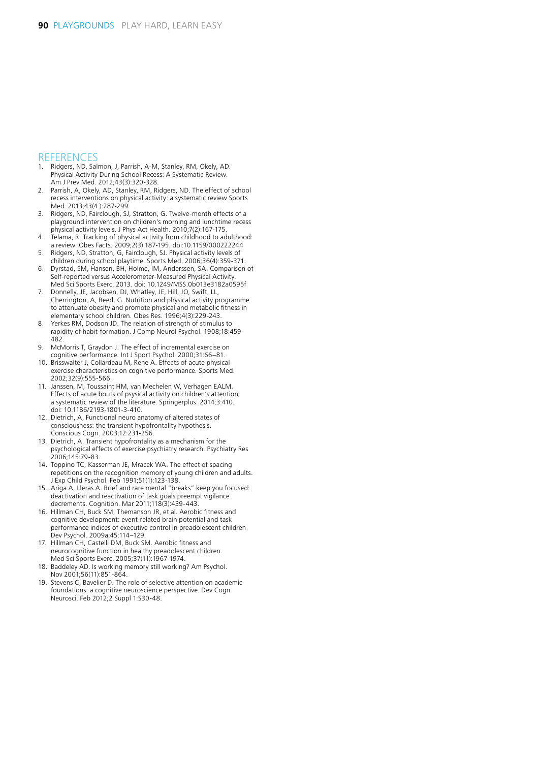## REFERENCES

1. Ridgers, ND, Salmon, J, Parrish, A-M, Stanley, RM, Okely, AD. Physical Activity During School Recess: A Systematic Review. Am J Prev Med. 2012;43(3):320-328.
2. Parrish, A, Okely, AD, Stanley, RM, Ridgers, ND. The effect of school recess interventions on physical activity: a systematic review Sports Med. 2013;43(4 ):287-299.
3. Ridgers, ND, Fairclough, SJ, Stratton, G. Twelve-month effects of a playground intervention on children's morning and lunchtime recess physical activity levels. J Phys Act Health. 2010;7(2):167-175.
4. Telama, R. Tracking of physical activity from childhood to adulthood: a review. Obes Facts. 2009;2(3):187-195. doi:10.1159/000222244
5. Ridgers, ND, Stratton, G, Fairclough, SJ. Physical activity levels of children during school playtime. Sports Med. 2006;36(4):359-371.
6. Dyrstad, SM, Hansen, BH, Holme, IM, Anderssen, SA. Comparison of Self-reported versus Accelerometer-Measured Physical Activity. Med Sci Sports Exerc. 2013. doi: 10.1249/MSS.0b013e3182a0595f
7. Donnelly, JE, Jacobsen, DJ, Whatley, JE, Hill, JO, Swift, LL, Cherrington, A, Reed, G. Nutrition and physical activity programme to attenuate obesity and promote physical and metabolic fitness in elementary school children. Obes Res. 1996;4(3):229-243.
8. Yerkes RM, Dodson JD. The relation of strength of stimulus to rapidity of habit-formation. J Comp Neurol Psychol. 1908;18:459-482.
9. McMorris T, Graydon J. The effect of incremental exercise on cognitive performance. Int J Sport Psychol. 2000;31:66–81.
10. Brisswalter J, Collardeau M, Rene A. Effects of acute physical exercise characteristics on cognitive performance. Sports Med. 2002;32(9):555-566.
11. Janssen, M, Toussaint HM, van Mechelen W, Verhagen EALM. Effects of acute bouts of psysical activity on children's attention; a systematic review of the literature. Springerplus. 2014;3:410. doi: 10.1186/2193-1801-3-410.
12. Dietrich, A, Functional neuro anatomy of altered states of consciousness: the transient hypofrontality hypothesis. Conscious Cogn. 2003;12:231-256.
13. Dietrich, A. Transient hypofrontality as a mechanism for the psychological effects of exercise psychiatry research. Psychiatry Res 2006;145:79-83.
14. Toppino TC, Kasserman JE, Mracek WA. The effect of spacing repetitions on the recognition memory of young children and adults. J Exp Child Psychol. Feb 1991;51(1):123-138.
15. Ariga A, Lleras A. Brief and rare mental "breaks" keep you focused: deactivation and reactivation of task goals preempt vigilance decrements. Cognition. Mar 2011;118(3):439-443.
16. Hillman CH, Buck SM, Themanson JR, et al. Aerobic fitness and cognitive development: event-related brain potential and task performance indices of executive control in preadolescent children Dev Psychol. 2009a;45:114–129.
17. Hillman CH, Castelli DM, Buck SM. Aerobic fitness and neurocognitive function in healthy preadolescent children. Med Sci Sports Exerc. 2005;37(11):1967-1974.
18. Baddeley AD. Is working memory still working? Am Psychol. Nov 2001;56(11):851-864.
19. Stevens C, Bavelier D. The role of selective attention on academic foundations: a cognitive neuroscience perspective. Dev Cogn Neurosci. Feb 2012;2 Suppl 1:S30-48.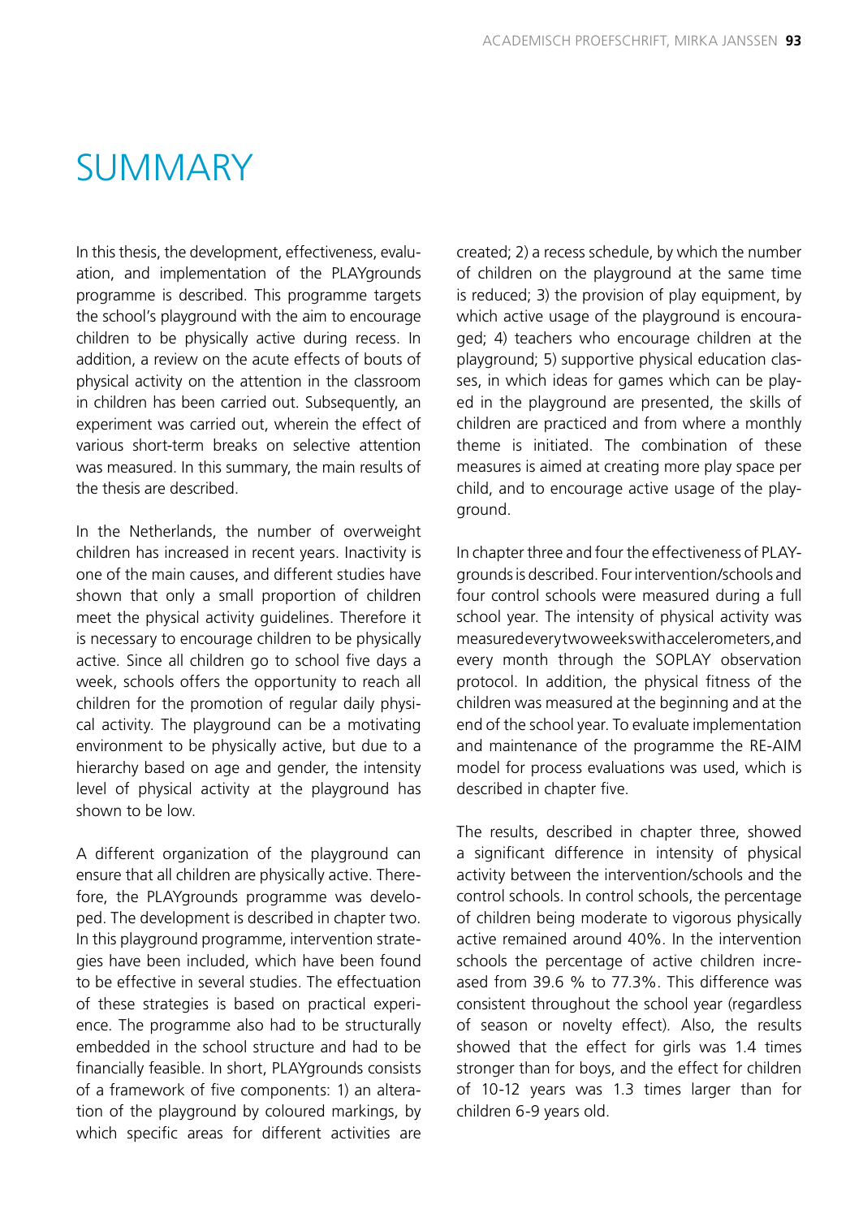# SUMMARY

In this thesis, the development, effectiveness, evaluation, and implementation of the PLAYgrounds programme is described. This programme targets the school's playground with the aim to encourage children to be physically active during recess. In addition, a review on the acute effects of bouts of physical activity on the attention in the classroom in children has been carried out. Subsequently, an experiment was carried out, wherein the effect of various short-term breaks on selective attention was measured. In this summary, the main results of the thesis are described.

In the Netherlands, the number of overweight children has increased in recent years. Inactivity is one of the main causes, and different studies have shown that only a small proportion of children meet the physical activity guidelines. Therefore it is necessary to encourage children to be physically active. Since all children go to school five days a week, schools offers the opportunity to reach all children for the promotion of regular daily physical activity. The playground can be a motivating environment to be physically active, but due to a hierarchy based on age and gender, the intensity level of physical activity at the playground has shown to be low.

A different organization of the playground can ensure that all children are physically active. Therefore, the PLAYgrounds programme was developed. The development is described in chapter two. In this playground programme, intervention strategies have been included, which have been found to be effective in several studies. The effectuation of these strategies is based on practical experience. The programme also had to be structurally embedded in the school structure and had to be financially feasible. In short, PLAYgrounds consists of a framework of five components: 1) an alteration of the playground by coloured markings, by which specific areas for different activities are created; 2) a recess schedule, by which the number of children on the playground at the same time is reduced; 3) the provision of play equipment, by which active usage of the playground is encouraged; 4) teachers who encourage children at the playground; 5) supportive physical education classes, in which ideas for games which can be played in the playground are presented, the skills of children are practiced and from where a monthly theme is initiated. The combination of these measures is aimed at creating more play space per child, and to encourage active usage of the playground.

In chapter three and four the effectiveness of PLAYgrounds is described. Four intervention/schools and four control schools were measured during a full school year. The intensity of physical activity was measured every two weeks with accelerometers, and every month through the SOPLAY observation protocol. In addition, the physical fitness of the children was measured at the beginning and at the end of the school year. To evaluate implementation and maintenance of the programme the RE-AIM model for process evaluations was used, which is described in chapter five.

The results, described in chapter three, showed a significant difference in intensity of physical activity between the intervention/schools and the control schools. In control schools, the percentage of children being moderate to vigorous physically active remained around 40%. In the intervention schools the percentage of active children increased from 39.6 % to 77.3%. This difference was consistent throughout the school year (regardless of season or novelty effect). Also, the results showed that the effect for girls was 1.4 times stronger than for boys, and the effect for children of 10-12 years was 1.3 times larger than for children 6-9 years old.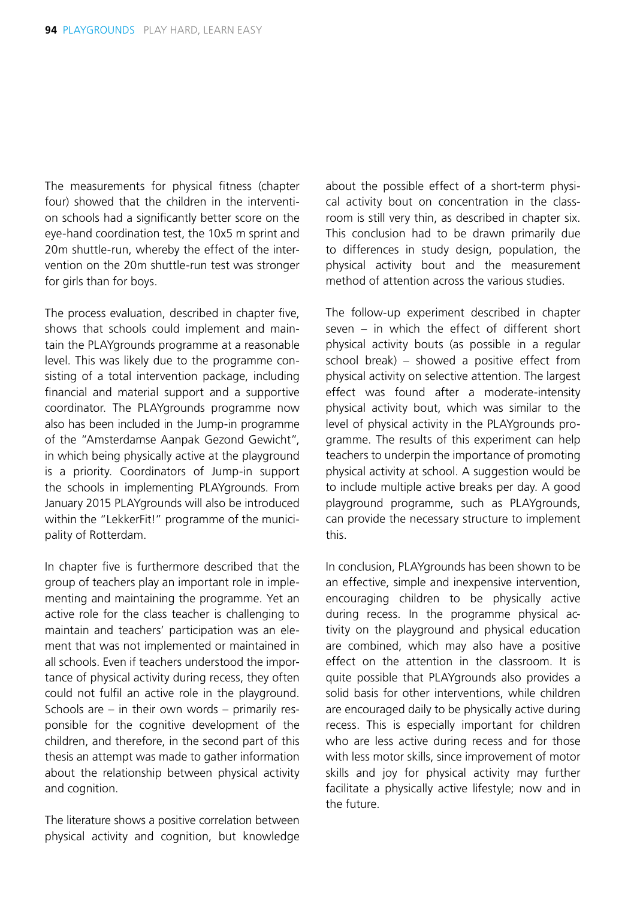The measurements for physical fitness (chapter four) showed that the children in the intervention schools had a significantly better score on the eye-hand coordination test, the 10x5 m sprint and 20m shuttle-run, whereby the effect of the intervention on the 20m shuttle-run test was stronger for girls than for boys.

The process evaluation, described in chapter five, shows that schools could implement and maintain the PLAYgrounds programme at a reasonable level. This was likely due to the programme consisting of a total intervention package, including financial and material support and a supportive coordinator. The PLAYgrounds programme now also has been included in the Jump-in programme of the "Amsterdamse Aanpak Gezond Gewicht", in which being physically active at the playground is a priority. Coordinators of Jump-in support the schools in implementing PLAYgrounds. From January 2015 PLAYgrounds will also be introduced within the "LekkerFit!" programme of the municipality of Rotterdam.

In chapter five is furthermore described that the group of teachers play an important role in implementing and maintaining the programme. Yet an active role for the class teacher is challenging to maintain and teachers' participation was an element that was not implemented or maintained in all schools. Even if teachers understood the importance of physical activity during recess, they often could not fulfil an active role in the playground. Schools are – in their own words – primarily responsible for the cognitive development of the children, and therefore, in the second part of this thesis an attempt was made to gather information about the relationship between physical activity and cognition.

The literature shows a positive correlation between physical activity and cognition, but knowledge about the possible effect of a short-term physical activity bout on concentration in the classroom is still very thin, as described in chapter six. This conclusion had to be drawn primarily due to differences in study design, population, the physical activity bout and the measurement method of attention across the various studies.

The follow-up experiment described in chapter seven – in which the effect of different short physical activity bouts (as possible in a regular school break) – showed a positive effect from physical activity on selective attention. The largest effect was found after a moderate-intensity physical activity bout, which was similar to the level of physical activity in the PLAYgrounds programme. The results of this experiment can help teachers to underpin the importance of promoting physical activity at school. A suggestion would be to include multiple active breaks per day. A good playground programme, such as PLAYgrounds, can provide the necessary structure to implement this.

In conclusion, PLAYgrounds has been shown to be an effective, simple and inexpensive intervention, encouraging children to be physically active during recess. In the programme physical activity on the playground and physical education are combined, which may also have a positive effect on the attention in the classroom. It is quite possible that PLAYgrounds also provides a solid basis for other interventions, while children are encouraged daily to be physically active during recess. This is especially important for children who are less active during recess and for those with less motor skills, since improvement of motor skills and joy for physical activity may further facilitate a physically active lifestyle; now and in the future.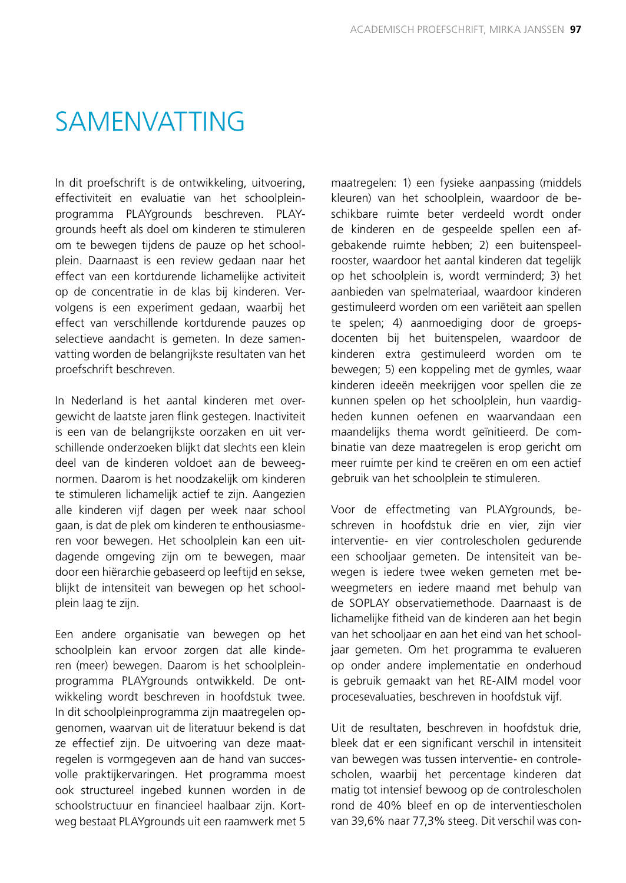# SAMENVATTING

In dit proefschrift is de ontwikkeling, uitvoering, effectiviteit en evaluatie van het schoolpleinprogramma PLAYgrounds beschreven. PLAYgrounds heeft als doel om kinderen te stimuleren om te bewegen tijdens de pauze op het schoolplein. Daarnaast is een review gedaan naar het effect van een kortdurende lichamelijke activiteit op de concentratie in de klas bij kinderen. Vervolgens is een experiment gedaan, waarbij het effect van verschillende kortdurende pauzes op selectieve aandacht is gemeten. In deze samenvatting worden de belangrijkste resultaten van het proefschrift beschreven.

In Nederland is het aantal kinderen met overgewicht de laatste jaren flink gestegen. Inactiviteit is een van de belangrijkste oorzaken en uit verschillende onderzoeken blijkt dat slechts een klein deel van de kinderen voldoet aan de beweegnormen. Daarom is het noodzakelijk om kinderen te stimuleren lichamelijk actief te zijn. Aangezien alle kinderen vijf dagen per week naar school gaan, is dat de plek om kinderen te enthousiasmeren voor bewegen. Het schoolplein kan een uitdagende omgeving zijn om te bewegen, maar door een hiërarchie gebaseerd op leeftijd en sekse, blijkt de intensiteit van bewegen op het schoolplein laag te zijn.

Een andere organisatie van bewegen op het schoolplein kan ervoor zorgen dat alle kinderen (meer) bewegen. Daarom is het schoolpleinprogramma PLAYgrounds ontwikkeld. De ontwikkeling wordt beschreven in hoofdstuk twee. In dit schoolpleinprogramma zijn maatregelen opgenomen, waarvan uit de literatuur bekend is dat ze effectief zijn. De uitvoering van deze maatregelen is vormgegeven aan de hand van succesvolle praktijkervaringen. Het programma moest ook structureel ingebed kunnen worden in de schoolstructuur en financieel haalbaar zijn. Kortweg bestaat PLAYgrounds uit een raamwerk met 5 maatregelen: 1) een fysieke aanpassing (middels kleuren) van het schoolplein, waardoor de beschikbare ruimte beter verdeeld wordt onder de kinderen en de gespeelde spellen een afgebakende ruimte hebben; 2) een buitenspeelrooster, waardoor het aantal kinderen dat tegelijk op het schoolplein is, wordt verminderd; 3) het aanbieden van spelmateriaal, waardoor kinderen gestimuleerd worden om een variëteit aan spellen te spelen; 4) aanmoediging door de groepsdocenten bij het buitenspelen, waardoor de kinderen extra gestimuleerd worden om te bewegen; 5) een koppeling met de gymles, waar kinderen ideeën meekrijgen voor spellen die ze kunnen spelen op het schoolplein, hun vaardigheden kunnen oefenen en waarvandaan een maandelijks thema wordt geïnitieerd. De combinatie van deze maatregelen is erop gericht om meer ruimte per kind te creëren en om een actief gebruik van het schoolplein te stimuleren.

Voor de effectmeting van PLAYgrounds, beschreven in hoofdstuk drie en vier, zijn vier interventie- en vier controlescholen gedurende een schooljaar gemeten. De intensiteit van bewegen is iedere twee weken gemeten met beweegmeters en iedere maand met behulp van de SOPLAY observatiemethode. Daarnaast is de lichamelijke fitheid van de kinderen aan het begin van het schooljaar en aan het eind van het schooljaar gemeten. Om het programma te evalueren op onder andere implementatie en onderhoud is gebruik gemaakt van het RE-AIM model voor procesevaluaties, beschreven in hoofdstuk vijf.

Uit de resultaten, beschreven in hoofdstuk drie, bleek dat er een significant verschil in intensiteit van bewegen was tussen interventie- en controlescholen, waarbij het percentage kinderen dat matig tot intensief bewoog op de controlescholen rond de 40% bleef en op de interventiescholen van 39,6% naar 77,3% steeg. Dit verschil was con-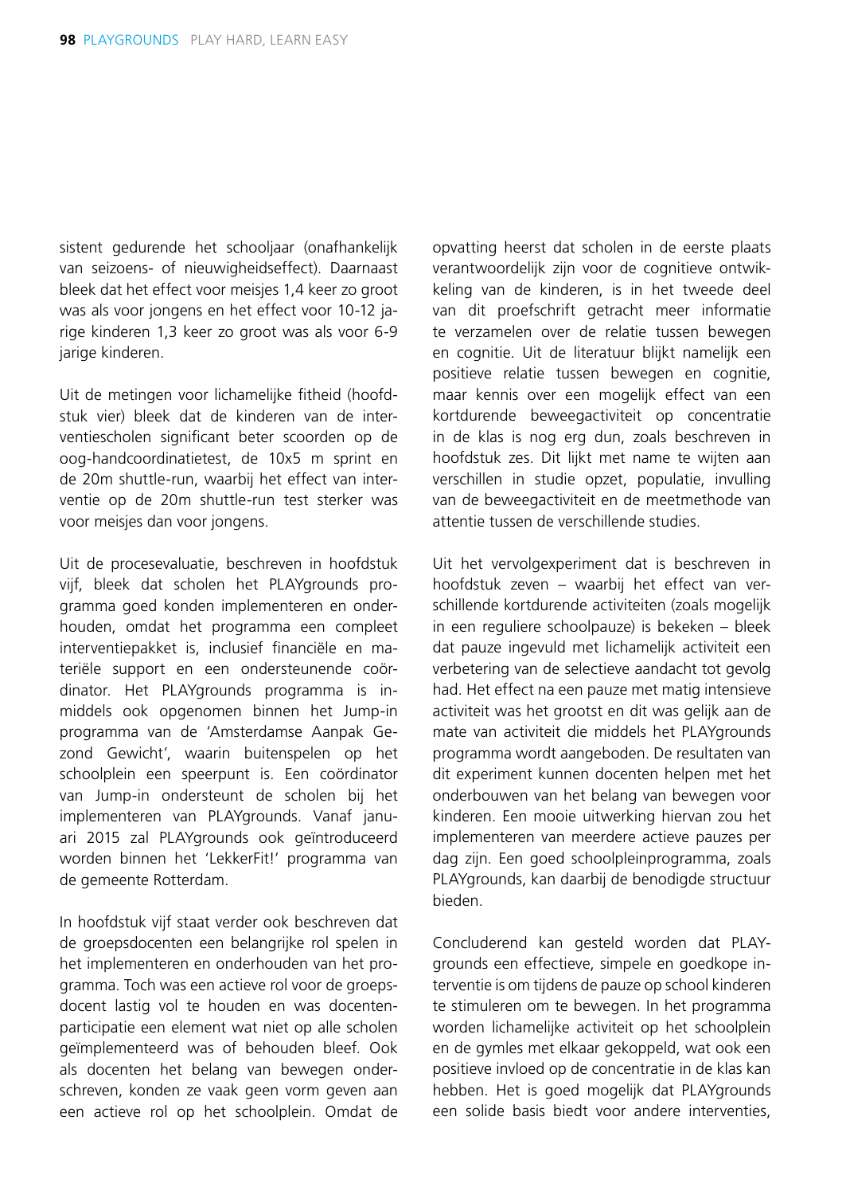sistent gedurende het schooljaar (onafhankelijk van seizoens- of nieuwigheidseffect). Daarnaast bleek dat het effect voor meisjes 1,4 keer zo groot was als voor jongens en het effect voor 10-12 jarige kinderen 1,3 keer zo groot was als voor 6-9 jarige kinderen.

Uit de metingen voor lichamelijke fitheid (hoofdstuk vier) bleek dat de kinderen van de interventiescholen significant beter scoorden op de oog-handcoordinatietest, de 10x5 m sprint en de 20m shuttle-run, waarbij het effect van interventie op de 20m shuttle-run test sterker was voor meisjes dan voor jongens.

Uit de procesevaluatie, beschreven in hoofdstuk vijf, bleek dat scholen het PLAYgrounds programma goed konden implementeren en onderhouden, omdat het programma een compleet interventiepakket is, inclusief financiële en materiële support en een ondersteunende coördinator. Het PLAYgrounds programma is inmiddels ook opgenomen binnen het Jump-in programma van de 'Amsterdamse Aanpak Gezond Gewicht', waarin buitenspelen op het schoolplein een speerpunt is. Een coördinator van Jump-in ondersteunt de scholen bij het implementeren van PLAYgrounds. Vanaf januari 2015 zal PLAYgrounds ook geïntroduceerd worden binnen het 'LekkerFit!' programma van de gemeente Rotterdam.

In hoofdstuk vijf staat verder ook beschreven dat de groepsdocenten een belangrijke rol spelen in het implementeren en onderhouden van het programma. Toch was een actieve rol voor de groepsdocent lastig vol te houden en was docentenparticipatie een element wat niet op alle scholen geïmplementeerd was of behouden bleef. Ook als docenten het belang van bewegen onderschreven, konden ze vaak geen vorm geven aan een actieve rol op het schoolplein. Omdat de opvatting heerst dat scholen in de eerste plaats verantwoordelijk zijn voor de cognitieve ontwikkeling van de kinderen, is in het tweede deel van dit proefschrift getracht meer informatie te verzamelen over de relatie tussen bewegen en cognitie. Uit de literatuur blijkt namelijk een positieve relatie tussen bewegen en cognitie, maar kennis over een mogelijk effect van een kortdurende beweegactiviteit op concentratie in de klas is nog erg dun, zoals beschreven in hoofdstuk zes. Dit lijkt met name te wijten aan verschillen in studie opzet, populatie, invulling van de beweegactiviteit en de meetmethode van attentie tussen de verschillende studies.

Uit het vervolgexperiment dat is beschreven in hoofdstuk zeven – waarbij het effect van verschillende kortdurende activiteiten (zoals mogelijk in een reguliere schoolpauze) is bekeken – bleek dat pauze ingevuld met lichamelijk activiteit een verbetering van de selectieve aandacht tot gevolg had. Het effect na een pauze met matig intensieve activiteit was het grootst en dit was gelijk aan de mate van activiteit die middels het PLAYgrounds programma wordt aangeboden. De resultaten van dit experiment kunnen docenten helpen met het onderbouwen van het belang van bewegen voor kinderen. Een mooie uitwerking hiervan zou het implementeren van meerdere actieve pauzes per dag zijn. Een goed schoolpleinprogramma, zoals PLAYgrounds, kan daarbij de benodigde structuur bieden.

Concluderend kan gesteld worden dat PLAYgrounds een effectieve, simpele en goedkope interventie is om tijdens de pauze op school kinderen te stimuleren om te bewegen. In het programma worden lichamelijke activiteit op het schoolplein en de gymles met elkaar gekoppeld, wat ook een positieve invloed op de concentratie in de klas kan hebben. Het is goed mogelijk dat PLAYgrounds een solide basis biedt voor andere interventies,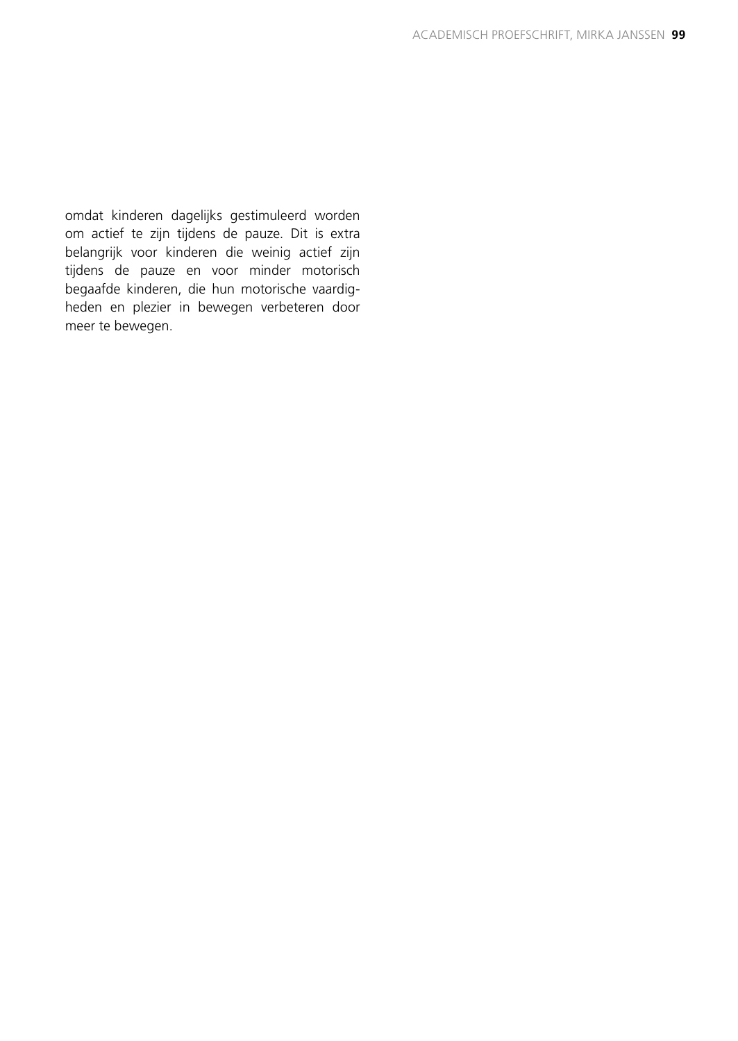omdat kinderen dagelijks gestimuleerd worden om actief te zijn tijdens de pauze. Dit is extra belangrijk voor kinderen die weinig actief zijn tijdens de pauze en voor minder motorisch begaafde kinderen, die hun motorische vaardigheden en plezier in bewegen verbeteren door meer te bewegen.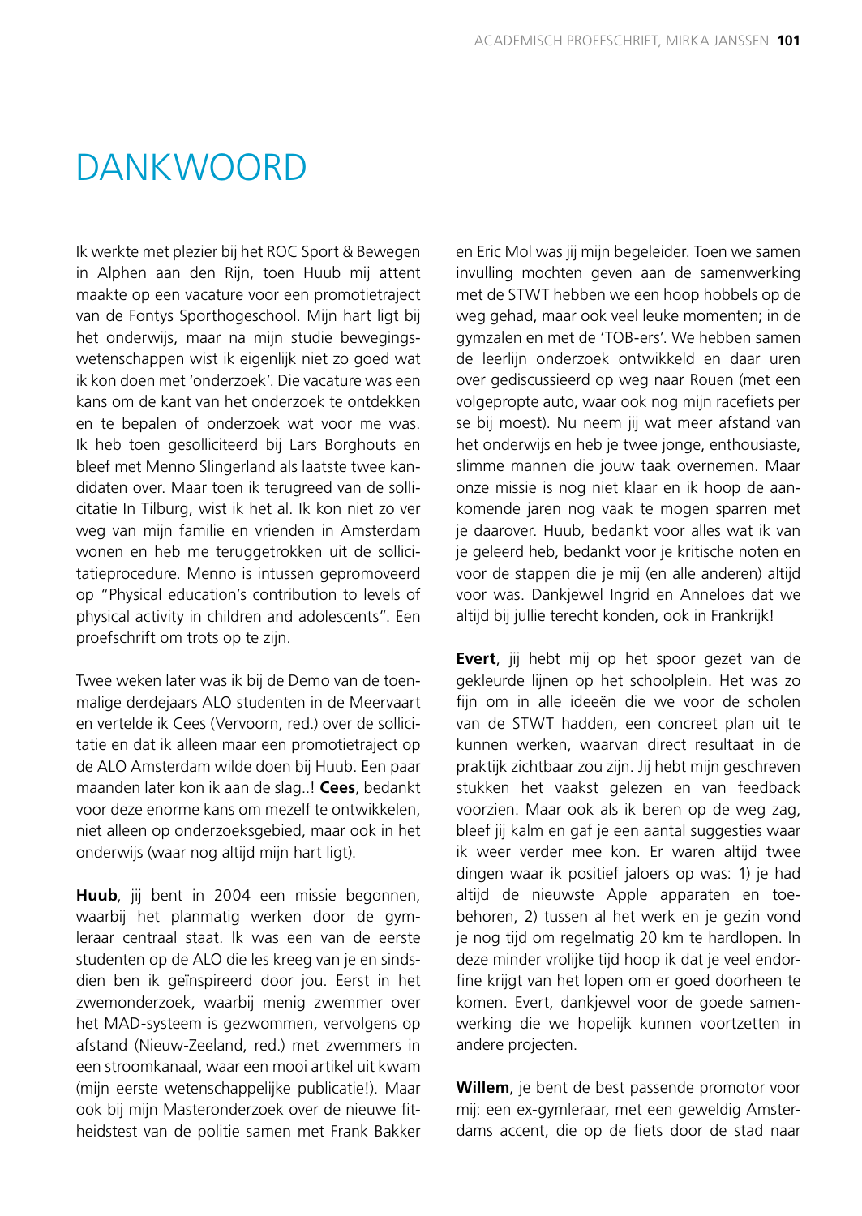# DANKWOORD

Ik werkte met plezier bij het ROC Sport & Bewegen in Alphen aan den Rijn, toen Huub mij attent maakte op een vacature voor een promotietraject van de Fontys Sporthogeschool. Mijn hart ligt bij het onderwijs, maar na mijn studie bewegingswetenschappen wist ik eigenlijk niet zo goed wat ik kon doen met 'onderzoek'. Die vacature was een kans om de kant van het onderzoek te ontdekken en te bepalen of onderzoek wat voor me was. Ik heb toen gesolliciteerd bij Lars Borghouts en bleef met Menno Slingerland als laatste twee kandidaten over. Maar toen ik terugreed van de sollicitatie In Tilburg, wist ik het al. Ik kon niet zo ver weg van mijn familie en vrienden in Amsterdam wonen en heb me teruggetrokken uit de sollicitatieprocedure. Menno is intussen gepromoveerd op "Physical education's contribution to levels of physical activity in children and adolescents". Een proefschrift om trots op te zijn.

Twee weken later was ik bij de Demo van de toenmalige derdejaars ALO studenten in de Meervaart en vertelde ik Cees (Vervoorn, red.) over de sollicitatie en dat ik alleen maar een promotietraject op de ALO Amsterdam wilde doen bij Huub. Een paar maanden later kon ik aan de slag..! **Cees**, bedankt voor deze enorme kans om mezelf te ontwikkelen, niet alleen op onderzoeksgebied, maar ook in het onderwijs (waar nog altijd mijn hart ligt).

**Huub**, jij bent in 2004 een missie begonnen, waarbij het planmatig werken door de gymleraar centraal staat. Ik was een van de eerste studenten op de ALO die les kreeg van je en sindsdien ben ik geïnspireerd door jou. Eerst in het zwemonderzoek, waarbij menig zwemmer over het MAD-systeem is gezwommen, vervolgens op afstand (Nieuw-Zeeland, red.) met zwemmers in een stroomkanaal, waar een mooi artikel uit kwam (mijn eerste wetenschappelijke publicatie!). Maar ook bij mijn Masteronderzoek over de nieuwe fitheidstest van de politie samen met Frank Bakker en Eric Mol was jij mijn begeleider. Toen we samen invulling mochten geven aan de samenwerking met de STWT hebben we een hoop hobbels op de weg gehad, maar ook veel leuke momenten; in de gymzalen en met de 'TOB-ers'. We hebben samen de leerlijn onderzoek ontwikkeld en daar uren over gediscussieerd op weg naar Rouen (met een volgepropte auto, waar ook nog mijn racefiets per se bij moest). Nu neem jij wat meer afstand van het onderwijs en heb je twee jonge, enthousiaste, slimme mannen die jouw taak overnemen. Maar onze missie is nog niet klaar en ik hoop de aankomende jaren nog vaak te mogen sparren met je daarover. Huub, bedankt voor alles wat ik van je geleerd heb, bedankt voor je kritische noten en voor de stappen die je mij (en alle anderen) altijd voor was. Dankjewel Ingrid en Anneloes dat we altijd bij jullie terecht konden, ook in Frankrijk!

**Evert**, jij hebt mij op het spoor gezet van de gekleurde lijnen op het schoolplein. Het was zo fijn om in alle ideeën die we voor de scholen van de STWT hadden, een concreet plan uit te kunnen werken, waarvan direct resultaat in de praktijk zichtbaar zou zijn. Jij hebt mijn geschreven stukken het vaakst gelezen en van feedback voorzien. Maar ook als ik beren op de weg zag, bleef jij kalm en gaf je een aantal suggesties waar ik weer verder mee kon. Er waren altijd twee dingen waar ik positief jaloers op was: 1) je had altijd de nieuwste Apple apparaten en toebehoren, 2) tussen al het werk en je gezin vond je nog tijd om regelmatig 20 km te hardlopen. In deze minder vrolijke tijd hoop ik dat je veel endorfine krijgt van het lopen om er goed doorheen te komen. Evert, dankjewel voor de goede samenwerking die we hopelijk kunnen voortzetten in andere projecten.

**Willem**, je bent de best passende promotor voor mij: een ex-gymleraar, met een geweldig Amsterdams accent, die op de fiets door de stad naar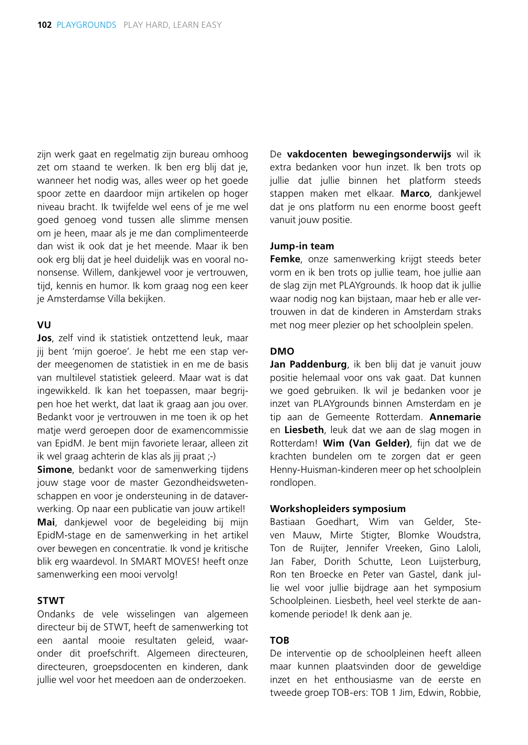zijn werk gaat en regelmatig zijn bureau omhoog zet om staand te werken. Ik ben erg blij dat je, wanneer het nodig was, alles weer op het goede spoor zette en daardoor mijn artikelen op hoger niveau bracht. Ik twijfelde wel eens of je me wel goed genoeg vond tussen alle slimme mensen om je heen, maar als je me dan complimenteerde dan wist ik ook dat je het meende. Maar ik ben ook erg blij dat je heel duidelijk was en vooral no-nonsense. Willem, dankjewel voor je vertrouwen, tijd, kennis en humor. Ik kom graag nog een keer je Amsterdamse Villa bekijken.

**VU**

**Jos**, zelf vind ik statistiek ontzettend leuk, maar jij bent 'mijn goeroe'. Je hebt me een stap verder meegenomen de statistiek in en me de basis van multilevel statistiek geleerd. Maar wat is dat ingewikkeld. Ik kan het toepassen, maar begrijpen hoe het werkt, dat laat ik graag aan jou over. Bedankt voor je vertrouwen in me toen ik op het matje werd geroepen door de examencommissie van EpidM. Je bent mijn favoriete leraar, alleen zit ik wel graag achterin de klas als jij praat ;-)

**Simone**, bedankt voor de samenwerking tijdens jouw stage voor de master Gezondheidswetenschappen en voor je ondersteuning in de dataverwerking. Op naar een publicatie van jouw artikel!

**Mai**, dankjewel voor de begeleiding bij mijn EpidM-stage en de samenwerking in het artikel over bewegen en concentratie. Ik vond je kritische blik erg waardevol. In SMART MOVES! heeft onze samenwerking een mooi vervolg!

**STWT**

Ondanks de vele wisselingen van algemeen directeur bij de STWT, heeft de samenwerking tot een aantal mooie resultaten geleid, waaronder dit proefschrift. Algemeen directeuren, directeuren, groepsdocenten en kinderen, dank jullie wel voor het meedoen aan de onderzoeken.

De **vakdocenten bewegingsonderwijs** wil ik extra bedanken voor hun inzet. Ik ben trots op jullie dat jullie binnen het platform steeds stappen maken met elkaar. **Marco**, dankjewel dat je ons platform nu een enorme boost geeft vanuit jouw positie.

**Jump-in team**

**Femke**, onze samenwerking krijgt steeds beter vorm en ik ben trots op jullie team, hoe jullie aan de slag zijn met PLAYgrounds. Ik hoop dat ik jullie waar nodig nog kan bijstaan, maar heb er alle vertrouwen in dat de kinderen in Amsterdam straks met nog meer plezier op het schoolplein spelen.

**DMO**

**Jan Paddenburg**, ik ben blij dat je vanuit jouw positie helemaal voor ons vak gaat. Dat kunnen we goed gebruiken. Ik wil je bedanken voor je inzet van PLAYgrounds binnen Amsterdam en je tip aan de Gemeente Rotterdam. **Annemarie** en **Liesbeth**, leuk dat we aan de slag mogen in Rotterdam! **Wim (Van Gelder)**, fijn dat we de krachten bundelen om te zorgen dat er geen Henny-Huisman-kinderen meer op het schoolplein rondlopen.

**Workshopleiders symposium**

Bastiaan Goedhart, Wim van Gelder, Steven Mauw, Mirte Stigter, Blomke Woudstra, Ton de Ruijter, Jennifer Vreeken, Gino Laloli, Jan Faber, Dorith Schutte, Leon Luijsterburg, Ron ten Broecke en Peter van Gastel, dank jullie wel voor jullie bijdrage aan het symposium Schoolpleinen. Liesbeth, heel veel sterkte de aankomende periode! Ik denk aan je.

**TOB**

De interventie op de schoolpleinen heeft alleen maar kunnen plaatsvinden door de geweldige inzet en het enthousiasme van de eerste en tweede groep TOB-ers: TOB 1 Jim, Edwin, Robbie,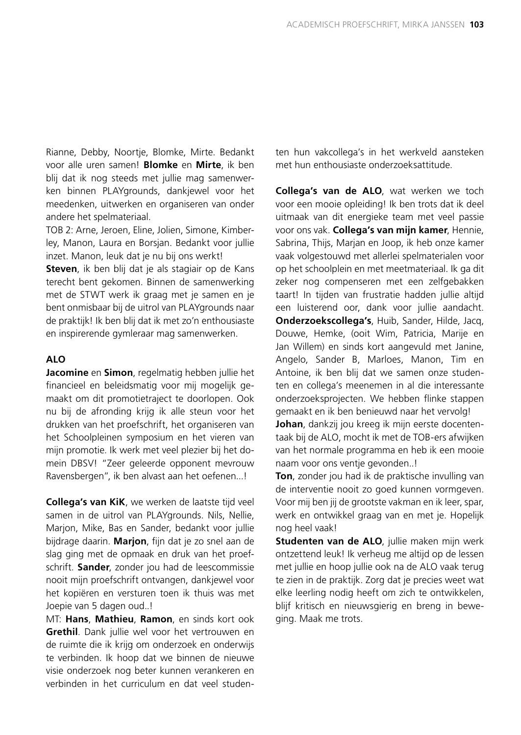Rianne, Debby, Noortje, Blomke, Mirte. Bedankt voor alle uren samen! **Blomke** en **Mirte**, ik ben blij dat ik nog steeds met jullie mag samenwerken binnen PLAYgrounds, dankjewel voor het meedenken, uitwerken en organiseren van onder andere het spelmateriaal.

TOB 2: Arne, Jeroen, Eline, Jolien, Simone, Kimberley, Manon, Laura en Borsjan. Bedankt voor jullie inzet. Manon, leuk dat je nu bij ons werkt!

**Steven**, ik ben blij dat je als stagiair op de Kans terecht bent gekomen. Binnen de samenwerking met de STWT werk ik graag met je samen en je bent onmisbaar bij de uitrol van PLAYgrounds naar de praktijk! Ik ben blij dat ik met zo'n enthousiaste en inspirerende gymleraar mag samenwerken.

**ALO**

**Jacomine** en **Simon**, regelmatig hebben jullie het financieel en beleidsmatig voor mij mogelijk gemaakt om dit promotietraject te doorlopen. Ook nu bij de afronding krijg ik alle steun voor het drukken van het proefschrift, het organiseren van het Schoolpleinen symposium en het vieren van mijn promotie. Ik werk met veel plezier bij het domein DBSV! "Zeer geleerde opponent mevrouw Ravensbergen", ik ben alvast aan het oefenen...!

**Collega's van KiK**, we werken de laatste tijd veel samen in de uitrol van PLAYgrounds. Nils, Nellie, Marjon, Mike, Bas en Sander, bedankt voor jullie bijdrage daarin. **Marjon**, fijn dat je zo snel aan de slag ging met de opmaak en druk van het proefschrift. **Sander**, zonder jou had de leescommissie nooit mijn proefschrift ontvangen, dankjewel voor het kopiëren en versturen toen ik thuis was met Joepie van 5 dagen oud..!

MT: **Hans**, **Mathieu**, **Ramon**, en sinds kort ook **Grethil**. Dank jullie wel voor het vertrouwen en de ruimte die ik krijg om onderzoek en onderwijs te verbinden. Ik hoop dat we binnen de nieuwe visie onderzoek nog beter kunnen verankeren en verbinden in het curriculum en dat veel studenten hun vakcollega's in het werkveld aansteken met hun enthousiaste onderzoeksattitude.

**Collega's van de ALO**, wat werken we toch voor een mooie opleiding! Ik ben trots dat ik deel uitmaak van dit energieke team met veel passie voor ons vak. **Collega's van mijn kamer**, Hennie, Sabrina, Thijs, Marjan en Joop, ik heb onze kamer vaak volgestouwd met allerlei spelmaterialen voor op het schoolplein en met meetmateriaal. Ik ga dit zeker nog compenseren met een zelfgebakken taart! In tijden van frustratie hadden jullie altijd een luisterend oor, dank voor jullie aandacht. **Onderzoekscollega's**, Huib, Sander, Hilde, Jacq, Douwe, Hemke, (ooit Wim, Patricia, Marije en Jan Willem) en sinds kort aangevuld met Janine, Angelo, Sander B, Marloes, Manon, Tim en Antoine, ik ben blij dat we samen onze studenten en collega's meenemen in al die interessante onderzoeksprojecten. We hebben flinke stappen gemaakt en ik ben benieuwd naar het vervolg!

**Johan**, dankzij jou kreeg ik mijn eerste docententaak bij de ALO, mocht ik met de TOB-ers afwijken van het normale programma en heb ik een mooie naam voor ons ventje gevonden..!

**Ton**, zonder jou had ik de praktische invulling van de interventie nooit zo goed kunnen vormgeven. Voor mij ben jij de grootste vakman en ik leer, spar, werk en ontwikkel graag van en met je. Hopelijk nog heel vaak!

**Studenten van de ALO**, jullie maken mijn werk ontzettend leuk! Ik verheug me altijd op de lessen met jullie en hoop jullie ook na de ALO vaak terug te zien in de praktijk. Zorg dat je precies weet wat elke leerling nodig heeft om zich te ontwikkelen, blijf kritisch en nieuwsgierig en breng in beweging. Maak me trots.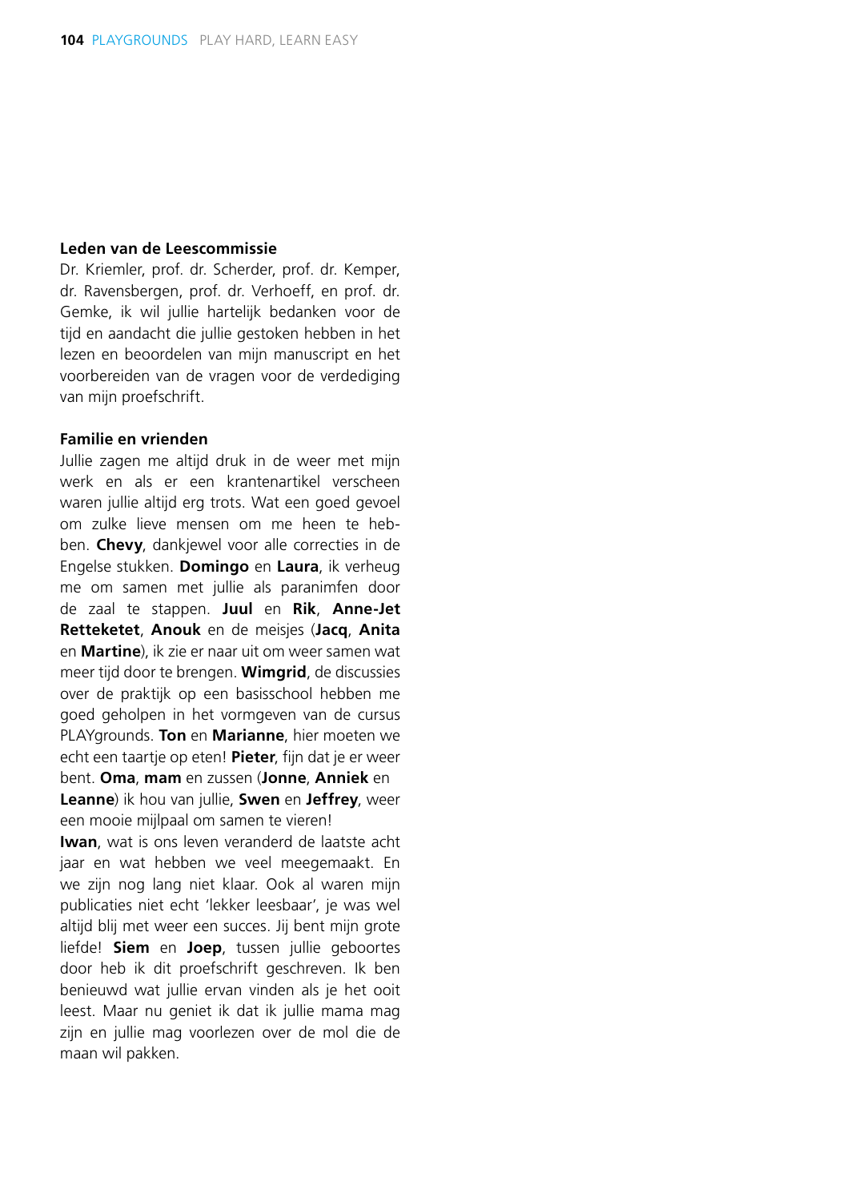**Leden van de Leescommissie**

Dr. Kriemler, prof. dr. Scherder, prof. dr. Kemper, dr. Ravensbergen, prof. dr. Verhoeff, en prof. dr. Gemke, ik wil jullie hartelijk bedanken voor de tijd en aandacht die jullie gestoken hebben in het lezen en beoordelen van mijn manuscript en het voorbereiden van de vragen voor de verdediging van mijn proefschrift.

**Familie en vrienden**

Jullie zagen me altijd druk in de weer met mijn werk en als er een krantenartikel verscheen waren jullie altijd erg trots. Wat een goed gevoel om zulke lieve mensen om me heen te hebben. **Chevy**, dankjewel voor alle correcties in de Engelse stukken. **Domingo** en **Laura**, ik verheug me om samen met jullie als paranimfen door de zaal te stappen. **Juul** en **Rik**, **Anne-Jet Retteketet**, **Anouk** en de meisjes (**Jacq**, **Anita** en **Martine**), ik zie er naar uit om weer samen wat meer tijd door te brengen. **Wimgrid**, de discussies over de praktijk op een basisschool hebben me goed geholpen in het vormgeven van de cursus PLAYgrounds. **Ton** en **Marianne**, hier moeten we echt een taartje op eten! **Pieter**, fijn dat je er weer bent. **Oma**, **mam** en zussen (**Jonne**, **Anniek** en **Leanne**) ik hou van jullie, **Swen** en **Jeffrey**, weer een mooie mijlpaal om samen te vieren!

**Iwan**, wat is ons leven veranderd de laatste acht jaar en wat hebben we veel meegemaakt. En we zijn nog lang niet klaar. Ook al waren mijn publicaties niet echt 'lekker leesbaar', je was wel altijd blij met weer een succes. Jij bent mijn grote liefde! **Siem** en **Joep**, tussen jullie geboortes door heb ik dit proefschrift geschreven. Ik ben benieuwd wat jullie ervan vinden als je het ooit leest. Maar nu geniet ik dat ik jullie mama mag zijn en jullie mag voorlezen over de mol die de maan wil pakken.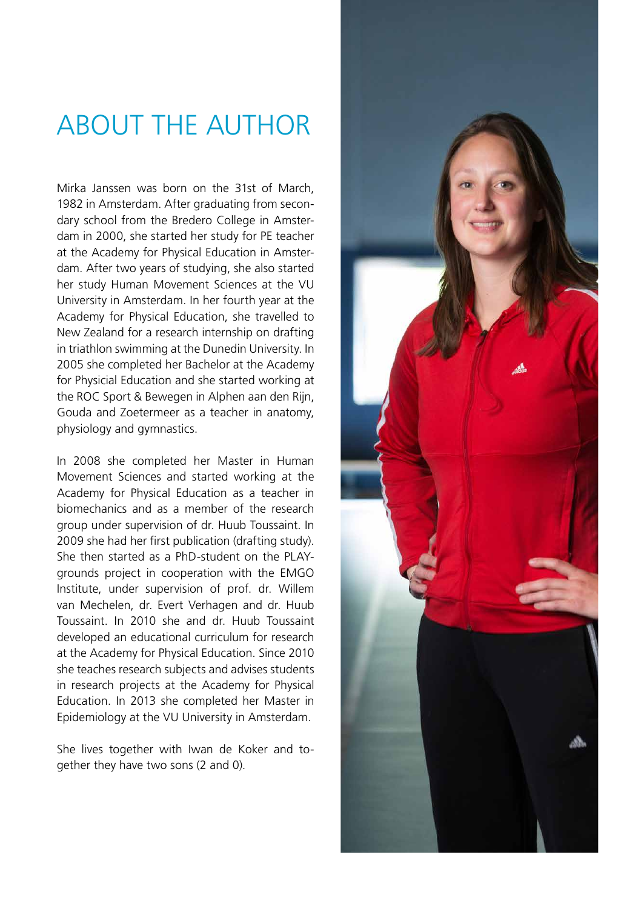# ABOUT THE AUTHOR

Mirka Janssen was born on the 31st of March, 1982 in Amsterdam. After graduating from secondary school from the Bredero College in Amsterdam in 2000, she started her study for PE teacher at the Academy for Physical Education in Amsterdam. After two years of studying, she also started her study Human Movement Sciences at the VU University in Amsterdam. In her fourth year at the Academy for Physical Education, she travelled to New Zealand for a research internship on drafting in triathlon swimming at the Dunedin University. In 2005 she completed her Bachelor at the Academy for Physicial Education and she started working at the ROC Sport & Bewegen in Alphen aan den Rijn, Gouda and Zoetermeer as a teacher in anatomy, physiology and gymnastics.

In 2008 she completed her Master in Human Movement Sciences and started working at the Academy for Physical Education as a teacher in biomechanics and as a member of the research group under supervision of dr. Huub Toussaint. In 2009 she had her first publication (drafting study). She then started as a PhD-student on the PLAYgrounds project in cooperation with the EMGO Institute, under supervision of prof. dr. Willem van Mechelen, dr. Evert Verhagen and dr. Huub Toussaint. In 2010 she and dr. Huub Toussaint developed an educational curriculum for research at the Academy for Physical Education. Since 2010 she teaches research subjects and advises students in research projects at the Academy for Physical Education. In 2013 she completed her Master in Epidemiology at the VU University in Amsterdam.

She lives together with Iwan de Koker and together they have two sons (2 and 0).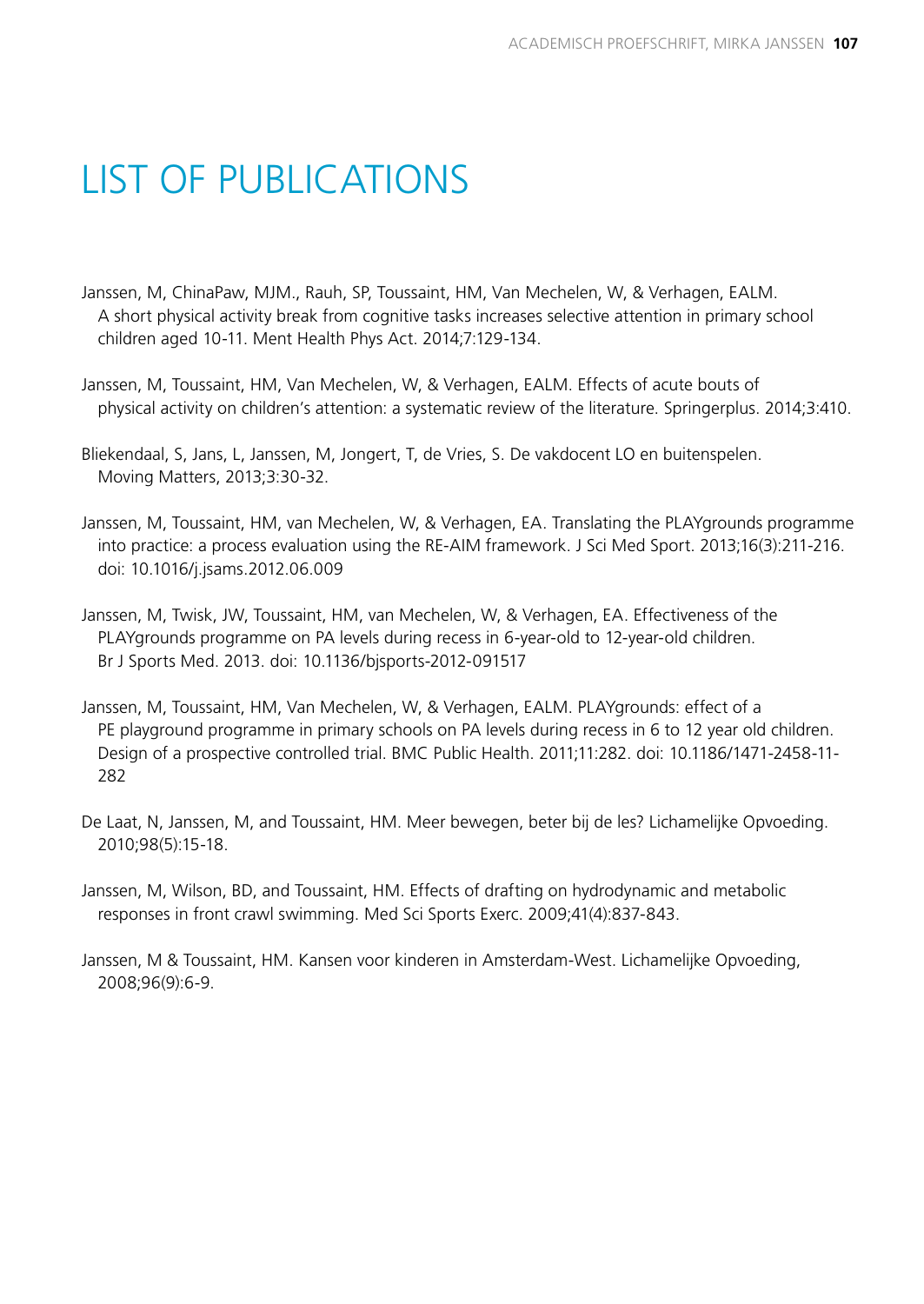# LIST OF PUBLICATIONS

Janssen, M, ChinaPaw, MJM., Rauh, SP, Toussaint, HM, Van Mechelen, W, & Verhagen, EALM. A short physical activity break from cognitive tasks increases selective attention in primary school children aged 10-11. Ment Health Phys Act. 2014;7:129-134.

Janssen, M, Toussaint, HM, Van Mechelen, W, & Verhagen, EALM. Effects of acute bouts of physical activity on children's attention: a systematic review of the literature. Springerplus. 2014;3:410.

Bliekendaal, S, Jans, L, Janssen, M, Jongert, T, de Vries, S. De vakdocent LO en buitenspelen. Moving Matters, 2013;3:30-32.

Janssen, M, Toussaint, HM, van Mechelen, W, & Verhagen, EA. Translating the PLAYgrounds programme into practice: a process evaluation using the RE-AIM framework. J Sci Med Sport. 2013;16(3):211-216. doi: 10.1016/j.jsams.2012.06.009

Janssen, M, Twisk, JW, Toussaint, HM, van Mechelen, W, & Verhagen, EA. Effectiveness of the PLAYgrounds programme on PA levels during recess in 6-year-old to 12-year-old children. Br J Sports Med. 2013. doi: 10.1136/bjsports-2012-091517

Janssen, M, Toussaint, HM, Van Mechelen, W, & Verhagen, EALM. PLAYgrounds: effect of a PE playground programme in primary schools on PA levels during recess in 6 to 12 year old children. Design of a prospective controlled trial. BMC Public Health. 2011;11:282. doi: 10.1186/1471-2458-11-282

De Laat, N, Janssen, M, and Toussaint, HM. Meer bewegen, beter bij de les? Lichamelijke Opvoeding. 2010;98(5):15-18.

Janssen, M, Wilson, BD, and Toussaint, HM. Effects of drafting on hydrodynamic and metabolic responses in front crawl swimming. Med Sci Sports Exerc. 2009;41(4):837-843.

Janssen, M & Toussaint, HM. Kansen voor kinderen in Amsterdam-West. Lichamelijke Opvoeding, 2008;96(9):6-9.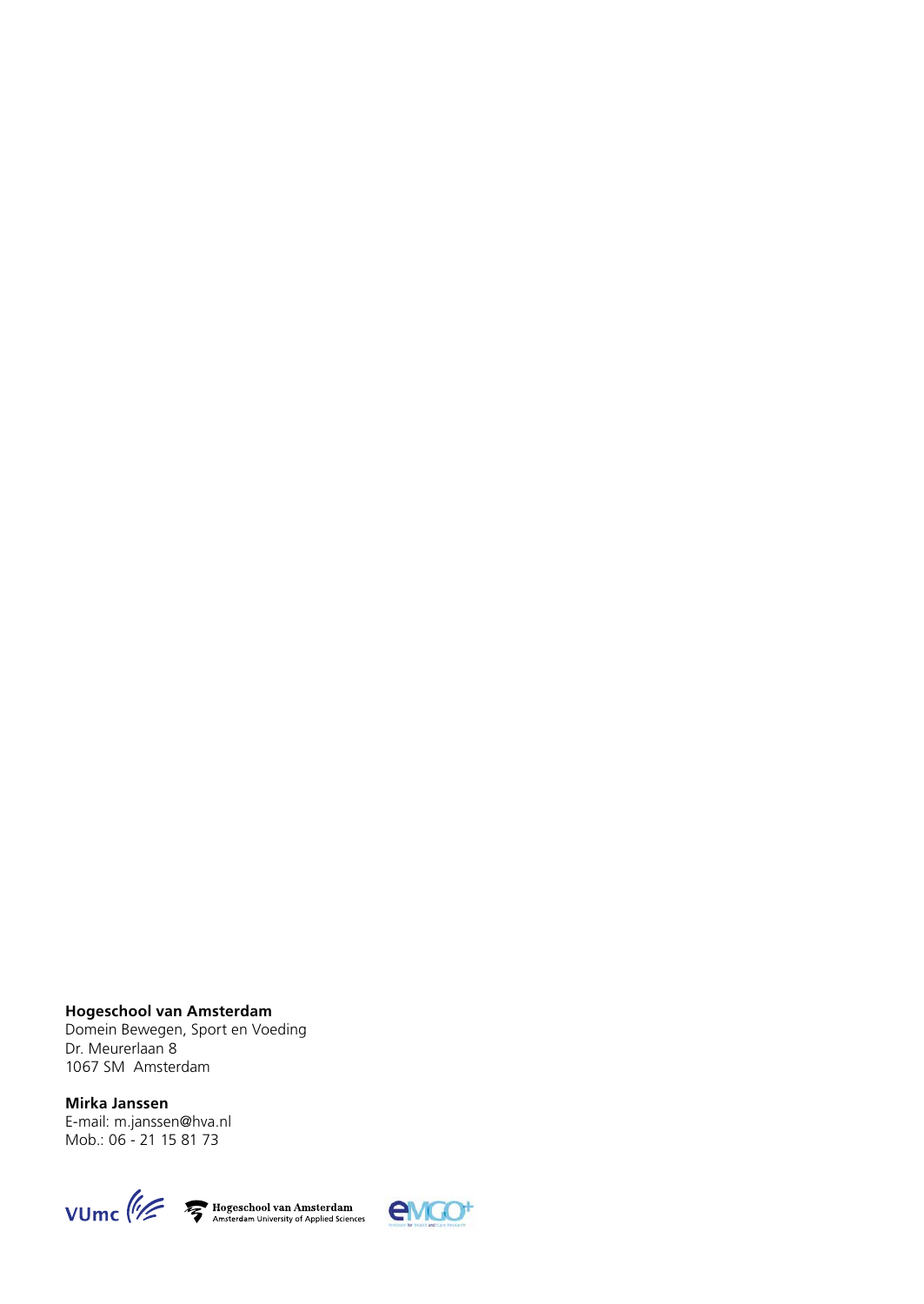**Hogeschool van Amsterdam**
Domein Bewegen, Sport en Voeding
Dr. Meurerlaan 8
1067 SM Amsterdam

**Mirka Janssen**
E-mail: m.janssen@hva.nl
Mob.: 06 - 21 15 81 73